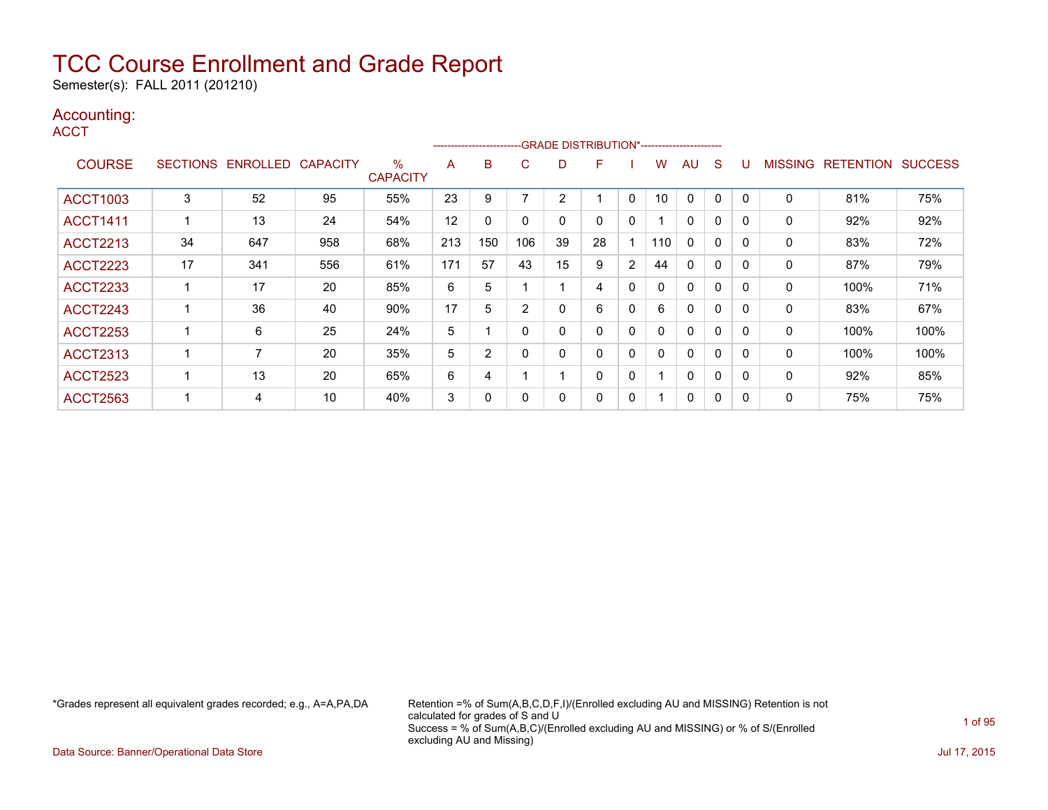# TCC Course Enrollment and Grade Report

Semester(s): FALL 2011 (201210)

## Accounting:

ACCT

| COURSE | SECTIONS | ENROLLED | CAPACITY | % CAPACITY | A | B | C | D | F | I | W | AU | S | U | MISSING | RETENTION | SUCCESS |
|---|---|---|---|---|---|---|---|---|---|---|---|---|---|---|---|---|---|
| | | | | | GRADE DISTRIBUTION* | | | | | | | | | | | | |
| ACCT1003 | 3 | 52 | 95 | 55% | 23 | 9 | 7 | 2 | 1 | 0 | 10 | 0 | 0 | 0 | 0 | 81% | 75% |
| ACCT1411 | 1 | 13 | 24 | 54% | 12 | 0 | 0 | 0 | 0 | 0 | 1 | 0 | 0 | 0 | 0 | 92% | 92% |
| ACCT2213 | 34 | 647 | 958 | 68% | 213 | 150 | 106 | 39 | 28 | 1 | 110 | 0 | 0 | 0 | 0 | 83% | 72% |
| ACCT2223 | 17 | 341 | 556 | 61% | 171 | 57 | 43 | 15 | 9 | 2 | 44 | 0 | 0 | 0 | 0 | 87% | 79% |
| ACCT2233 | 1 | 17 | 20 | 85% | 6 | 5 | 1 | 1 | 4 | 0 | 0 | 0 | 0 | 0 | 0 | 100% | 71% |
| ACCT2243 | 1 | 36 | 40 | 90% | 17 | 5 | 2 | 0 | 6 | 0 | 6 | 0 | 0 | 0 | 0 | 83% | 67% |
| ACCT2253 | 1 | 6 | 25 | 24% | 5 | 1 | 0 | 0 | 0 | 0 | 0 | 0 | 0 | 0 | 0 | 100% | 100% |
| ACCT2313 | 1 | 7 | 20 | 35% | 5 | 2 | 0 | 0 | 0 | 0 | 0 | 0 | 0 | 0 | 0 | 100% | 100% |
| ACCT2523 | 1 | 13 | 20 | 65% | 6 | 4 | 1 | 1 | 0 | 0 | 1 | 0 | 0 | 0 | 0 | 92% | 85% |
| ACCT2563 | 1 | 4 | 10 | 40% | 3 | 0 | 0 | 0 | 0 | 0 | 1 | 0 | 0 | 0 | 0 | 75% | 75% |

*Grades represent all equivalent grades recorded; e.g., A=A,PA,DA

Retention =% of Sum(A,B,C,D,F,I)/(Enrolled excluding AU and MISSING) Retention is not calculated for grades of S and U
Success = % of Sum(A,B,C)/(Enrolled excluding AU and MISSING) or % of S/(Enrolled excluding AU and Missing)

Data Source: Banner/Operational Data Store

Jul 17, 2015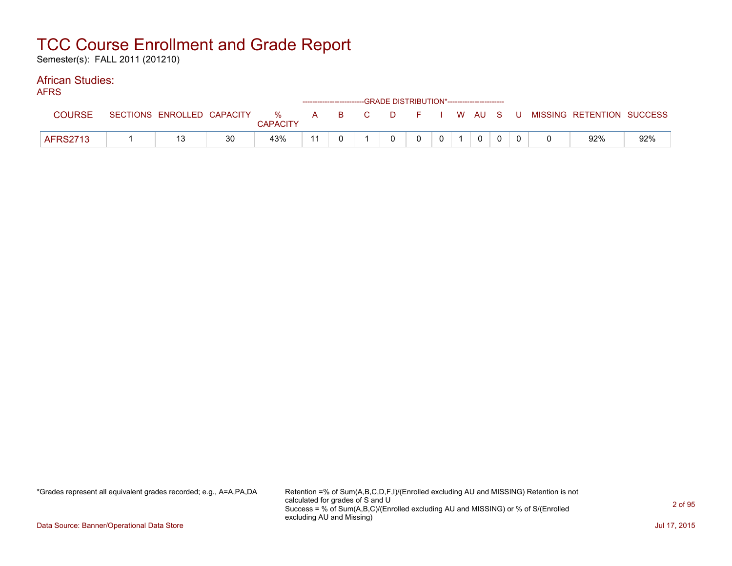# TCC Course Enrollment and Grade Report

Semester(s): FALL 2011 (201210)

## African Studies:

### AFRS

| COURSE | SECTIONS | ENROLLED | CAPACITY | % CAPACITY | A | B | C | D | F | I | W | AU | S | U | MISSING | RETENTION | SUCCESS |
|---|---|---|---|---|---|---|---|---|---|---|---|---|---|---|---|---|---|
| | | | | | GRADE DISTRIBUTION* | | | | | | | | | | | | |
| AFRS2713 | 1 | 13 | 30 | 43% | 11 | 0 | 1 | 0 | 0 | 0 | 1 | 0 | 0 | 0 | 0 | 92% | 92% |

*Grades represent all equivalent grades recorded; e.g., A=A,PA,DA

Retention =% of Sum(A,B,C,D,F,I)/(Enrolled excluding AU and MISSING) Retention is not calculated for grades of S and U
Success = % of Sum(A,B,C)/(Enrolled excluding AU and MISSING) or % of S/(Enrolled excluding AU and Missing)

Data Source: Banner/Operational Data Store

Jul 17, 2015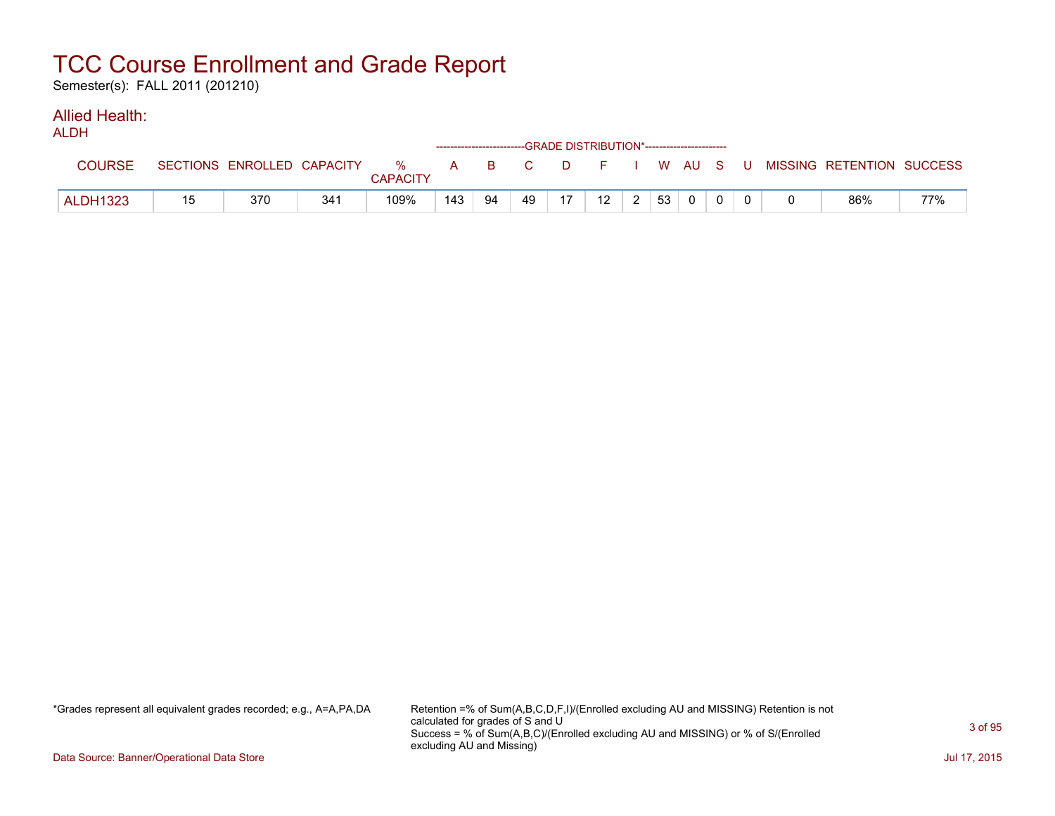# TCC Course Enrollment and Grade Report

Semester(s): FALL 2011 (201210)

## Allied Health:

ALDH

| COURSE | SECTIONS | ENROLLED | CAPACITY | % CAPACITY | A | B | C | D | F | I | W | AU | S | U | MISSING | RETENTION | SUCCESS |
|---|---|---|---|---|---|---|---|---|---|---|---|---|---|---|---|---|---|
| | | | | | GRADE DISTRIBUTION* | | | | | | | | | | | | |
| ALDH1323 | 15 | 370 | 341 | 109% | 143 | 94 | 49 | 17 | 12 | 2 | 53 | 0 | 0 | 0 | 0 | 86% | 77% |

*Grades represent all equivalent grades recorded; e.g., A=A,PA,DA

Retention =% of Sum(A,B,C,D,F,I)/(Enrolled excluding AU and MISSING) Retention is not calculated for grades of S and U
Success = % of Sum(A,B,C)/(Enrolled excluding AU and MISSING) or % of S/(Enrolled excluding AU and Missing)

Data Source: Banner/Operational Data Store

Jul 17, 2015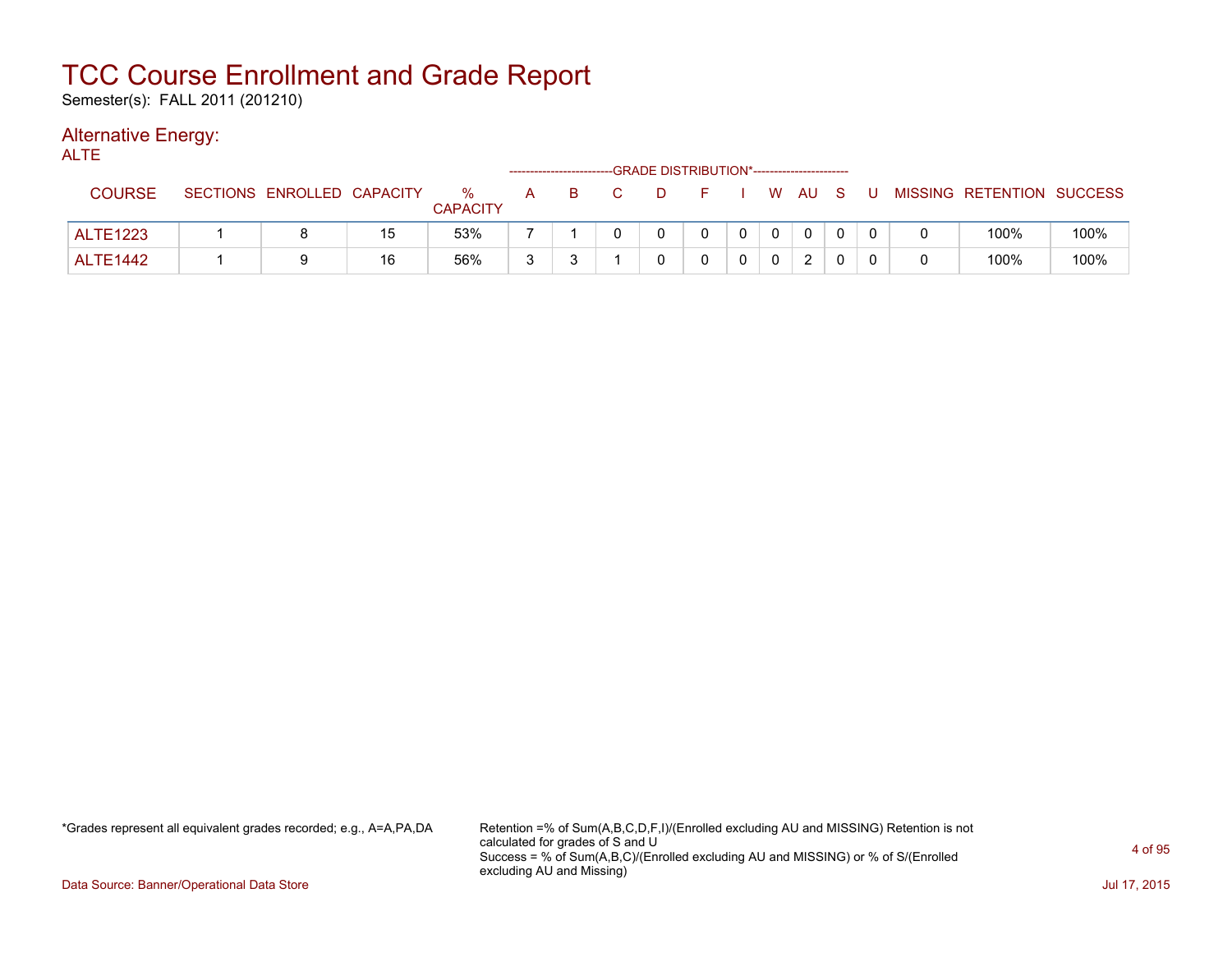# TCC Course Enrollment and Grade Report

Semester(s): FALL 2011 (201210)

## Alternative Energy:

ALTE

| COURSE | SECTIONS | ENROLLED | CAPACITY | % CAPACITY | A | B | C | D | F | I | W | AU | S | U | MISSING | RETENTION | SUCCESS |
|---|---|---|---|---|---|---|---|---|---|---|---|---|---|---|---|---|---|
| | | | | | GRADE DISTRIBUTION* | | | | | | | | | | | | |
| ALTE1223 | 1 | 8 | 15 | 53% | 7 | 1 | 0 | 0 | 0 | 0 | 0 | 0 | 0 | 0 | 0 | 100% | 100% |
| ALTE1442 | 1 | 9 | 16 | 56% | 3 | 3 | 1 | 0 | 0 | 0 | 0 | 2 | 0 | 0 | 0 | 100% | 100% |

*Grades represent all equivalent grades recorded; e.g., A=A,PA,DA

Retention =% of Sum(A,B,C,D,F,I)/(Enrolled excluding AU and MISSING) Retention is not calculated for grades of S and U
Success = % of Sum(A,B,C)/(Enrolled excluding AU and MISSING) or % of S/(Enrolled excluding AU and Missing)

Data Source: Banner/Operational Data Store

Jul 17, 2015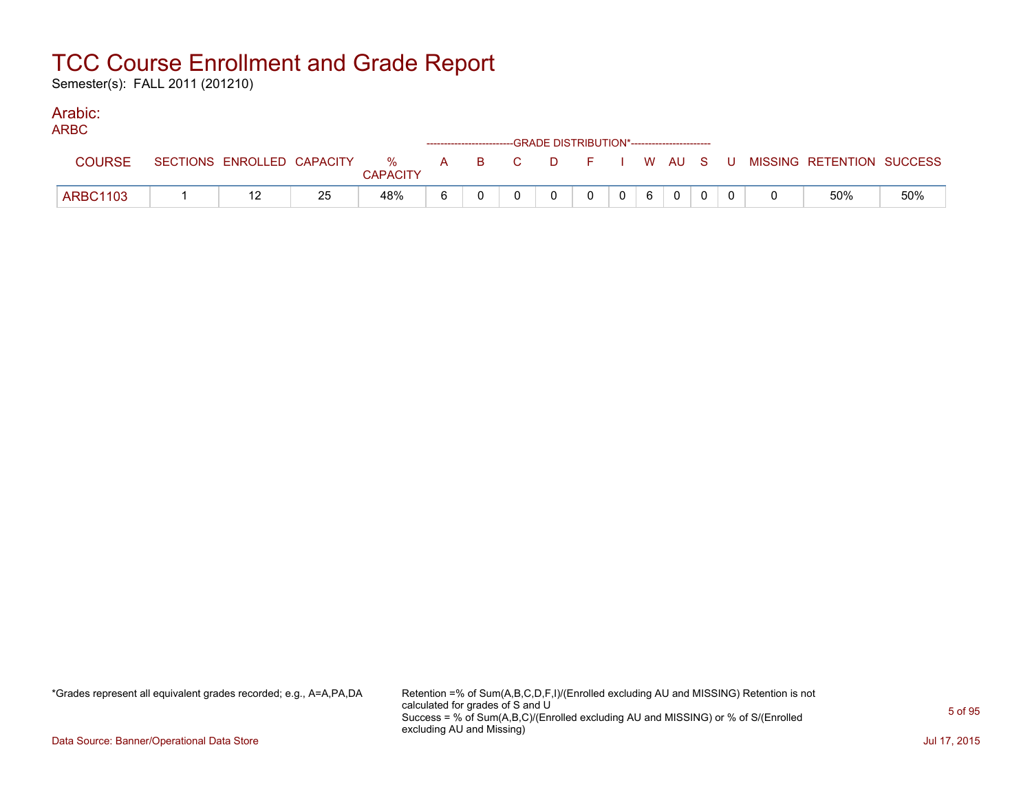# TCC Course Enrollment and Grade Report

Semester(s): FALL 2011 (201210)

## Arabic:

### ARBC

| COURSE | SECTIONS | ENROLLED | CAPACITY | % CAPACITY | A | B | C | D | F | I | W | AU | S | U | MISSING | RETENTION | SUCCESS |
|---|---|---|---|---|---|---|---|---|---|---|---|---|---|---|---|---|---|
| | | | | | GRADE DISTRIBUTION* | | | | | | | | | | | | |
| ARBC1103 | 1 | 12 | 25 | 48% | 6 | 0 | 0 | 0 | 0 | 0 | 6 | 0 | 0 | 0 | 0 | 50% | 50% |

*Grades represent all equivalent grades recorded; e.g., A=A,PA,DA

Retention =% of Sum(A,B,C,D,F,I)/(Enrolled excluding AU and MISSING) Retention is not calculated for grades of S and U
Success = % of Sum(A,B,C)/(Enrolled excluding AU and MISSING) or % of S/(Enrolled excluding AU and Missing)

Data Source: Banner/Operational Data Store

Jul 17, 2015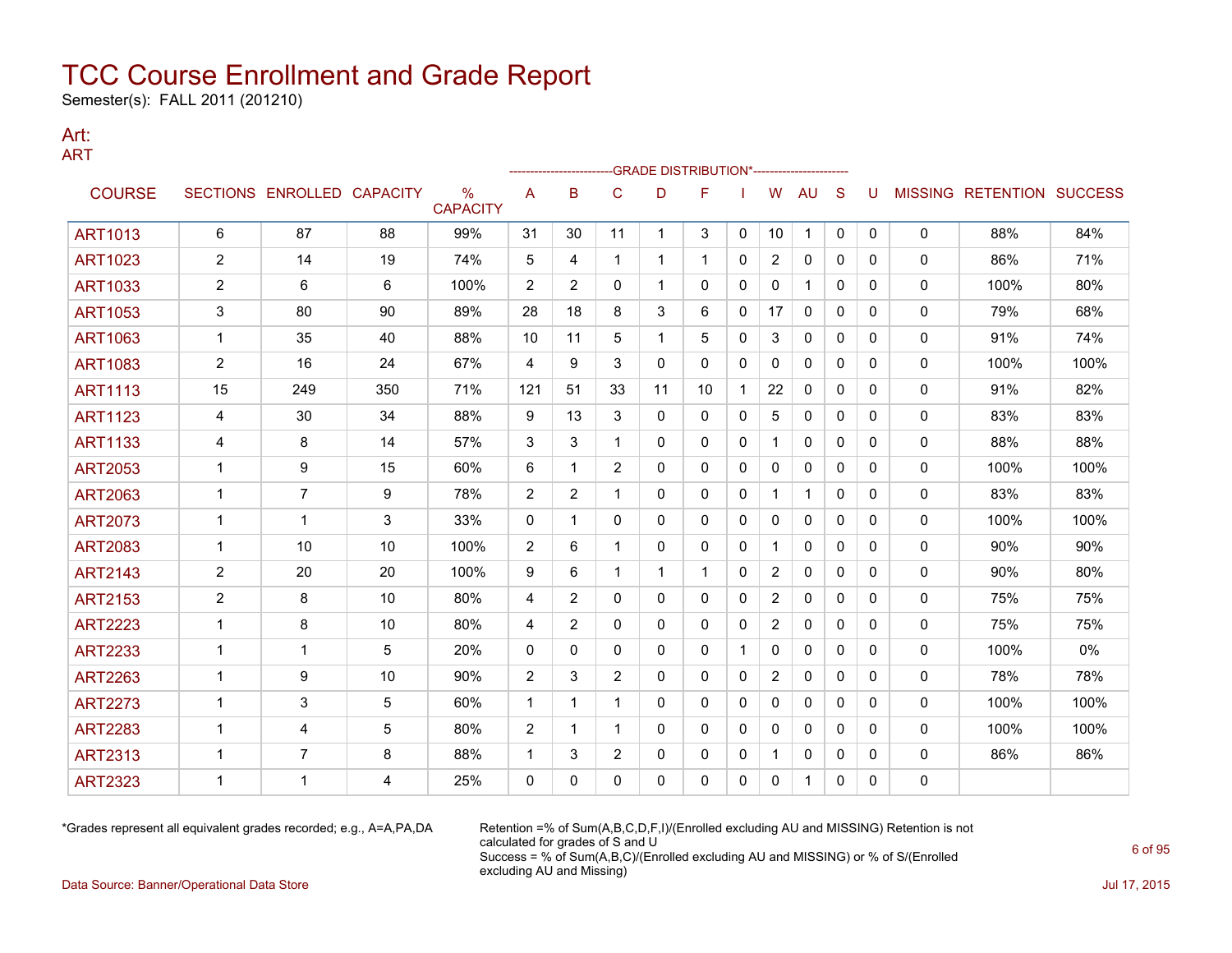# TCC Course Enrollment and Grade Report

Semester(s): FALL 2011 (201210)

## Art:

### ART

| COURSE | SECTIONS | ENROLLED | CAPACITY | % CAPACITY | A | B | C | D | F | I | W | AU | S | U | MISSING | RETENTION | SUCCESS |
|---|---|---|---|---|---|---|---|---|---|---|---|---|---|---|---|---|---|
| | | | | | -------------------------GRADE DISTRIBUTION*----------------------- | | | | | | | | | | | | |
| ART1013 | 6 | 87 | 88 | 99% | 31 | 30 | 11 | 1 | 3 | 0 | 10 | 1 | 0 | 0 | 0 | 88% | 84% |
| ART1023 | 2 | 14 | 19 | 74% | 5 | 4 | 1 | 1 | 1 | 0 | 2 | 0 | 0 | 0 | 0 | 86% | 71% |
| ART1033 | 2 | 6 | 6 | 100% | 2 | 2 | 0 | 1 | 0 | 0 | 0 | 1 | 0 | 0 | 0 | 100% | 80% |
| ART1053 | 3 | 80 | 90 | 89% | 28 | 18 | 8 | 3 | 6 | 0 | 17 | 0 | 0 | 0 | 0 | 79% | 68% |
| ART1063 | 1 | 35 | 40 | 88% | 10 | 11 | 5 | 1 | 5 | 0 | 3 | 0 | 0 | 0 | 0 | 91% | 74% |
| ART1083 | 2 | 16 | 24 | 67% | 4 | 9 | 3 | 0 | 0 | 0 | 0 | 0 | 0 | 0 | 0 | 100% | 100% |
| ART1113 | 15 | 249 | 350 | 71% | 121 | 51 | 33 | 11 | 10 | 1 | 22 | 0 | 0 | 0 | 0 | 91% | 82% |
| ART1123 | 4 | 30 | 34 | 88% | 9 | 13 | 3 | 0 | 0 | 0 | 5 | 0 | 0 | 0 | 0 | 83% | 83% |
| ART1133 | 4 | 8 | 14 | 57% | 3 | 3 | 1 | 0 | 0 | 0 | 1 | 0 | 0 | 0 | 0 | 88% | 88% |
| ART2053 | 1 | 9 | 15 | 60% | 6 | 1 | 2 | 0 | 0 | 0 | 0 | 0 | 0 | 0 | 0 | 100% | 100% |
| ART2063 | 1 | 7 | 9 | 78% | 2 | 2 | 1 | 0 | 0 | 0 | 1 | 1 | 0 | 0 | 0 | 83% | 83% |
| ART2073 | 1 | 1 | 3 | 33% | 0 | 1 | 0 | 0 | 0 | 0 | 0 | 0 | 0 | 0 | 0 | 100% | 100% |
| ART2083 | 1 | 10 | 10 | 100% | 2 | 6 | 1 | 0 | 0 | 0 | 1 | 0 | 0 | 0 | 0 | 90% | 90% |
| ART2143 | 2 | 20 | 20 | 100% | 9 | 6 | 1 | 1 | 1 | 0 | 2 | 0 | 0 | 0 | 0 | 90% | 80% |
| ART2153 | 2 | 8 | 10 | 80% | 4 | 2 | 0 | 0 | 0 | 0 | 2 | 0 | 0 | 0 | 0 | 75% | 75% |
| ART2223 | 1 | 8 | 10 | 80% | 4 | 2 | 0 | 0 | 0 | 0 | 2 | 0 | 0 | 0 | 0 | 75% | 75% |
| ART2233 | 1 | 1 | 5 | 20% | 0 | 0 | 0 | 0 | 0 | 1 | 0 | 0 | 0 | 0 | 0 | 100% | 0% |
| ART2263 | 1 | 9 | 10 | 90% | 2 | 3 | 2 | 0 | 0 | 0 | 2 | 0 | 0 | 0 | 0 | 78% | 78% |
| ART2273 | 1 | 3 | 5 | 60% | 1 | 1 | 1 | 0 | 0 | 0 | 0 | 0 | 0 | 0 | 0 | 100% | 100% |
| ART2283 | 1 | 4 | 5 | 80% | 2 | 1 | 1 | 0 | 0 | 0 | 0 | 0 | 0 | 0 | 0 | 100% | 100% |
| ART2313 | 1 | 7 | 8 | 88% | 1 | 3 | 2 | 0 | 0 | 0 | 1 | 0 | 0 | 0 | 0 | 86% | 86% |
| ART2323 | 1 | 1 | 4 | 25% | 0 | 0 | 0 | 0 | 0 | 0 | 0 | 1 | 0 | 0 | 0 | | |

*Grades represent all equivalent grades recorded; e.g., A=A,PA,DA

Retention =% of Sum(A,B,C,D,F,I)/(Enrolled excluding AU and MISSING) Retention is not calculated for grades of S and U
Success = % of Sum(A,B,C)/(Enrolled excluding AU and MISSING) or % of S/(Enrolled excluding AU and Missing)

Data Source: Banner/Operational Data Store

Jul 17, 2015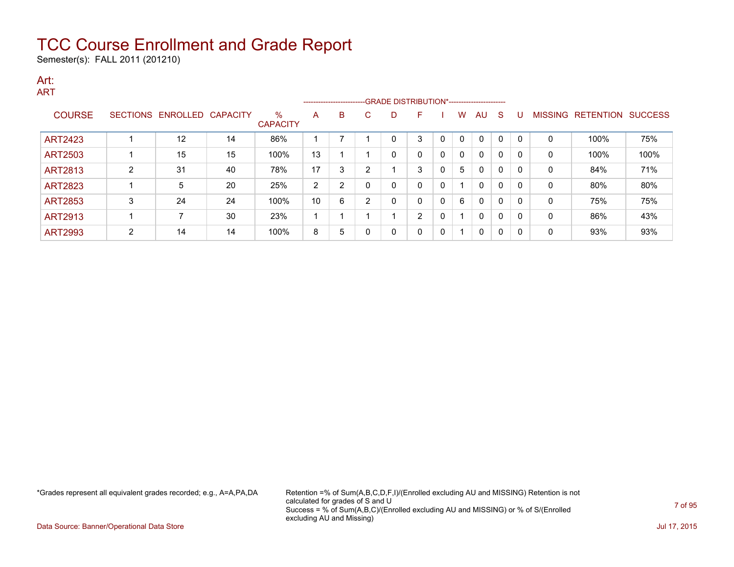# TCC Course Enrollment and Grade Report

Semester(s): FALL 2011 (201210)

## Art:

### ART

| COURSE | SECTIONS | ENROLLED | CAPACITY | % CAPACITY | A | B | C | D | F | I | W | AU | S | U | MISSING | RETENTION | SUCCESS |
|---|---|---|---|---|---|---|---|---|---|---|---|---|---|---|---|---|---|
| | | | | | GRADE DISTRIBUTION* | | | | | | | | | | | | |
| ART2423 | 1 | 12 | 14 | 86% | 1 | 7 | 1 | 0 | 3 | 0 | 0 | 0 | 0 | 0 | 0 | 100% | 75% |
| ART2503 | 1 | 15 | 15 | 100% | 13 | 1 | 1 | 0 | 0 | 0 | 0 | 0 | 0 | 0 | 0 | 100% | 100% |
| ART2813 | 2 | 31 | 40 | 78% | 17 | 3 | 2 | 1 | 3 | 0 | 5 | 0 | 0 | 0 | 0 | 84% | 71% |
| ART2823 | 1 | 5 | 20 | 25% | 2 | 2 | 0 | 0 | 0 | 0 | 1 | 0 | 0 | 0 | 0 | 80% | 80% |
| ART2853 | 3 | 24 | 24 | 100% | 10 | 6 | 2 | 0 | 0 | 0 | 6 | 0 | 0 | 0 | 0 | 75% | 75% |
| ART2913 | 1 | 7 | 30 | 23% | 1 | 1 | 1 | 1 | 2 | 0 | 1 | 0 | 0 | 0 | 0 | 86% | 43% |
| ART2993 | 2 | 14 | 14 | 100% | 8 | 5 | 0 | 0 | 0 | 0 | 1 | 0 | 0 | 0 | 0 | 93% | 93% |

*Grades represent all equivalent grades recorded; e.g., A=A,PA,DA

Retention =% of Sum(A,B,C,D,F,I)/(Enrolled excluding AU and MISSING) Retention is not calculated for grades of S and U
Success = % of Sum(A,B,C)/(Enrolled excluding AU and MISSING) or % of S/(Enrolled excluding AU and Missing)

Data Source: Banner/Operational Data Store

Jul 17, 2015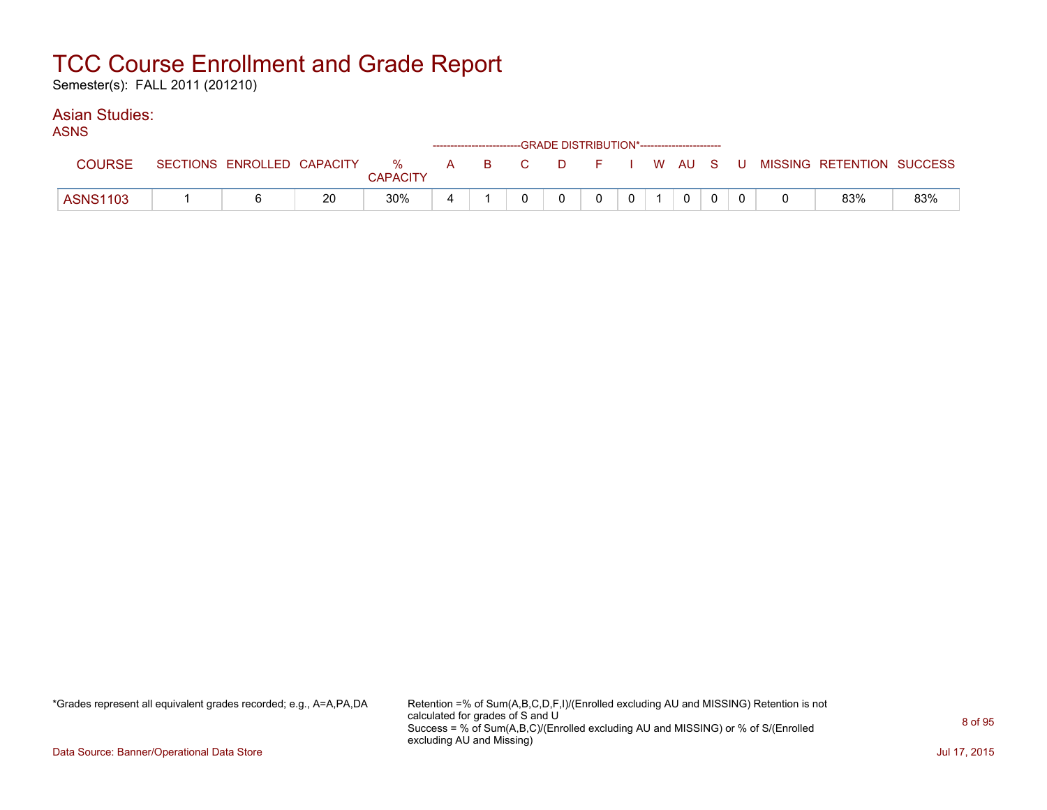# TCC Course Enrollment and Grade Report

Semester(s): FALL 2011 (201210)

## Asian Studies:

### ASNS

| COURSE | SECTIONS | ENROLLED | CAPACITY | % CAPACITY | A | B | C | D | F | I | W | AU | S | U | MISSING | RETENTION | SUCCESS |
|---|---|---|---|---|---|---|---|---|---|---|---|---|---|---|---|---|---|
| | | | | | GRADE DISTRIBUTION* | | | | | | | | | | | | |
| ASNS1103 | 1 | 6 | 20 | 30% | 4 | 1 | 0 | 0 | 0 | 0 | 1 | 0 | 0 | 0 | 0 | 83% | 83% |

*Grades represent all equivalent grades recorded; e.g., A=A,PA,DA

Retention =% of Sum(A,B,C,D,F,I)/(Enrolled excluding AU and MISSING) Retention is not calculated for grades of S and U
Success = % of Sum(A,B,C)/(Enrolled excluding AU and MISSING) or % of S/(Enrolled excluding AU and Missing)

Data Source: Banner/Operational Data Store

Jul 17, 2015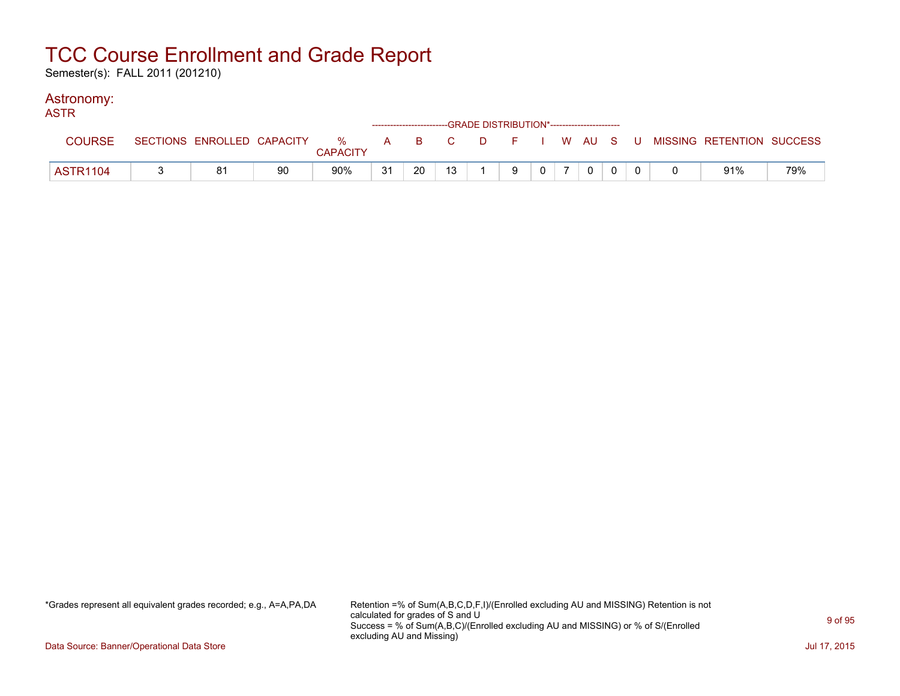# TCC Course Enrollment and Grade Report

Semester(s): FALL 2011 (201210)

## Astronomy:

### ASTR

| COURSE | SECTIONS | ENROLLED | CAPACITY | % CAPACITY | A | B | C | D | F | I | W | AU | S | U | MISSING | RETENTION | SUCCESS |
|---|---|---|---|---|---|---|---|---|---|---|---|---|---|---|---|---|---|
| | | | | | GRADE DISTRIBUTION* | | | | | | | | | | | | |
| ASTR1104 | 3 | 81 | 90 | 90% | 31 | 20 | 13 | 1 | 9 | 0 | 7 | 0 | 0 | 0 | 0 | 91% | 79% |

*Grades represent all equivalent grades recorded; e.g., A=A,PA,DA

Retention =% of Sum(A,B,C,D,F,I)/(Enrolled excluding AU and MISSING) Retention is not calculated for grades of S and U
Success = % of Sum(A,B,C)/(Enrolled excluding AU and MISSING) or % of S/(Enrolled excluding AU and Missing)

Data Source: Banner/Operational Data Store

Jul 17, 2015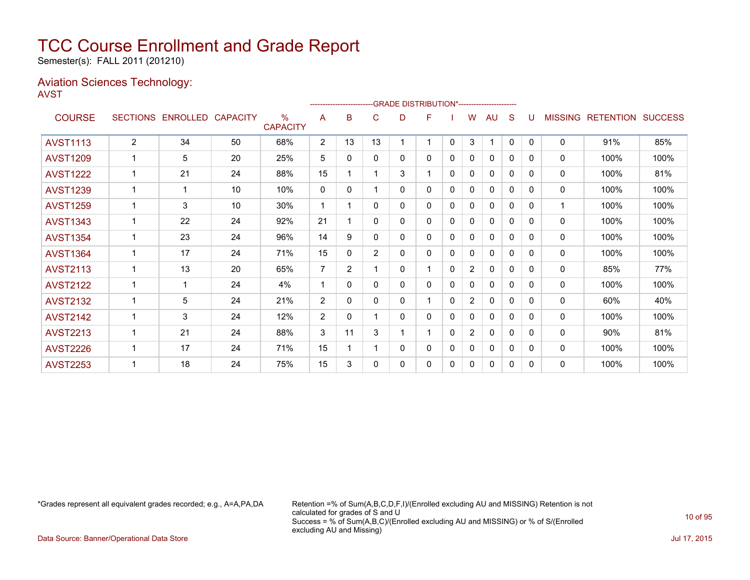# TCC Course Enrollment and Grade Report

Semester(s): FALL 2011 (201210)

## Aviation Sciences Technology:

AVST

| COURSE | SECTIONS | ENROLLED | CAPACITY | % CAPACITY | A | B | C | D | F | I | W | AU | S | U | MISSING | RETENTION | SUCCESS |
|---|---|---|---|---|---|---|---|---|---|---|---|---|---|---|---|---|---|
| | | | | | --GRADE DISTRIBUTION*-- | | | | | | | | | | | | |
| AVST1113 | 2 | 34 | 50 | 68% | 2 | 13 | 13 | 1 | 1 | 0 | 3 | 1 | 0 | 0 | 0 | 91% | 85% |
| AVST1209 | 1 | 5 | 20 | 25% | 5 | 0 | 0 | 0 | 0 | 0 | 0 | 0 | 0 | 0 | 0 | 100% | 100% |
| AVST1222 | 1 | 21 | 24 | 88% | 15 | 1 | 1 | 3 | 1 | 0 | 0 | 0 | 0 | 0 | 0 | 100% | 81% |
| AVST1239 | 1 | 1 | 10 | 10% | 0 | 0 | 1 | 0 | 0 | 0 | 0 | 0 | 0 | 0 | 0 | 100% | 100% |
| AVST1259 | 1 | 3 | 10 | 30% | 1 | 1 | 0 | 0 | 0 | 0 | 0 | 0 | 0 | 0 | 1 | 100% | 100% |
| AVST1343 | 1 | 22 | 24 | 92% | 21 | 1 | 0 | 0 | 0 | 0 | 0 | 0 | 0 | 0 | 0 | 100% | 100% |
| AVST1354 | 1 | 23 | 24 | 96% | 14 | 9 | 0 | 0 | 0 | 0 | 0 | 0 | 0 | 0 | 0 | 100% | 100% |
| AVST1364 | 1 | 17 | 24 | 71% | 15 | 0 | 2 | 0 | 0 | 0 | 0 | 0 | 0 | 0 | 0 | 100% | 100% |
| AVST2113 | 1 | 13 | 20 | 65% | 7 | 2 | 1 | 0 | 1 | 0 | 2 | 0 | 0 | 0 | 0 | 85% | 77% |
| AVST2122 | 1 | 1 | 24 | 4% | 1 | 0 | 0 | 0 | 0 | 0 | 0 | 0 | 0 | 0 | 0 | 100% | 100% |
| AVST2132 | 1 | 5 | 24 | 21% | 2 | 0 | 0 | 0 | 1 | 0 | 2 | 0 | 0 | 0 | 0 | 60% | 40% |
| AVST2142 | 1 | 3 | 24 | 12% | 2 | 0 | 1 | 0 | 0 | 0 | 0 | 0 | 0 | 0 | 0 | 100% | 100% |
| AVST2213 | 1 | 21 | 24 | 88% | 3 | 11 | 3 | 1 | 1 | 0 | 2 | 0 | 0 | 0 | 0 | 90% | 81% |
| AVST2226 | 1 | 17 | 24 | 71% | 15 | 1 | 1 | 0 | 0 | 0 | 0 | 0 | 0 | 0 | 0 | 100% | 100% |
| AVST2253 | 1 | 18 | 24 | 75% | 15 | 3 | 0 | 0 | 0 | 0 | 0 | 0 | 0 | 0 | 0 | 100% | 100% |

*Grades represent all equivalent grades recorded; e.g., A=A,PA,DA

Retention =% of Sum(A,B,C,D,F,I)/(Enrolled excluding AU and MISSING) Retention is not calculated for grades of S and U
Success = % of Sum(A,B,C)/(Enrolled excluding AU and MISSING) or % of S/(Enrolled excluding AU and Missing)

Data Source: Banner/Operational Data Store

Jul 17, 2015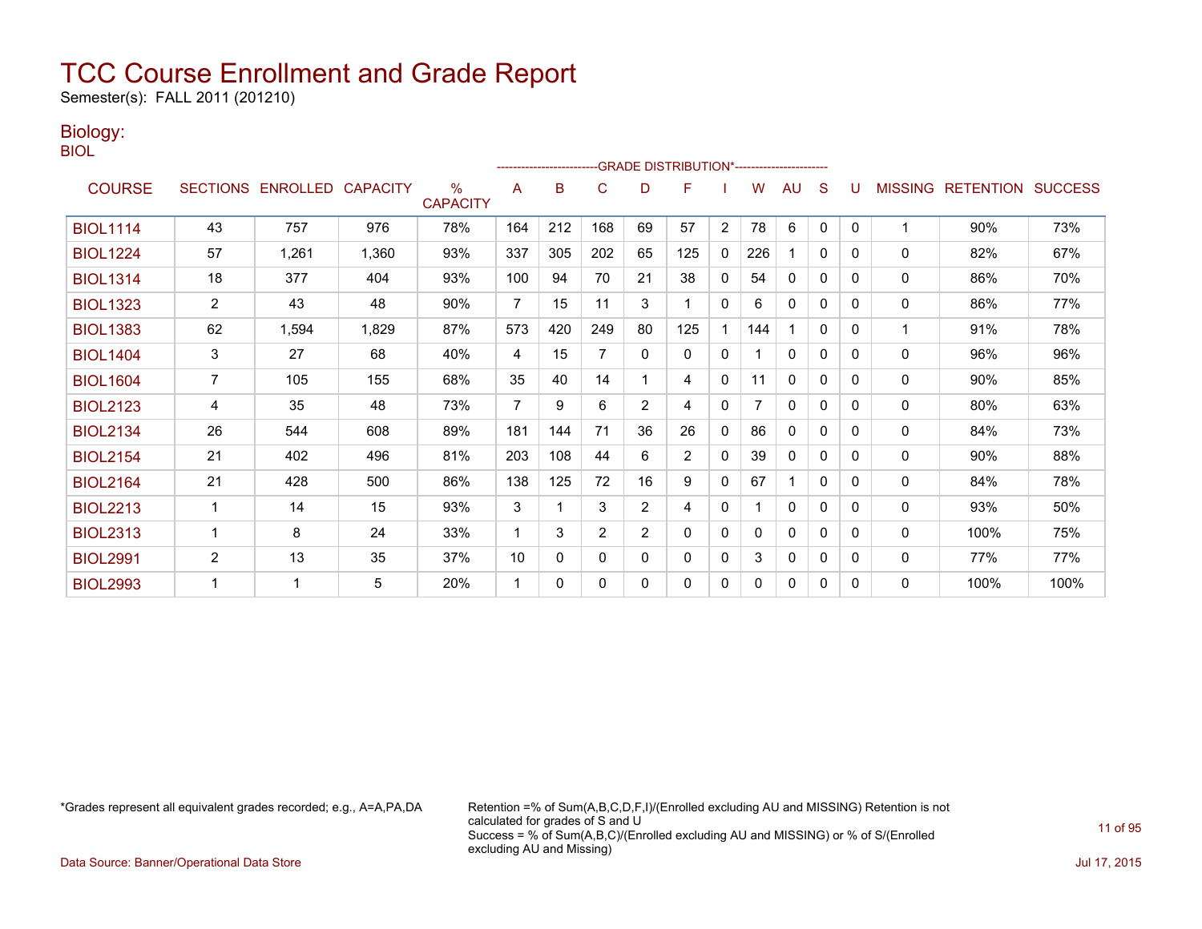# TCC Course Enrollment and Grade Report

Semester(s): FALL 2011 (201210)

## Biology:

BIOL

| COURSE | SECTIONS | ENROLLED | CAPACITY | % CAPACITY | A | B | C | D | F | I | W | AU | S | U | MISSING | RETENTION | SUCCESS |
|---|---|---|---|---|---|---|---|---|---|---|---|---|---|---|---|---|---|
| | | | | | GRADE DISTRIBUTION* | | | | | | | | | | | | |
| BIOL1114 | 43 | 757 | 976 | 78% | 164 | 212 | 168 | 69 | 57 | 2 | 78 | 6 | 0 | 0 | 1 | 90% | 73% |
| BIOL1224 | 57 | 1,261 | 1,360 | 93% | 337 | 305 | 202 | 65 | 125 | 0 | 226 | 1 | 0 | 0 | 0 | 82% | 67% |
| BIOL1314 | 18 | 377 | 404 | 93% | 100 | 94 | 70 | 21 | 38 | 0 | 54 | 0 | 0 | 0 | 0 | 86% | 70% |
| BIOL1323 | 2 | 43 | 48 | 90% | 7 | 15 | 11 | 3 | 1 | 0 | 6 | 0 | 0 | 0 | 0 | 86% | 77% |
| BIOL1383 | 62 | 1,594 | 1,829 | 87% | 573 | 420 | 249 | 80 | 125 | 1 | 144 | 1 | 0 | 0 | 1 | 91% | 78% |
| BIOL1404 | 3 | 27 | 68 | 40% | 4 | 15 | 7 | 0 | 0 | 0 | 1 | 0 | 0 | 0 | 0 | 96% | 96% |
| BIOL1604 | 7 | 105 | 155 | 68% | 35 | 40 | 14 | 1 | 4 | 0 | 11 | 0 | 0 | 0 | 0 | 90% | 85% |
| BIOL2123 | 4 | 35 | 48 | 73% | 7 | 9 | 6 | 2 | 4 | 0 | 7 | 0 | 0 | 0 | 0 | 80% | 63% |
| BIOL2134 | 26 | 544 | 608 | 89% | 181 | 144 | 71 | 36 | 26 | 0 | 86 | 0 | 0 | 0 | 0 | 84% | 73% |
| BIOL2154 | 21 | 402 | 496 | 81% | 203 | 108 | 44 | 6 | 2 | 0 | 39 | 0 | 0 | 0 | 0 | 90% | 88% |
| BIOL2164 | 21 | 428 | 500 | 86% | 138 | 125 | 72 | 16 | 9 | 0 | 67 | 1 | 0 | 0 | 0 | 84% | 78% |
| BIOL2213 | 1 | 14 | 15 | 93% | 3 | 1 | 3 | 2 | 4 | 0 | 1 | 0 | 0 | 0 | 0 | 93% | 50% |
| BIOL2313 | 1 | 8 | 24 | 33% | 1 | 3 | 2 | 2 | 0 | 0 | 0 | 0 | 0 | 0 | 0 | 100% | 75% |
| BIOL2991 | 2 | 13 | 35 | 37% | 10 | 0 | 0 | 0 | 0 | 0 | 3 | 0 | 0 | 0 | 0 | 77% | 77% |
| BIOL2993 | 1 | 1 | 5 | 20% | 1 | 0 | 0 | 0 | 0 | 0 | 0 | 0 | 0 | 0 | 0 | 100% | 100% |

*Grades represent all equivalent grades recorded; e.g., A=A,PA,DA

Retention =% of Sum(A,B,C,D,F,I)/(Enrolled excluding AU and MISSING) Retention is not calculated for grades of S and U
Success = % of Sum(A,B,C)/(Enrolled excluding AU and MISSING) or % of S/(Enrolled excluding AU and Missing)

Data Source: Banner/Operational Data Store

Jul 17, 2015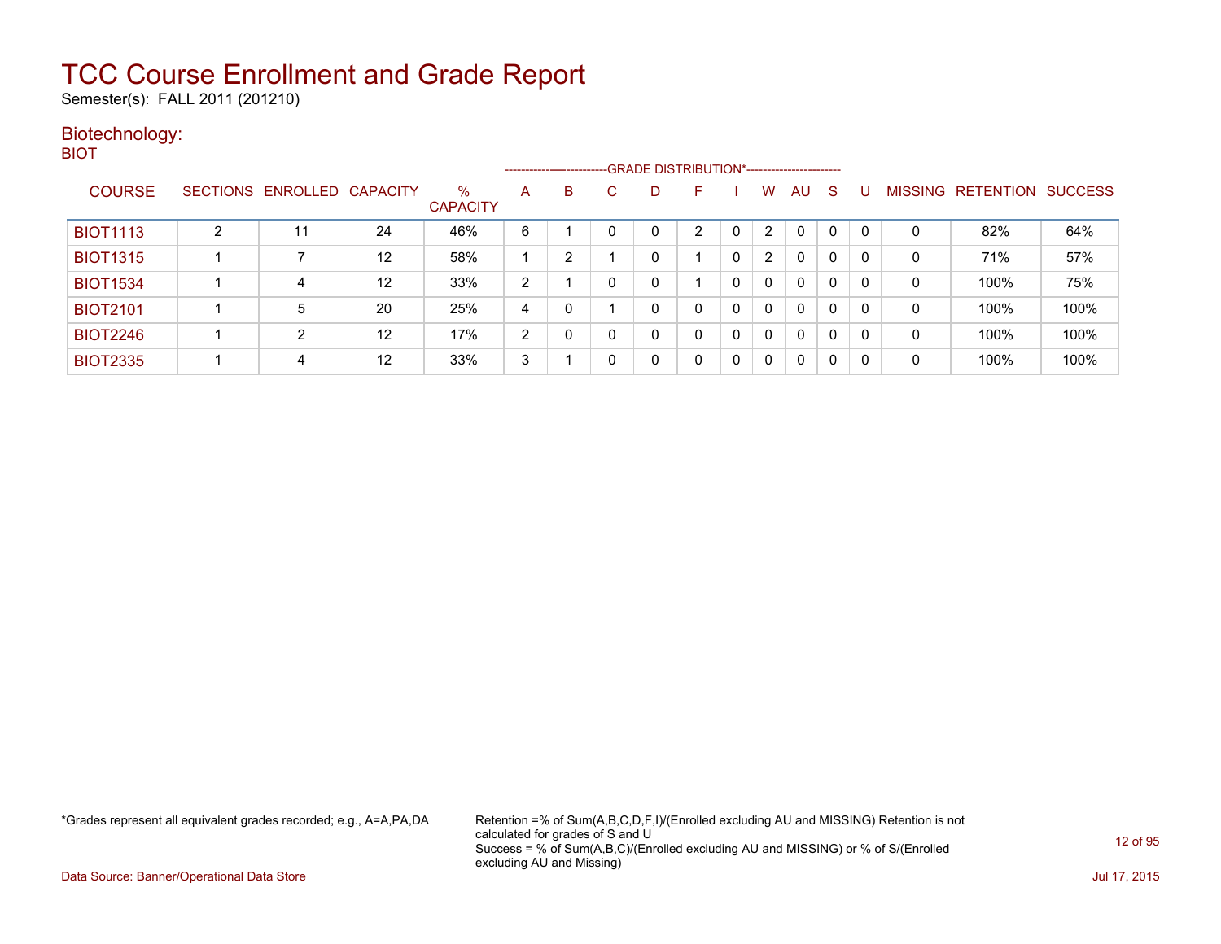# TCC Course Enrollment and Grade Report

Semester(s): FALL 2011 (201210)

## Biotechnology:

BIOT

| COURSE | SECTIONS | ENROLLED | CAPACITY | % CAPACITY | A | B | C | D | F | I | W | AU | S | U | MISSING | RETENTION | SUCCESS |
|---|---|---|---|---|---|---|---|---|---|---|---|---|---|---|---|---|---|
| | | | | | GRADE DISTRIBUTION* | | | | | | | | | | | | |
| BIOT1113 | 2 | 11 | 24 | 46% | 6 | 1 | 0 | 0 | 2 | 0 | 2 | 0 | 0 | 0 | 0 | 82% | 64% |
| BIOT1315 | 1 | 7 | 12 | 58% | 1 | 2 | 1 | 0 | 1 | 0 | 2 | 0 | 0 | 0 | 0 | 71% | 57% |
| BIOT1534 | 1 | 4 | 12 | 33% | 2 | 1 | 0 | 0 | 1 | 0 | 0 | 0 | 0 | 0 | 0 | 100% | 75% |
| BIOT2101 | 1 | 5 | 20 | 25% | 4 | 0 | 1 | 0 | 0 | 0 | 0 | 0 | 0 | 0 | 0 | 100% | 100% |
| BIOT2246 | 1 | 2 | 12 | 17% | 2 | 0 | 0 | 0 | 0 | 0 | 0 | 0 | 0 | 0 | 0 | 100% | 100% |
| BIOT2335 | 1 | 4 | 12 | 33% | 3 | 1 | 0 | 0 | 0 | 0 | 0 | 0 | 0 | 0 | 0 | 100% | 100% |

*Grades represent all equivalent grades recorded; e.g., A=A,PA,DA

Retention =% of Sum(A,B,C,D,F,I)/(Enrolled excluding AU and MISSING) Retention is not calculated for grades of S and U
Success = % of Sum(A,B,C)/(Enrolled excluding AU and MISSING) or % of S/(Enrolled excluding AU and Missing)

Data Source: Banner/Operational Data Store

Jul 17, 2015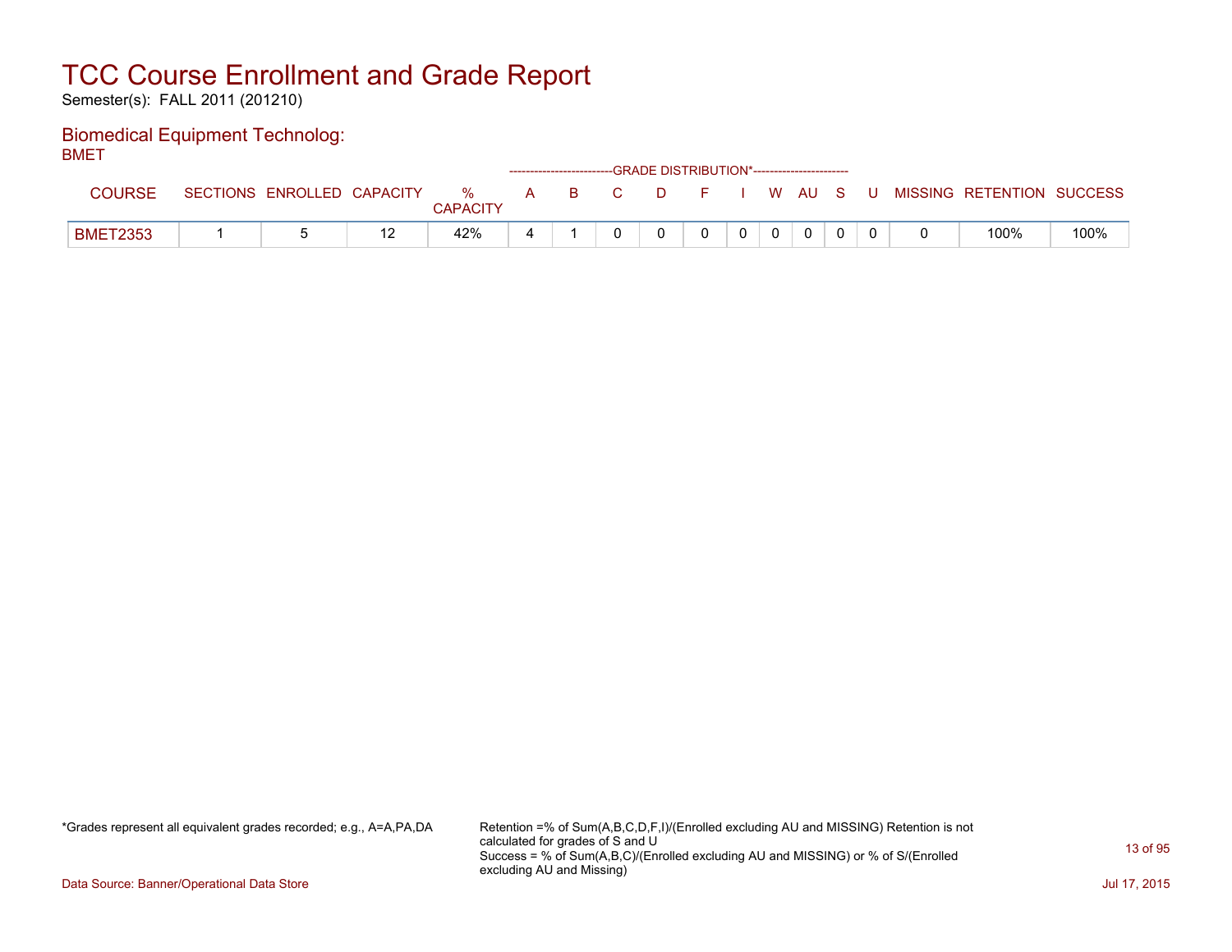# TCC Course Enrollment and Grade Report

Semester(s): FALL 2011 (201210)

## Biomedical Equipment Technolog:

BMET

| COURSE | SECTIONS | ENROLLED | CAPACITY | % CAPACITY | A | B | C | D | F | I | W | AU | S | U | MISSING | RETENTION | SUCCESS |
|---|---|---|---|---|---|---|---|---|---|---|---|---|---|---|---|---|---|
| | | | | | GRADE DISTRIBUTION* | | | | | | | | | | | | |
| BMET2353 | 1 | 5 | 12 | 42% | 4 | 1 | 0 | 0 | 0 | 0 | 0 | 0 | 0 | 0 | 0 | 100% | 100% |

*Grades represent all equivalent grades recorded; e.g., A=A,PA,DA

Retention =% of Sum(A,B,C,D,F,I)/(Enrolled excluding AU and MISSING) Retention is not calculated for grades of S and U
Success = % of Sum(A,B,C)/(Enrolled excluding AU and MISSING) or % of S/(Enrolled excluding AU and Missing)

Data Source: Banner/Operational Data Store

Jul 17, 2015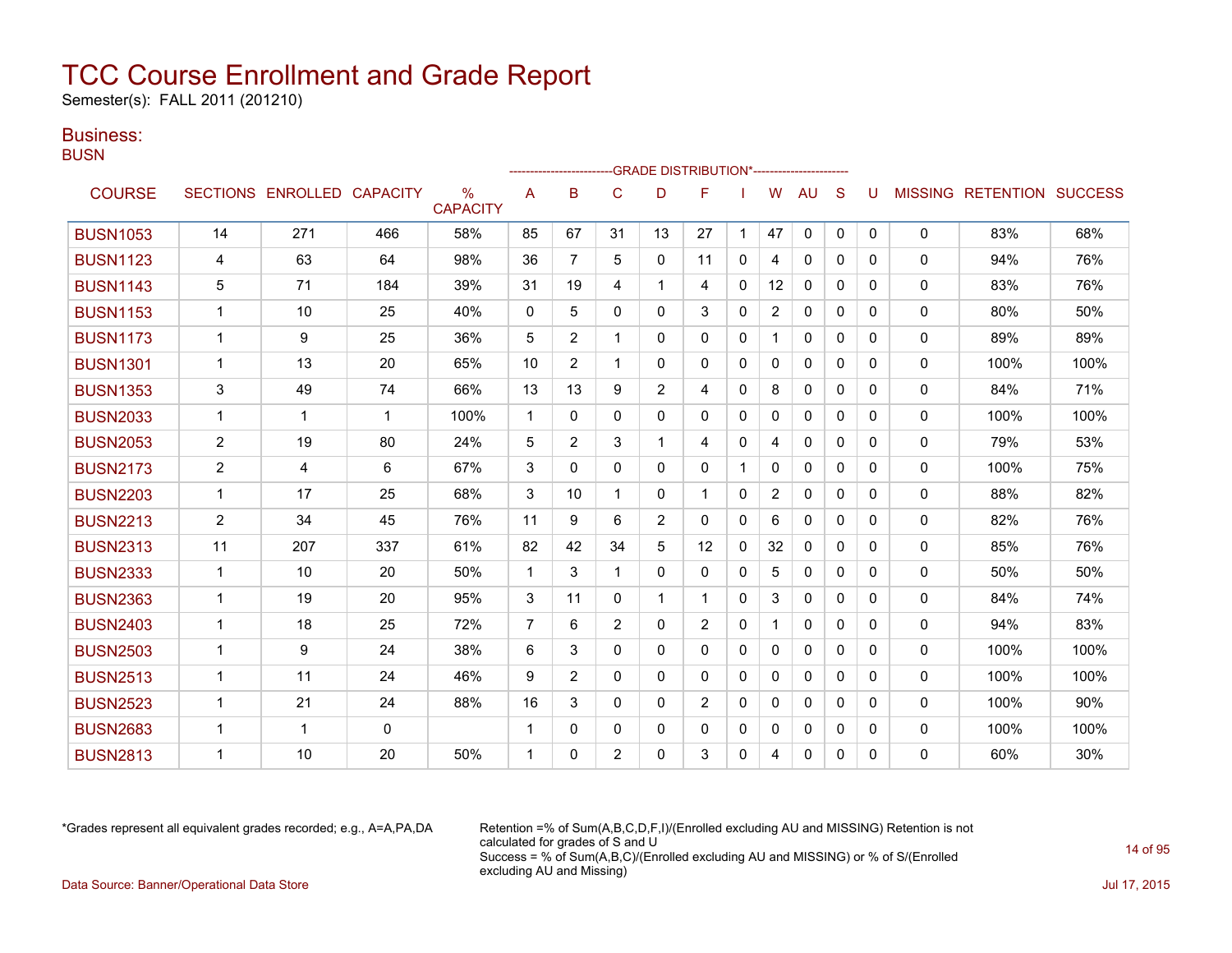# TCC Course Enrollment and Grade Report

Semester(s): FALL 2011 (201210)

## Business:

### BUSN

| COURSE | SECTIONS | ENROLLED | CAPACITY | % CAPACITY | A | B | C | D | F | I | W | AU | S | U | MISSING | RETENTION | SUCCESS |
|---|---|---|---|---|---|---|---|---|---|---|---|---|---|---|---|---|---|
| | | | | | GRADE DISTRIBUTION* | | | | | | | | | | | | |
| BUSN1053 | 14 | 271 | 466 | 58% | 85 | 67 | 31 | 13 | 27 | 1 | 47 | 0 | 0 | 0 | 0 | 83% | 68% |
| BUSN1123 | 4 | 63 | 64 | 98% | 36 | 7 | 5 | 0 | 11 | 0 | 4 | 0 | 0 | 0 | 0 | 94% | 76% |
| BUSN1143 | 5 | 71 | 184 | 39% | 31 | 19 | 4 | 1 | 4 | 0 | 12 | 0 | 0 | 0 | 0 | 83% | 76% |
| BUSN1153 | 1 | 10 | 25 | 40% | 0 | 5 | 0 | 0 | 3 | 0 | 2 | 0 | 0 | 0 | 0 | 80% | 50% |
| BUSN1173 | 1 | 9 | 25 | 36% | 5 | 2 | 1 | 0 | 0 | 0 | 1 | 0 | 0 | 0 | 0 | 89% | 89% |
| BUSN1301 | 1 | 13 | 20 | 65% | 10 | 2 | 1 | 0 | 0 | 0 | 0 | 0 | 0 | 0 | 0 | 100% | 100% |
| BUSN1353 | 3 | 49 | 74 | 66% | 13 | 13 | 9 | 2 | 4 | 0 | 8 | 0 | 0 | 0 | 0 | 84% | 71% |
| BUSN2033 | 1 | 1 | 1 | 100% | 1 | 0 | 0 | 0 | 0 | 0 | 0 | 0 | 0 | 0 | 0 | 100% | 100% |
| BUSN2053 | 2 | 19 | 80 | 24% | 5 | 2 | 3 | 1 | 4 | 0 | 4 | 0 | 0 | 0 | 0 | 79% | 53% |
| BUSN2173 | 2 | 4 | 6 | 67% | 3 | 0 | 0 | 0 | 0 | 1 | 0 | 0 | 0 | 0 | 0 | 100% | 75% |
| BUSN2203 | 1 | 17 | 25 | 68% | 3 | 10 | 1 | 0 | 1 | 0 | 2 | 0 | 0 | 0 | 0 | 88% | 82% |
| BUSN2213 | 2 | 34 | 45 | 76% | 11 | 9 | 6 | 2 | 0 | 0 | 6 | 0 | 0 | 0 | 0 | 82% | 76% |
| BUSN2313 | 11 | 207 | 337 | 61% | 82 | 42 | 34 | 5 | 12 | 0 | 32 | 0 | 0 | 0 | 0 | 85% | 76% |
| BUSN2333 | 1 | 10 | 20 | 50% | 1 | 3 | 1 | 0 | 0 | 0 | 5 | 0 | 0 | 0 | 0 | 50% | 50% |
| BUSN2363 | 1 | 19 | 20 | 95% | 3 | 11 | 0 | 1 | 1 | 0 | 3 | 0 | 0 | 0 | 0 | 84% | 74% |
| BUSN2403 | 1 | 18 | 25 | 72% | 7 | 6 | 2 | 0 | 2 | 0 | 1 | 0 | 0 | 0 | 0 | 94% | 83% |
| BUSN2503 | 1 | 9 | 24 | 38% | 6 | 3 | 0 | 0 | 0 | 0 | 0 | 0 | 0 | 0 | 0 | 100% | 100% |
| BUSN2513 | 1 | 11 | 24 | 46% | 9 | 2 | 0 | 0 | 0 | 0 | 0 | 0 | 0 | 0 | 0 | 100% | 100% |
| BUSN2523 | 1 | 21 | 24 | 88% | 16 | 3 | 0 | 0 | 2 | 0 | 0 | 0 | 0 | 0 | 0 | 100% | 90% |
| BUSN2683 | 1 | 1 | 0 | | 1 | 0 | 0 | 0 | 0 | 0 | 0 | 0 | 0 | 0 | 0 | 100% | 100% |
| BUSN2813 | 1 | 10 | 20 | 50% | 1 | 0 | 2 | 0 | 3 | 0 | 4 | 0 | 0 | 0 | 0 | 60% | 30% |

*Grades represent all equivalent grades recorded; e.g., A=A,PA,DA

Retention =% of Sum(A,B,C,D,F,I)/(Enrolled excluding AU and MISSING) Retention is not calculated for grades of S and U
Success = % of Sum(A,B,C)/(Enrolled excluding AU and MISSING) or % of S/(Enrolled excluding AU and Missing)

Data Source: Banner/Operational Data Store

Jul 17, 2015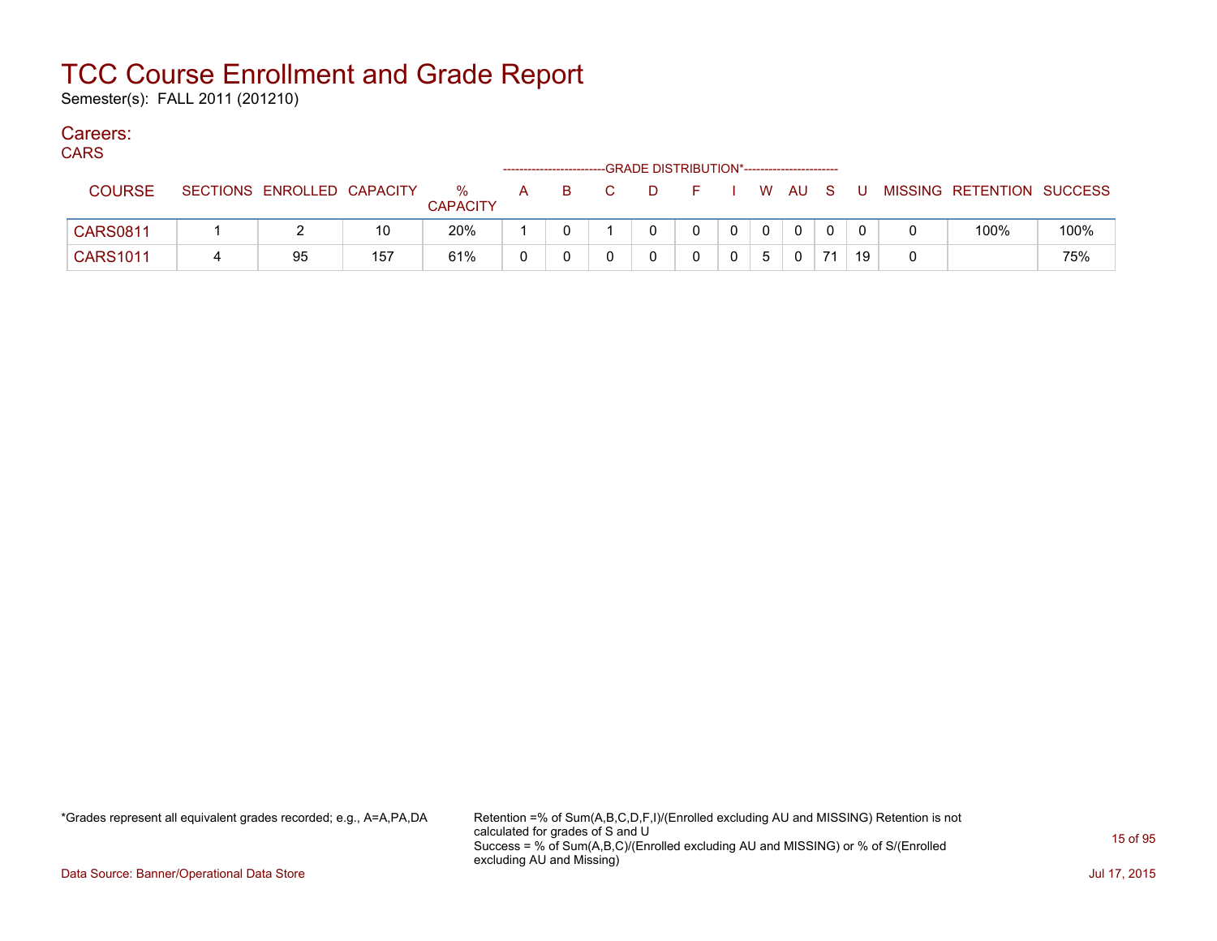# TCC Course Enrollment and Grade Report

Semester(s): FALL 2011 (201210)

## Careers:

### CARS

| COURSE | SECTIONS | ENROLLED | CAPACITY | % CAPACITY | A | B | C | D | F | I | W | AU | S | U | MISSING | RETENTION | SUCCESS |
|---|---|---|---|---|---|---|---|---|---|---|---|---|---|---|---|---|---|
| | | | | | GRADE DISTRIBUTION* | | | | | | | | | | | | |
| CARS0811 | 1 | 2 | 10 | 20% | 1 | 0 | 1 | 0 | 0 | 0 | 0 | 0 | 0 | 0 | 0 | 100% | 100% |
| CARS1011 | 4 | 95 | 157 | 61% | 0 | 0 | 0 | 0 | 0 | 0 | 5 | 0 | 71 | 19 | 0 | | 75% |

*Grades represent all equivalent grades recorded; e.g., A=A,PA,DA

Retention =% of Sum(A,B,C,D,F,I)/(Enrolled excluding AU and MISSING) Retention is not calculated for grades of S and U
Success = % of Sum(A,B,C)/(Enrolled excluding AU and MISSING) or % of S/(Enrolled excluding AU and Missing)

Data Source: Banner/Operational Data Store

Jul 17, 2015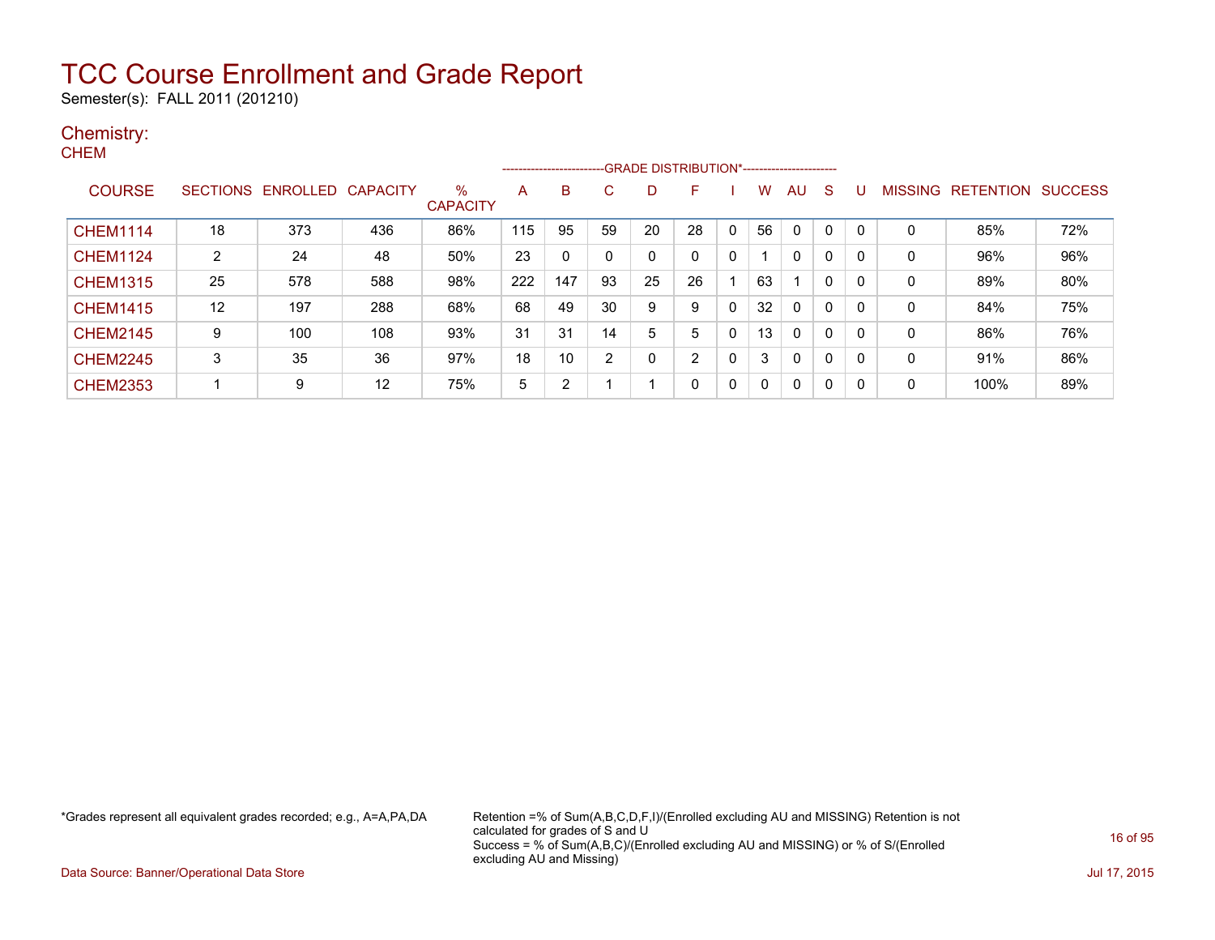# TCC Course Enrollment and Grade Report

Semester(s): FALL 2011 (201210)

## Chemistry:

### CHEM

| COURSE | SECTIONS | ENROLLED | CAPACITY | % CAPACITY | GRADE DISTRIBUTION* A | B | C | D | F | I | W | AU | S | U | MISSING | RETENTION | SUCCESS |
|---|---|---|---|---|---|---|---|---|---|---|---|---|---|---|---|---|---|
| CHEM1114 | 18 | 373 | 436 | 86% | 115 | 95 | 59 | 20 | 28 | 0 | 56 | 0 | 0 | 0 | 0 | 85% | 72% |
| CHEM1124 | 2 | 24 | 48 | 50% | 23 | 0 | 0 | 0 | 0 | 0 | 1 | 0 | 0 | 0 | 0 | 96% | 96% |
| CHEM1315 | 25 | 578 | 588 | 98% | 222 | 147 | 93 | 25 | 26 | 1 | 63 | 1 | 0 | 0 | 0 | 89% | 80% |
| CHEM1415 | 12 | 197 | 288 | 68% | 68 | 49 | 30 | 9 | 9 | 0 | 32 | 0 | 0 | 0 | 0 | 84% | 75% |
| CHEM2145 | 9 | 100 | 108 | 93% | 31 | 31 | 14 | 5 | 5 | 0 | 13 | 0 | 0 | 0 | 0 | 86% | 76% |
| CHEM2245 | 3 | 35 | 36 | 97% | 18 | 10 | 2 | 0 | 2 | 0 | 3 | 0 | 0 | 0 | 0 | 91% | 86% |
| CHEM2353 | 1 | 9 | 12 | 75% | 5 | 2 | 1 | 1 | 0 | 0 | 0 | 0 | 0 | 0 | 0 | 100% | 89% |

*Grades represent all equivalent grades recorded; e.g., A=A,PA,DA

Retention =% of Sum(A,B,C,D,F,I)/(Enrolled excluding AU and MISSING) Retention is not calculated for grades of S and U

Success = % of Sum(A,B,C)/(Enrolled excluding AU and MISSING) or % of S/(Enrolled excluding AU and Missing)

Data Source: Banner/Operational Data Store

Jul 17, 2015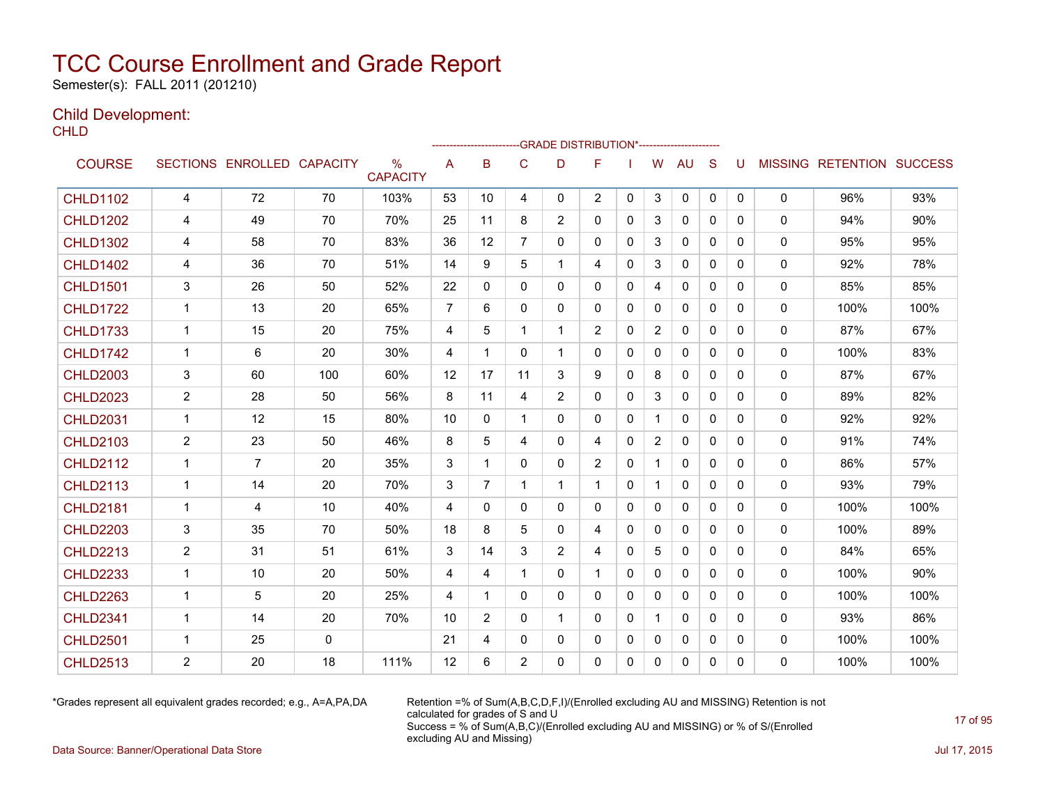# TCC Course Enrollment and Grade Report

Semester(s): FALL 2011 (201210)

## Child Development:

CHLD

| COURSE | SECTIONS | ENROLLED | CAPACITY | % CAPACITY | A | B | C | D | F | I | W | AU | S | U | MISSING | RETENTION | SUCCESS |
|---|---|---|---|---|---|---|---|---|---|---|---|---|---|---|---|---|---|
| | | | | | GRADE DISTRIBUTION* | | | | | | | | | | | | |
| CHLD1102 | 4 | 72 | 70 | 103% | 53 | 10 | 4 | 0 | 2 | 0 | 3 | 0 | 0 | 0 | 0 | 96% | 93% |
| CHLD1202 | 4 | 49 | 70 | 70% | 25 | 11 | 8 | 2 | 0 | 0 | 3 | 0 | 0 | 0 | 0 | 94% | 90% |
| CHLD1302 | 4 | 58 | 70 | 83% | 36 | 12 | 7 | 0 | 0 | 0 | 3 | 0 | 0 | 0 | 0 | 95% | 95% |
| CHLD1402 | 4 | 36 | 70 | 51% | 14 | 9 | 5 | 1 | 4 | 0 | 3 | 0 | 0 | 0 | 0 | 92% | 78% |
| CHLD1501 | 3 | 26 | 50 | 52% | 22 | 0 | 0 | 0 | 0 | 0 | 4 | 0 | 0 | 0 | 0 | 85% | 85% |
| CHLD1722 | 1 | 13 | 20 | 65% | 7 | 6 | 0 | 0 | 0 | 0 | 0 | 0 | 0 | 0 | 0 | 100% | 100% |
| CHLD1733 | 1 | 15 | 20 | 75% | 4 | 5 | 1 | 1 | 2 | 0 | 2 | 0 | 0 | 0 | 0 | 87% | 67% |
| CHLD1742 | 1 | 6 | 20 | 30% | 4 | 1 | 0 | 1 | 0 | 0 | 0 | 0 | 0 | 0 | 0 | 100% | 83% |
| CHLD2003 | 3 | 60 | 100 | 60% | 12 | 17 | 11 | 3 | 9 | 0 | 8 | 0 | 0 | 0 | 0 | 87% | 67% |
| CHLD2023 | 2 | 28 | 50 | 56% | 8 | 11 | 4 | 2 | 0 | 0 | 3 | 0 | 0 | 0 | 0 | 89% | 82% |
| CHLD2031 | 1 | 12 | 15 | 80% | 10 | 0 | 1 | 0 | 0 | 0 | 1 | 0 | 0 | 0 | 0 | 92% | 92% |
| CHLD2103 | 2 | 23 | 50 | 46% | 8 | 5 | 4 | 0 | 4 | 0 | 2 | 0 | 0 | 0 | 0 | 91% | 74% |
| CHLD2112 | 1 | 7 | 20 | 35% | 3 | 1 | 0 | 0 | 2 | 0 | 1 | 0 | 0 | 0 | 0 | 86% | 57% |
| CHLD2113 | 1 | 14 | 20 | 70% | 3 | 7 | 1 | 1 | 1 | 0 | 1 | 0 | 0 | 0 | 0 | 93% | 79% |
| CHLD2181 | 1 | 4 | 10 | 40% | 4 | 0 | 0 | 0 | 0 | 0 | 0 | 0 | 0 | 0 | 0 | 100% | 100% |
| CHLD2203 | 3 | 35 | 70 | 50% | 18 | 8 | 5 | 0 | 4 | 0 | 0 | 0 | 0 | 0 | 0 | 100% | 89% |
| CHLD2213 | 2 | 31 | 51 | 61% | 3 | 14 | 3 | 2 | 4 | 0 | 5 | 0 | 0 | 0 | 0 | 84% | 65% |
| CHLD2233 | 1 | 10 | 20 | 50% | 4 | 4 | 1 | 0 | 1 | 0 | 0 | 0 | 0 | 0 | 0 | 100% | 90% |
| CHLD2263 | 1 | 5 | 20 | 25% | 4 | 1 | 0 | 0 | 0 | 0 | 0 | 0 | 0 | 0 | 0 | 100% | 100% |
| CHLD2341 | 1 | 14 | 20 | 70% | 10 | 2 | 0 | 1 | 0 | 0 | 1 | 0 | 0 | 0 | 0 | 93% | 86% |
| CHLD2501 | 1 | 25 | 0 | | 21 | 4 | 0 | 0 | 0 | 0 | 0 | 0 | 0 | 0 | 0 | 100% | 100% |
| CHLD2513 | 2 | 20 | 18 | 111% | 12 | 6 | 2 | 0 | 0 | 0 | 0 | 0 | 0 | 0 | 0 | 100% | 100% |

*Grades represent all equivalent grades recorded; e.g., A=A,PA,DA

Retention =% of Sum(A,B,C,D,F,I)/(Enrolled excluding AU and MISSING) Retention is not calculated for grades of S and U
Success = % of Sum(A,B,C)/(Enrolled excluding AU and MISSING) or % of S/(Enrolled excluding AU and Missing)

Data Source: Banner/Operational Data Store

Jul 17, 2015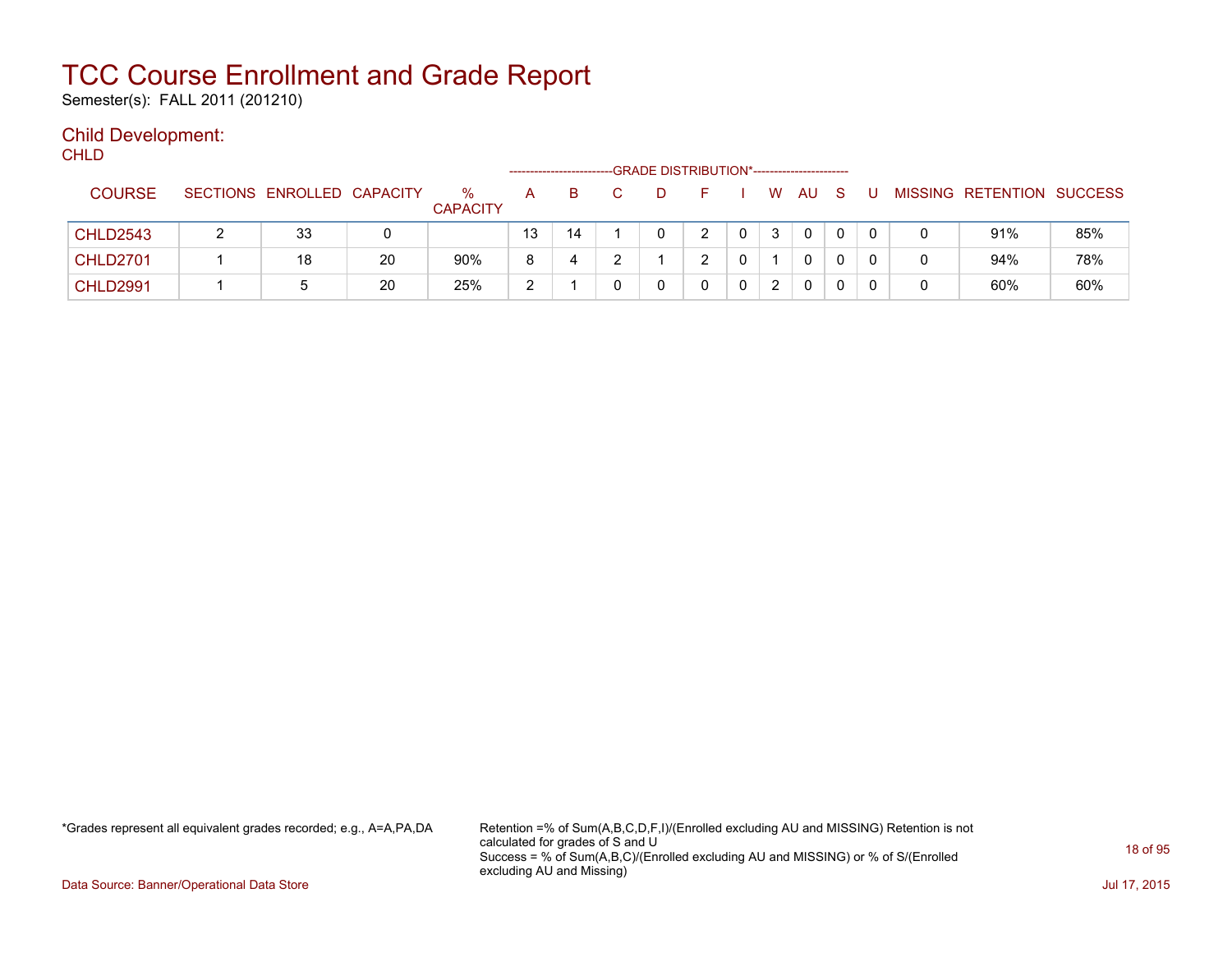# TCC Course Enrollment and Grade Report

Semester(s): FALL 2011 (201210)

## Child Development:

CHLD

| COURSE | SECTIONS | ENROLLED | CAPACITY | % CAPACITY | A | B | C | D | F | I | W | AU | S | U | MISSING | RETENTION | SUCCESS |
|---|---|---|---|---|---|---|---|---|---|---|---|---|---|---|---|---|---|
| | | | | | GRADE DISTRIBUTION* | | | | | | | | | | | | |
| CHLD2543 | 2 | 33 | 0 | | 13 | 14 | 1 | 0 | 2 | 0 | 3 | 0 | 0 | 0 | 0 | 91% | 85% |
| CHLD2701 | 1 | 18 | 20 | 90% | 8 | 4 | 2 | 1 | 2 | 0 | 1 | 0 | 0 | 0 | 0 | 94% | 78% |
| CHLD2991 | 1 | 5 | 20 | 25% | 2 | 1 | 0 | 0 | 0 | 0 | 2 | 0 | 0 | 0 | 0 | 60% | 60% |

*Grades represent all equivalent grades recorded; e.g., A=A,PA,DA

Retention =% of Sum(A,B,C,D,F,I)/(Enrolled excluding AU and MISSING) Retention is not calculated for grades of S and U
Success = % of Sum(A,B,C)/(Enrolled excluding AU and MISSING) or % of S/(Enrolled excluding AU and Missing)

Data Source: Banner/Operational Data Store

Jul 17, 2015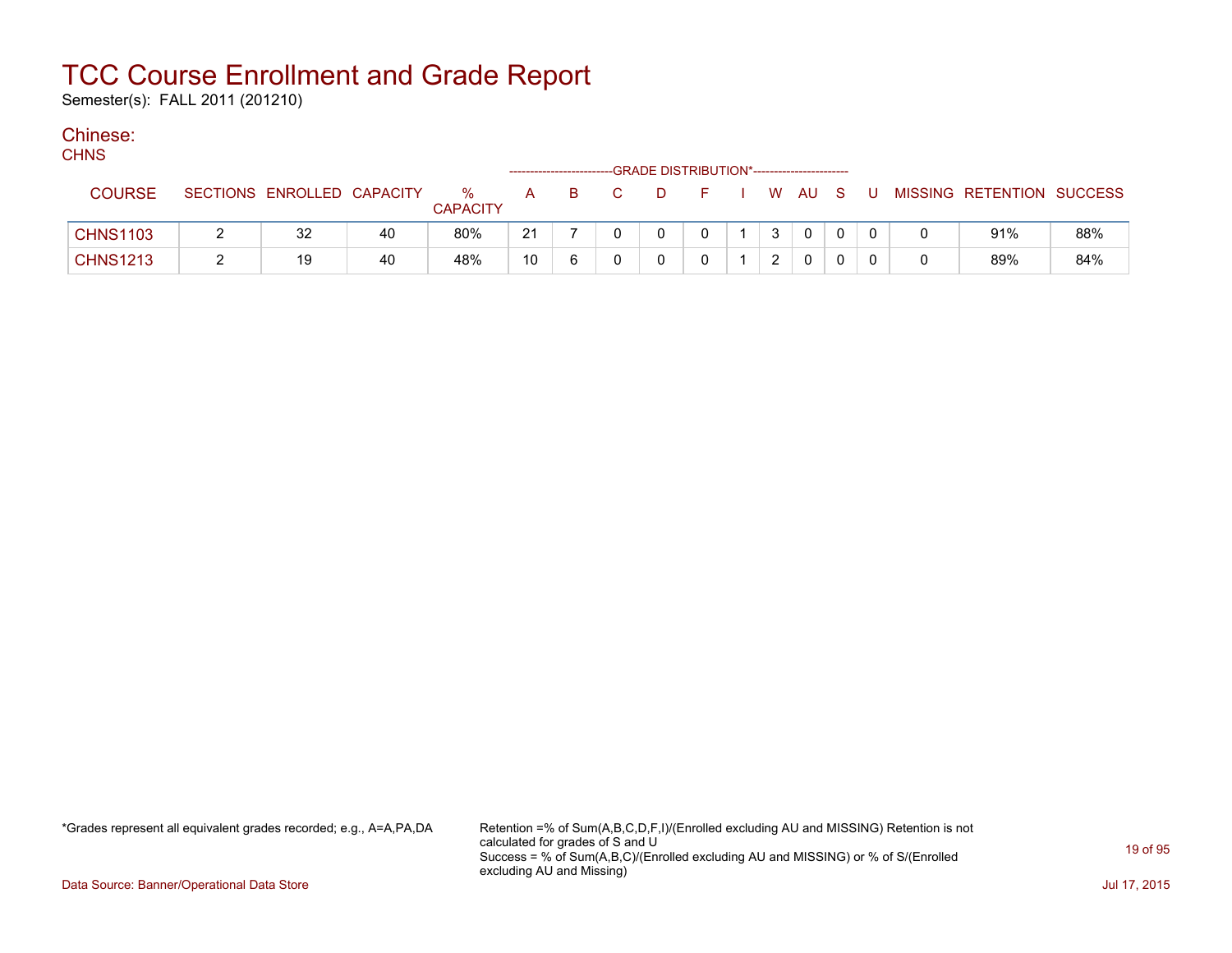# TCC Course Enrollment and Grade Report

Semester(s): FALL 2011 (201210)

## Chinese:

CHNS

| COURSE | SECTIONS | ENROLLED | CAPACITY | % CAPACITY | A | B | C | D | F | I | W | AU | S | U | MISSING | RETENTION | SUCCESS |
|---|---|---|---|---|---|---|---|---|---|---|---|---|---|---|---|---|---|
| | | | | | GRADE DISTRIBUTION* | | | | | | | | | | | | |
| CHNS1103 | 2 | 32 | 40 | 80% | 21 | 7 | 0 | 0 | 0 | 1 | 3 | 0 | 0 | 0 | 0 | 91% | 88% |
| CHNS1213 | 2 | 19 | 40 | 48% | 10 | 6 | 0 | 0 | 0 | 1 | 2 | 0 | 0 | 0 | 0 | 89% | 84% |

*Grades represent all equivalent grades recorded; e.g., A=A,PA,DA

Retention =% of Sum(A,B,C,D,F,I)/(Enrolled excluding AU and MISSING) Retention is not calculated for grades of S and U
Success = % of Sum(A,B,C)/(Enrolled excluding AU and MISSING) or % of S/(Enrolled excluding AU and Missing)

Data Source: Banner/Operational Data Store

Jul 17, 2015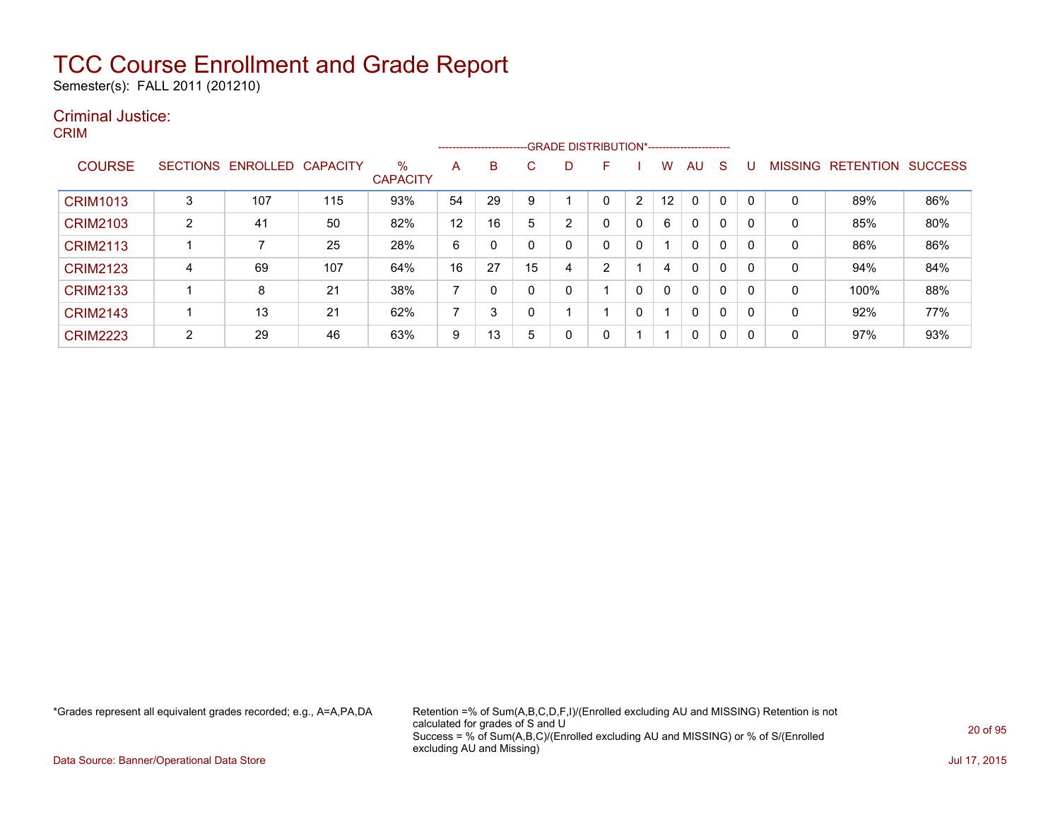# TCC Course Enrollment and Grade Report

Semester(s): FALL 2011 (201210)

## Criminal Justice:

### CRIM

| COURSE | SECTIONS | ENROLLED | CAPACITY | % CAPACITY | A | B | C | D | F | I | W | AU | S | U | MISSING | RETENTION | SUCCESS |
|---|---|---|---|---|---|---|---|---|---|---|---|---|---|---|---|---|---|
| | | | | | GRADE DISTRIBUTION* | | | | | | | | | | | | |
| CRIM1013 | 3 | 107 | 115 | 93% | 54 | 29 | 9 | 1 | 0 | 2 | 12 | 0 | 0 | 0 | 0 | 89% | 86% |
| CRIM2103 | 2 | 41 | 50 | 82% | 12 | 16 | 5 | 2 | 0 | 0 | 6 | 0 | 0 | 0 | 0 | 85% | 80% |
| CRIM2113 | 1 | 7 | 25 | 28% | 6 | 0 | 0 | 0 | 0 | 0 | 1 | 0 | 0 | 0 | 0 | 86% | 86% |
| CRIM2123 | 4 | 69 | 107 | 64% | 16 | 27 | 15 | 4 | 2 | 1 | 4 | 0 | 0 | 0 | 0 | 94% | 84% |
| CRIM2133 | 1 | 8 | 21 | 38% | 7 | 0 | 0 | 0 | 1 | 0 | 0 | 0 | 0 | 0 | 0 | 100% | 88% |
| CRIM2143 | 1 | 13 | 21 | 62% | 7 | 3 | 0 | 1 | 1 | 0 | 1 | 0 | 0 | 0 | 0 | 92% | 77% |
| CRIM2223 | 2 | 29 | 46 | 63% | 9 | 13 | 5 | 0 | 0 | 1 | 1 | 0 | 0 | 0 | 0 | 97% | 93% |

*Grades represent all equivalent grades recorded; e.g., A=A,PA,DA

Retention =% of Sum(A,B,C,D,F,I)/(Enrolled excluding AU and MISSING) Retention is not calculated for grades of S and U
Success = % of Sum(A,B,C)/(Enrolled excluding AU and MISSING) or % of S/(Enrolled excluding AU and Missing)

Data Source: Banner/Operational Data Store

Jul 17, 2015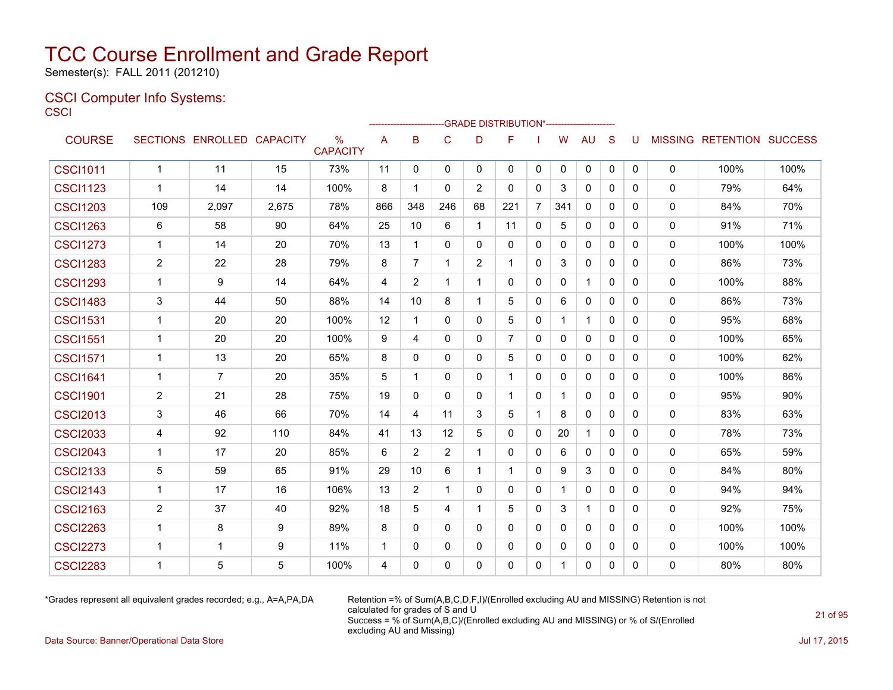# TCC Course Enrollment and Grade Report

Semester(s): FALL 2011 (201210)

## CSCI Computer Info Systems:

### CSCI

| COURSE | SECTIONS | ENROLLED | CAPACITY | % CAPACITY | A | B | C | D | F | I | W | AU | S | U | MISSING | RETENTION | SUCCESS |
|---|---|---|---|---|---|---|---|---|---|---|---|---|---|---|---|---|---|
| | | | | | GRADE DISTRIBUTION* | | | | | | | | | | | | |
| CSCI1011 | 1 | 11 | 15 | 73% | 11 | 0 | 0 | 0 | 0 | 0 | 0 | 0 | 0 | 0 | 0 | 100% | 100% |
| CSCI1123 | 1 | 14 | 14 | 100% | 8 | 1 | 0 | 2 | 0 | 0 | 3 | 0 | 0 | 0 | 0 | 79% | 64% |
| CSCI1203 | 109 | 2,097 | 2,675 | 78% | 866 | 348 | 246 | 68 | 221 | 7 | 341 | 0 | 0 | 0 | 0 | 84% | 70% |
| CSCI1263 | 6 | 58 | 90 | 64% | 25 | 10 | 6 | 1 | 11 | 0 | 5 | 0 | 0 | 0 | 0 | 91% | 71% |
| CSCI1273 | 1 | 14 | 20 | 70% | 13 | 1 | 0 | 0 | 0 | 0 | 0 | 0 | 0 | 0 | 0 | 100% | 100% |
| CSCI1283 | 2 | 22 | 28 | 79% | 8 | 7 | 1 | 2 | 1 | 0 | 3 | 0 | 0 | 0 | 0 | 86% | 73% |
| CSCI1293 | 1 | 9 | 14 | 64% | 4 | 2 | 1 | 1 | 0 | 0 | 0 | 1 | 0 | 0 | 0 | 100% | 88% |
| CSCI1483 | 3 | 44 | 50 | 88% | 14 | 10 | 8 | 1 | 5 | 0 | 6 | 0 | 0 | 0 | 0 | 86% | 73% |
| CSCI1531 | 1 | 20 | 20 | 100% | 12 | 1 | 0 | 0 | 5 | 0 | 1 | 1 | 0 | 0 | 0 | 95% | 68% |
| CSCI1551 | 1 | 20 | 20 | 100% | 9 | 4 | 0 | 0 | 7 | 0 | 0 | 0 | 0 | 0 | 0 | 100% | 65% |
| CSCI1571 | 1 | 13 | 20 | 65% | 8 | 0 | 0 | 0 | 5 | 0 | 0 | 0 | 0 | 0 | 0 | 100% | 62% |
| CSCI1641 | 1 | 7 | 20 | 35% | 5 | 1 | 0 | 0 | 1 | 0 | 0 | 0 | 0 | 0 | 0 | 100% | 86% |
| CSCI1901 | 2 | 21 | 28 | 75% | 19 | 0 | 0 | 0 | 1 | 0 | 1 | 0 | 0 | 0 | 0 | 95% | 90% |
| CSCI2013 | 3 | 46 | 66 | 70% | 14 | 4 | 11 | 3 | 5 | 1 | 8 | 0 | 0 | 0 | 0 | 83% | 63% |
| CSCI2033 | 4 | 92 | 110 | 84% | 41 | 13 | 12 | 5 | 0 | 0 | 20 | 1 | 0 | 0 | 0 | 78% | 73% |
| CSCI2043 | 1 | 17 | 20 | 85% | 6 | 2 | 2 | 1 | 0 | 0 | 6 | 0 | 0 | 0 | 0 | 65% | 59% |
| CSCI2133 | 5 | 59 | 65 | 91% | 29 | 10 | 6 | 1 | 1 | 0 | 9 | 3 | 0 | 0 | 0 | 84% | 80% |
| CSCI2143 | 1 | 17 | 16 | 106% | 13 | 2 | 1 | 0 | 0 | 0 | 1 | 0 | 0 | 0 | 0 | 94% | 94% |
| CSCI2163 | 2 | 37 | 40 | 92% | 18 | 5 | 4 | 1 | 5 | 0 | 3 | 1 | 0 | 0 | 0 | 92% | 75% |
| CSCI2263 | 1 | 8 | 9 | 89% | 8 | 0 | 0 | 0 | 0 | 0 | 0 | 0 | 0 | 0 | 0 | 100% | 100% |
| CSCI2273 | 1 | 1 | 9 | 11% | 1 | 0 | 0 | 0 | 0 | 0 | 0 | 0 | 0 | 0 | 0 | 100% | 100% |
| CSCI2283 | 1 | 5 | 5 | 100% | 4 | 0 | 0 | 0 | 0 | 0 | 1 | 0 | 0 | 0 | 0 | 80% | 80% |

*Grades represent all equivalent grades recorded; e.g., A=A,PA,DA

Retention =% of Sum(A,B,C,D,F,I)/(Enrolled excluding AU and MISSING) Retention is not calculated for grades of S and U
Success = % of Sum(A,B,C)/(Enrolled excluding AU and MISSING) or % of S/(Enrolled excluding AU and Missing)

Data Source: Banner/Operational Data Store

Jul 17, 2015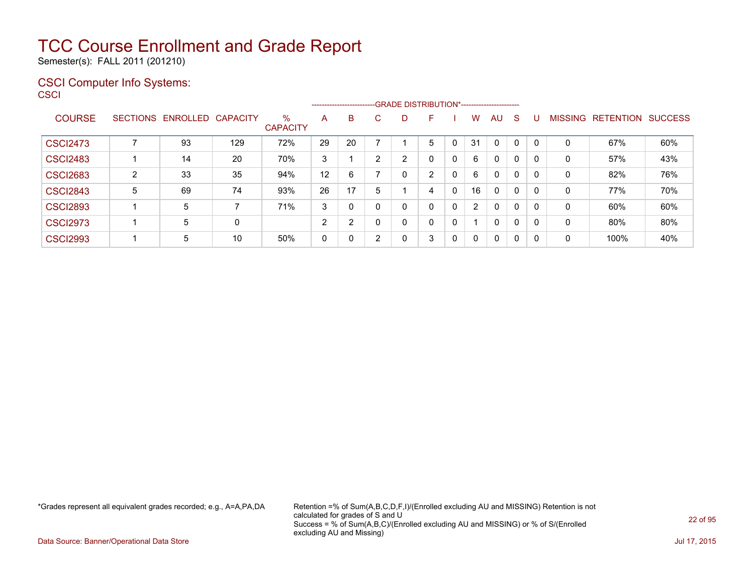# TCC Course Enrollment and Grade Report

Semester(s): FALL 2011 (201210)

## CSCI Computer Info Systems:

CSCI

| COURSE | SECTIONS | ENROLLED | CAPACITY | % CAPACITY | A | B | C | D | F | I | W | AU | S | U | MISSING | RETENTION | SUCCESS |
|---|---|---|---|---|---|---|---|---|---|---|---|---|---|---|---|---|---|
| | | | | | GRADE DISTRIBUTION* | | | | | | | | | | | | |
| CSCI2473 | 7 | 93 | 129 | 72% | 29 | 20 | 7 | 1 | 5 | 0 | 31 | 0 | 0 | 0 | 0 | 67% | 60% |
| CSCI2483 | 1 | 14 | 20 | 70% | 3 | 1 | 2 | 2 | 0 | 0 | 6 | 0 | 0 | 0 | 0 | 57% | 43% |
| CSCI2683 | 2 | 33 | 35 | 94% | 12 | 6 | 7 | 0 | 2 | 0 | 6 | 0 | 0 | 0 | 0 | 82% | 76% |
| CSCI2843 | 5 | 69 | 74 | 93% | 26 | 17 | 5 | 1 | 4 | 0 | 16 | 0 | 0 | 0 | 0 | 77% | 70% |
| CSCI2893 | 1 | 5 | 7 | 71% | 3 | 0 | 0 | 0 | 0 | 0 | 2 | 0 | 0 | 0 | 0 | 60% | 60% |
| CSCI2973 | 1 | 5 | 0 | | 2 | 2 | 0 | 0 | 0 | 0 | 1 | 0 | 0 | 0 | 0 | 80% | 80% |
| CSCI2993 | 1 | 5 | 10 | 50% | 0 | 0 | 2 | 0 | 3 | 0 | 0 | 0 | 0 | 0 | 0 | 100% | 40% |

*Grades represent all equivalent grades recorded; e.g., A=A,PA,DA

Retention =% of Sum(A,B,C,D,F,I)/(Enrolled excluding AU and MISSING) Retention is not calculated for grades of S and U
Success = % of Sum(A,B,C)/(Enrolled excluding AU and MISSING) or % of S/(Enrolled excluding AU and Missing)

Data Source: Banner/Operational Data Store

Jul 17, 2015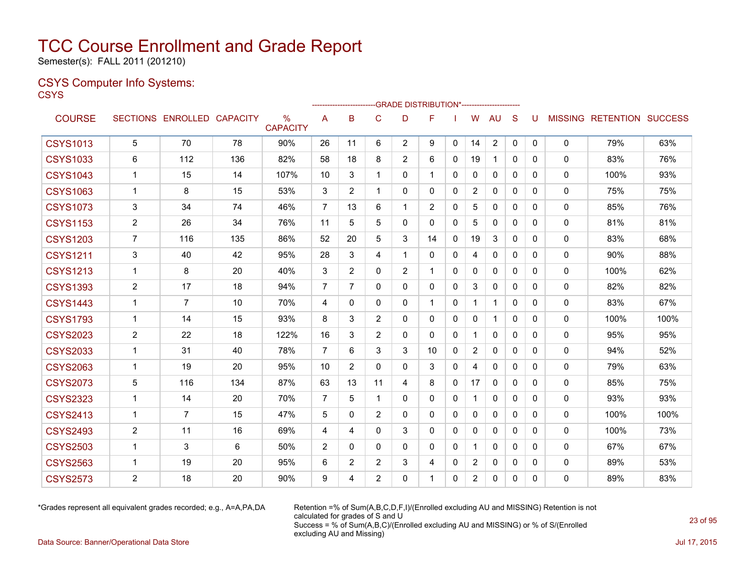# TCC Course Enrollment and Grade Report

Semester(s): FALL 2011 (201210)

## CSYS Computer Info Systems:

CSYS

| COURSE | SECTIONS | ENROLLED | CAPACITY | % CAPACITY | A | B | C | D | F | I | W | AU | S | U | MISSING | RETENTION | SUCCESS |
|---|---|---|---|---|---|---|---|---|---|---|---|---|---|---|---|---|---|
| | | | | | GRADE DISTRIBUTION* | | | | | | | | | | | | |
| CSYS1013 | 5 | 70 | 78 | 90% | 26 | 11 | 6 | 2 | 9 | 0 | 14 | 2 | 0 | 0 | 0 | 79% | 63% |
| CSYS1033 | 6 | 112 | 136 | 82% | 58 | 18 | 8 | 2 | 6 | 0 | 19 | 1 | 0 | 0 | 0 | 83% | 76% |
| CSYS1043 | 1 | 15 | 14 | 107% | 10 | 3 | 1 | 0 | 1 | 0 | 0 | 0 | 0 | 0 | 0 | 100% | 93% |
| CSYS1063 | 1 | 8 | 15 | 53% | 3 | 2 | 1 | 0 | 0 | 0 | 2 | 0 | 0 | 0 | 0 | 75% | 75% |
| CSYS1073 | 3 | 34 | 74 | 46% | 7 | 13 | 6 | 1 | 2 | 0 | 5 | 0 | 0 | 0 | 0 | 85% | 76% |
| CSYS1153 | 2 | 26 | 34 | 76% | 11 | 5 | 5 | 0 | 0 | 0 | 5 | 0 | 0 | 0 | 0 | 81% | 81% |
| CSYS1203 | 7 | 116 | 135 | 86% | 52 | 20 | 5 | 3 | 14 | 0 | 19 | 3 | 0 | 0 | 0 | 83% | 68% |
| CSYS1211 | 3 | 40 | 42 | 95% | 28 | 3 | 4 | 1 | 0 | 0 | 4 | 0 | 0 | 0 | 0 | 90% | 88% |
| CSYS1213 | 1 | 8 | 20 | 40% | 3 | 2 | 0 | 2 | 1 | 0 | 0 | 0 | 0 | 0 | 0 | 100% | 62% |
| CSYS1393 | 2 | 17 | 18 | 94% | 7 | 7 | 0 | 0 | 0 | 0 | 3 | 0 | 0 | 0 | 0 | 82% | 82% |
| CSYS1443 | 1 | 7 | 10 | 70% | 4 | 0 | 0 | 0 | 1 | 0 | 1 | 1 | 0 | 0 | 0 | 83% | 67% |
| CSYS1793 | 1 | 14 | 15 | 93% | 8 | 3 | 2 | 0 | 0 | 0 | 0 | 1 | 0 | 0 | 0 | 100% | 100% |
| CSYS2023 | 2 | 22 | 18 | 122% | 16 | 3 | 2 | 0 | 0 | 0 | 1 | 0 | 0 | 0 | 0 | 95% | 95% |
| CSYS2033 | 1 | 31 | 40 | 78% | 7 | 6 | 3 | 3 | 10 | 0 | 2 | 0 | 0 | 0 | 0 | 94% | 52% |
| CSYS2063 | 1 | 19 | 20 | 95% | 10 | 2 | 0 | 0 | 3 | 0 | 4 | 0 | 0 | 0 | 0 | 79% | 63% |
| CSYS2073 | 5 | 116 | 134 | 87% | 63 | 13 | 11 | 4 | 8 | 0 | 17 | 0 | 0 | 0 | 0 | 85% | 75% |
| CSYS2323 | 1 | 14 | 20 | 70% | 7 | 5 | 1 | 0 | 0 | 0 | 1 | 0 | 0 | 0 | 0 | 93% | 93% |
| CSYS2413 | 1 | 7 | 15 | 47% | 5 | 0 | 2 | 0 | 0 | 0 | 0 | 0 | 0 | 0 | 0 | 100% | 100% |
| CSYS2493 | 2 | 11 | 16 | 69% | 4 | 4 | 0 | 3 | 0 | 0 | 0 | 0 | 0 | 0 | 0 | 100% | 73% |
| CSYS2503 | 1 | 3 | 6 | 50% | 2 | 0 | 0 | 0 | 0 | 0 | 1 | 0 | 0 | 0 | 0 | 67% | 67% |
| CSYS2563 | 1 | 19 | 20 | 95% | 6 | 2 | 2 | 3 | 4 | 0 | 2 | 0 | 0 | 0 | 0 | 89% | 53% |
| CSYS2573 | 2 | 18 | 20 | 90% | 9 | 4 | 2 | 0 | 1 | 0 | 2 | 0 | 0 | 0 | 0 | 89% | 83% |

*Grades represent all equivalent grades recorded; e.g., A=A,PA,DA

Retention =% of Sum(A,B,C,D,F,I)/(Enrolled excluding AU and MISSING) Retention is not calculated for grades of S and U
Success = % of Sum(A,B,C)/(Enrolled excluding AU and MISSING) or % of S/(Enrolled excluding AU and Missing)

Data Source: Banner/Operational Data Store

Jul 17, 2015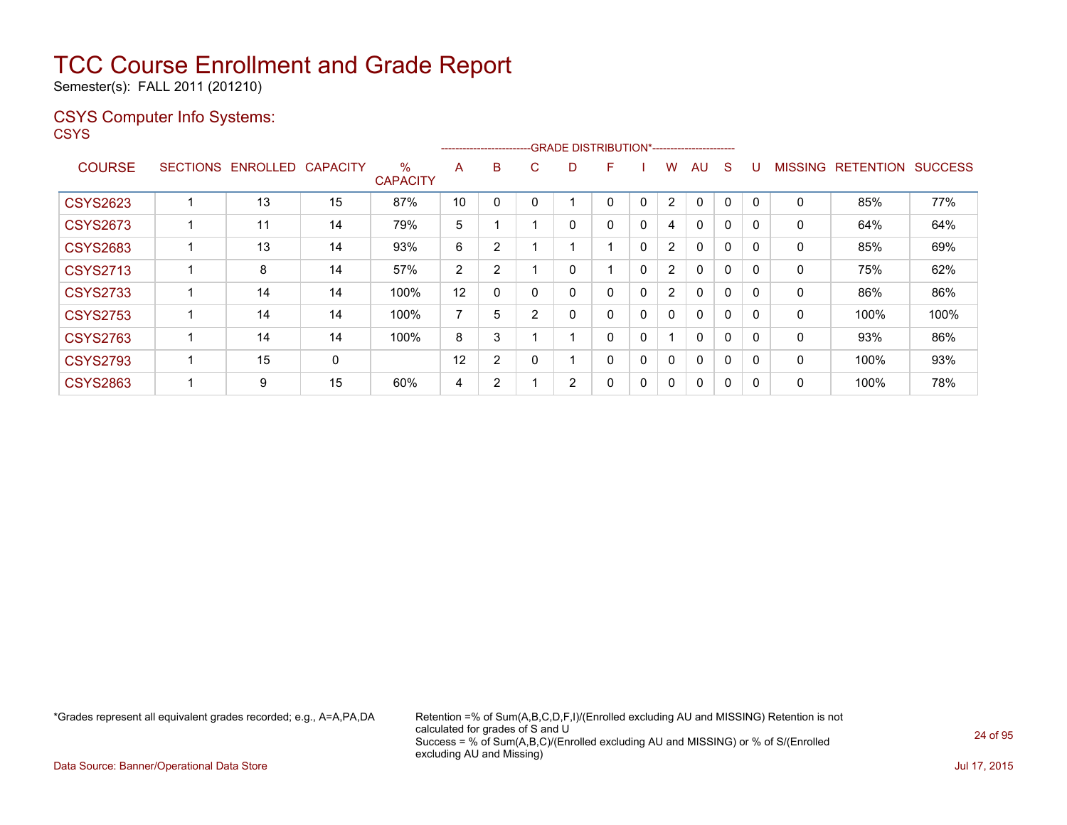# TCC Course Enrollment and Grade Report

Semester(s): FALL 2011 (201210)

## CSYS Computer Info Systems:

CSYS

| COURSE | SECTIONS | ENROLLED | CAPACITY | % CAPACITY | A | B | C | D | F | I | W | AU | S | U | MISSING | RETENTION | SUCCESS |
|---|---|---|---|---|---|---|---|---|---|---|---|---|---|---|---|---|---|
| | | | | | GRADE DISTRIBUTION* | | | | | | | | | | | | |
| CSYS2623 | 1 | 13 | 15 | 87% | 10 | 0 | 0 | 1 | 0 | 0 | 2 | 0 | 0 | 0 | 0 | 85% | 77% |
| CSYS2673 | 1 | 11 | 14 | 79% | 5 | 1 | 1 | 0 | 0 | 0 | 4 | 0 | 0 | 0 | 0 | 64% | 64% |
| CSYS2683 | 1 | 13 | 14 | 93% | 6 | 2 | 1 | 1 | 1 | 0 | 2 | 0 | 0 | 0 | 0 | 85% | 69% |
| CSYS2713 | 1 | 8 | 14 | 57% | 2 | 2 | 1 | 0 | 1 | 0 | 2 | 0 | 0 | 0 | 0 | 75% | 62% |
| CSYS2733 | 1 | 14 | 14 | 100% | 12 | 0 | 0 | 0 | 0 | 0 | 2 | 0 | 0 | 0 | 0 | 86% | 86% |
| CSYS2753 | 1 | 14 | 14 | 100% | 7 | 5 | 2 | 0 | 0 | 0 | 0 | 0 | 0 | 0 | 0 | 100% | 100% |
| CSYS2763 | 1 | 14 | 14 | 100% | 8 | 3 | 1 | 1 | 0 | 0 | 1 | 0 | 0 | 0 | 0 | 93% | 86% |
| CSYS2793 | 1 | 15 | 0 | | 12 | 2 | 0 | 1 | 0 | 0 | 0 | 0 | 0 | 0 | 0 | 100% | 93% |
| CSYS2863 | 1 | 9 | 15 | 60% | 4 | 2 | 1 | 2 | 0 | 0 | 0 | 0 | 0 | 0 | 0 | 100% | 78% |

*Grades represent all equivalent grades recorded; e.g., A=A,PA,DA

Retention =% of Sum(A,B,C,D,F,I)/(Enrolled excluding AU and MISSING) Retention is not calculated for grades of S and U
Success = % of Sum(A,B,C)/(Enrolled excluding AU and MISSING) or % of S/(Enrolled excluding AU and Missing)

Data Source: Banner/Operational Data Store

Jul 17, 2015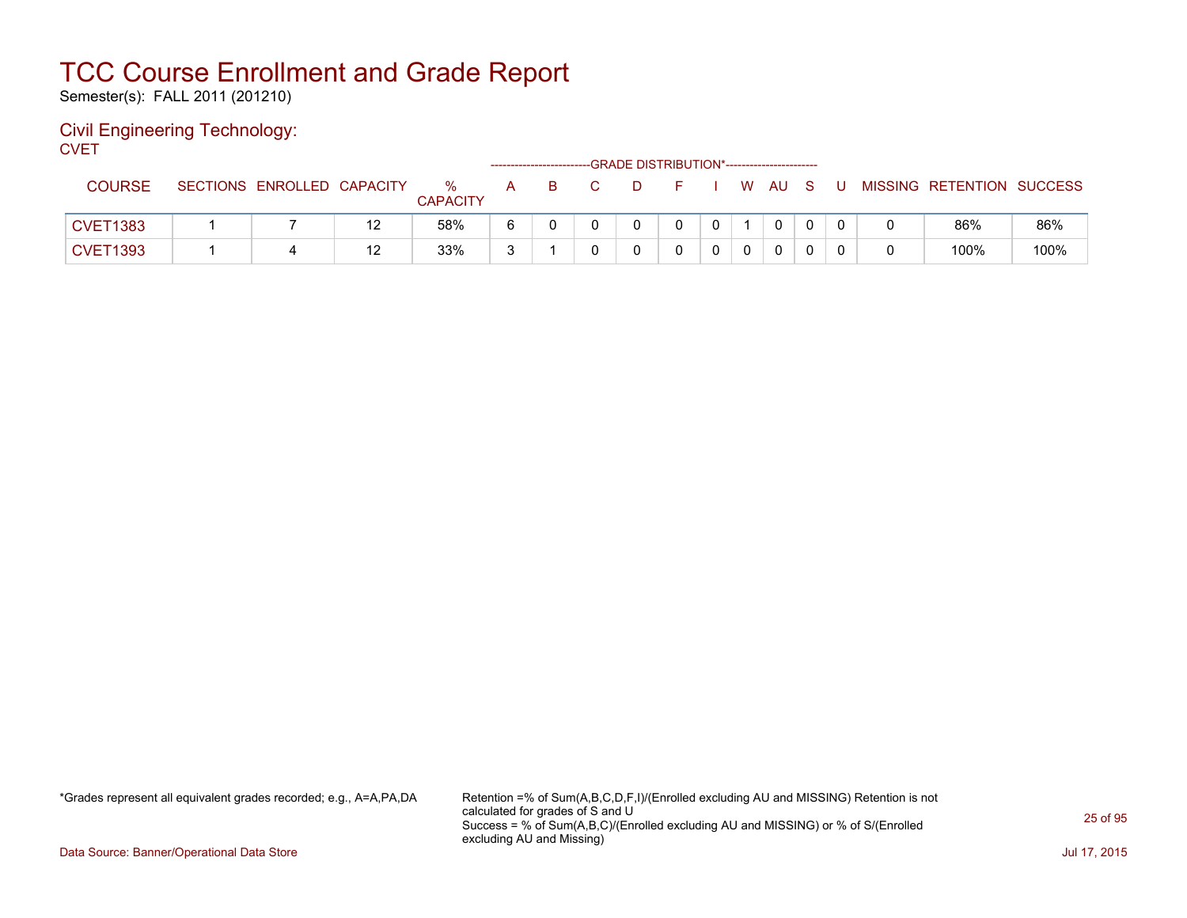# TCC Course Enrollment and Grade Report

Semester(s): FALL 2011 (201210)

## Civil Engineering Technology:

CVET

| COURSE | SECTIONS | ENROLLED | CAPACITY | % CAPACITY | A | B | C | D | F | I | W | AU | S | U | MISSING | RETENTION | SUCCESS |
|---|---|---|---|---|---|---|---|---|---|---|---|---|---|---|---|---|---|
| | | | | | GRADE DISTRIBUTION* | | | | | | | | | | | | |
| CVET1383 | 1 | 7 | 12 | 58% | 6 | 0 | 0 | 0 | 0 | 0 | 1 | 0 | 0 | 0 | 0 | 86% | 86% |
| CVET1393 | 1 | 4 | 12 | 33% | 3 | 1 | 0 | 0 | 0 | 0 | 0 | 0 | 0 | 0 | 0 | 100% | 100% |

*Grades represent all equivalent grades recorded; e.g., A=A,PA,DA

Retention =% of Sum(A,B,C,D,F,I)/(Enrolled excluding AU and MISSING) Retention is not calculated for grades of S and U
Success = % of Sum(A,B,C)/(Enrolled excluding AU and MISSING) or % of S/(Enrolled excluding AU and Missing)

Data Source: Banner/Operational Data Store

Jul 17, 2015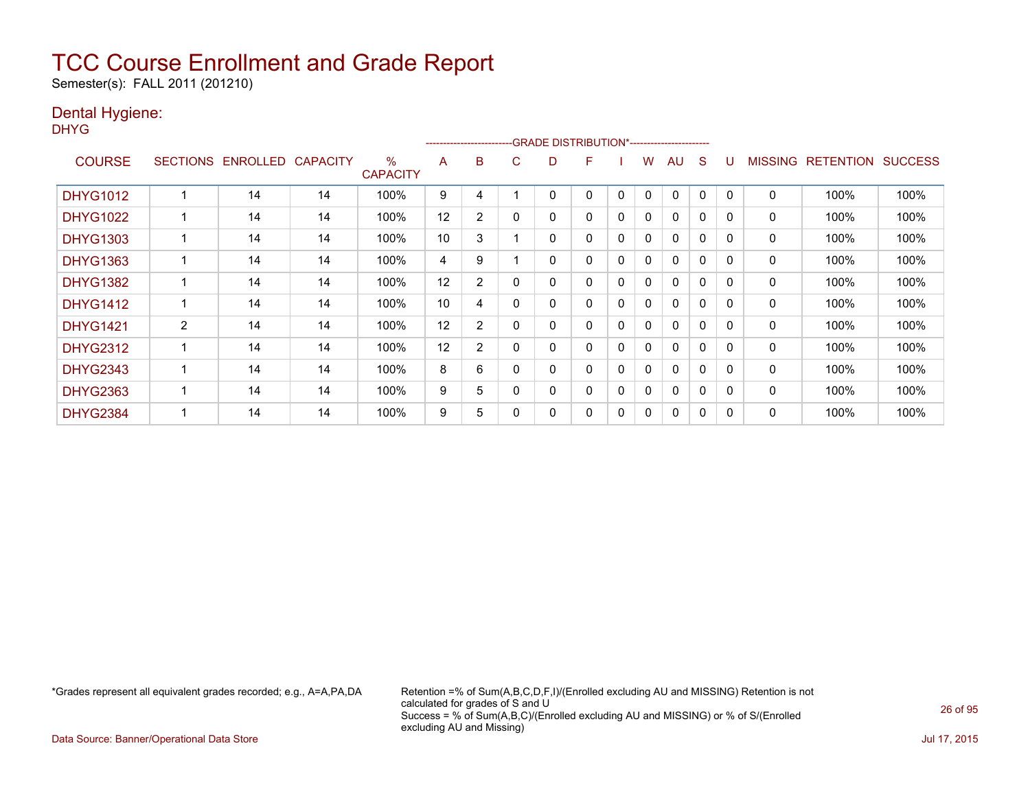# TCC Course Enrollment and Grade Report

Semester(s): FALL 2011 (201210)

## Dental Hygiene:

DHYG

| COURSE | SECTIONS | ENROLLED | CAPACITY | % CAPACITY | A | B | C | D | F | I | W | AU | S | U | MISSING | RETENTION | SUCCESS |
|---|---|---|---|---|---|---|---|---|---|---|---|---|---|---|---|---|---|
| | | | | | GRADE DISTRIBUTION* | | | | | | | | | | | | |
| DHYG1012 | 1 | 14 | 14 | 100% | 9 | 4 | 1 | 0 | 0 | 0 | 0 | 0 | 0 | 0 | 0 | 100% | 100% |
| DHYG1022 | 1 | 14 | 14 | 100% | 12 | 2 | 0 | 0 | 0 | 0 | 0 | 0 | 0 | 0 | 0 | 100% | 100% |
| DHYG1303 | 1 | 14 | 14 | 100% | 10 | 3 | 1 | 0 | 0 | 0 | 0 | 0 | 0 | 0 | 0 | 100% | 100% |
| DHYG1363 | 1 | 14 | 14 | 100% | 4 | 9 | 1 | 0 | 0 | 0 | 0 | 0 | 0 | 0 | 0 | 100% | 100% |
| DHYG1382 | 1 | 14 | 14 | 100% | 12 | 2 | 0 | 0 | 0 | 0 | 0 | 0 | 0 | 0 | 0 | 100% | 100% |
| DHYG1412 | 1 | 14 | 14 | 100% | 10 | 4 | 0 | 0 | 0 | 0 | 0 | 0 | 0 | 0 | 0 | 100% | 100% |
| DHYG1421 | 2 | 14 | 14 | 100% | 12 | 2 | 0 | 0 | 0 | 0 | 0 | 0 | 0 | 0 | 0 | 100% | 100% |
| DHYG2312 | 1 | 14 | 14 | 100% | 12 | 2 | 0 | 0 | 0 | 0 | 0 | 0 | 0 | 0 | 0 | 100% | 100% |
| DHYG2343 | 1 | 14 | 14 | 100% | 8 | 6 | 0 | 0 | 0 | 0 | 0 | 0 | 0 | 0 | 0 | 100% | 100% |
| DHYG2363 | 1 | 14 | 14 | 100% | 9 | 5 | 0 | 0 | 0 | 0 | 0 | 0 | 0 | 0 | 0 | 100% | 100% |
| DHYG2384 | 1 | 14 | 14 | 100% | 9 | 5 | 0 | 0 | 0 | 0 | 0 | 0 | 0 | 0 | 0 | 100% | 100% |

*Grades represent all equivalent grades recorded; e.g., A=A,PA,DA

Retention =% of Sum(A,B,C,D,F,I)/(Enrolled excluding AU and MISSING) Retention is not calculated for grades of S and U
Success = % of Sum(A,B,C)/(Enrolled excluding AU and MISSING) or % of S/(Enrolled excluding AU and Missing)

Data Source: Banner/Operational Data Store

Jul 17, 2015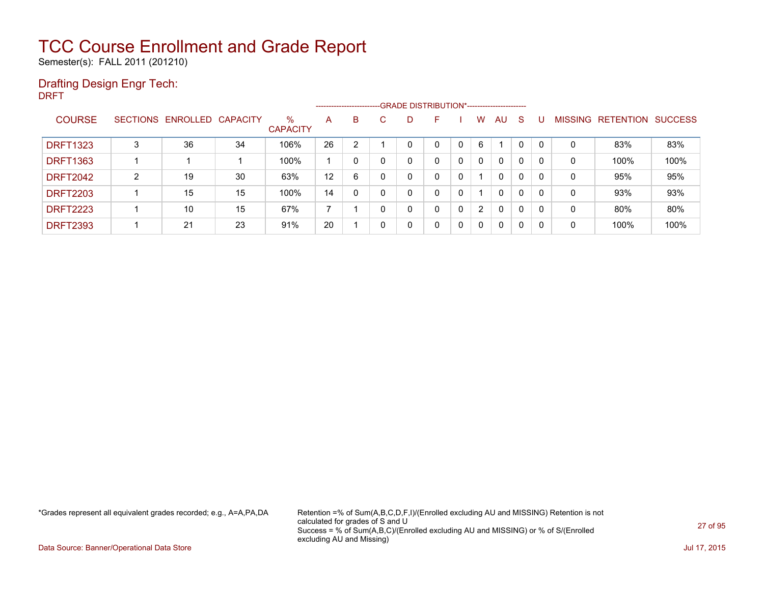# TCC Course Enrollment and Grade Report

Semester(s): FALL 2011 (201210)

## Drafting Design Engr Tech:

DRFT

| COURSE | SECTIONS | ENROLLED | CAPACITY | % CAPACITY | A | B | C | D | F | I | W | AU | S | U | MISSING | RETENTION | SUCCESS |
|---|---|---|---|---|---|---|---|---|---|---|---|---|---|---|---|---|---|
| | | | | | GRADE DISTRIBUTION* | | | | | | | | | | | | |
| DRFT1323 | 3 | 36 | 34 | 106% | 26 | 2 | 1 | 0 | 0 | 0 | 6 | 1 | 0 | 0 | 0 | 83% | 83% |
| DRFT1363 | 1 | 1 | 1 | 100% | 1 | 0 | 0 | 0 | 0 | 0 | 0 | 0 | 0 | 0 | 0 | 100% | 100% |
| DRFT2042 | 2 | 19 | 30 | 63% | 12 | 6 | 0 | 0 | 0 | 0 | 1 | 0 | 0 | 0 | 0 | 95% | 95% |
| DRFT2203 | 1 | 15 | 15 | 100% | 14 | 0 | 0 | 0 | 0 | 0 | 1 | 0 | 0 | 0 | 0 | 93% | 93% |
| DRFT2223 | 1 | 10 | 15 | 67% | 7 | 1 | 0 | 0 | 0 | 0 | 2 | 0 | 0 | 0 | 0 | 80% | 80% |
| DRFT2393 | 1 | 21 | 23 | 91% | 20 | 1 | 0 | 0 | 0 | 0 | 0 | 0 | 0 | 0 | 0 | 100% | 100% |

*Grades represent all equivalent grades recorded; e.g., A=A,PA,DA

Retention =% of Sum(A,B,C,D,F,I)/(Enrolled excluding AU and MISSING) Retention is not calculated for grades of S and U
Success = % of Sum(A,B,C)/(Enrolled excluding AU and MISSING) or % of S/(Enrolled excluding AU and Missing)

Data Source: Banner/Operational Data Store

Jul 17, 2015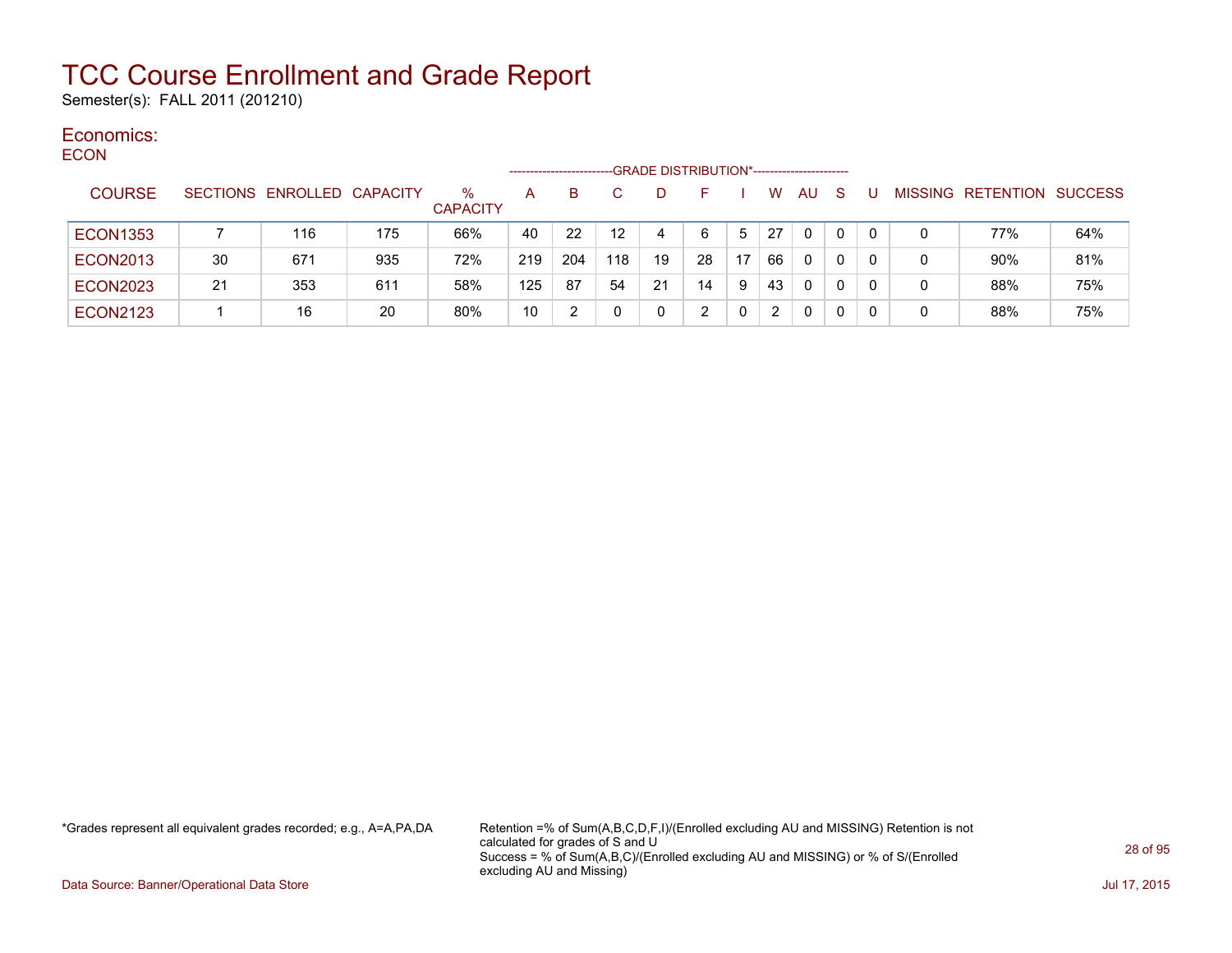# TCC Course Enrollment and Grade Report

Semester(s): FALL 2011 (201210)

## Economics:

ECON

| COURSE | SECTIONS | ENROLLED | CAPACITY | % CAPACITY | A | B | C | D | F | I | W | AU | S | U | MISSING | RETENTION | SUCCESS |
|---|---|---|---|---|---|---|---|---|---|---|---|---|---|---|---|---|---|
| | | | | | GRADE DISTRIBUTION* | | | | | | | | | | | | |
| ECON1353 | 7 | 116 | 175 | 66% | 40 | 22 | 12 | 4 | 6 | 5 | 27 | 0 | 0 | 0 | 0 | 77% | 64% |
| ECON2013 | 30 | 671 | 935 | 72% | 219 | 204 | 118 | 19 | 28 | 17 | 66 | 0 | 0 | 0 | 0 | 90% | 81% |
| ECON2023 | 21 | 353 | 611 | 58% | 125 | 87 | 54 | 21 | 14 | 9 | 43 | 0 | 0 | 0 | 0 | 88% | 75% |
| ECON2123 | 1 | 16 | 20 | 80% | 10 | 2 | 0 | 0 | 2 | 0 | 2 | 0 | 0 | 0 | 0 | 88% | 75% |

*Grades represent all equivalent grades recorded; e.g., A=A,PA,DA

Retention =% of Sum(A,B,C,D,F,I)/(Enrolled excluding AU and MISSING) Retention is not calculated for grades of S and U
Success = % of Sum(A,B,C)/(Enrolled excluding AU and MISSING) or % of S/(Enrolled excluding AU and Missing)

Data Source: Banner/Operational Data Store

Jul 17, 2015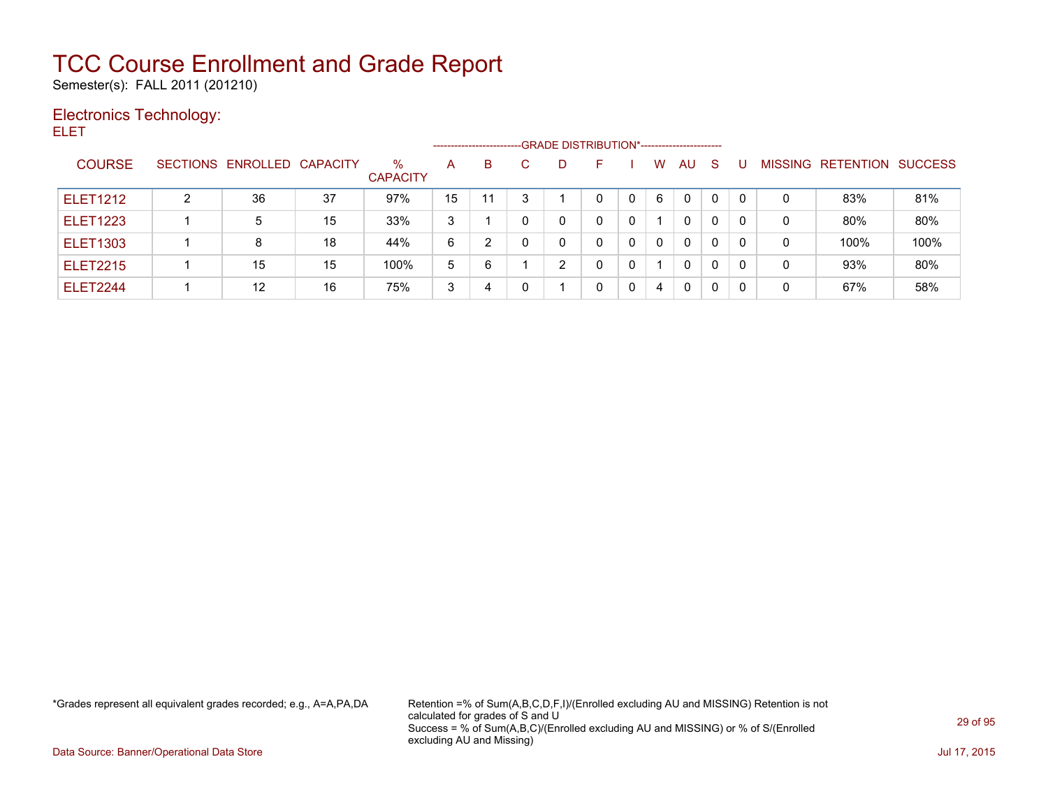# TCC Course Enrollment and Grade Report

Semester(s): FALL 2011 (201210)

## Electronics Technology:

ELET

| | | | | | GRADE DISTRIBUTION* | | | | | | | | | | | | |
|---|---|---|---|---|---|---|---|---|---|---|---|---|---|---|---|---|---|
| COURSE | SECTIONS | ENROLLED | CAPACITY | % CAPACITY | A | B | C | D | F | I | W | AU | S | U | MISSING | RETENTION | SUCCESS |
| ELET1212 | 2 | 36 | 37 | 97% | 15 | 11 | 3 | 1 | 0 | 0 | 6 | 0 | 0 | 0 | 0 | 83% | 81% |
| ELET1223 | 1 | 5 | 15 | 33% | 3 | 1 | 0 | 0 | 0 | 0 | 1 | 0 | 0 | 0 | 0 | 80% | 80% |
| ELET1303 | 1 | 8 | 18 | 44% | 6 | 2 | 0 | 0 | 0 | 0 | 0 | 0 | 0 | 0 | 0 | 100% | 100% |
| ELET2215 | 1 | 15 | 15 | 100% | 5 | 6 | 1 | 2 | 0 | 0 | 1 | 0 | 0 | 0 | 0 | 93% | 80% |
| ELET2244 | 1 | 12 | 16 | 75% | 3 | 4 | 0 | 1 | 0 | 0 | 4 | 0 | 0 | 0 | 0 | 67% | 58% |

*Grades represent all equivalent grades recorded; e.g., A=A,PA,DA

Retention =% of Sum(A,B,C,D,F,I)/(Enrolled excluding AU and MISSING) Retention is not calculated for grades of S and U
Success = % of Sum(A,B,C)/(Enrolled excluding AU and MISSING) or % of S/(Enrolled excluding AU and Missing)

Data Source: Banner/Operational Data Store

Jul 17, 2015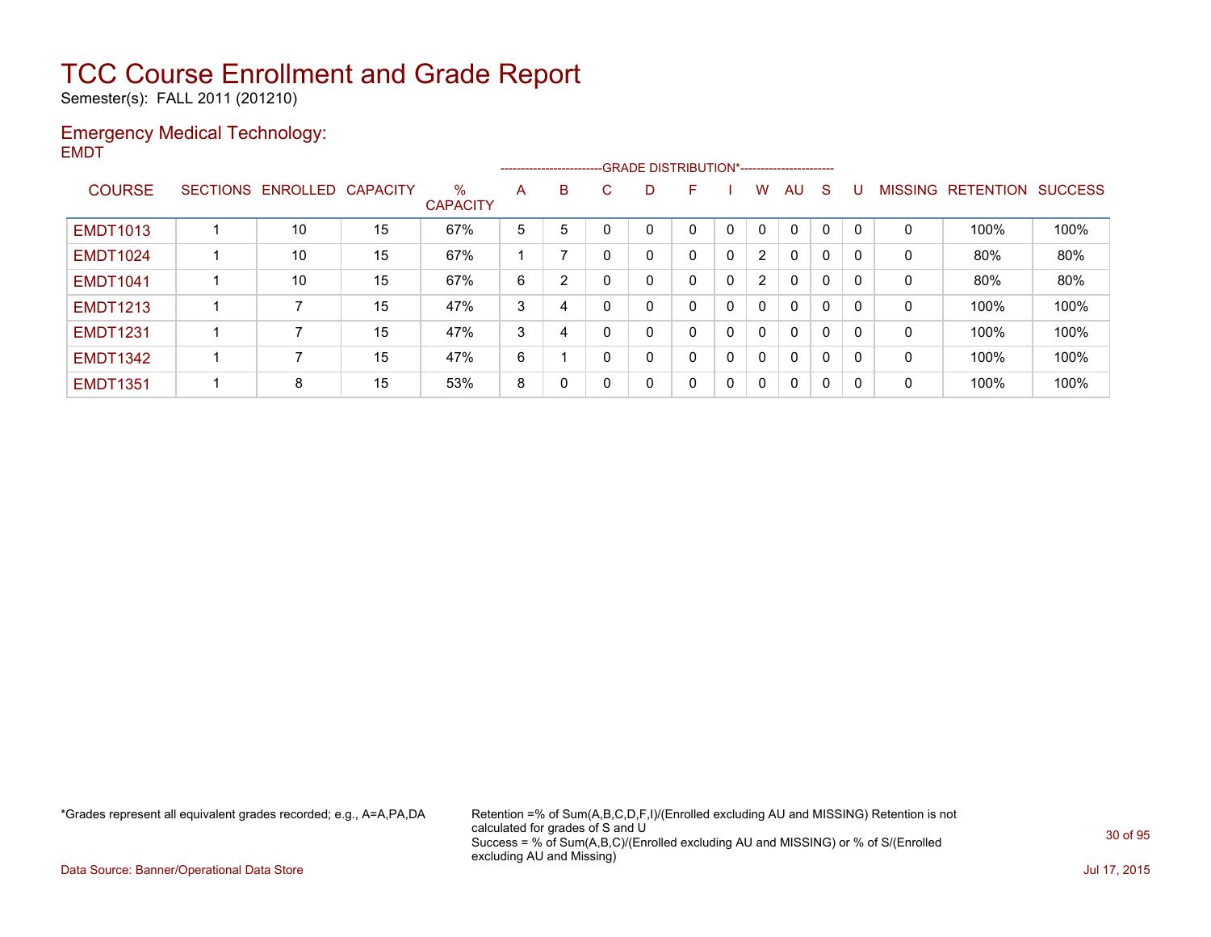# TCC Course Enrollment and Grade Report

Semester(s): FALL 2011 (201210)

## Emergency Medical Technology:

EMDT

| COURSE | SECTIONS | ENROLLED | CAPACITY | % CAPACITY | A | B | C | D | F | I | W | AU | S | U | MISSING | RETENTION | SUCCESS |
|---|---|---|---|---|---|---|---|---|---|---|---|---|---|---|---|---|---|
| | | | | | GRADE DISTRIBUTION* | | | | | | | | | | | | |
| EMDT1013 | 1 | 10 | 15 | 67% | 5 | 5 | 0 | 0 | 0 | 0 | 0 | 0 | 0 | 0 | 0 | 100% | 100% |
| EMDT1024 | 1 | 10 | 15 | 67% | 1 | 7 | 0 | 0 | 0 | 0 | 2 | 0 | 0 | 0 | 0 | 80% | 80% |
| EMDT1041 | 1 | 10 | 15 | 67% | 6 | 2 | 0 | 0 | 0 | 0 | 2 | 0 | 0 | 0 | 0 | 80% | 80% |
| EMDT1213 | 1 | 7 | 15 | 47% | 3 | 4 | 0 | 0 | 0 | 0 | 0 | 0 | 0 | 0 | 0 | 100% | 100% |
| EMDT1231 | 1 | 7 | 15 | 47% | 3 | 4 | 0 | 0 | 0 | 0 | 0 | 0 | 0 | 0 | 0 | 100% | 100% |
| EMDT1342 | 1 | 7 | 15 | 47% | 6 | 1 | 0 | 0 | 0 | 0 | 0 | 0 | 0 | 0 | 0 | 100% | 100% |
| EMDT1351 | 1 | 8 | 15 | 53% | 8 | 0 | 0 | 0 | 0 | 0 | 0 | 0 | 0 | 0 | 0 | 100% | 100% |

*Grades represent all equivalent grades recorded; e.g., A=A,PA,DA

Retention =% of Sum(A,B,C,D,F,I)/(Enrolled excluding AU and MISSING) Retention is not calculated for grades of S and U
Success = % of Sum(A,B,C)/(Enrolled excluding AU and MISSING) or % of S/(Enrolled excluding AU and Missing)

Data Source: Banner/Operational Data Store

Jul 17, 2015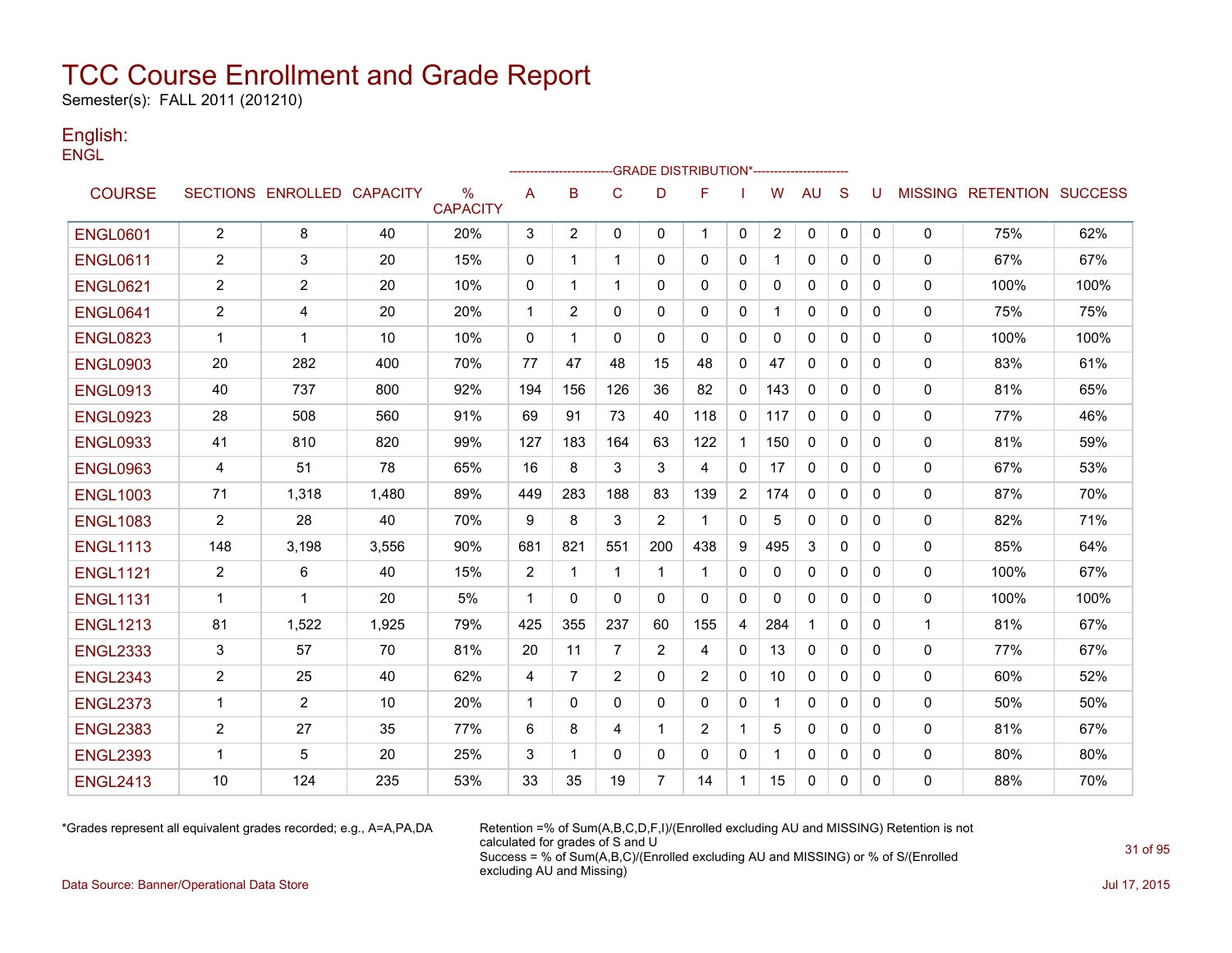# TCC Course Enrollment and Grade Report

Semester(s): FALL 2011 (201210)

## English:

ENGL

| COURSE | SECTIONS | ENROLLED | CAPACITY | % CAPACITY | A | B | C | D | F | I | W | AU | S | U | MISSING | RETENTION | SUCCESS |
|---|---|---|---|---|---|---|---|---|---|---|---|---|---|---|---|---|---|
| | | | | | GRADE DISTRIBUTION* | | | | | | | | | | | | |
| ENGL0601 | 2 | 8 | 40 | 20% | 3 | 2 | 0 | 0 | 1 | 0 | 2 | 0 | 0 | 0 | 0 | 75% | 62% |
| ENGL0611 | 2 | 3 | 20 | 15% | 0 | 1 | 1 | 0 | 0 | 0 | 1 | 0 | 0 | 0 | 0 | 67% | 67% |
| ENGL0621 | 2 | 2 | 20 | 10% | 0 | 1 | 1 | 0 | 0 | 0 | 0 | 0 | 0 | 0 | 0 | 100% | 100% |
| ENGL0641 | 2 | 4 | 20 | 20% | 1 | 2 | 0 | 0 | 0 | 0 | 1 | 0 | 0 | 0 | 0 | 75% | 75% |
| ENGL0823 | 1 | 1 | 10 | 10% | 0 | 1 | 0 | 0 | 0 | 0 | 0 | 0 | 0 | 0 | 0 | 100% | 100% |
| ENGL0903 | 20 | 282 | 400 | 70% | 77 | 47 | 48 | 15 | 48 | 0 | 47 | 0 | 0 | 0 | 0 | 83% | 61% |
| ENGL0913 | 40 | 737 | 800 | 92% | 194 | 156 | 126 | 36 | 82 | 0 | 143 | 0 | 0 | 0 | 0 | 81% | 65% |
| ENGL0923 | 28 | 508 | 560 | 91% | 69 | 91 | 73 | 40 | 118 | 0 | 117 | 0 | 0 | 0 | 0 | 77% | 46% |
| ENGL0933 | 41 | 810 | 820 | 99% | 127 | 183 | 164 | 63 | 122 | 1 | 150 | 0 | 0 | 0 | 0 | 81% | 59% |
| ENGL0963 | 4 | 51 | 78 | 65% | 16 | 8 | 3 | 3 | 4 | 0 | 17 | 0 | 0 | 0 | 0 | 67% | 53% |
| ENGL1003 | 71 | 1,318 | 1,480 | 89% | 449 | 283 | 188 | 83 | 139 | 2 | 174 | 0 | 0 | 0 | 0 | 87% | 70% |
| ENGL1083 | 2 | 28 | 40 | 70% | 9 | 8 | 3 | 2 | 1 | 0 | 5 | 0 | 0 | 0 | 0 | 82% | 71% |
| ENGL1113 | 148 | 3,198 | 3,556 | 90% | 681 | 821 | 551 | 200 | 438 | 9 | 495 | 3 | 0 | 0 | 0 | 85% | 64% |
| ENGL1121 | 2 | 6 | 40 | 15% | 2 | 1 | 1 | 1 | 1 | 0 | 0 | 0 | 0 | 0 | 0 | 100% | 67% |
| ENGL1131 | 1 | 1 | 20 | 5% | 1 | 0 | 0 | 0 | 0 | 0 | 0 | 0 | 0 | 0 | 0 | 100% | 100% |
| ENGL1213 | 81 | 1,522 | 1,925 | 79% | 425 | 355 | 237 | 60 | 155 | 4 | 284 | 1 | 0 | 0 | 1 | 81% | 67% |
| ENGL2333 | 3 | 57 | 70 | 81% | 20 | 11 | 7 | 2 | 4 | 0 | 13 | 0 | 0 | 0 | 0 | 77% | 67% |
| ENGL2343 | 2 | 25 | 40 | 62% | 4 | 7 | 2 | 0 | 2 | 0 | 10 | 0 | 0 | 0 | 0 | 60% | 52% |
| ENGL2373 | 1 | 2 | 10 | 20% | 1 | 0 | 0 | 0 | 0 | 0 | 1 | 0 | 0 | 0 | 0 | 50% | 50% |
| ENGL2383 | 2 | 27 | 35 | 77% | 6 | 8 | 4 | 1 | 2 | 1 | 5 | 0 | 0 | 0 | 0 | 81% | 67% |
| ENGL2393 | 1 | 5 | 20 | 25% | 3 | 1 | 0 | 0 | 0 | 0 | 1 | 0 | 0 | 0 | 0 | 80% | 80% |
| ENGL2413 | 10 | 124 | 235 | 53% | 33 | 35 | 19 | 7 | 14 | 1 | 15 | 0 | 0 | 0 | 0 | 88% | 70% |

*Grades represent all equivalent grades recorded; e.g., A=A,PA,DA

Retention =% of Sum(A,B,C,D,F,I)/(Enrolled excluding AU and MISSING) Retention is not calculated for grades of S and U
Success = % of Sum(A,B,C)/(Enrolled excluding AU and MISSING) or % of S/(Enrolled excluding AU and Missing)

Data Source: Banner/Operational Data Store

Jul 17, 2015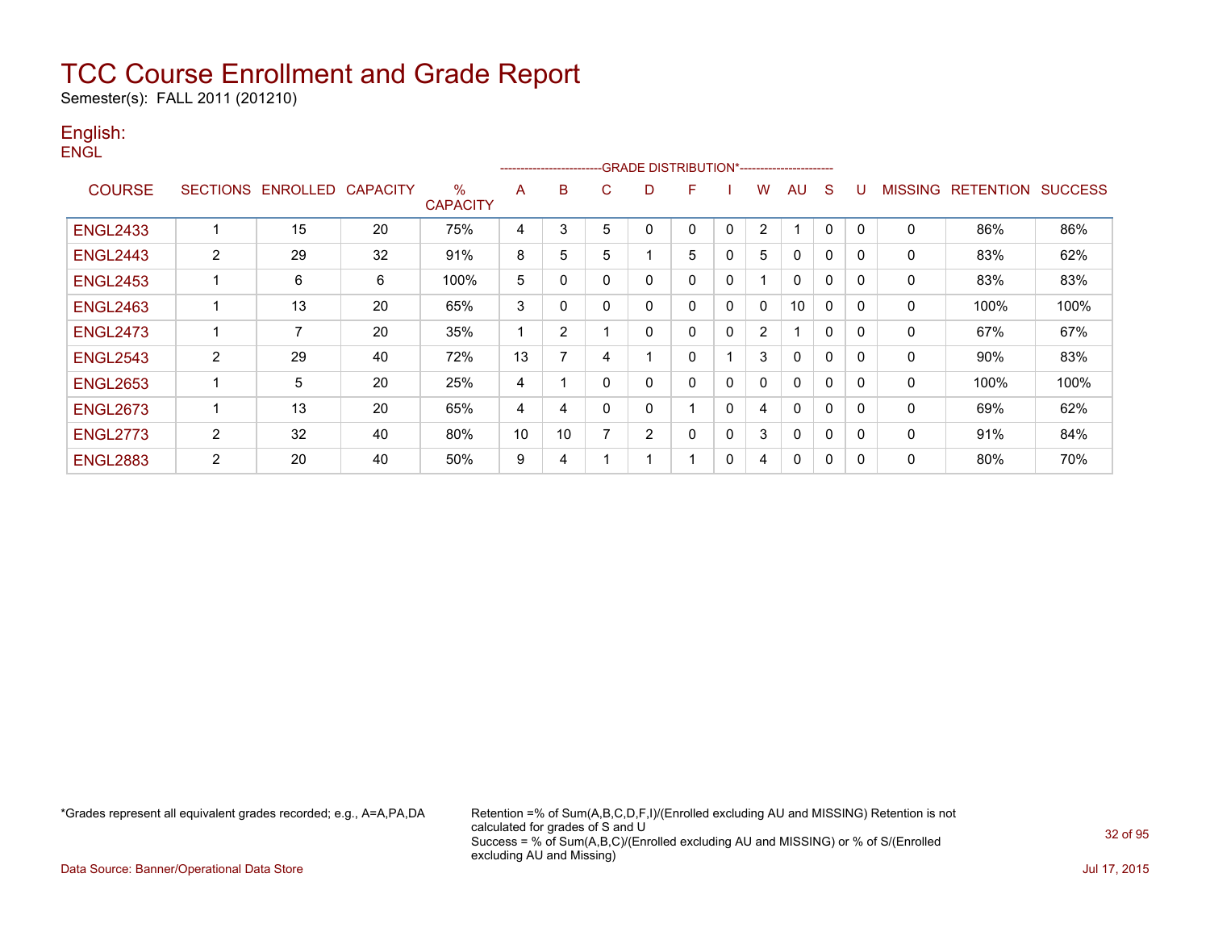# TCC Course Enrollment and Grade Report

Semester(s): FALL 2011 (201210)

## English:

ENGL

| COURSE | SECTIONS | ENROLLED | CAPACITY | % CAPACITY | A | B | C | D | F | I | W | AU | S | U | MISSING | RETENTION | SUCCESS |
|---|---|---|---|---|---|---|---|---|---|---|---|---|---|---|---|---|---|
| | | | | | GRADE DISTRIBUTION* | | | | | | | | | | | | |
| ENGL2433 | 1 | 15 | 20 | 75% | 4 | 3 | 5 | 0 | 0 | 0 | 2 | 1 | 0 | 0 | 0 | 86% | 86% |
| ENGL2443 | 2 | 29 | 32 | 91% | 8 | 5 | 5 | 1 | 5 | 0 | 5 | 0 | 0 | 0 | 0 | 83% | 62% |
| ENGL2453 | 1 | 6 | 6 | 100% | 5 | 0 | 0 | 0 | 0 | 0 | 1 | 0 | 0 | 0 | 0 | 83% | 83% |
| ENGL2463 | 1 | 13 | 20 | 65% | 3 | 0 | 0 | 0 | 0 | 0 | 0 | 10 | 0 | 0 | 0 | 100% | 100% |
| ENGL2473 | 1 | 7 | 20 | 35% | 1 | 2 | 1 | 0 | 0 | 0 | 2 | 1 | 0 | 0 | 0 | 67% | 67% |
| ENGL2543 | 2 | 29 | 40 | 72% | 13 | 7 | 4 | 1 | 0 | 1 | 3 | 0 | 0 | 0 | 0 | 90% | 83% |
| ENGL2653 | 1 | 5 | 20 | 25% | 4 | 1 | 0 | 0 | 0 | 0 | 0 | 0 | 0 | 0 | 0 | 100% | 100% |
| ENGL2673 | 1 | 13 | 20 | 65% | 4 | 4 | 0 | 0 | 1 | 0 | 4 | 0 | 0 | 0 | 0 | 69% | 62% |
| ENGL2773 | 2 | 32 | 40 | 80% | 10 | 10 | 7 | 2 | 0 | 0 | 3 | 0 | 0 | 0 | 0 | 91% | 84% |
| ENGL2883 | 2 | 20 | 40 | 50% | 9 | 4 | 1 | 1 | 1 | 0 | 4 | 0 | 0 | 0 | 0 | 80% | 70% |

*Grades represent all equivalent grades recorded; e.g., A=A,PA,DA

Retention =% of Sum(A,B,C,D,F,I)/(Enrolled excluding AU and MISSING) Retention is not calculated for grades of S and U
Success = % of Sum(A,B,C)/(Enrolled excluding AU and MISSING) or % of S/(Enrolled excluding AU and Missing)

Data Source: Banner/Operational Data Store

Jul 17, 2015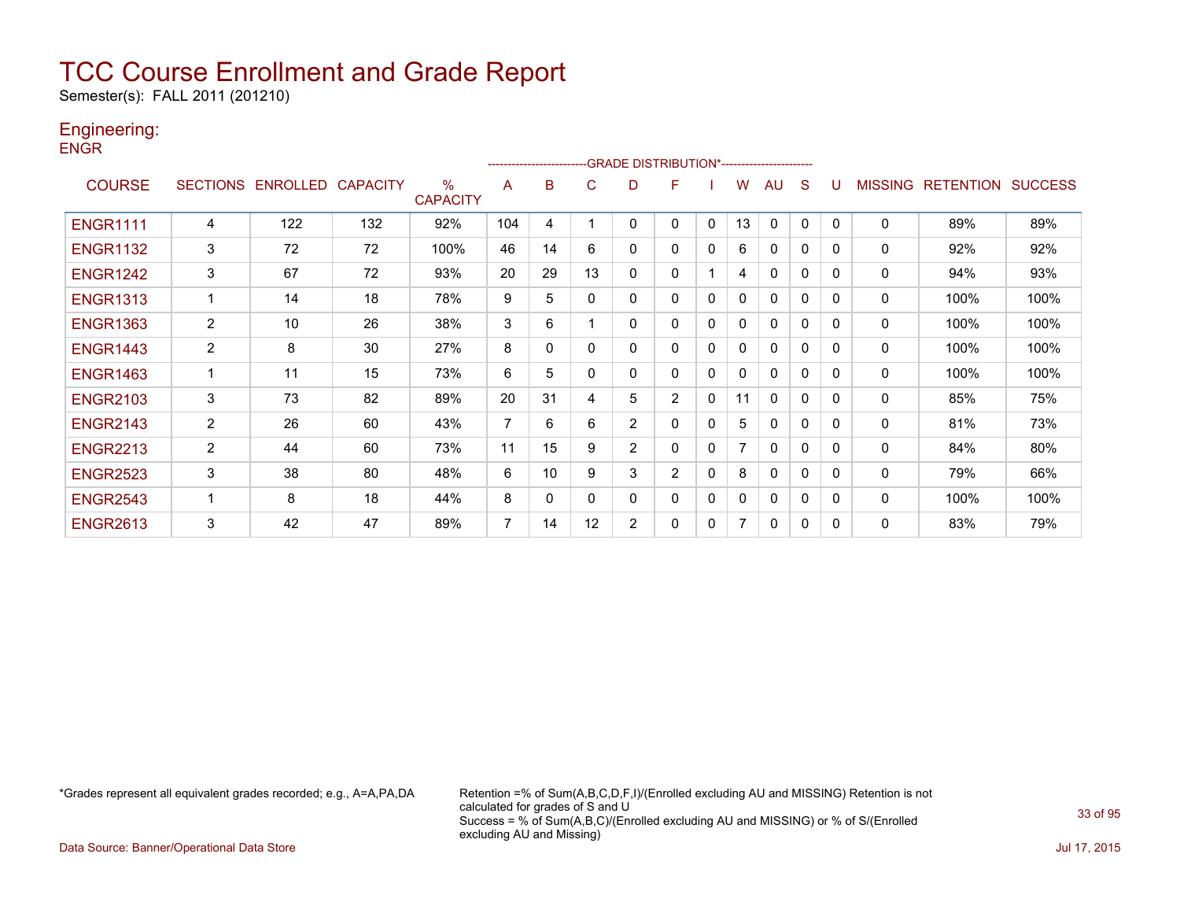# TCC Course Enrollment and Grade Report

Semester(s): FALL 2011 (201210)

## Engineering:

ENGR

| COURSE | SECTIONS | ENROLLED | CAPACITY | % CAPACITY | A | B | C | D | F | I | W | AU | S | U | MISSING | RETENTION | SUCCESS |
|---|---|---|---|---|---|---|---|---|---|---|---|---|---|---|---|---|---|
| | | | | | GRADE DISTRIBUTION* | | | | | | | | | | | | |
| ENGR1111 | 4 | 122 | 132 | 92% | 104 | 4 | 1 | 0 | 0 | 0 | 13 | 0 | 0 | 0 | 0 | 89% | 89% |
| ENGR1132 | 3 | 72 | 72 | 100% | 46 | 14 | 6 | 0 | 0 | 0 | 6 | 0 | 0 | 0 | 0 | 92% | 92% |
| ENGR1242 | 3 | 67 | 72 | 93% | 20 | 29 | 13 | 0 | 0 | 1 | 4 | 0 | 0 | 0 | 0 | 94% | 93% |
| ENGR1313 | 1 | 14 | 18 | 78% | 9 | 5 | 0 | 0 | 0 | 0 | 0 | 0 | 0 | 0 | 0 | 100% | 100% |
| ENGR1363 | 2 | 10 | 26 | 38% | 3 | 6 | 1 | 0 | 0 | 0 | 0 | 0 | 0 | 0 | 0 | 100% | 100% |
| ENGR1443 | 2 | 8 | 30 | 27% | 8 | 0 | 0 | 0 | 0 | 0 | 0 | 0 | 0 | 0 | 0 | 100% | 100% |
| ENGR1463 | 1 | 11 | 15 | 73% | 6 | 5 | 0 | 0 | 0 | 0 | 0 | 0 | 0 | 0 | 0 | 100% | 100% |
| ENGR2103 | 3 | 73 | 82 | 89% | 20 | 31 | 4 | 5 | 2 | 0 | 11 | 0 | 0 | 0 | 0 | 85% | 75% |
| ENGR2143 | 2 | 26 | 60 | 43% | 7 | 6 | 6 | 2 | 0 | 0 | 5 | 0 | 0 | 0 | 0 | 81% | 73% |
| ENGR2213 | 2 | 44 | 60 | 73% | 11 | 15 | 9 | 2 | 0 | 0 | 7 | 0 | 0 | 0 | 0 | 84% | 80% |
| ENGR2523 | 3 | 38 | 80 | 48% | 6 | 10 | 9 | 3 | 2 | 0 | 8 | 0 | 0 | 0 | 0 | 79% | 66% |
| ENGR2543 | 1 | 8 | 18 | 44% | 8 | 0 | 0 | 0 | 0 | 0 | 0 | 0 | 0 | 0 | 0 | 100% | 100% |
| ENGR2613 | 3 | 42 | 47 | 89% | 7 | 14 | 12 | 2 | 0 | 0 | 7 | 0 | 0 | 0 | 0 | 83% | 79% |

*Grades represent all equivalent grades recorded; e.g., A=A,PA,DA

Retention =% of Sum(A,B,C,D,F,I)/(Enrolled excluding AU and MISSING) Retention is not calculated for grades of S and U
Success = % of Sum(A,B,C)/(Enrolled excluding AU and MISSING) or % of S/(Enrolled excluding AU and Missing)

Data Source: Banner/Operational Data Store

Jul 17, 2015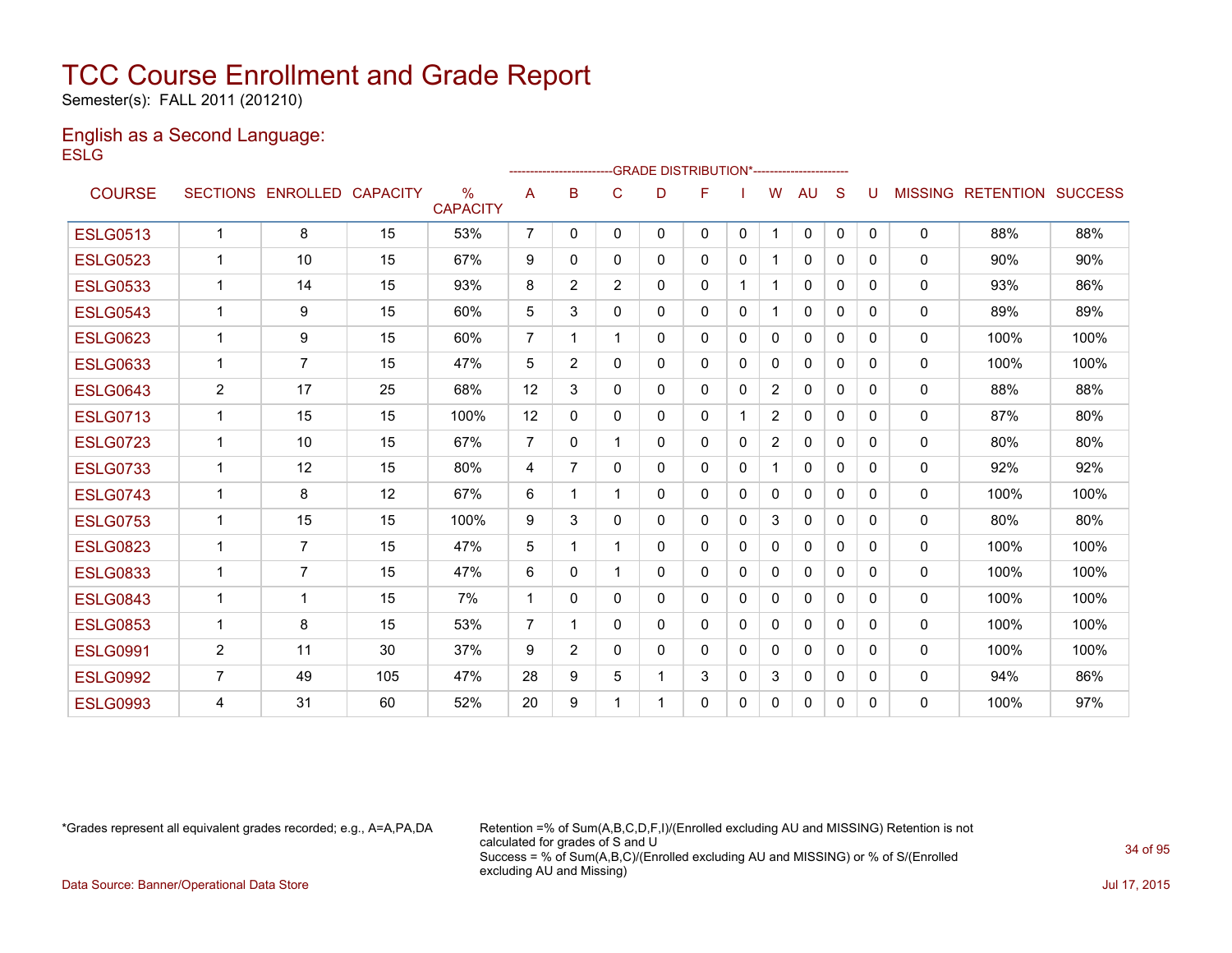# TCC Course Enrollment and Grade Report

Semester(s): FALL 2011 (201210)

## English as a Second Language:

### ESLG

| COURSE | SECTIONS | ENROLLED | CAPACITY | % CAPACITY | A | B | C | D | F | I | W | AU | S | U | MISSING | RETENTION | SUCCESS |
|---|---|---|---|---|---|---|---|---|---|---|---|---|---|---|---|---|---|
| | | | | | GRADE DISTRIBUTION* | | | | | | | | | | | | |
| ESLG0513 | 1 | 8 | 15 | 53% | 7 | 0 | 0 | 0 | 0 | 0 | 1 | 0 | 0 | 0 | 0 | 88% | 88% |
| ESLG0523 | 1 | 10 | 15 | 67% | 9 | 0 | 0 | 0 | 0 | 0 | 1 | 0 | 0 | 0 | 0 | 90% | 90% |
| ESLG0533 | 1 | 14 | 15 | 93% | 8 | 2 | 2 | 0 | 0 | 1 | 1 | 0 | 0 | 0 | 0 | 93% | 86% |
| ESLG0543 | 1 | 9 | 15 | 60% | 5 | 3 | 0 | 0 | 0 | 0 | 1 | 0 | 0 | 0 | 0 | 89% | 89% |
| ESLG0623 | 1 | 9 | 15 | 60% | 7 | 1 | 1 | 0 | 0 | 0 | 0 | 0 | 0 | 0 | 0 | 100% | 100% |
| ESLG0633 | 1 | 7 | 15 | 47% | 5 | 2 | 0 | 0 | 0 | 0 | 0 | 0 | 0 | 0 | 0 | 100% | 100% |
| ESLG0643 | 2 | 17 | 25 | 68% | 12 | 3 | 0 | 0 | 0 | 0 | 2 | 0 | 0 | 0 | 0 | 88% | 88% |
| ESLG0713 | 1 | 15 | 15 | 100% | 12 | 0 | 0 | 0 | 0 | 1 | 2 | 0 | 0 | 0 | 0 | 87% | 80% |
| ESLG0723 | 1 | 10 | 15 | 67% | 7 | 0 | 1 | 0 | 0 | 0 | 2 | 0 | 0 | 0 | 0 | 80% | 80% |
| ESLG0733 | 1 | 12 | 15 | 80% | 4 | 7 | 0 | 0 | 0 | 0 | 1 | 0 | 0 | 0 | 0 | 92% | 92% |
| ESLG0743 | 1 | 8 | 12 | 67% | 6 | 1 | 1 | 0 | 0 | 0 | 0 | 0 | 0 | 0 | 0 | 100% | 100% |
| ESLG0753 | 1 | 15 | 15 | 100% | 9 | 3 | 0 | 0 | 0 | 0 | 3 | 0 | 0 | 0 | 0 | 80% | 80% |
| ESLG0823 | 1 | 7 | 15 | 47% | 5 | 1 | 1 | 0 | 0 | 0 | 0 | 0 | 0 | 0 | 0 | 100% | 100% |
| ESLG0833 | 1 | 7 | 15 | 47% | 6 | 0 | 1 | 0 | 0 | 0 | 0 | 0 | 0 | 0 | 0 | 100% | 100% |
| ESLG0843 | 1 | 1 | 15 | 7% | 1 | 0 | 0 | 0 | 0 | 0 | 0 | 0 | 0 | 0 | 0 | 100% | 100% |
| ESLG0853 | 1 | 8 | 15 | 53% | 7 | 1 | 0 | 0 | 0 | 0 | 0 | 0 | 0 | 0 | 0 | 100% | 100% |
| ESLG0991 | 2 | 11 | 30 | 37% | 9 | 2 | 0 | 0 | 0 | 0 | 0 | 0 | 0 | 0 | 0 | 100% | 100% |
| ESLG0992 | 7 | 49 | 105 | 47% | 28 | 9 | 5 | 1 | 3 | 0 | 3 | 0 | 0 | 0 | 0 | 94% | 86% |
| ESLG0993 | 4 | 31 | 60 | 52% | 20 | 9 | 1 | 1 | 0 | 0 | 0 | 0 | 0 | 0 | 0 | 100% | 97% |

*Grades represent all equivalent grades recorded; e.g., A=A,PA,DA

Retention =% of Sum(A,B,C,D,F,I)/(Enrolled excluding AU and MISSING) Retention is not calculated for grades of S and U
Success = % of Sum(A,B,C)/(Enrolled excluding AU and MISSING) or % of S/(Enrolled excluding AU and Missing)

Data Source: Banner/Operational Data Store

Jul 17, 2015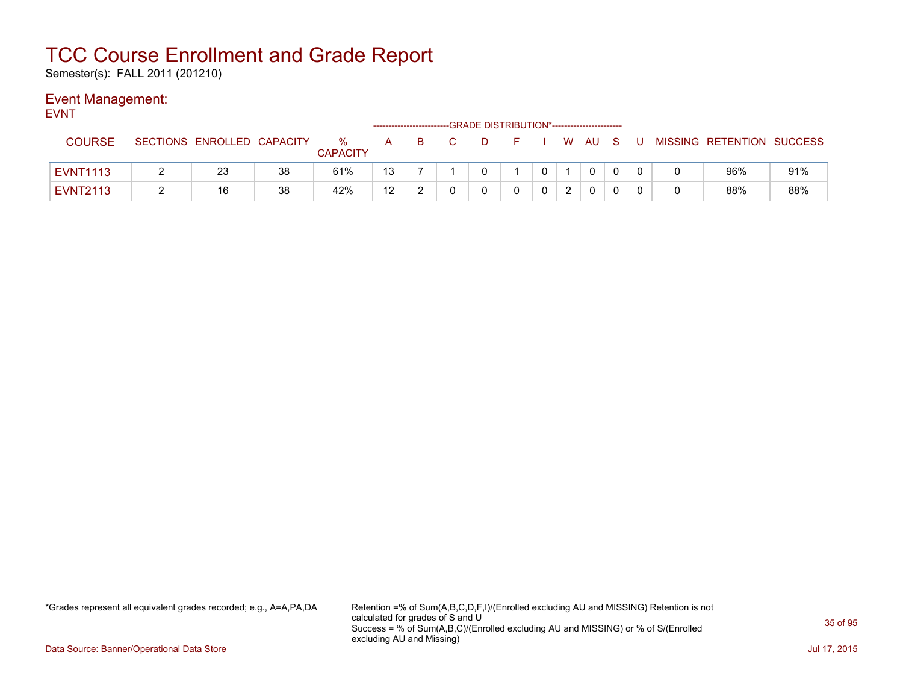# TCC Course Enrollment and Grade Report

Semester(s): FALL 2011 (201210)

## Event Management:

EVNT

| COURSE | SECTIONS | ENROLLED | CAPACITY | % CAPACITY | A | B | C | D | F | I | W | AU | S | U | MISSING | RETENTION | SUCCESS |
|---|---|---|---|---|---|---|---|---|---|---|---|---|---|---|---|---|---|
| | | | | | GRADE DISTRIBUTION* | | | | | | | | | | | | |
| EVNT1113 | 2 | 23 | 38 | 61% | 13 | 7 | 1 | 0 | 1 | 0 | 1 | 0 | 0 | 0 | 0 | 96% | 91% |
| EVNT2113 | 2 | 16 | 38 | 42% | 12 | 2 | 0 | 0 | 0 | 0 | 2 | 0 | 0 | 0 | 0 | 88% | 88% |

*Grades represent all equivalent grades recorded; e.g., A=A,PA,DA

Retention =% of Sum(A,B,C,D,F,I)/(Enrolled excluding AU and MISSING) Retention is not calculated for grades of S and U
Success = % of Sum(A,B,C)/(Enrolled excluding AU and MISSING) or % of S/(Enrolled excluding AU and Missing)

Data Source: Banner/Operational Data Store

Jul 17, 2015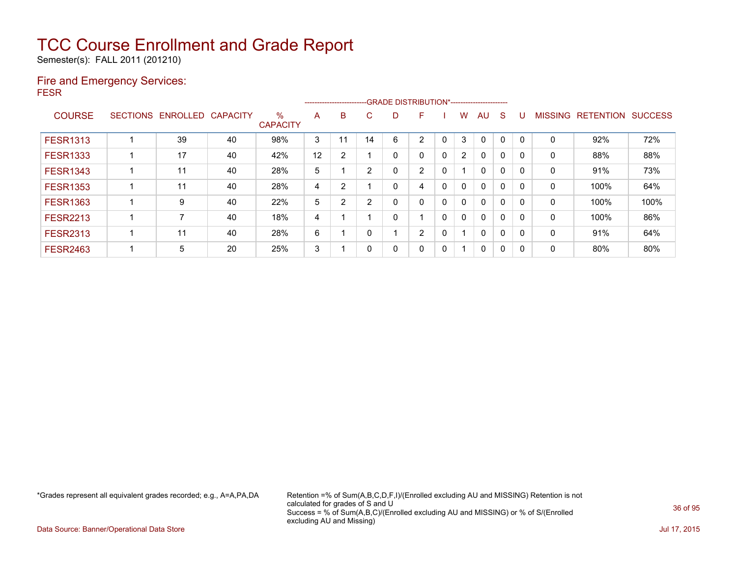# TCC Course Enrollment and Grade Report

Semester(s): FALL 2011 (201210)

## Fire and Emergency Services:

FESR

| COURSE | SECTIONS | ENROLLED | CAPACITY | % CAPACITY | A | B | C | D | F | I | W | AU | S | U | MISSING | RETENTION | SUCCESS |
|---|---|---|---|---|---|---|---|---|---|---|---|---|---|---|---|---|---|
| FESR1313 | 1 | 39 | 40 | 98% | 3 | 11 | 14 | 6 | 2 | 0 | 3 | 0 | 0 | 0 | 0 | 92% | 72% |
| FESR1333 | 1 | 17 | 40 | 42% | 12 | 2 | 1 | 0 | 0 | 0 | 2 | 0 | 0 | 0 | 0 | 88% | 88% |
| FESR1343 | 1 | 11 | 40 | 28% | 5 | 1 | 2 | 0 | 2 | 0 | 1 | 0 | 0 | 0 | 0 | 91% | 73% |
| FESR1353 | 1 | 11 | 40 | 28% | 4 | 2 | 1 | 0 | 4 | 0 | 0 | 0 | 0 | 0 | 0 | 100% | 64% |
| FESR1363 | 1 | 9 | 40 | 22% | 5 | 2 | 2 | 0 | 0 | 0 | 0 | 0 | 0 | 0 | 0 | 100% | 100% |
| FESR2213 | 1 | 7 | 40 | 18% | 4 | 1 | 1 | 0 | 1 | 0 | 0 | 0 | 0 | 0 | 0 | 100% | 86% |
| FESR2313 | 1 | 11 | 40 | 28% | 6 | 1 | 0 | 1 | 2 | 0 | 1 | 0 | 0 | 0 | 0 | 91% | 64% |
| FESR2463 | 1 | 5 | 20 | 25% | 3 | 1 | 0 | 0 | 0 | 0 | 1 | 0 | 0 | 0 | 0 | 80% | 80% |

*Grades represent all equivalent grades recorded; e.g., A=A,PA,DA

Retention =% of Sum(A,B,C,D,F,I)/(Enrolled excluding AU and MISSING) Retention is not calculated for grades of S and U
Success = % of Sum(A,B,C)/(Enrolled excluding AU and MISSING) or % of S/(Enrolled excluding AU and Missing)

Data Source: Banner/Operational Data Store

Jul 17, 2015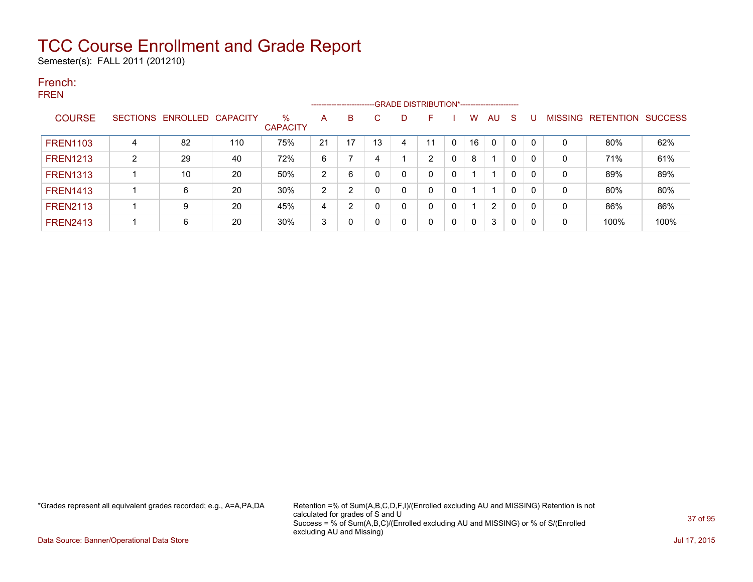# TCC Course Enrollment and Grade Report

Semester(s): FALL 2011 (201210)

## French:

FREN

| COURSE | SECTIONS | ENROLLED | CAPACITY | % CAPACITY | A | B | C | D | F | I | W | AU | S | U | MISSING | RETENTION | SUCCESS |
|---|---|---|---|---|---|---|---|---|---|---|---|---|---|---|---|---|---|
| | | | | | GRADE DISTRIBUTION* | | | | | | | | | | | | |
| FREN1103 | 4 | 82 | 110 | 75% | 21 | 17 | 13 | 4 | 11 | 0 | 16 | 0 | 0 | 0 | 0 | 80% | 62% |
| FREN1213 | 2 | 29 | 40 | 72% | 6 | 7 | 4 | 1 | 2 | 0 | 8 | 1 | 0 | 0 | 0 | 71% | 61% |
| FREN1313 | 1 | 10 | 20 | 50% | 2 | 6 | 0 | 0 | 0 | 0 | 1 | 1 | 0 | 0 | 0 | 89% | 89% |
| FREN1413 | 1 | 6 | 20 | 30% | 2 | 2 | 0 | 0 | 0 | 0 | 1 | 1 | 0 | 0 | 0 | 80% | 80% |
| FREN2113 | 1 | 9 | 20 | 45% | 4 | 2 | 0 | 0 | 0 | 0 | 1 | 2 | 0 | 0 | 0 | 86% | 86% |
| FREN2413 | 1 | 6 | 20 | 30% | 3 | 0 | 0 | 0 | 0 | 0 | 0 | 3 | 0 | 0 | 0 | 100% | 100% |

*Grades represent all equivalent grades recorded; e.g., A=A,PA,DA

Retention =% of Sum(A,B,C,D,F,I)/(Enrolled excluding AU and MISSING) Retention is not calculated for grades of S and U
Success = % of Sum(A,B,C)/(Enrolled excluding AU and MISSING) or % of S/(Enrolled excluding AU and Missing)

Data Source: Banner/Operational Data Store

Jul 17, 2015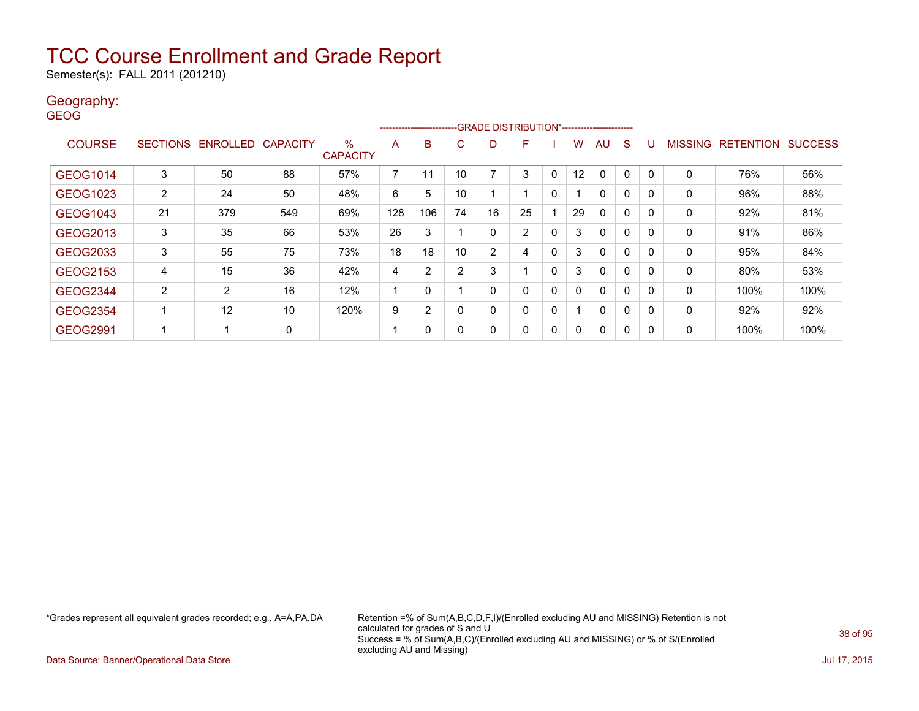# TCC Course Enrollment and Grade Report

Semester(s): FALL 2011 (201210)

## Geography:

GEOG

| COURSE | SECTIONS | ENROLLED | CAPACITY | % CAPACITY | A | B | C | D | F | I | W | AU | S | U | MISSING | RETENTION | SUCCESS |
|---|---|---|---|---|---|---|---|---|---|---|---|---|---|---|---|---|---|
| | | | | | GRADE DISTRIBUTION* | | | | | | | | | | | | |
| GEOG1014 | 3 | 50 | 88 | 57% | 7 | 11 | 10 | 7 | 3 | 0 | 12 | 0 | 0 | 0 | 0 | 76% | 56% |
| GEOG1023 | 2 | 24 | 50 | 48% | 6 | 5 | 10 | 1 | 1 | 0 | 1 | 0 | 0 | 0 | 0 | 96% | 88% |
| GEOG1043 | 21 | 379 | 549 | 69% | 128 | 106 | 74 | 16 | 25 | 1 | 29 | 0 | 0 | 0 | 0 | 92% | 81% |
| GEOG2013 | 3 | 35 | 66 | 53% | 26 | 3 | 1 | 0 | 2 | 0 | 3 | 0 | 0 | 0 | 0 | 91% | 86% |
| GEOG2033 | 3 | 55 | 75 | 73% | 18 | 18 | 10 | 2 | 4 | 0 | 3 | 0 | 0 | 0 | 0 | 95% | 84% |
| GEOG2153 | 4 | 15 | 36 | 42% | 4 | 2 | 2 | 3 | 1 | 0 | 3 | 0 | 0 | 0 | 0 | 80% | 53% |
| GEOG2344 | 2 | 2 | 16 | 12% | 1 | 0 | 1 | 0 | 0 | 0 | 0 | 0 | 0 | 0 | 0 | 100% | 100% |
| GEOG2354 | 1 | 12 | 10 | 120% | 9 | 2 | 0 | 0 | 0 | 0 | 1 | 0 | 0 | 0 | 0 | 92% | 92% |
| GEOG2991 | 1 | 1 | 0 | | 1 | 0 | 0 | 0 | 0 | 0 | 0 | 0 | 0 | 0 | 0 | 100% | 100% |

*Grades represent all equivalent grades recorded; e.g., A=A,PA,DA

Retention =% of Sum(A,B,C,D,F,I)/(Enrolled excluding AU and MISSING) Retention is not calculated for grades of S and U
Success = % of Sum(A,B,C)/(Enrolled excluding AU and MISSING) or % of S/(Enrolled excluding AU and Missing)

Data Source: Banner/Operational Data Store

Jul 17, 2015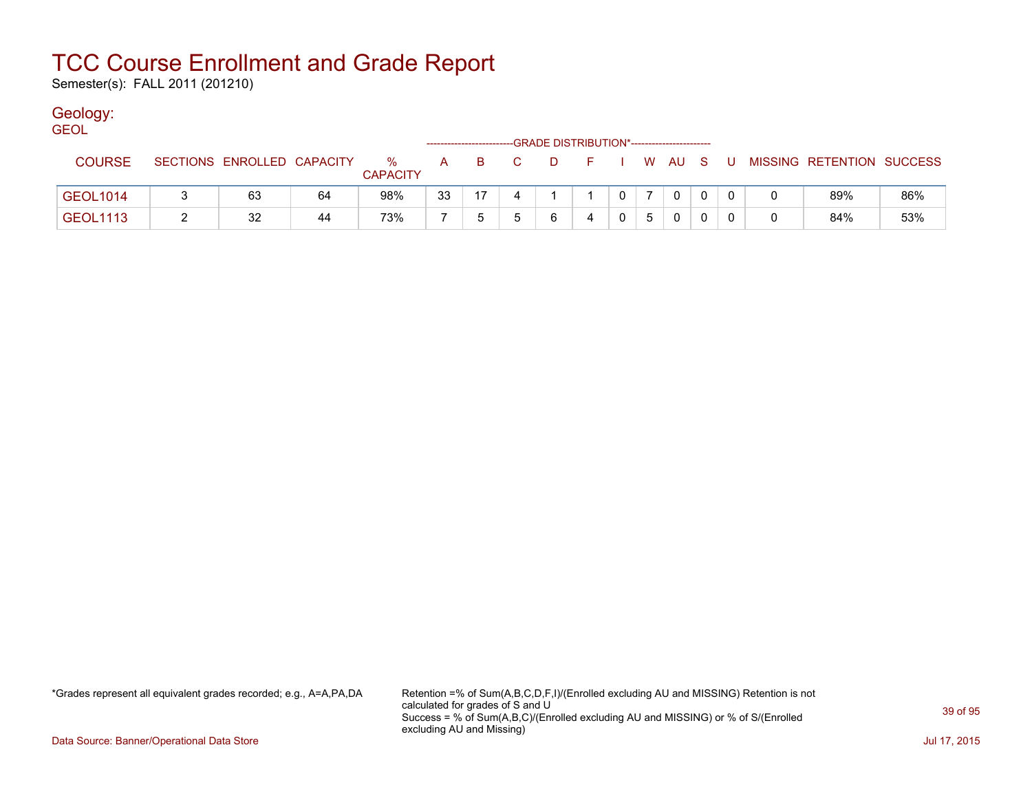# TCC Course Enrollment and Grade Report

Semester(s): FALL 2011 (201210)

## Geology:

GEOL

| COURSE | SECTIONS | ENROLLED | CAPACITY | % CAPACITY | A | B | C | D | F | I | W | AU | S | U | MISSING | RETENTION | SUCCESS |
|---|---|---|---|---|---|---|---|---|---|---|---|---|---|---|---|---|---|
| | | | | | GRADE DISTRIBUTION* | | | | | | | | | | | | |
| GEOL1014 | 3 | 63 | 64 | 98% | 33 | 17 | 4 | 1 | 1 | 0 | 7 | 0 | 0 | 0 | 0 | 89% | 86% |
| GEOL1113 | 2 | 32 | 44 | 73% | 7 | 5 | 5 | 6 | 4 | 0 | 5 | 0 | 0 | 0 | 0 | 84% | 53% |

*Grades represent all equivalent grades recorded; e.g., A=A,PA,DA

Retention =% of Sum(A,B,C,D,F,I)/(Enrolled excluding AU and MISSING) Retention is not calculated for grades of S and U
Success = % of Sum(A,B,C)/(Enrolled excluding AU and MISSING) or % of S/(Enrolled excluding AU and Missing)

Data Source: Banner/Operational Data Store

Jul 17, 2015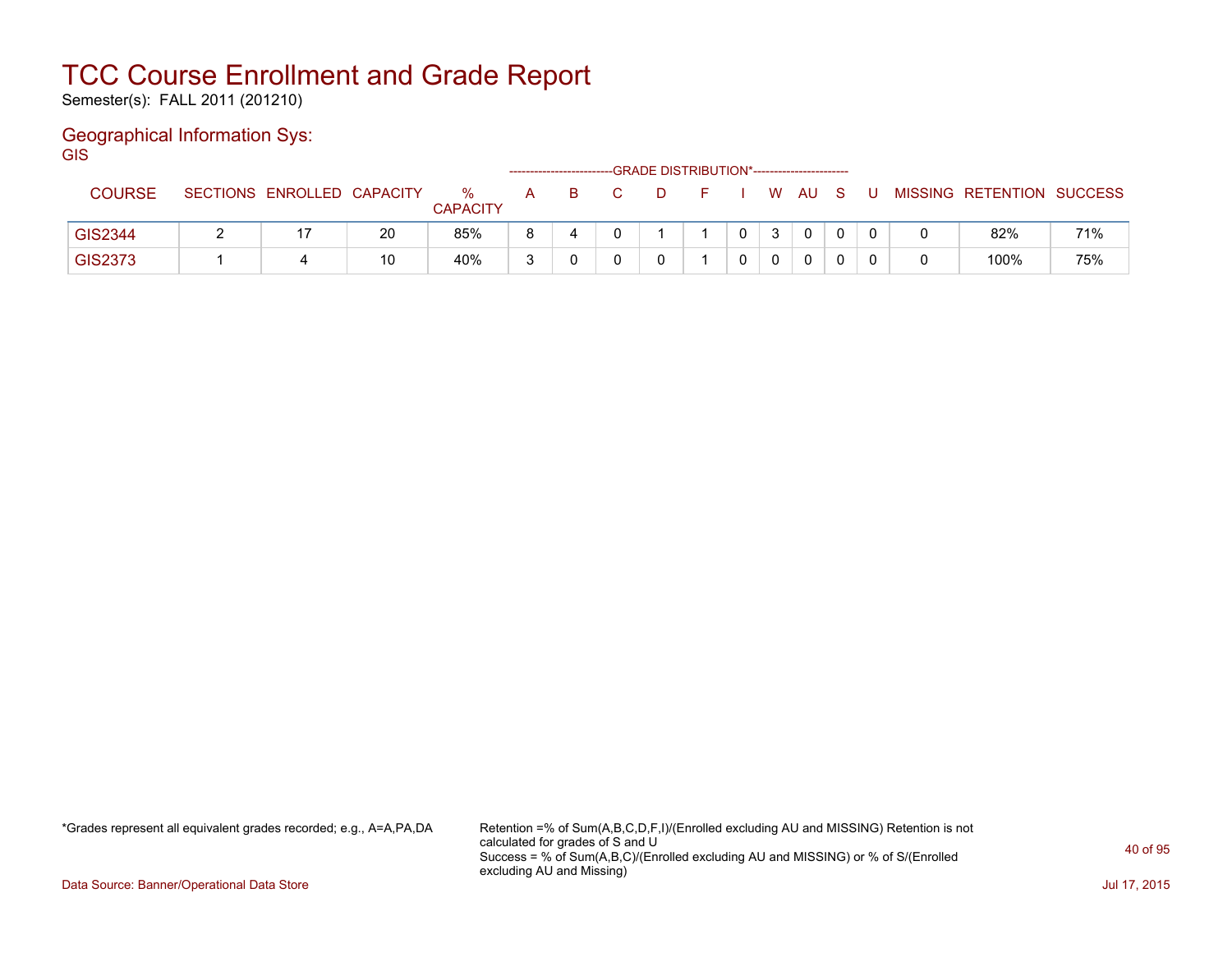# TCC Course Enrollment and Grade Report

Semester(s): FALL 2011 (201210)

## Geographical Information Sys:

GIS

| COURSE | SECTIONS | ENROLLED | CAPACITY | % CAPACITY | A | B | C | D | F | I | W | AU | S | U | MISSING | RETENTION | SUCCESS |
|---|---|---|---|---|---|---|---|---|---|---|---|---|---|---|---|---|---|
| | | | | | GRADE DISTRIBUTION* | | | | | | | | | | | | |
| GIS2344 | 2 | 17 | 20 | 85% | 8 | 4 | 0 | 1 | 1 | 0 | 3 | 0 | 0 | 0 | 0 | 82% | 71% |
| GIS2373 | 1 | 4 | 10 | 40% | 3 | 0 | 0 | 0 | 1 | 0 | 0 | 0 | 0 | 0 | 0 | 100% | 75% |

*Grades represent all equivalent grades recorded; e.g., A=A,PA,DA

Retention =% of Sum(A,B,C,D,F,I)/(Enrolled excluding AU and MISSING) Retention is not calculated for grades of S and U

Success = % of Sum(A,B,C)/(Enrolled excluding AU and MISSING) or % of S/(Enrolled excluding AU and Missing)

Data Source: Banner/Operational Data Store

Jul 17, 2015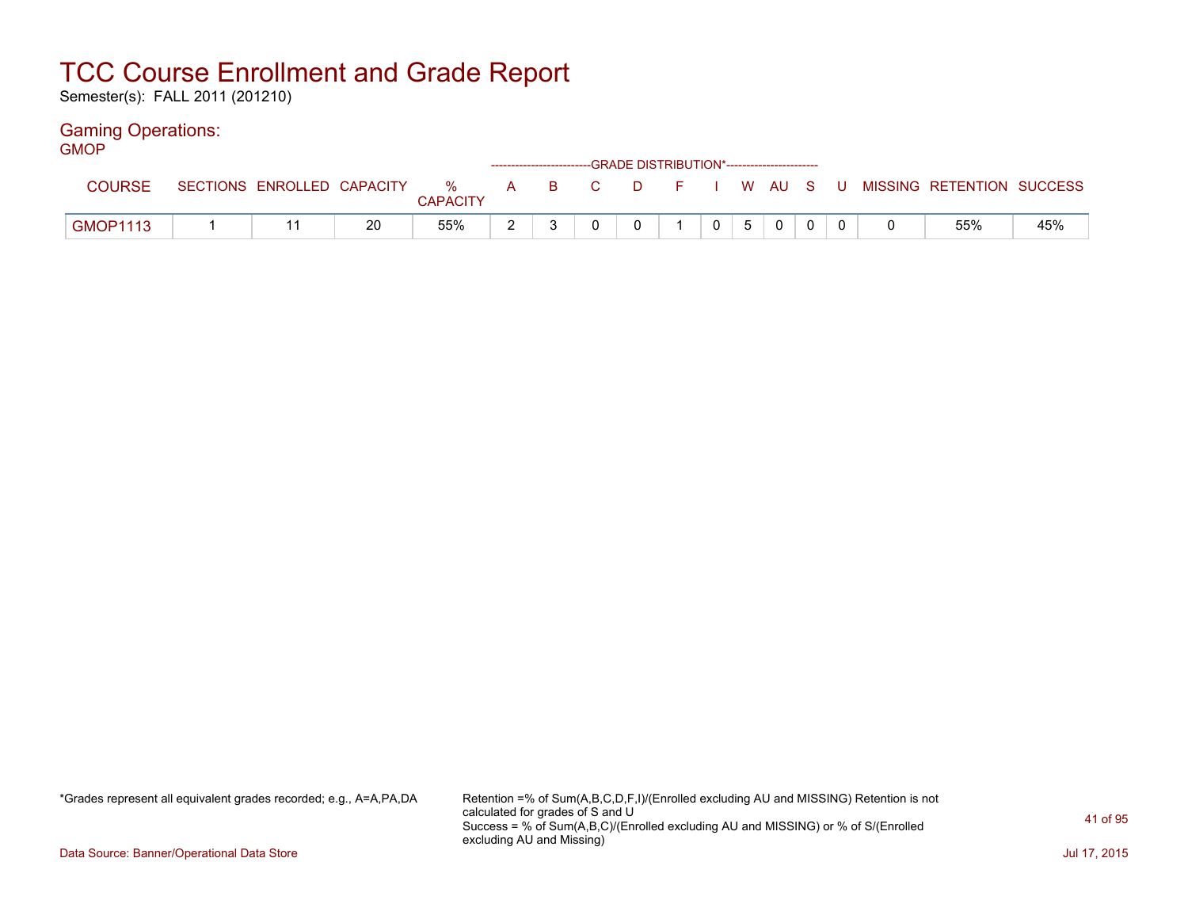# TCC Course Enrollment and Grade Report

Semester(s): FALL 2011 (201210)

## Gaming Operations:

GMOP

| COURSE | SECTIONS | ENROLLED | CAPACITY | % CAPACITY | A | B | C | D | F | I | W | AU | S | U | MISSING | RETENTION | SUCCESS |
|---|---|---|---|---|---|---|---|---|---|---|---|---|---|---|---|---|---|
| | | | | | GRADE DISTRIBUTION* | | | | | | | | | | | | |
| GMOP1113 | 1 | 11 | 20 | 55% | 2 | 3 | 0 | 0 | 1 | 0 | 5 | 0 | 0 | 0 | 0 | 55% | 45% |

*Grades represent all equivalent grades recorded; e.g., A=A,PA,DA

Retention =% of Sum(A,B,C,D,F,I)/(Enrolled excluding AU and MISSING) Retention is not calculated for grades of S and U
Success = % of Sum(A,B,C)/(Enrolled excluding AU and MISSING) or % of S/(Enrolled excluding AU and Missing)

Data Source: Banner/Operational Data Store

Jul 17, 2015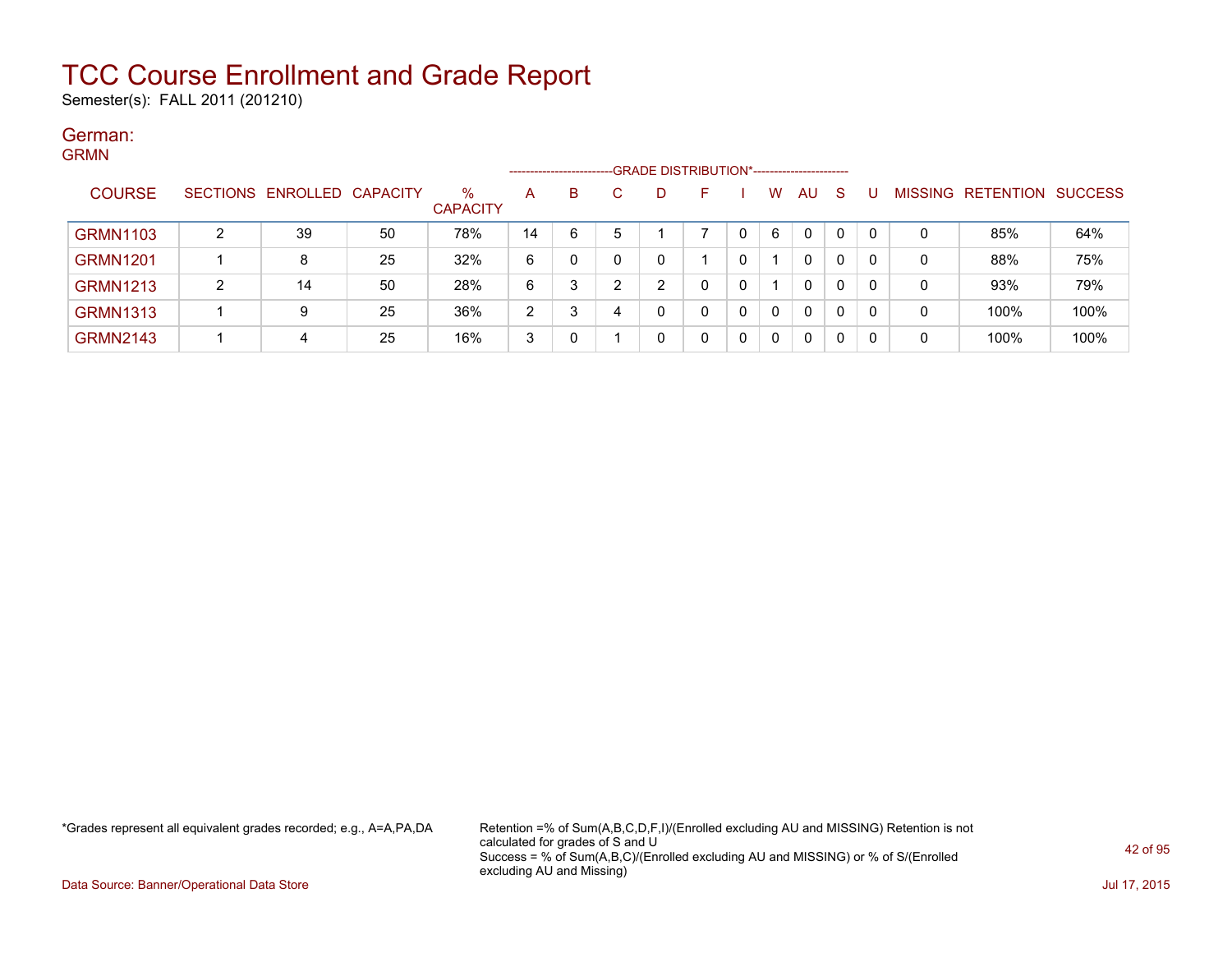# TCC Course Enrollment and Grade Report

Semester(s): FALL 2011 (201210)

## German:

GRMN

| COURSE | SECTIONS | ENROLLED | CAPACITY | % CAPACITY | A | B | C | D | F | I | W | AU | S | U | MISSING | RETENTION | SUCCESS |
|---|---|---|---|---|---|---|---|---|---|---|---|---|---|---|---|---|---|
| | | | | | GRADE DISTRIBUTION* | | | | | | | | | | | | |
| GRMN1103 | 2 | 39 | 50 | 78% | 14 | 6 | 5 | 1 | 7 | 0 | 6 | 0 | 0 | 0 | 0 | 85% | 64% |
| GRMN1201 | 1 | 8 | 25 | 32% | 6 | 0 | 0 | 0 | 1 | 0 | 1 | 0 | 0 | 0 | 0 | 88% | 75% |
| GRMN1213 | 2 | 14 | 50 | 28% | 6 | 3 | 2 | 2 | 0 | 0 | 1 | 0 | 0 | 0 | 0 | 93% | 79% |
| GRMN1313 | 1 | 9 | 25 | 36% | 2 | 3 | 4 | 0 | 0 | 0 | 0 | 0 | 0 | 0 | 0 | 100% | 100% |
| GRMN2143 | 1 | 4 | 25 | 16% | 3 | 0 | 1 | 0 | 0 | 0 | 0 | 0 | 0 | 0 | 0 | 100% | 100% |

*Grades represent all equivalent grades recorded; e.g., A=A,PA,DA

Retention =% of Sum(A,B,C,D,F,I)/(Enrolled excluding AU and MISSING) Retention is not calculated for grades of S and U
Success = % of Sum(A,B,C)/(Enrolled excluding AU and MISSING) or % of S/(Enrolled excluding AU and Missing)

Data Source: Banner/Operational Data Store

Jul 17, 2015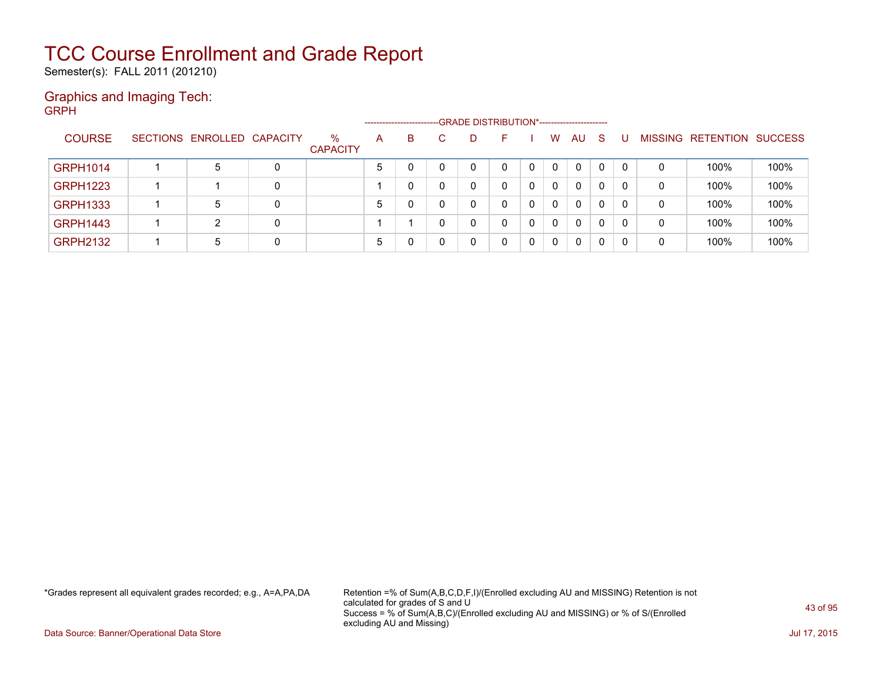# TCC Course Enrollment and Grade Report

Semester(s): FALL 2011 (201210)

## Graphics and Imaging Tech:

GRPH

| COURSE | SECTIONS | ENROLLED | CAPACITY | % CAPACITY | A | B | C | D | F | I | W | AU | S | U | MISSING | RETENTION | SUCCESS |
|---|---|---|---|---|---|---|---|---|---|---|---|---|---|---|---|---|---|
| | | | | | GRADE DISTRIBUTION* | | | | | | | | | | | | |
| GRPH1014 | 1 | 5 | 0 | | 5 | 0 | 0 | 0 | 0 | 0 | 0 | 0 | 0 | 0 | 0 | 100% | 100% |
| GRPH1223 | 1 | 1 | 0 | | 1 | 0 | 0 | 0 | 0 | 0 | 0 | 0 | 0 | 0 | 0 | 100% | 100% |
| GRPH1333 | 1 | 5 | 0 | | 5 | 0 | 0 | 0 | 0 | 0 | 0 | 0 | 0 | 0 | 0 | 100% | 100% |
| GRPH1443 | 1 | 2 | 0 | | 1 | 1 | 0 | 0 | 0 | 0 | 0 | 0 | 0 | 0 | 0 | 100% | 100% |
| GRPH2132 | 1 | 5 | 0 | | 5 | 0 | 0 | 0 | 0 | 0 | 0 | 0 | 0 | 0 | 0 | 100% | 100% |

*Grades represent all equivalent grades recorded; e.g., A=A,PA,DA

Retention =% of Sum(A,B,C,D,F,I)/(Enrolled excluding AU and MISSING) Retention is not calculated for grades of S and U
Success = % of Sum(A,B,C)/(Enrolled excluding AU and MISSING) or % of S/(Enrolled excluding AU and Missing)

Data Source: Banner/Operational Data Store

Jul 17, 2015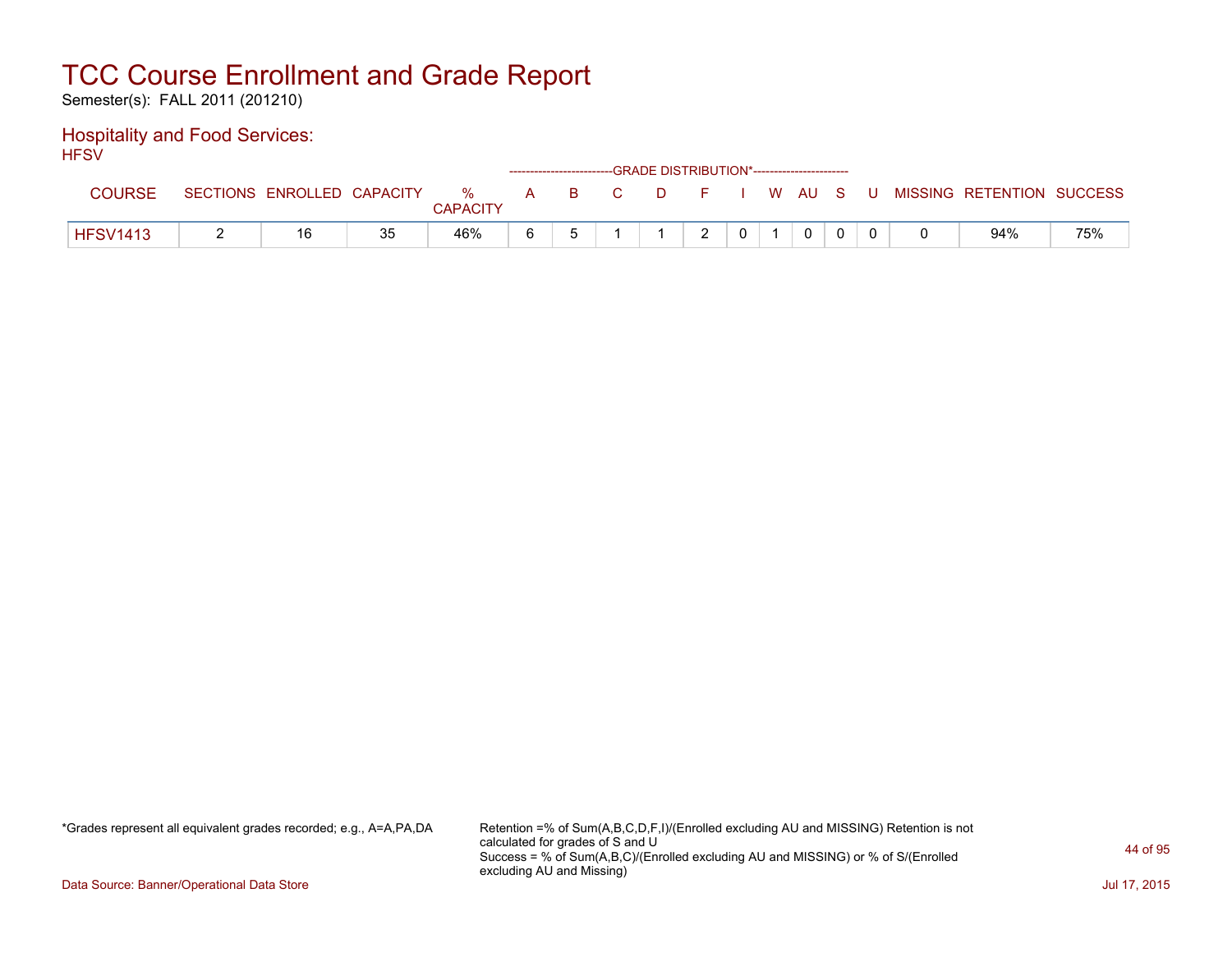# TCC Course Enrollment and Grade Report

Semester(s): FALL 2011 (201210)

## Hospitality and Food Services:

HFSV

| COURSE | SECTIONS | ENROLLED | CAPACITY | % CAPACITY | A | B | C | D | F | I | W | AU | S | U | MISSING | RETENTION | SUCCESS |
|---|---|---|---|---|---|---|---|---|---|---|---|---|---|---|---|---|---|
| | | | | | GRADE DISTRIBUTION* | | | | | | | | | | | | |
| HFSV1413 | 2 | 16 | 35 | 46% | 6 | 5 | 1 | 1 | 2 | 0 | 1 | 0 | 0 | 0 | 0 | 94% | 75% |

*Grades represent all equivalent grades recorded; e.g., A=A,PA,DA

Retention =% of Sum(A,B,C,D,F,I)/(Enrolled excluding AU and MISSING) Retention is not calculated for grades of S and U
Success = % of Sum(A,B,C)/(Enrolled excluding AU and MISSING) or % of S/(Enrolled excluding AU and Missing)

Data Source: Banner/Operational Data Store

Jul 17, 2015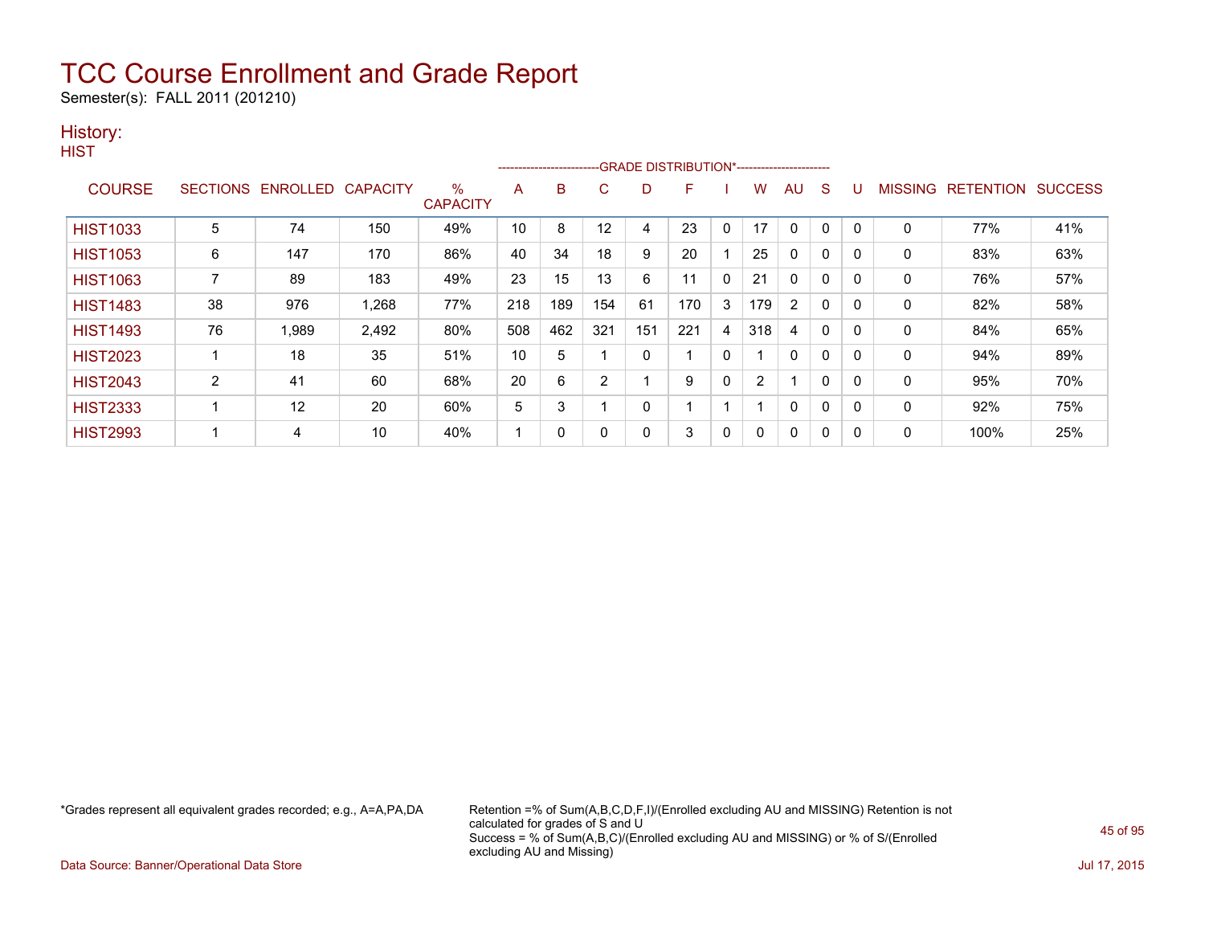# TCC Course Enrollment and Grade Report

Semester(s): FALL 2011 (201210)

## History:

HIST

| COURSE | SECTIONS | ENROLLED | CAPACITY | % CAPACITY | A | B | C | D | F | I | W | AU | S | U | MISSING | RETENTION | SUCCESS |
|---|---|---|---|---|---|---|---|---|---|---|---|---|---|---|---|---|---|
| | | | | | GRADE DISTRIBUTION* | | | | | | | | | | | | |
| HIST1033 | 5 | 74 | 150 | 49% | 10 | 8 | 12 | 4 | 23 | 0 | 17 | 0 | 0 | 0 | 0 | 77% | 41% |
| HIST1053 | 6 | 147 | 170 | 86% | 40 | 34 | 18 | 9 | 20 | 1 | 25 | 0 | 0 | 0 | 0 | 83% | 63% |
| HIST1063 | 7 | 89 | 183 | 49% | 23 | 15 | 13 | 6 | 11 | 0 | 21 | 0 | 0 | 0 | 0 | 76% | 57% |
| HIST1483 | 38 | 976 | 1,268 | 77% | 218 | 189 | 154 | 61 | 170 | 3 | 179 | 2 | 0 | 0 | 0 | 82% | 58% |
| HIST1493 | 76 | 1,989 | 2,492 | 80% | 508 | 462 | 321 | 151 | 221 | 4 | 318 | 4 | 0 | 0 | 0 | 84% | 65% |
| HIST2023 | 1 | 18 | 35 | 51% | 10 | 5 | 1 | 0 | 1 | 0 | 1 | 0 | 0 | 0 | 0 | 94% | 89% |
| HIST2043 | 2 | 41 | 60 | 68% | 20 | 6 | 2 | 1 | 9 | 0 | 2 | 1 | 0 | 0 | 0 | 95% | 70% |
| HIST2333 | 1 | 12 | 20 | 60% | 5 | 3 | 1 | 0 | 1 | 1 | 1 | 0 | 0 | 0 | 0 | 92% | 75% |
| HIST2993 | 1 | 4 | 10 | 40% | 1 | 0 | 0 | 0 | 3 | 0 | 0 | 0 | 0 | 0 | 0 | 100% | 25% |

*Grades represent all equivalent grades recorded; e.g., A=A,PA,DA

Retention =% of Sum(A,B,C,D,F,I)/(Enrolled excluding AU and MISSING) Retention is not calculated for grades of S and U
Success = % of Sum(A,B,C)/(Enrolled excluding AU and MISSING) or % of S/(Enrolled excluding AU and Missing)

Data Source: Banner/Operational Data Store

Jul 17, 2015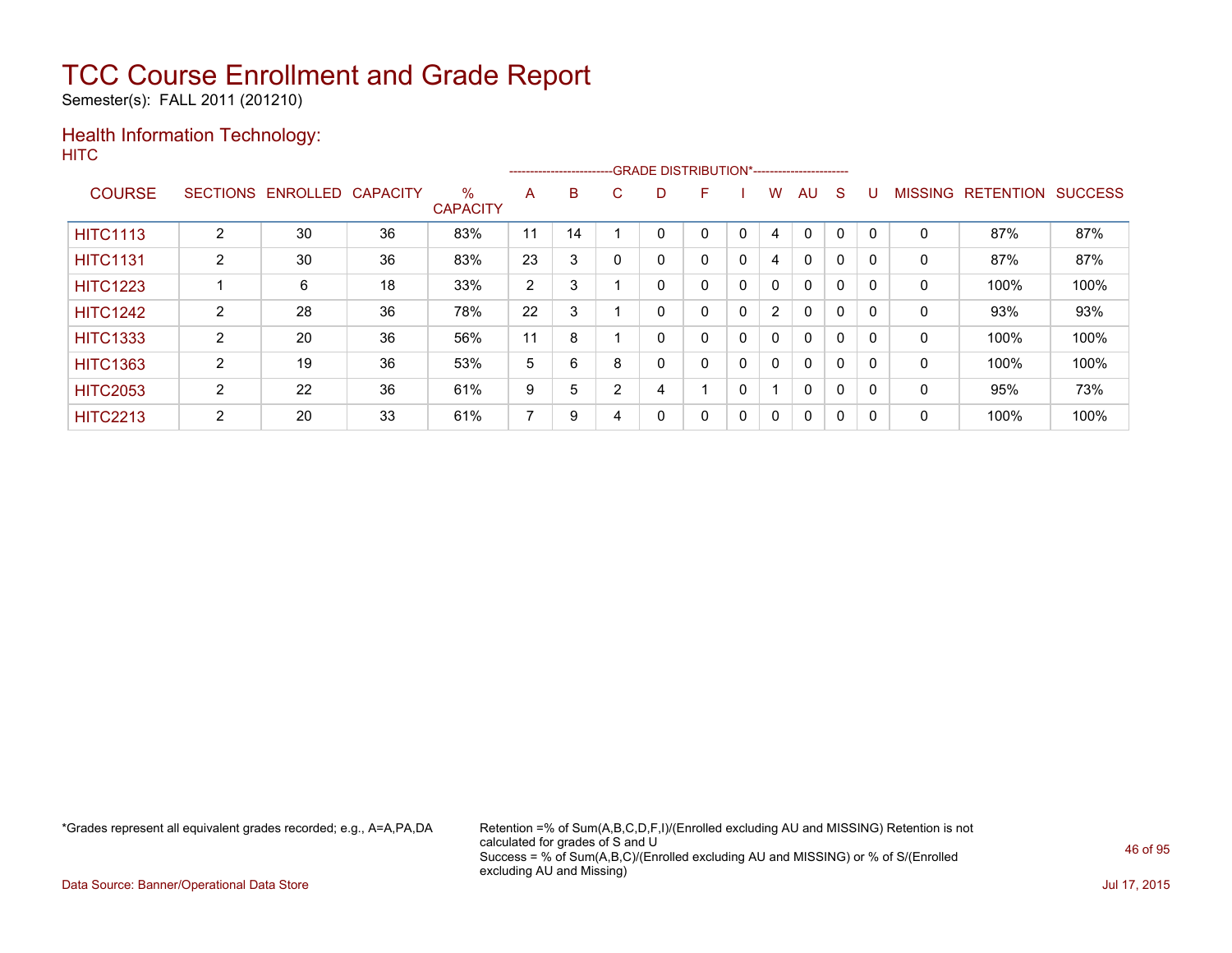# TCC Course Enrollment and Grade Report

Semester(s): FALL 2011 (201210)

## Health Information Technology:

HITC

| COURSE | SECTIONS | ENROLLED | CAPACITY | % CAPACITY | A | B | C | D | F | I | W | AU | S | U | MISSING | RETENTION | SUCCESS |
|---|---|---|---|---|---|---|---|---|---|---|---|---|---|---|---|---|---|
| | | | | | GRADE DISTRIBUTION* | | | | | | | | | | | | |
| HITC1113 | 2 | 30 | 36 | 83% | 11 | 14 | 1 | 0 | 0 | 0 | 4 | 0 | 0 | 0 | 0 | 87% | 87% |
| HITC1131 | 2 | 30 | 36 | 83% | 23 | 3 | 0 | 0 | 0 | 0 | 4 | 0 | 0 | 0 | 0 | 87% | 87% |
| HITC1223 | 1 | 6 | 18 | 33% | 2 | 3 | 1 | 0 | 0 | 0 | 0 | 0 | 0 | 0 | 0 | 100% | 100% |
| HITC1242 | 2 | 28 | 36 | 78% | 22 | 3 | 1 | 0 | 0 | 0 | 2 | 0 | 0 | 0 | 0 | 93% | 93% |
| HITC1333 | 2 | 20 | 36 | 56% | 11 | 8 | 1 | 0 | 0 | 0 | 0 | 0 | 0 | 0 | 0 | 100% | 100% |
| HITC1363 | 2 | 19 | 36 | 53% | 5 | 6 | 8 | 0 | 0 | 0 | 0 | 0 | 0 | 0 | 0 | 100% | 100% |
| HITC2053 | 2 | 22 | 36 | 61% | 9 | 5 | 2 | 4 | 1 | 0 | 1 | 0 | 0 | 0 | 0 | 95% | 73% |
| HITC2213 | 2 | 20 | 33 | 61% | 7 | 9 | 4 | 0 | 0 | 0 | 0 | 0 | 0 | 0 | 0 | 100% | 100% |

*Grades represent all equivalent grades recorded; e.g., A=A,PA,DA

Retention =% of Sum(A,B,C,D,F,I)/(Enrolled excluding AU and MISSING) Retention is not calculated for grades of S and U
Success = % of Sum(A,B,C)/(Enrolled excluding AU and MISSING) or % of S/(Enrolled excluding AU and Missing)

Data Source: Banner/Operational Data Store

Jul 17, 2015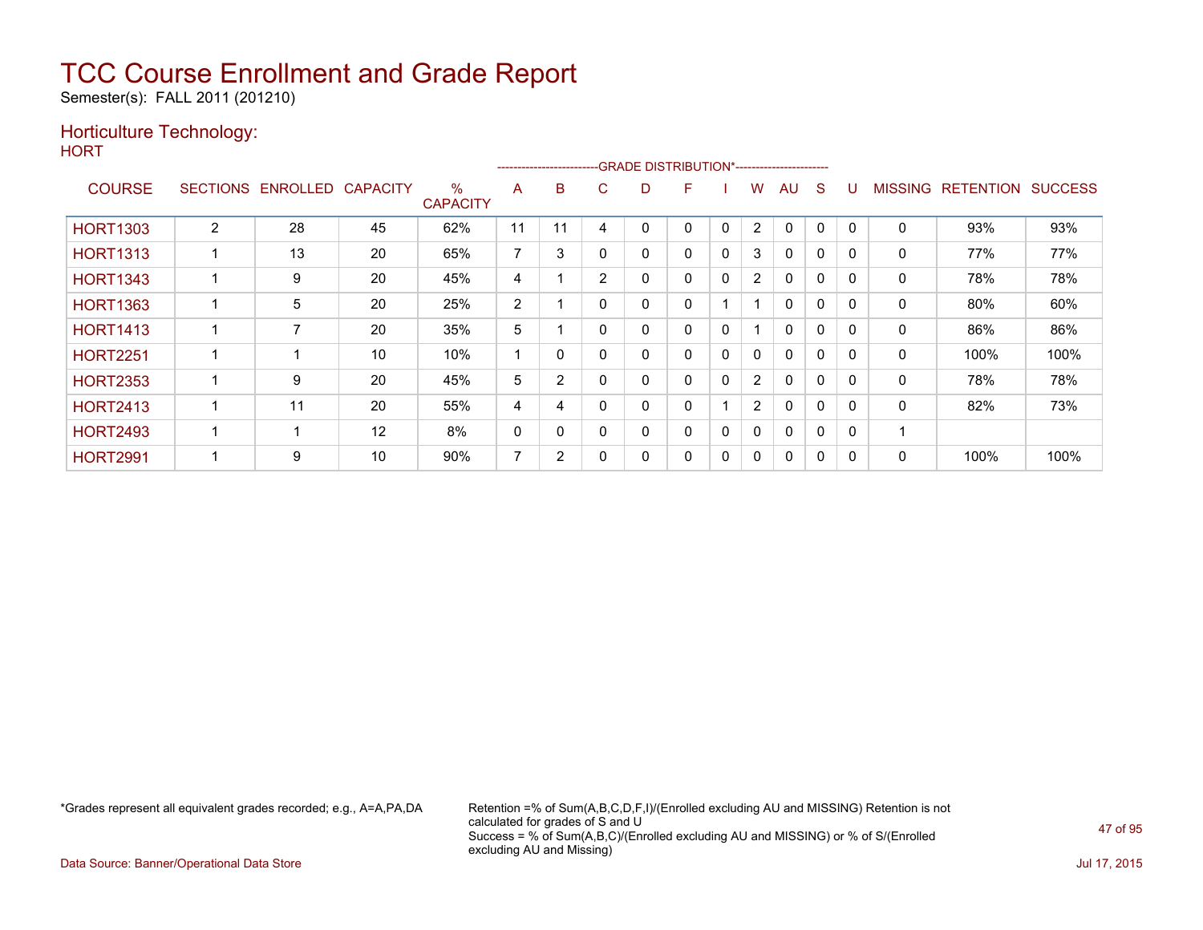# TCC Course Enrollment and Grade Report

Semester(s): FALL 2011 (201210)

## Horticulture Technology:

HORT

| COURSE | SECTIONS | ENROLLED | CAPACITY | % CAPACITY | A | B | C | D | F | I | W | AU | S | U | MISSING | RETENTION | SUCCESS |
|---|---|---|---|---|---|---|---|---|---|---|---|---|---|---|---|---|---|
| | | | | | GRADE DISTRIBUTION* | | | | | | | | | | | | |
| HORT1303 | 2 | 28 | 45 | 62% | 11 | 11 | 4 | 0 | 0 | 0 | 2 | 0 | 0 | 0 | 0 | 93% | 93% |
| HORT1313 | 1 | 13 | 20 | 65% | 7 | 3 | 0 | 0 | 0 | 0 | 3 | 0 | 0 | 0 | 0 | 77% | 77% |
| HORT1343 | 1 | 9 | 20 | 45% | 4 | 1 | 2 | 0 | 0 | 0 | 2 | 0 | 0 | 0 | 0 | 78% | 78% |
| HORT1363 | 1 | 5 | 20 | 25% | 2 | 1 | 0 | 0 | 0 | 1 | 1 | 0 | 0 | 0 | 0 | 80% | 60% |
| HORT1413 | 1 | 7 | 20 | 35% | 5 | 1 | 0 | 0 | 0 | 0 | 1 | 0 | 0 | 0 | 0 | 86% | 86% |
| HORT2251 | 1 | 1 | 10 | 10% | 1 | 0 | 0 | 0 | 0 | 0 | 0 | 0 | 0 | 0 | 0 | 100% | 100% |
| HORT2353 | 1 | 9 | 20 | 45% | 5 | 2 | 0 | 0 | 0 | 0 | 2 | 0 | 0 | 0 | 0 | 78% | 78% |
| HORT2413 | 1 | 11 | 20 | 55% | 4 | 4 | 0 | 0 | 0 | 1 | 2 | 0 | 0 | 0 | 0 | 82% | 73% |
| HORT2493 | 1 | 1 | 12 | 8% | 0 | 0 | 0 | 0 | 0 | 0 | 0 | 0 | 0 | 0 | 1 | | |
| HORT2991 | 1 | 9 | 10 | 90% | 7 | 2 | 0 | 0 | 0 | 0 | 0 | 0 | 0 | 0 | 0 | 100% | 100% |

*Grades represent all equivalent grades recorded; e.g., A=A,PA,DA

Retention =% of Sum(A,B,C,D,F,I)/(Enrolled excluding AU and MISSING) Retention is not calculated for grades of S and U
Success = % of Sum(A,B,C)/(Enrolled excluding AU and MISSING) or % of S/(Enrolled excluding AU and Missing)

Data Source: Banner/Operational Data Store

Jul 17, 2015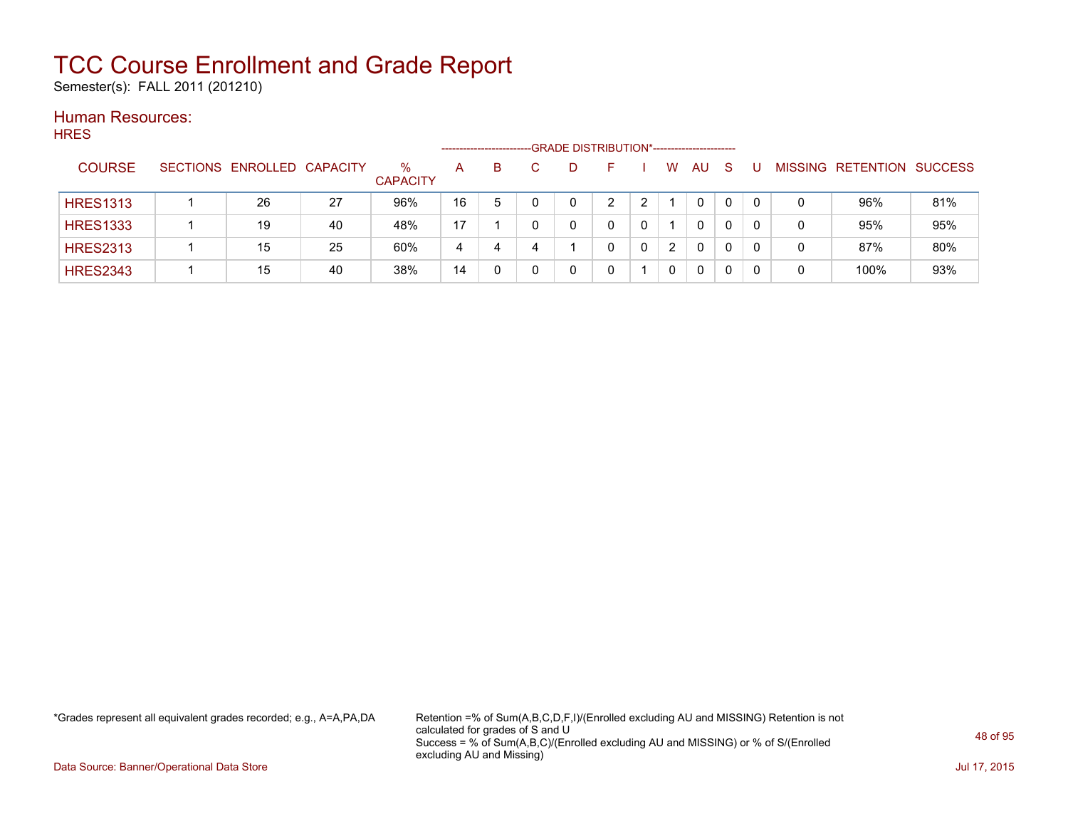# TCC Course Enrollment and Grade Report

Semester(s): FALL 2011 (201210)

## Human Resources:

HRES

| COURSE | SECTIONS | ENROLLED | CAPACITY | % CAPACITY | A | B | C | D | F | I | W | AU | S | U | MISSING | RETENTION | SUCCESS |
|---|---|---|---|---|---|---|---|---|---|---|---|---|---|---|---|---|---|
| | | | | | GRADE DISTRIBUTION* | | | | | | | | | | | | |
| HRES1313 | 1 | 26 | 27 | 96% | 16 | 5 | 0 | 0 | 2 | 2 | 1 | 0 | 0 | 0 | 0 | 96% | 81% |
| HRES1333 | 1 | 19 | 40 | 48% | 17 | 1 | 0 | 0 | 0 | 0 | 1 | 0 | 0 | 0 | 0 | 95% | 95% |
| HRES2313 | 1 | 15 | 25 | 60% | 4 | 4 | 4 | 1 | 0 | 0 | 2 | 0 | 0 | 0 | 0 | 87% | 80% |
| HRES2343 | 1 | 15 | 40 | 38% | 14 | 0 | 0 | 0 | 0 | 1 | 0 | 0 | 0 | 0 | 0 | 100% | 93% |

*Grades represent all equivalent grades recorded; e.g., A=A,PA,DA

Retention =% of Sum(A,B,C,D,F,I)/(Enrolled excluding AU and MISSING) Retention is not calculated for grades of S and U
Success = % of Sum(A,B,C)/(Enrolled excluding AU and MISSING) or % of S/(Enrolled excluding AU and Missing)

Data Source: Banner/Operational Data Store

Jul 17, 2015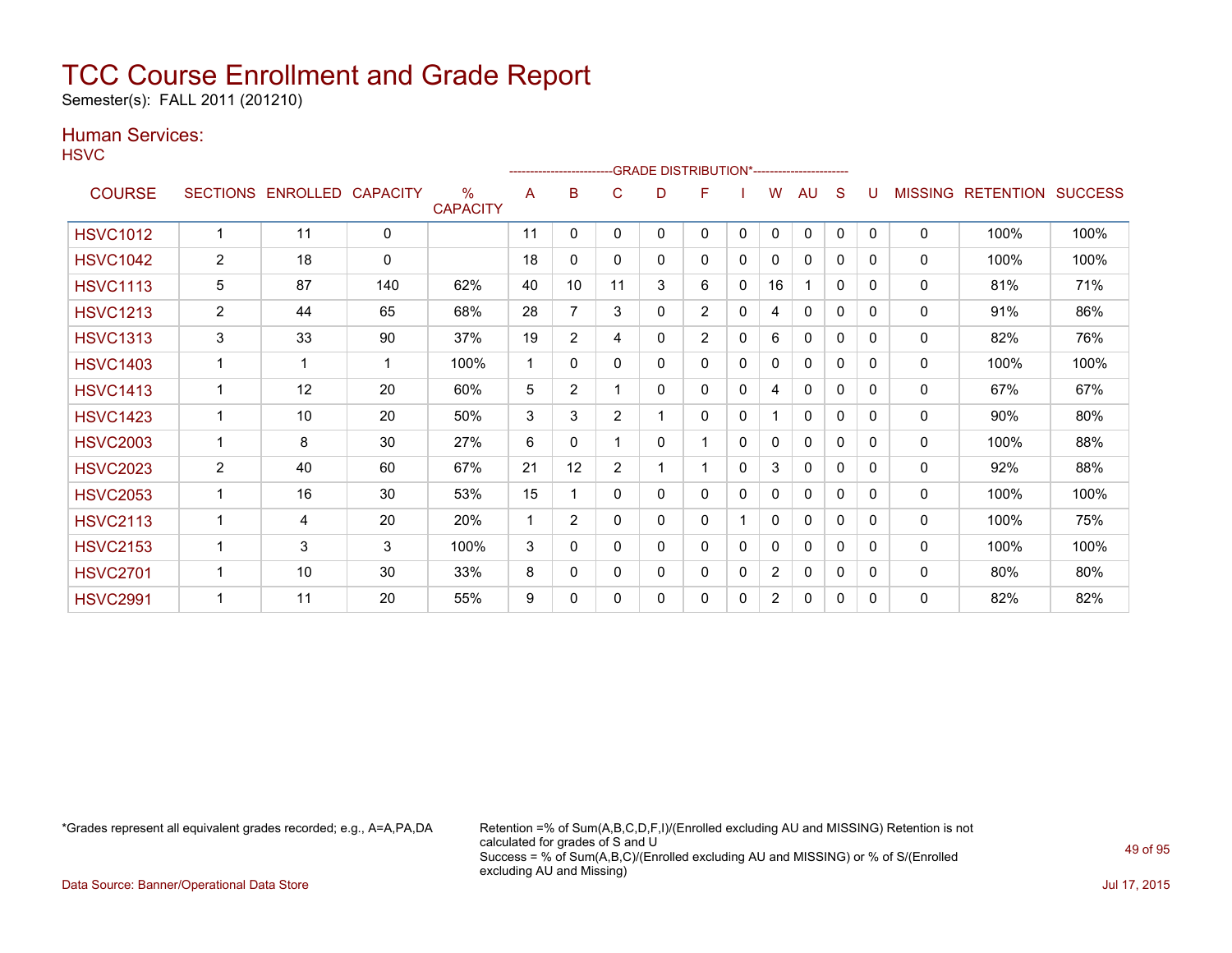# TCC Course Enrollment and Grade Report

Semester(s): FALL 2011 (201210)

## Human Services:

HSVC

| COURSE | SECTIONS | ENROLLED | CAPACITY | % CAPACITY | A | B | C | D | F | I | W | AU | S | U | MISSING | RETENTION | SUCCESS |
|---|---|---|---|---|---|---|---|---|---|---|---|---|---|---|---|---|---|
| | | | | | GRADE DISTRIBUTION* | | | | | | | | | | | | |
| HSVC1012 | 1 | 11 | 0 | | 11 | 0 | 0 | 0 | 0 | 0 | 0 | 0 | 0 | 0 | 0 | 100% | 100% |
| HSVC1042 | 2 | 18 | 0 | | 18 | 0 | 0 | 0 | 0 | 0 | 0 | 0 | 0 | 0 | 0 | 100% | 100% |
| HSVC1113 | 5 | 87 | 140 | 62% | 40 | 10 | 11 | 3 | 6 | 0 | 16 | 1 | 0 | 0 | 0 | 81% | 71% |
| HSVC1213 | 2 | 44 | 65 | 68% | 28 | 7 | 3 | 0 | 2 | 0 | 4 | 0 | 0 | 0 | 0 | 91% | 86% |
| HSVC1313 | 3 | 33 | 90 | 37% | 19 | 2 | 4 | 0 | 2 | 0 | 6 | 0 | 0 | 0 | 0 | 82% | 76% |
| HSVC1403 | 1 | 1 | 1 | 100% | 1 | 0 | 0 | 0 | 0 | 0 | 0 | 0 | 0 | 0 | 0 | 100% | 100% |
| HSVC1413 | 1 | 12 | 20 | 60% | 5 | 2 | 1 | 0 | 0 | 0 | 4 | 0 | 0 | 0 | 0 | 67% | 67% |
| HSVC1423 | 1 | 10 | 20 | 50% | 3 | 3 | 2 | 1 | 0 | 0 | 1 | 0 | 0 | 0 | 0 | 90% | 80% |
| HSVC2003 | 1 | 8 | 30 | 27% | 6 | 0 | 1 | 0 | 1 | 0 | 0 | 0 | 0 | 0 | 0 | 100% | 88% |
| HSVC2023 | 2 | 40 | 60 | 67% | 21 | 12 | 2 | 1 | 1 | 0 | 3 | 0 | 0 | 0 | 0 | 92% | 88% |
| HSVC2053 | 1 | 16 | 30 | 53% | 15 | 1 | 0 | 0 | 0 | 0 | 0 | 0 | 0 | 0 | 0 | 100% | 100% |
| HSVC2113 | 1 | 4 | 20 | 20% | 1 | 2 | 0 | 0 | 0 | 1 | 0 | 0 | 0 | 0 | 0 | 100% | 75% |
| HSVC2153 | 1 | 3 | 3 | 100% | 3 | 0 | 0 | 0 | 0 | 0 | 0 | 0 | 0 | 0 | 0 | 100% | 100% |
| HSVC2701 | 1 | 10 | 30 | 33% | 8 | 0 | 0 | 0 | 0 | 0 | 2 | 0 | 0 | 0 | 0 | 80% | 80% |
| HSVC2991 | 1 | 11 | 20 | 55% | 9 | 0 | 0 | 0 | 0 | 0 | 2 | 0 | 0 | 0 | 0 | 82% | 82% |

*Grades represent all equivalent grades recorded; e.g., A=A,PA,DA

Retention =% of Sum(A,B,C,D,F,I)/(Enrolled excluding AU and MISSING) Retention is not calculated for grades of S and U
Success = % of Sum(A,B,C)/(Enrolled excluding AU and MISSING) or % of S/(Enrolled excluding AU and Missing)

Data Source: Banner/Operational Data Store

Jul 17, 2015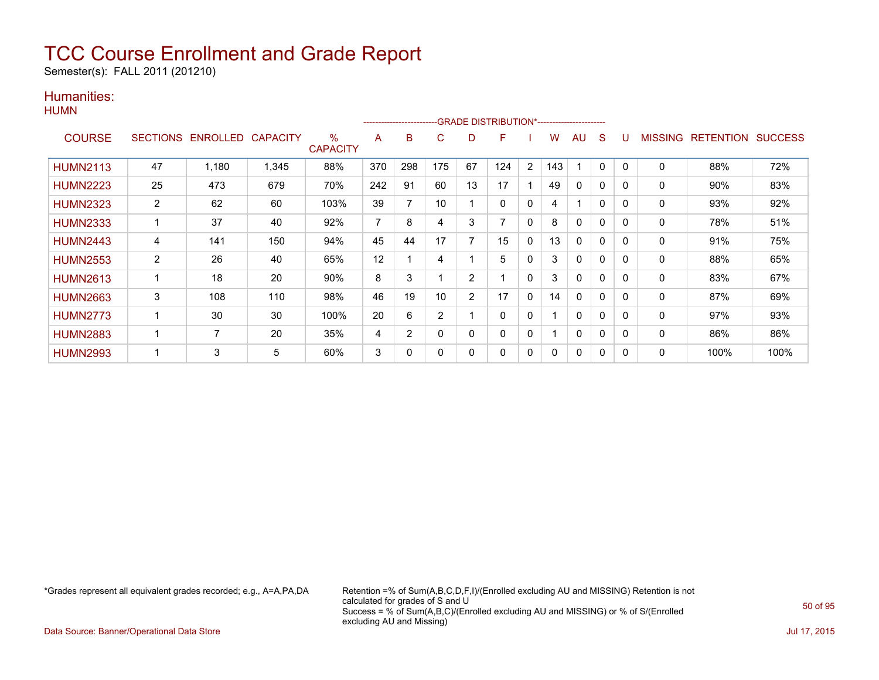# TCC Course Enrollment and Grade Report

Semester(s): FALL 2011 (201210)

## Humanities:

### HUMN

| COURSE | SECTIONS | ENROLLED | CAPACITY | % CAPACITY | A | B | C | D | F | I | W | AU | S | U | MISSING | RETENTION | SUCCESS |
|---|---|---|---|---|---|---|---|---|---|---|---|---|---|---|---|---|---|
| | | | | | GRADE DISTRIBUTION* | | | | | | | | | | | | |
| HUMN2113 | 47 | 1,180 | 1,345 | 88% | 370 | 298 | 175 | 67 | 124 | 2 | 143 | 1 | 0 | 0 | 0 | 88% | 72% |
| HUMN2223 | 25 | 473 | 679 | 70% | 242 | 91 | 60 | 13 | 17 | 1 | 49 | 0 | 0 | 0 | 0 | 90% | 83% |
| HUMN2323 | 2 | 62 | 60 | 103% | 39 | 7 | 10 | 1 | 0 | 0 | 4 | 1 | 0 | 0 | 0 | 93% | 92% |
| HUMN2333 | 1 | 37 | 40 | 92% | 7 | 8 | 4 | 3 | 7 | 0 | 8 | 0 | 0 | 0 | 0 | 78% | 51% |
| HUMN2443 | 4 | 141 | 150 | 94% | 45 | 44 | 17 | 7 | 15 | 0 | 13 | 0 | 0 | 0 | 0 | 91% | 75% |
| HUMN2553 | 2 | 26 | 40 | 65% | 12 | 1 | 4 | 1 | 5 | 0 | 3 | 0 | 0 | 0 | 0 | 88% | 65% |
| HUMN2613 | 1 | 18 | 20 | 90% | 8 | 3 | 1 | 2 | 1 | 0 | 3 | 0 | 0 | 0 | 0 | 83% | 67% |
| HUMN2663 | 3 | 108 | 110 | 98% | 46 | 19 | 10 | 2 | 17 | 0 | 14 | 0 | 0 | 0 | 0 | 87% | 69% |
| HUMN2773 | 1 | 30 | 30 | 100% | 20 | 6 | 2 | 1 | 0 | 0 | 1 | 0 | 0 | 0 | 0 | 97% | 93% |
| HUMN2883 | 1 | 7 | 20 | 35% | 4 | 2 | 0 | 0 | 0 | 0 | 1 | 0 | 0 | 0 | 0 | 86% | 86% |
| HUMN2993 | 1 | 3 | 5 | 60% | 3 | 0 | 0 | 0 | 0 | 0 | 0 | 0 | 0 | 0 | 0 | 100% | 100% |

*Grades represent all equivalent grades recorded; e.g., A=A,PA,DA

Retention =% of Sum(A,B,C,D,F,I)/(Enrolled excluding AU and MISSING) Retention is not calculated for grades of S and U
Success = % of Sum(A,B,C)/(Enrolled excluding AU and MISSING) or % of S/(Enrolled excluding AU and Missing)

Data Source: Banner/Operational Data Store

Jul 17, 2015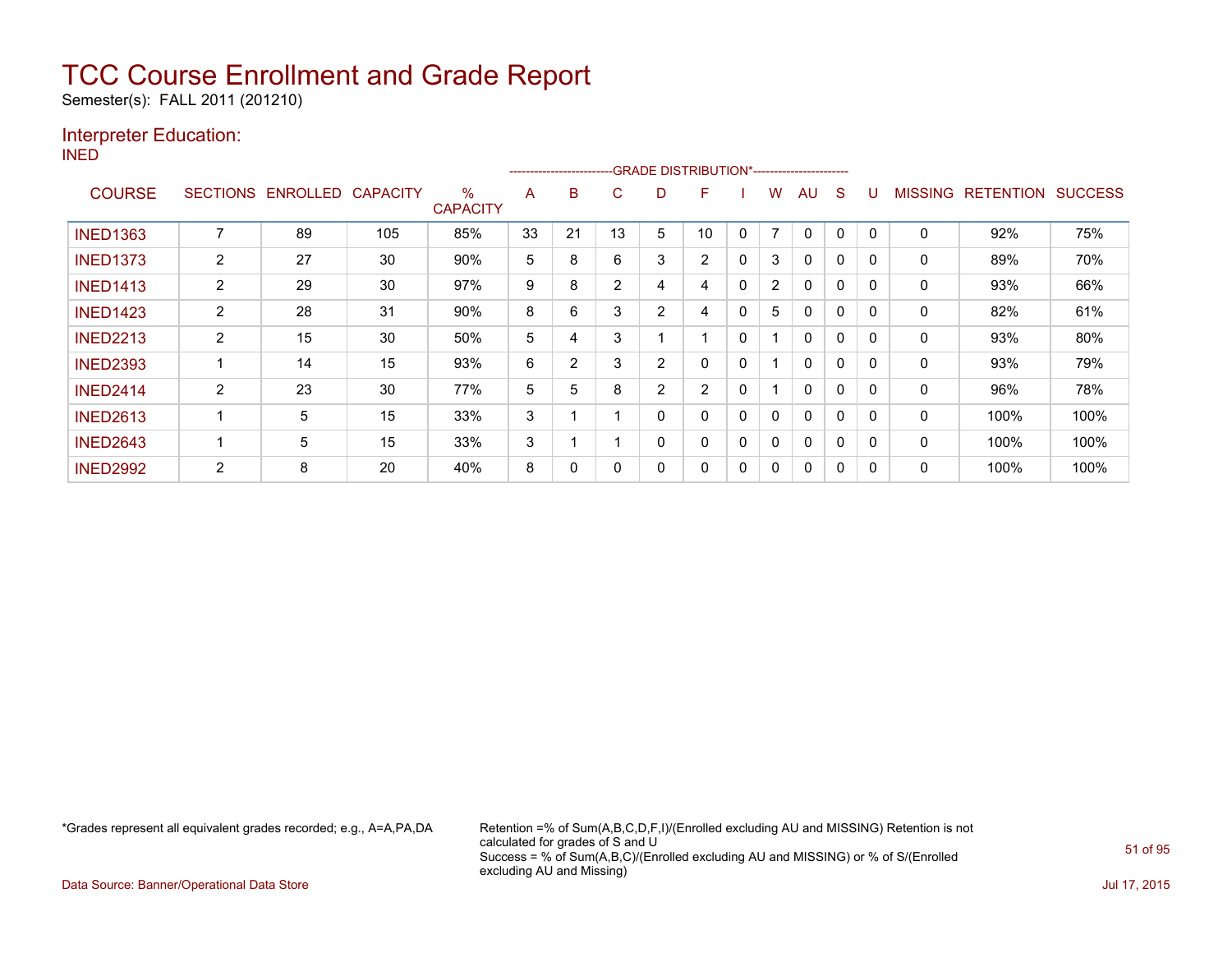# TCC Course Enrollment and Grade Report

Semester(s): FALL 2011 (201210)

## Interpreter Education:

INED

| COURSE | SECTIONS | ENROLLED | CAPACITY | % CAPACITY | A | B | C | D | F | I | W | AU | S | U | MISSING | RETENTION | SUCCESS |
|---|---|---|---|---|---|---|---|---|---|---|---|---|---|---|---|---|---|
| | | | | | GRADE DISTRIBUTION* | | | | | | | | | | | | |
| INED1363 | 7 | 89 | 105 | 85% | 33 | 21 | 13 | 5 | 10 | 0 | 7 | 0 | 0 | 0 | 0 | 92% | 75% |
| INED1373 | 2 | 27 | 30 | 90% | 5 | 8 | 6 | 3 | 2 | 0 | 3 | 0 | 0 | 0 | 0 | 89% | 70% |
| INED1413 | 2 | 29 | 30 | 97% | 9 | 8 | 2 | 4 | 4 | 0 | 2 | 0 | 0 | 0 | 0 | 93% | 66% |
| INED1423 | 2 | 28 | 31 | 90% | 8 | 6 | 3 | 2 | 4 | 0 | 5 | 0 | 0 | 0 | 0 | 82% | 61% |
| INED2213 | 2 | 15 | 30 | 50% | 5 | 4 | 3 | 1 | 1 | 0 | 1 | 0 | 0 | 0 | 0 | 93% | 80% |
| INED2393 | 1 | 14 | 15 | 93% | 6 | 2 | 3 | 2 | 0 | 0 | 1 | 0 | 0 | 0 | 0 | 93% | 79% |
| INED2414 | 2 | 23 | 30 | 77% | 5 | 5 | 8 | 2 | 2 | 0 | 1 | 0 | 0 | 0 | 0 | 96% | 78% |
| INED2613 | 1 | 5 | 15 | 33% | 3 | 1 | 1 | 0 | 0 | 0 | 0 | 0 | 0 | 0 | 0 | 100% | 100% |
| INED2643 | 1 | 5 | 15 | 33% | 3 | 1 | 1 | 0 | 0 | 0 | 0 | 0 | 0 | 0 | 0 | 100% | 100% |
| INED2992 | 2 | 8 | 20 | 40% | 8 | 0 | 0 | 0 | 0 | 0 | 0 | 0 | 0 | 0 | 0 | 100% | 100% |

*Grades represent all equivalent grades recorded; e.g., A=A,PA,DA

Retention =% of Sum(A,B,C,D,F,I)/(Enrolled excluding AU and MISSING) Retention is not calculated for grades of S and U
Success = % of Sum(A,B,C)/(Enrolled excluding AU and MISSING) or % of S/(Enrolled excluding AU and Missing)

Data Source: Banner/Operational Data Store

Jul 17, 2015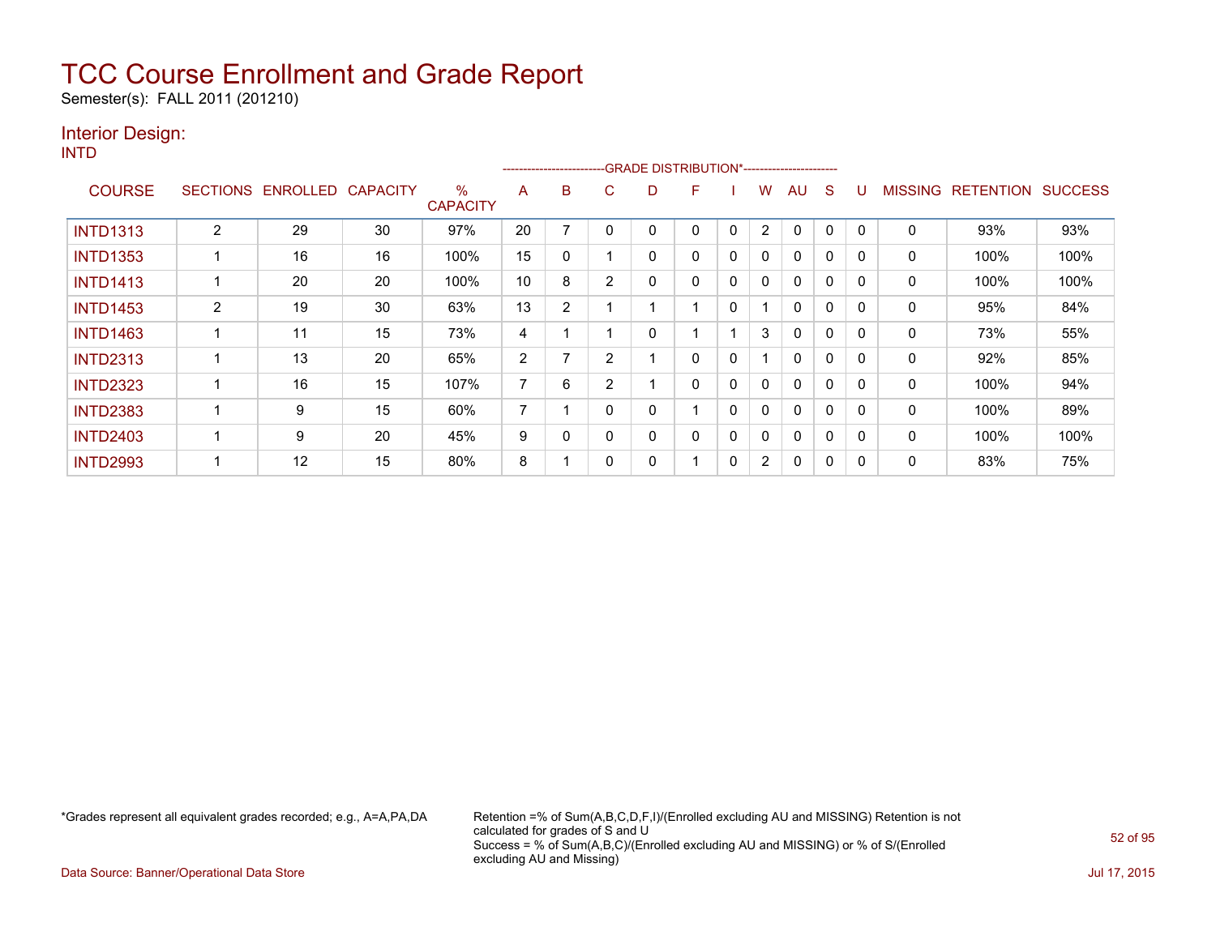# TCC Course Enrollment and Grade Report

Semester(s): FALL 2011 (201210)

## Interior Design:

INTD

| COURSE | SECTIONS | ENROLLED | CAPACITY | % CAPACITY | A | B | C | D | F | I | W | AU | S | U | MISSING | RETENTION | SUCCESS |
|---|---|---|---|---|---|---|---|---|---|---|---|---|---|---|---|---|---|
| | | | | | GRADE DISTRIBUTION* | | | | | | | | | | | | |
| INTD1313 | 2 | 29 | 30 | 97% | 20 | 7 | 0 | 0 | 0 | 0 | 2 | 0 | 0 | 0 | 0 | 93% | 93% |
| INTD1353 | 1 | 16 | 16 | 100% | 15 | 0 | 1 | 0 | 0 | 0 | 0 | 0 | 0 | 0 | 0 | 100% | 100% |
| INTD1413 | 1 | 20 | 20 | 100% | 10 | 8 | 2 | 0 | 0 | 0 | 0 | 0 | 0 | 0 | 0 | 100% | 100% |
| INTD1453 | 2 | 19 | 30 | 63% | 13 | 2 | 1 | 1 | 1 | 0 | 1 | 0 | 0 | 0 | 0 | 95% | 84% |
| INTD1463 | 1 | 11 | 15 | 73% | 4 | 1 | 1 | 0 | 1 | 1 | 3 | 0 | 0 | 0 | 0 | 73% | 55% |
| INTD2313 | 1 | 13 | 20 | 65% | 2 | 7 | 2 | 1 | 0 | 0 | 1 | 0 | 0 | 0 | 0 | 92% | 85% |
| INTD2323 | 1 | 16 | 15 | 107% | 7 | 6 | 2 | 1 | 0 | 0 | 0 | 0 | 0 | 0 | 0 | 100% | 94% |
| INTD2383 | 1 | 9 | 15 | 60% | 7 | 1 | 0 | 0 | 1 | 0 | 0 | 0 | 0 | 0 | 0 | 100% | 89% |
| INTD2403 | 1 | 9 | 20 | 45% | 9 | 0 | 0 | 0 | 0 | 0 | 0 | 0 | 0 | 0 | 0 | 100% | 100% |
| INTD2993 | 1 | 12 | 15 | 80% | 8 | 1 | 0 | 0 | 1 | 0 | 2 | 0 | 0 | 0 | 0 | 83% | 75% |

*Grades represent all equivalent grades recorded; e.g., A=A,PA,DA

Retention =% of Sum(A,B,C,D,F,I)/(Enrolled excluding AU and MISSING) Retention is not calculated for grades of S and U
Success = % of Sum(A,B,C)/(Enrolled excluding AU and MISSING) or % of S/(Enrolled excluding AU and Missing)

Data Source: Banner/Operational Data Store

Jul 17, 2015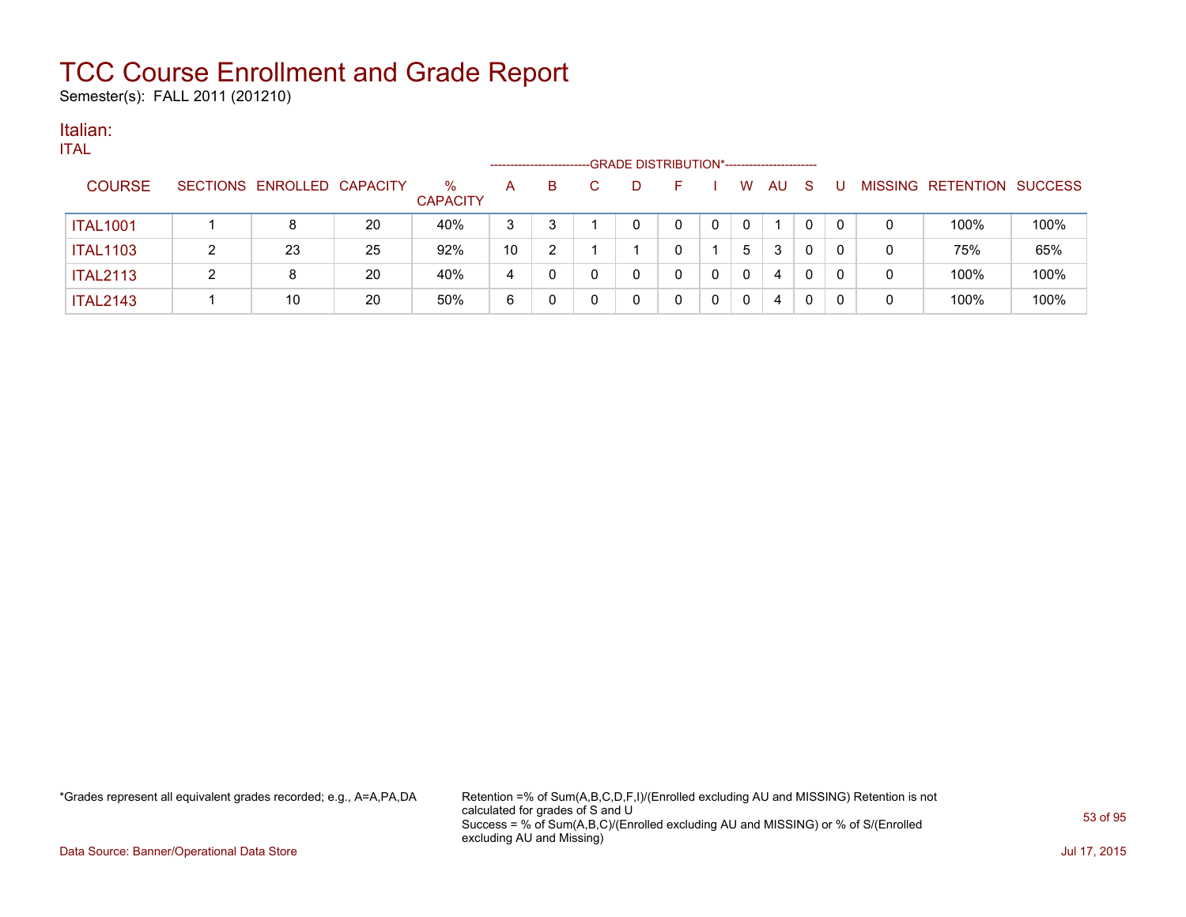# TCC Course Enrollment and Grade Report

Semester(s): FALL 2011 (201210)

## Italian:

ITAL

| COURSE | SECTIONS | ENROLLED | CAPACITY | % CAPACITY | A | B | C | D | F | I | W | AU | S | U | MISSING | RETENTION | SUCCESS |
|---|---|---|---|---|---|---|---|---|---|---|---|---|---|---|---|---|---|
| | | | | | GRADE DISTRIBUTION* | | | | | | | | | | | | |
| ITAL1001 | 1 | 8 | 20 | 40% | 3 | 3 | 1 | 0 | 0 | 0 | 0 | 1 | 0 | 0 | 0 | 100% | 100% |
| ITAL1103 | 2 | 23 | 25 | 92% | 10 | 2 | 1 | 1 | 0 | 1 | 5 | 3 | 0 | 0 | 0 | 75% | 65% |
| ITAL2113 | 2 | 8 | 20 | 40% | 4 | 0 | 0 | 0 | 0 | 0 | 0 | 4 | 0 | 0 | 0 | 100% | 100% |
| ITAL2143 | 1 | 10 | 20 | 50% | 6 | 0 | 0 | 0 | 0 | 0 | 0 | 4 | 0 | 0 | 0 | 100% | 100% |

*Grades represent all equivalent grades recorded; e.g., A=A,PA,DA

Retention =% of Sum(A,B,C,D,F,I)/(Enrolled excluding AU and MISSING) Retention is not calculated for grades of S and U
Success = % of Sum(A,B,C)/(Enrolled excluding AU and MISSING) or % of S/(Enrolled excluding AU and Missing)

Data Source: Banner/Operational Data Store

Jul 17, 2015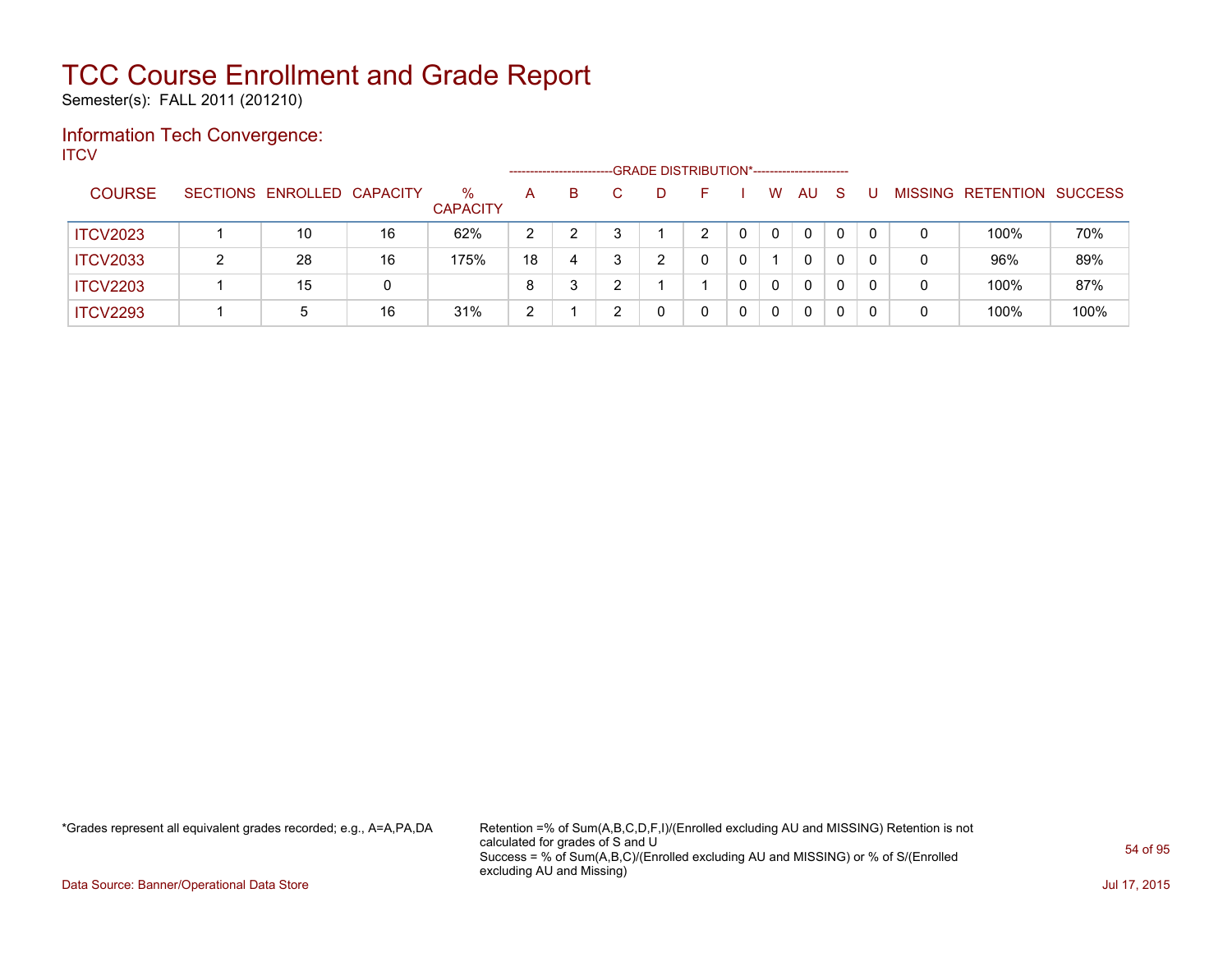# TCC Course Enrollment and Grade Report

Semester(s): FALL 2011 (201210)

## Information Tech Convergence:

ITCV

| COURSE | SECTIONS | ENROLLED | CAPACITY | % CAPACITY | A | B | C | D | F | I | W | AU | S | U | MISSING | RETENTION | SUCCESS |
|---|---|---|---|---|---|---|---|---|---|---|---|---|---|---|---|---|---|
| | | | | | GRADE DISTRIBUTION* | | | | | | | | | | | | |
| ITCV2023 | 1 | 10 | 16 | 62% | 2 | 2 | 3 | 1 | 2 | 0 | 0 | 0 | 0 | 0 | 0 | 100% | 70% |
| ITCV2033 | 2 | 28 | 16 | 175% | 18 | 4 | 3 | 2 | 0 | 0 | 1 | 0 | 0 | 0 | 0 | 96% | 89% |
| ITCV2203 | 1 | 15 | 0 | | 8 | 3 | 2 | 1 | 1 | 0 | 0 | 0 | 0 | 0 | 0 | 100% | 87% |
| ITCV2293 | 1 | 5 | 16 | 31% | 2 | 1 | 2 | 0 | 0 | 0 | 0 | 0 | 0 | 0 | 0 | 100% | 100% |

*Grades represent all equivalent grades recorded; e.g., A=A,PA,DA

Retention =% of Sum(A,B,C,D,F,I)/(Enrolled excluding AU and MISSING) Retention is not calculated for grades of S and U
Success = % of Sum(A,B,C)/(Enrolled excluding AU and MISSING) or % of S/(Enrolled excluding AU and Missing)

Data Source: Banner/Operational Data Store

Jul 17, 2015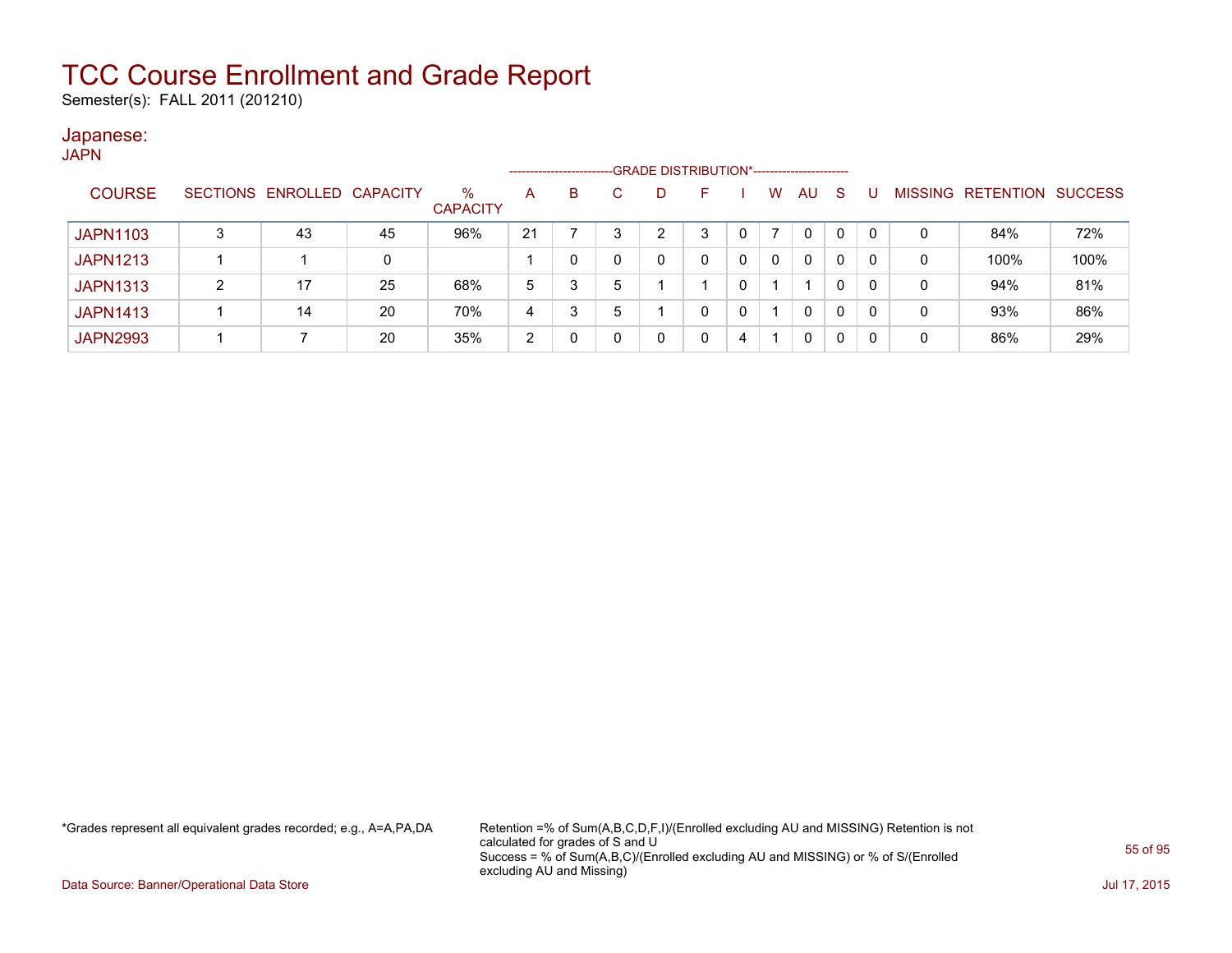# TCC Course Enrollment and Grade Report

Semester(s): FALL 2011 (201210)

## Japanese:

JAPN

| COURSE | SECTIONS | ENROLLED | CAPACITY | % CAPACITY | A | B | C | D | F | I | W | AU | S | U | MISSING | RETENTION | SUCCESS |
|---|---|---|---|---|---|---|---|---|---|---|---|---|---|---|---|---|---|
| | | | | | GRADE DISTRIBUTION* | | | | | | | | | | | | |
| JAPN1103 | 3 | 43 | 45 | 96% | 21 | 7 | 3 | 2 | 3 | 0 | 7 | 0 | 0 | 0 | 0 | 84% | 72% |
| JAPN1213 | 1 | 1 | 0 | | 1 | 0 | 0 | 0 | 0 | 0 | 0 | 0 | 0 | 0 | 0 | 100% | 100% |
| JAPN1313 | 2 | 17 | 25 | 68% | 5 | 3 | 5 | 1 | 1 | 0 | 1 | 1 | 0 | 0 | 0 | 94% | 81% |
| JAPN1413 | 1 | 14 | 20 | 70% | 4 | 3 | 5 | 1 | 0 | 0 | 1 | 0 | 0 | 0 | 0 | 93% | 86% |
| JAPN2993 | 1 | 7 | 20 | 35% | 2 | 0 | 0 | 0 | 0 | 4 | 1 | 0 | 0 | 0 | 0 | 86% | 29% |

*Grades represent all equivalent grades recorded; e.g., A=A,PA,DA

Retention =% of Sum(A,B,C,D,F,I)/(Enrolled excluding AU and MISSING) Retention is not calculated for grades of S and U
Success = % of Sum(A,B,C)/(Enrolled excluding AU and MISSING) or % of S/(Enrolled excluding AU and Missing)

Data Source: Banner/Operational Data Store

Jul 17, 2015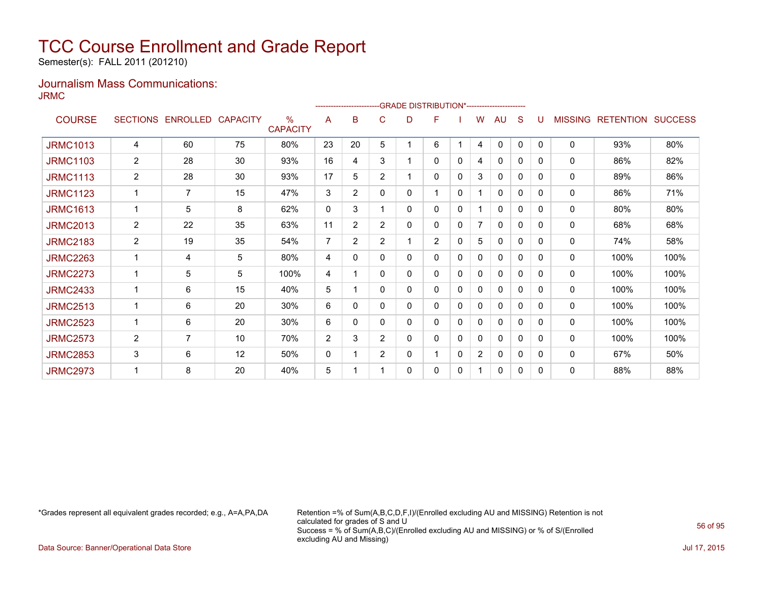# TCC Course Enrollment and Grade Report

Semester(s): FALL 2011 (201210)

## Journalism Mass Communications:

JRMC

| COURSE | SECTIONS | ENROLLED | CAPACITY | % CAPACITY | A | B | C | D | F | I | W | AU | S | U | MISSING | RETENTION | SUCCESS |
|---|---|---|---|---|---|---|---|---|---|---|---|---|---|---|---|---|---|
| | | | | | GRADE DISTRIBUTION* | | | | | | | | | | | | |
| JRMC1013 | 4 | 60 | 75 | 80% | 23 | 20 | 5 | 1 | 6 | 1 | 4 | 0 | 0 | 0 | 0 | 93% | 80% |
| JRMC1103 | 2 | 28 | 30 | 93% | 16 | 4 | 3 | 1 | 0 | 0 | 4 | 0 | 0 | 0 | 0 | 86% | 82% |
| JRMC1113 | 2 | 28 | 30 | 93% | 17 | 5 | 2 | 1 | 0 | 0 | 3 | 0 | 0 | 0 | 0 | 89% | 86% |
| JRMC1123 | 1 | 7 | 15 | 47% | 3 | 2 | 0 | 0 | 1 | 0 | 1 | 0 | 0 | 0 | 0 | 86% | 71% |
| JRMC1613 | 1 | 5 | 8 | 62% | 0 | 3 | 1 | 0 | 0 | 0 | 1 | 0 | 0 | 0 | 0 | 80% | 80% |
| JRMC2013 | 2 | 22 | 35 | 63% | 11 | 2 | 2 | 0 | 0 | 0 | 7 | 0 | 0 | 0 | 0 | 68% | 68% |
| JRMC2183 | 2 | 19 | 35 | 54% | 7 | 2 | 2 | 1 | 2 | 0 | 5 | 0 | 0 | 0 | 0 | 74% | 58% |
| JRMC2263 | 1 | 4 | 5 | 80% | 4 | 0 | 0 | 0 | 0 | 0 | 0 | 0 | 0 | 0 | 0 | 100% | 100% |
| JRMC2273 | 1 | 5 | 5 | 100% | 4 | 1 | 0 | 0 | 0 | 0 | 0 | 0 | 0 | 0 | 0 | 100% | 100% |
| JRMC2433 | 1 | 6 | 15 | 40% | 5 | 1 | 0 | 0 | 0 | 0 | 0 | 0 | 0 | 0 | 0 | 100% | 100% |
| JRMC2513 | 1 | 6 | 20 | 30% | 6 | 0 | 0 | 0 | 0 | 0 | 0 | 0 | 0 | 0 | 0 | 100% | 100% |
| JRMC2523 | 1 | 6 | 20 | 30% | 6 | 0 | 0 | 0 | 0 | 0 | 0 | 0 | 0 | 0 | 0 | 100% | 100% |
| JRMC2573 | 2 | 7 | 10 | 70% | 2 | 3 | 2 | 0 | 0 | 0 | 0 | 0 | 0 | 0 | 0 | 100% | 100% |
| JRMC2853 | 3 | 6 | 12 | 50% | 0 | 1 | 2 | 0 | 1 | 0 | 2 | 0 | 0 | 0 | 0 | 67% | 50% |
| JRMC2973 | 1 | 8 | 20 | 40% | 5 | 1 | 1 | 0 | 0 | 0 | 1 | 0 | 0 | 0 | 0 | 88% | 88% |

*Grades represent all equivalent grades recorded; e.g., A=A,PA,DA

Retention =% of Sum(A,B,C,D,F,I)/(Enrolled excluding AU and MISSING) Retention is not calculated for grades of S and U
Success = % of Sum(A,B,C)/(Enrolled excluding AU and MISSING) or % of S/(Enrolled excluding AU and Missing)

Data Source: Banner/Operational Data Store

Jul 17, 2015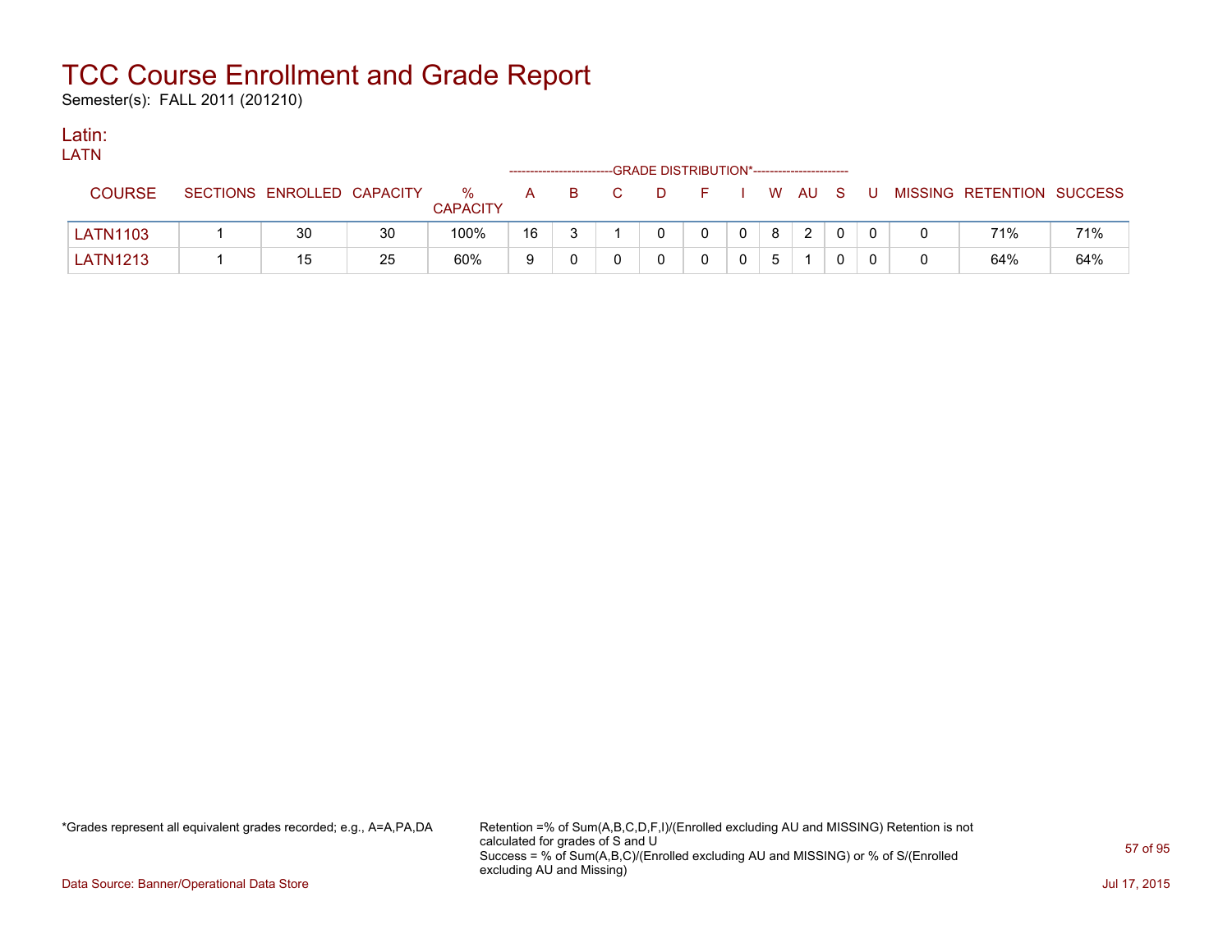# TCC Course Enrollment and Grade Report

Semester(s): FALL 2011 (201210)

## Latin:

LATN

| COURSE | SECTIONS | ENROLLED | CAPACITY | % CAPACITY | GRADE DISTRIBUTION* A | B | C | D | F | I | W | AU | S | U | MISSING | RETENTION | SUCCESS |
|---|---|---|---|---|---|---|---|---|---|---|---|---|---|---|---|---|---|
| LATN1103 | 1 | 30 | 30 | 100% | 16 | 3 | 1 | 0 | 0 | 0 | 8 | 2 | 0 | 0 | 0 | 71% | 71% |
| LATN1213 | 1 | 15 | 25 | 60% | 9 | 0 | 0 | 0 | 0 | 0 | 5 | 1 | 0 | 0 | 0 | 64% | 64% |

*Grades represent all equivalent grades recorded; e.g., A=A,PA,DA

Retention =% of Sum(A,B,C,D,F,I)/(Enrolled excluding AU and MISSING) Retention is not calculated for grades of S and U
Success = % of Sum(A,B,C)/(Enrolled excluding AU and MISSING) or % of S/(Enrolled excluding AU and Missing)

Data Source: Banner/Operational Data Store

Jul 17, 2015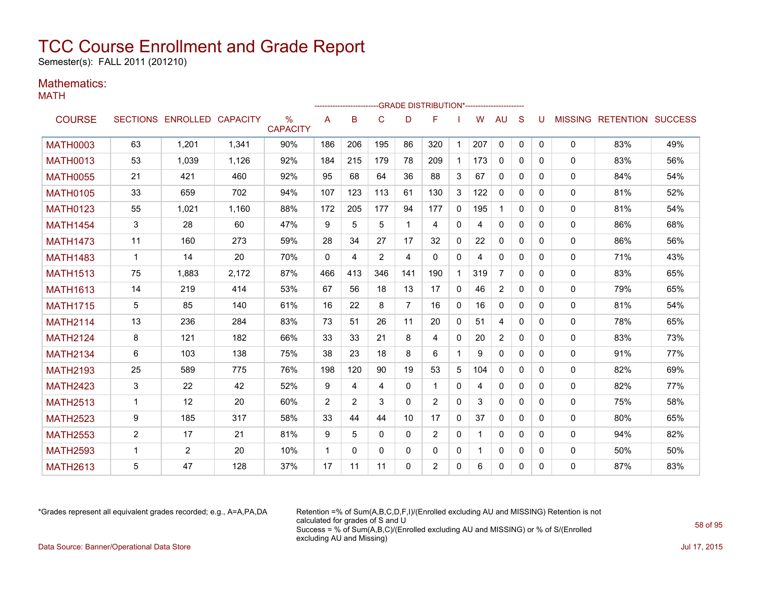# TCC Course Enrollment and Grade Report

Semester(s): FALL 2011 (201210)

## Mathematics:

MATH

| COURSE | SECTIONS | ENROLLED | CAPACITY | % CAPACITY | A | B | C | D | F | I | W | AU | S | U | MISSING | RETENTION | SUCCESS |
|---|---|---|---|---|---|---|---|---|---|---|---|---|---|---|---|---|---|
| | | | | | GRADE DISTRIBUTION* | | | | | | | | | | | | |
| MATH0003 | 63 | 1,201 | 1,341 | 90% | 186 | 206 | 195 | 86 | 320 | 1 | 207 | 0 | 0 | 0 | 0 | 83% | 49% |
| MATH0013 | 53 | 1,039 | 1,126 | 92% | 184 | 215 | 179 | 78 | 209 | 1 | 173 | 0 | 0 | 0 | 0 | 83% | 56% |
| MATH0055 | 21 | 421 | 460 | 92% | 95 | 68 | 64 | 36 | 88 | 3 | 67 | 0 | 0 | 0 | 0 | 84% | 54% |
| MATH0105 | 33 | 659 | 702 | 94% | 107 | 123 | 113 | 61 | 130 | 3 | 122 | 0 | 0 | 0 | 0 | 81% | 52% |
| MATH0123 | 55 | 1,021 | 1,160 | 88% | 172 | 205 | 177 | 94 | 177 | 0 | 195 | 1 | 0 | 0 | 0 | 81% | 54% |
| MATH1454 | 3 | 28 | 60 | 47% | 9 | 5 | 5 | 1 | 4 | 0 | 4 | 0 | 0 | 0 | 0 | 86% | 68% |
| MATH1473 | 11 | 160 | 273 | 59% | 28 | 34 | 27 | 17 | 32 | 0 | 22 | 0 | 0 | 0 | 0 | 86% | 56% |
| MATH1483 | 1 | 14 | 20 | 70% | 0 | 4 | 2 | 4 | 0 | 0 | 4 | 0 | 0 | 0 | 0 | 71% | 43% |
| MATH1513 | 75 | 1,883 | 2,172 | 87% | 466 | 413 | 346 | 141 | 190 | 1 | 319 | 7 | 0 | 0 | 0 | 83% | 65% |
| MATH1613 | 14 | 219 | 414 | 53% | 67 | 56 | 18 | 13 | 17 | 0 | 46 | 2 | 0 | 0 | 0 | 79% | 65% |
| MATH1715 | 5 | 85 | 140 | 61% | 16 | 22 | 8 | 7 | 16 | 0 | 16 | 0 | 0 | 0 | 0 | 81% | 54% |
| MATH2114 | 13 | 236 | 284 | 83% | 73 | 51 | 26 | 11 | 20 | 0 | 51 | 4 | 0 | 0 | 0 | 78% | 65% |
| MATH2124 | 8 | 121 | 182 | 66% | 33 | 33 | 21 | 8 | 4 | 0 | 20 | 2 | 0 | 0 | 0 | 83% | 73% |
| MATH2134 | 6 | 103 | 138 | 75% | 38 | 23 | 18 | 8 | 6 | 1 | 9 | 0 | 0 | 0 | 0 | 91% | 77% |
| MATH2193 | 25 | 589 | 775 | 76% | 198 | 120 | 90 | 19 | 53 | 5 | 104 | 0 | 0 | 0 | 0 | 82% | 69% |
| MATH2423 | 3 | 22 | 42 | 52% | 9 | 4 | 4 | 0 | 1 | 0 | 4 | 0 | 0 | 0 | 0 | 82% | 77% |
| MATH2513 | 1 | 12 | 20 | 60% | 2 | 2 | 3 | 0 | 2 | 0 | 3 | 0 | 0 | 0 | 0 | 75% | 58% |
| MATH2523 | 9 | 185 | 317 | 58% | 33 | 44 | 44 | 10 | 17 | 0 | 37 | 0 | 0 | 0 | 0 | 80% | 65% |
| MATH2553 | 2 | 17 | 21 | 81% | 9 | 5 | 0 | 0 | 2 | 0 | 1 | 0 | 0 | 0 | 0 | 94% | 82% |
| MATH2593 | 1 | 2 | 20 | 10% | 1 | 0 | 0 | 0 | 0 | 0 | 1 | 0 | 0 | 0 | 0 | 50% | 50% |
| MATH2613 | 5 | 47 | 128 | 37% | 17 | 11 | 11 | 0 | 2 | 0 | 6 | 0 | 0 | 0 | 0 | 87% | 83% |

*Grades represent all equivalent grades recorded; e.g., A=A,PA,DA

Retention =% of Sum(A,B,C,D,F,I)/(Enrolled excluding AU and MISSING) Retention is not calculated for grades of S and U

Success = % of Sum(A,B,C)/(Enrolled excluding AU and MISSING) or % of S/(Enrolled excluding AU and Missing)

Data Source: Banner/Operational Data Store

Jul 17, 2015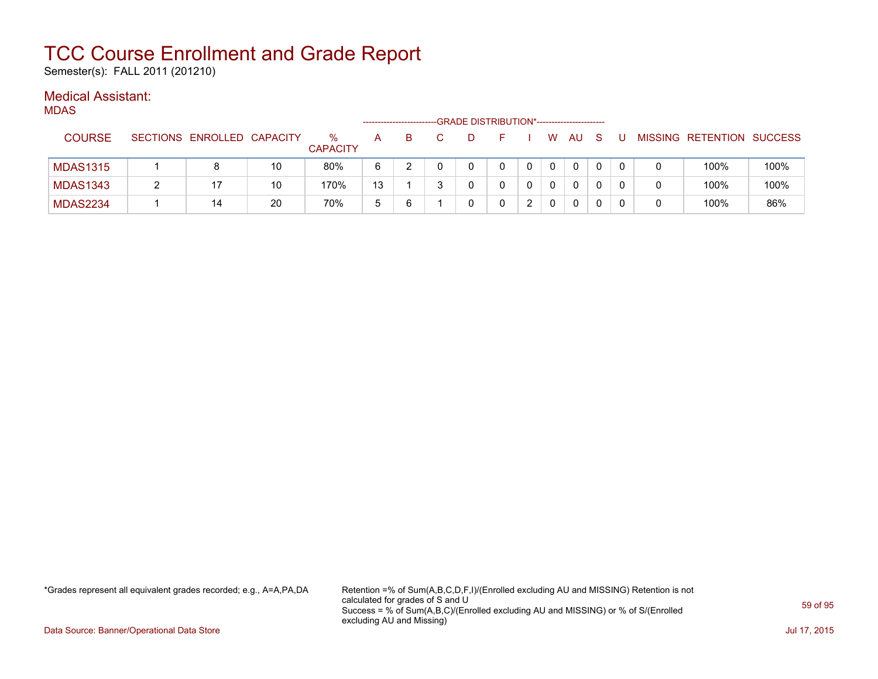# TCC Course Enrollment and Grade Report

Semester(s): FALL 2011 (201210)

## Medical Assistant:

### MDAS

| COURSE | SECTIONS | ENROLLED | CAPACITY | % CAPACITY | A | B | C | D | F | I | W | AU | S | U | MISSING | RETENTION | SUCCESS |
|---|---|---|---|---|---|---|---|---|---|---|---|---|---|---|---|---|---|
| | | | | | GRADE DISTRIBUTION* | | | | | | | | | | | | |
| MDAS1315 | 1 | 8 | 10 | 80% | 6 | 2 | 0 | 0 | 0 | 0 | 0 | 0 | 0 | 0 | 0 | 100% | 100% |
| MDAS1343 | 2 | 17 | 10 | 170% | 13 | 1 | 3 | 0 | 0 | 0 | 0 | 0 | 0 | 0 | 0 | 100% | 100% |
| MDAS2234 | 1 | 14 | 20 | 70% | 5 | 6 | 1 | 0 | 0 | 2 | 0 | 0 | 0 | 0 | 0 | 100% | 86% |

*Grades represent all equivalent grades recorded; e.g., A=A,PA,DA

Retention =% of Sum(A,B,C,D,F,I)/(Enrolled excluding AU and MISSING) Retention is not calculated for grades of S and U
Success = % of Sum(A,B,C)/(Enrolled excluding AU and MISSING) or % of S/(Enrolled excluding AU and Missing)

Data Source: Banner/Operational Data Store

Jul 17, 2015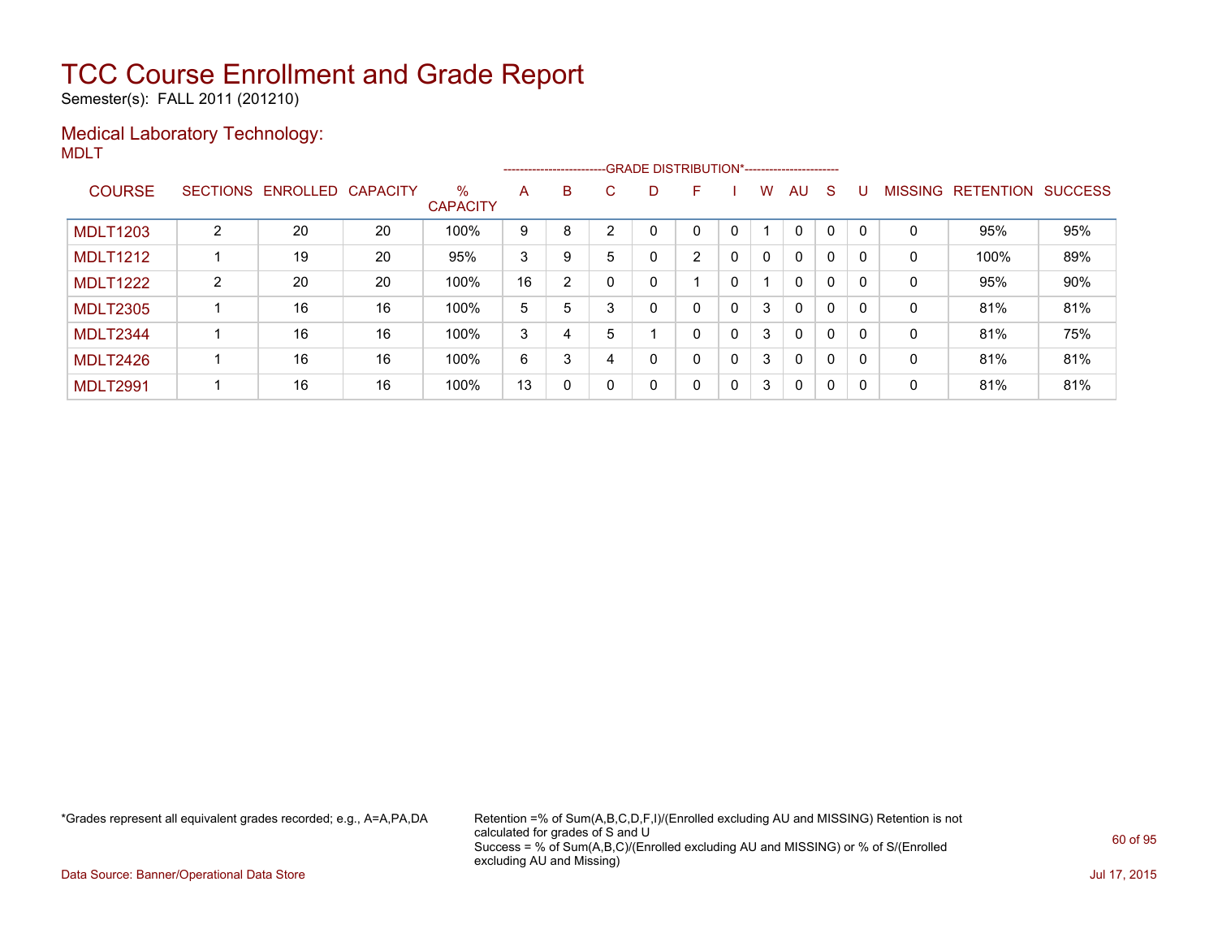# TCC Course Enrollment and Grade Report

Semester(s): FALL 2011 (201210)

## Medical Laboratory Technology:

MDLT

| COURSE | SECTIONS | ENROLLED | CAPACITY | % CAPACITY | A | B | C | D | F | I | W | AU | S | U | MISSING | RETENTION | SUCCESS |
|---|---|---|---|---|---|---|---|---|---|---|---|---|---|---|---|---|---|
| | | | | | GRADE DISTRIBUTION* | | | | | | | | | | | | |
| MDLT1203 | 2 | 20 | 20 | 100% | 9 | 8 | 2 | 0 | 0 | 0 | 1 | 0 | 0 | 0 | 0 | 95% | 95% |
| MDLT1212 | 1 | 19 | 20 | 95% | 3 | 9 | 5 | 0 | 2 | 0 | 0 | 0 | 0 | 0 | 0 | 100% | 89% |
| MDLT1222 | 2 | 20 | 20 | 100% | 16 | 2 | 0 | 0 | 1 | 0 | 1 | 0 | 0 | 0 | 0 | 95% | 90% |
| MDLT2305 | 1 | 16 | 16 | 100% | 5 | 5 | 3 | 0 | 0 | 0 | 3 | 0 | 0 | 0 | 0 | 81% | 81% |
| MDLT2344 | 1 | 16 | 16 | 100% | 3 | 4 | 5 | 1 | 0 | 0 | 3 | 0 | 0 | 0 | 0 | 81% | 75% |
| MDLT2426 | 1 | 16 | 16 | 100% | 6 | 3 | 4 | 0 | 0 | 0 | 3 | 0 | 0 | 0 | 0 | 81% | 81% |
| MDLT2991 | 1 | 16 | 16 | 100% | 13 | 0 | 0 | 0 | 0 | 0 | 3 | 0 | 0 | 0 | 0 | 81% | 81% |

*Grades represent all equivalent grades recorded; e.g., A=A,PA,DA

Retention =% of Sum(A,B,C,D,F,I)/(Enrolled excluding AU and MISSING) Retention is not calculated for grades of S and U
Success = % of Sum(A,B,C)/(Enrolled excluding AU and MISSING) or % of S/(Enrolled excluding AU and Missing)

Data Source: Banner/Operational Data Store

Jul 17, 2015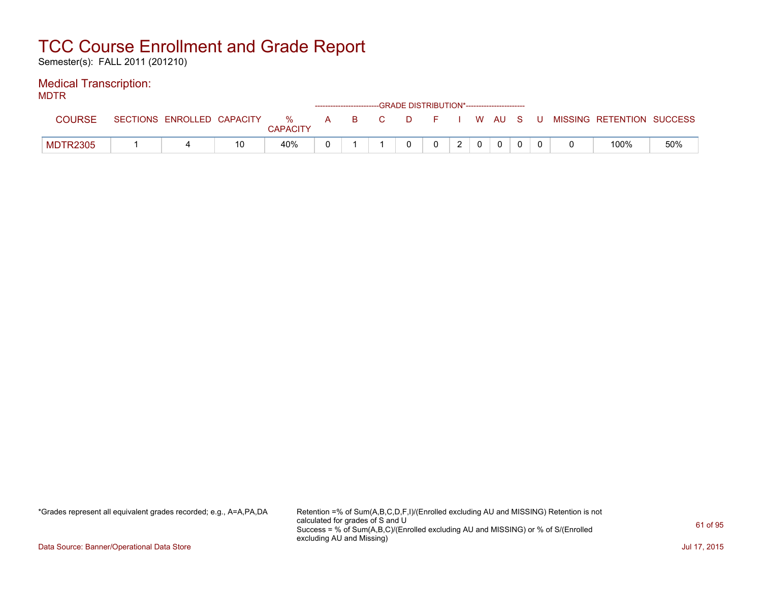# TCC Course Enrollment and Grade Report

Semester(s): FALL 2011 (201210)

## Medical Transcription:

MDTR

| COURSE | SECTIONS | ENROLLED | CAPACITY | % CAPACITY | A | B | C | D | F | I | W | AU | S | U | MISSING | RETENTION | SUCCESS |
|---|---|---|---|---|---|---|---|---|---|---|---|---|---|---|---|---|---|
| | | | | | GRADE DISTRIBUTION* | | | | | | | | | | | | |
| MDTR2305 | 1 | 4 | 10 | 40% | 0 | 1 | 1 | 0 | 0 | 2 | 0 | 0 | 0 | 0 | 0 | 100% | 50% |

*Grades represent all equivalent grades recorded; e.g., A=A,PA,DA

Retention =% of Sum(A,B,C,D,F,I)/(Enrolled excluding AU and MISSING) Retention is not calculated for grades of S and U
Success = % of Sum(A,B,C)/(Enrolled excluding AU and MISSING) or % of S/(Enrolled excluding AU and Missing)

Data Source: Banner/Operational Data Store

Jul 17, 2015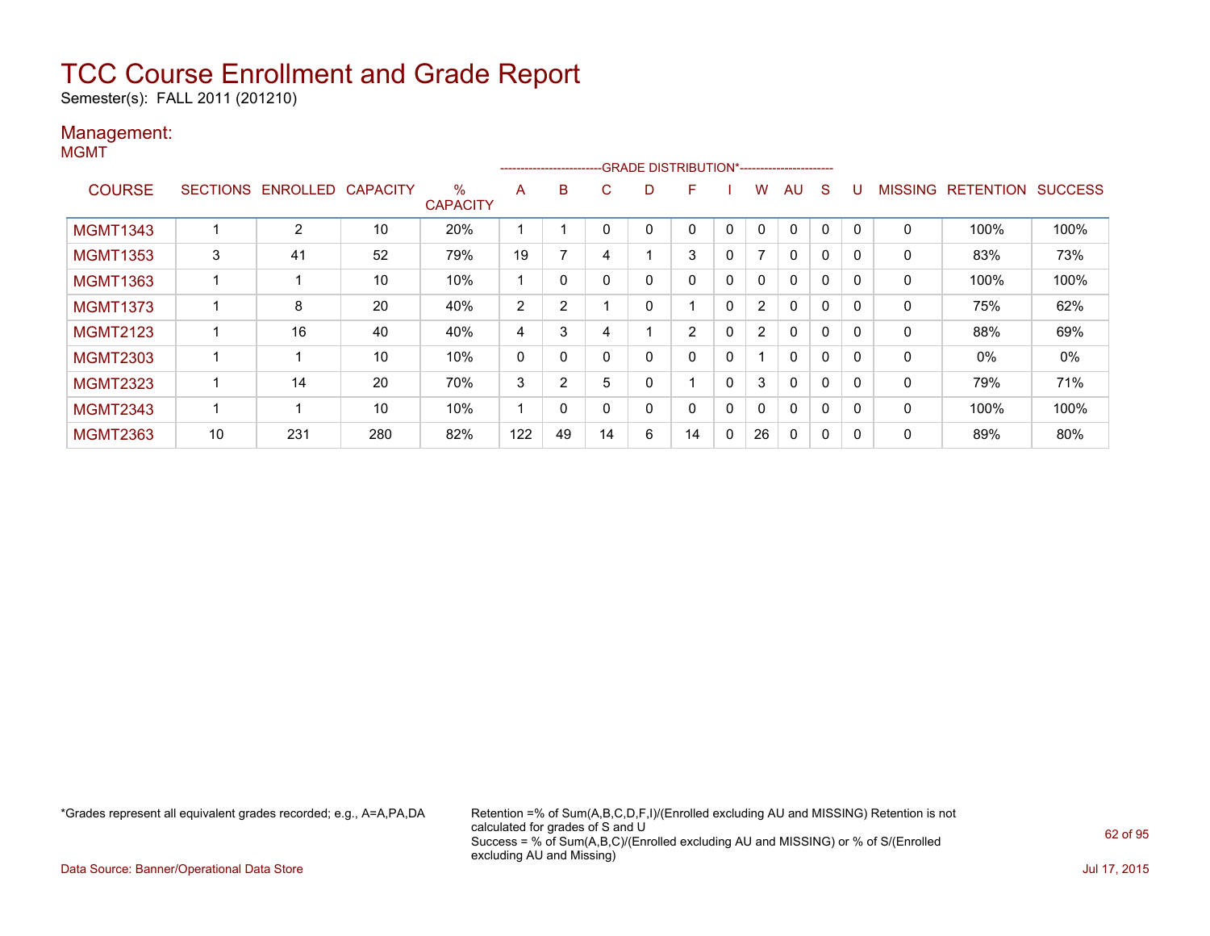# TCC Course Enrollment and Grade Report

Semester(s): FALL 2011 (201210)

## Management:

MGMT

| COURSE | SECTIONS | ENROLLED | CAPACITY | % CAPACITY | A | B | C | D | F | I | W | AU | S | U | MISSING | RETENTION | SUCCESS |
|---|---|---|---|---|---|---|---|---|---|---|---|---|---|---|---|---|---|
| | | | | | GRADE DISTRIBUTION* | | | | | | | | | | | | |
| MGMT1343 | 1 | 2 | 10 | 20% | 1 | 1 | 0 | 0 | 0 | 0 | 0 | 0 | 0 | 0 | 0 | 100% | 100% |
| MGMT1353 | 3 | 41 | 52 | 79% | 19 | 7 | 4 | 1 | 3 | 0 | 7 | 0 | 0 | 0 | 0 | 83% | 73% |
| MGMT1363 | 1 | 1 | 10 | 10% | 1 | 0 | 0 | 0 | 0 | 0 | 0 | 0 | 0 | 0 | 0 | 100% | 100% |
| MGMT1373 | 1 | 8 | 20 | 40% | 2 | 2 | 1 | 0 | 1 | 0 | 2 | 0 | 0 | 0 | 0 | 75% | 62% |
| MGMT2123 | 1 | 16 | 40 | 40% | 4 | 3 | 4 | 1 | 2 | 0 | 2 | 0 | 0 | 0 | 0 | 88% | 69% |
| MGMT2303 | 1 | 1 | 10 | 10% | 0 | 0 | 0 | 0 | 0 | 0 | 1 | 0 | 0 | 0 | 0 | 0% | 0% |
| MGMT2323 | 1 | 14 | 20 | 70% | 3 | 2 | 5 | 0 | 1 | 0 | 3 | 0 | 0 | 0 | 0 | 79% | 71% |
| MGMT2343 | 1 | 1 | 10 | 10% | 1 | 0 | 0 | 0 | 0 | 0 | 0 | 0 | 0 | 0 | 0 | 100% | 100% |
| MGMT2363 | 10 | 231 | 280 | 82% | 122 | 49 | 14 | 6 | 14 | 0 | 26 | 0 | 0 | 0 | 0 | 89% | 80% |

*Grades represent all equivalent grades recorded; e.g., A=A,PA,DA

Retention =% of Sum(A,B,C,D,F,I)/(Enrolled excluding AU and MISSING) Retention is not calculated for grades of S and U
Success = % of Sum(A,B,C)/(Enrolled excluding AU and MISSING) or % of S/(Enrolled excluding AU and Missing)

Data Source: Banner/Operational Data Store

Jul 17, 2015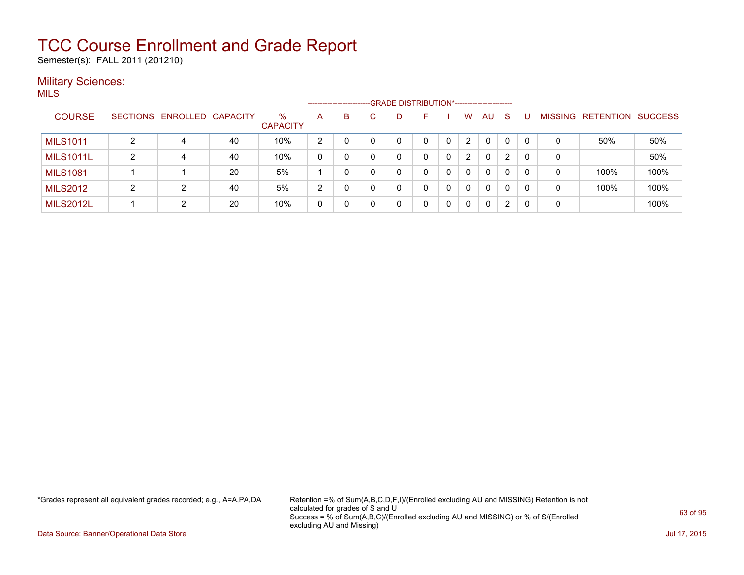# TCC Course Enrollment and Grade Report

Semester(s): FALL 2011 (201210)

## Military Sciences:

MILS

| COURSE | SECTIONS | ENROLLED | CAPACITY | % CAPACITY | A | B | C | D | F | I | W | AU | S | U | MISSING | RETENTION | SUCCESS |
|---|---|---|---|---|---|---|---|---|---|---|---|---|---|---|---|---|---|
| | | | | | GRADE DISTRIBUTION* | | | | | | | | | | | | |
| MILS1011 | 2 | 4 | 40 | 10% | 2 | 0 | 0 | 0 | 0 | 0 | 2 | 0 | 0 | 0 | 0 | 50% | 50% |
| MILS1011L | 2 | 4 | 40 | 10% | 0 | 0 | 0 | 0 | 0 | 0 | 2 | 0 | 2 | 0 | 0 | | 50% |
| MILS1081 | 1 | 1 | 20 | 5% | 1 | 0 | 0 | 0 | 0 | 0 | 0 | 0 | 0 | 0 | 0 | 100% | 100% |
| MILS2012 | 2 | 2 | 40 | 5% | 2 | 0 | 0 | 0 | 0 | 0 | 0 | 0 | 0 | 0 | 0 | 100% | 100% |
| MILS2012L | 1 | 2 | 20 | 10% | 0 | 0 | 0 | 0 | 0 | 0 | 0 | 0 | 2 | 0 | 0 | | 100% |

*Grades represent all equivalent grades recorded; e.g., A=A,PA,DA

Retention =% of Sum(A,B,C,D,F,I)/(Enrolled excluding AU and MISSING) Retention is not calculated for grades of S and U

Success = % of Sum(A,B,C)/(Enrolled excluding AU and MISSING) or % of S/(Enrolled excluding AU and Missing)

Data Source: Banner/Operational Data Store

Jul 17, 2015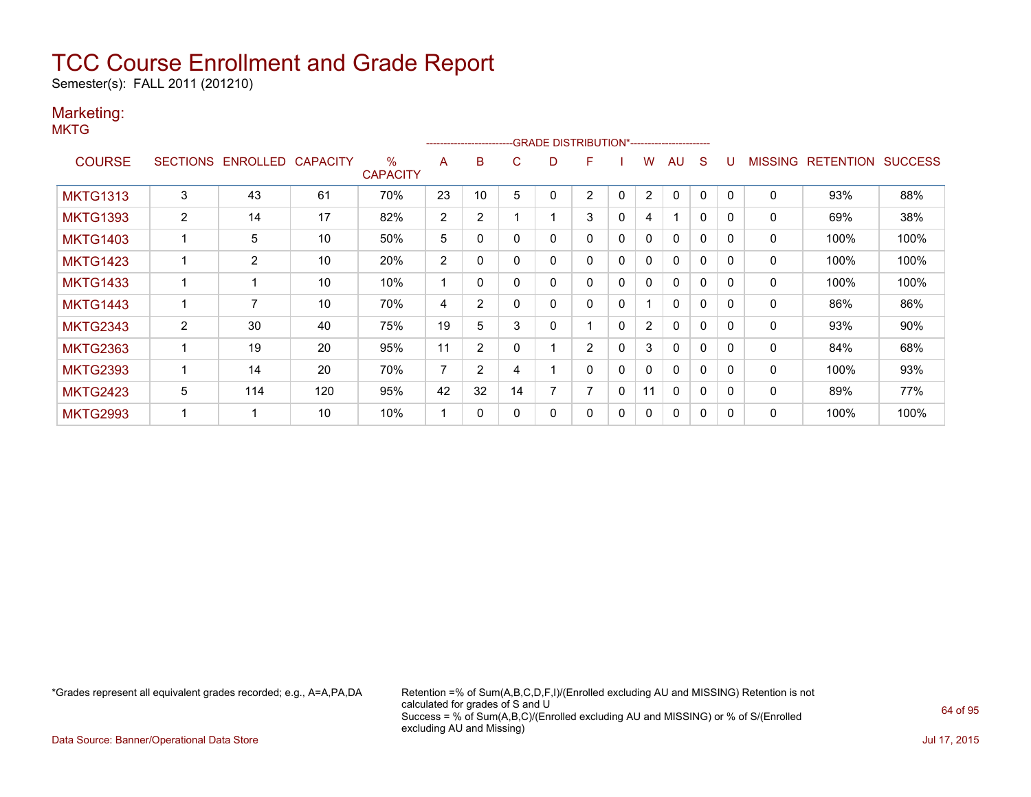# TCC Course Enrollment and Grade Report

Semester(s): FALL 2011 (201210)

## Marketing:

### MKTG

| COURSE | SECTIONS | ENROLLED | CAPACITY | % CAPACITY | A | B | C | D | F | I | W | AU | S | U | MISSING | RETENTION | SUCCESS |
|---|---|---|---|---|---|---|---|---|---|---|---|---|---|---|---|---|---|
| | | | | | GRADE DISTRIBUTION* | | | | | | | | | | | | |
| MKTG1313 | 3 | 43 | 61 | 70% | 23 | 10 | 5 | 0 | 2 | 0 | 2 | 0 | 0 | 0 | 0 | 93% | 88% |
| MKTG1393 | 2 | 14 | 17 | 82% | 2 | 2 | 1 | 1 | 3 | 0 | 4 | 1 | 0 | 0 | 0 | 69% | 38% |
| MKTG1403 | 1 | 5 | 10 | 50% | 5 | 0 | 0 | 0 | 0 | 0 | 0 | 0 | 0 | 0 | 0 | 100% | 100% |
| MKTG1423 | 1 | 2 | 10 | 20% | 2 | 0 | 0 | 0 | 0 | 0 | 0 | 0 | 0 | 0 | 0 | 100% | 100% |
| MKTG1433 | 1 | 1 | 10 | 10% | 1 | 0 | 0 | 0 | 0 | 0 | 0 | 0 | 0 | 0 | 0 | 100% | 100% |
| MKTG1443 | 1 | 7 | 10 | 70% | 4 | 2 | 0 | 0 | 0 | 0 | 1 | 0 | 0 | 0 | 0 | 86% | 86% |
| MKTG2343 | 2 | 30 | 40 | 75% | 19 | 5 | 3 | 0 | 1 | 0 | 2 | 0 | 0 | 0 | 0 | 93% | 90% |
| MKTG2363 | 1 | 19 | 20 | 95% | 11 | 2 | 0 | 1 | 2 | 0 | 3 | 0 | 0 | 0 | 0 | 84% | 68% |
| MKTG2393 | 1 | 14 | 20 | 70% | 7 | 2 | 4 | 1 | 0 | 0 | 0 | 0 | 0 | 0 | 0 | 100% | 93% |
| MKTG2423 | 5 | 114 | 120 | 95% | 42 | 32 | 14 | 7 | 7 | 0 | 11 | 0 | 0 | 0 | 0 | 89% | 77% |
| MKTG2993 | 1 | 1 | 10 | 10% | 1 | 0 | 0 | 0 | 0 | 0 | 0 | 0 | 0 | 0 | 0 | 100% | 100% |

*Grades represent all equivalent grades recorded; e.g., A=A,PA,DA

Retention =% of Sum(A,B,C,D,F,I)/(Enrolled excluding AU and MISSING) Retention is not calculated for grades of S and U
Success = % of Sum(A,B,C)/(Enrolled excluding AU and MISSING) or % of S/(Enrolled excluding AU and Missing)

Data Source: Banner/Operational Data Store

Jul 17, 2015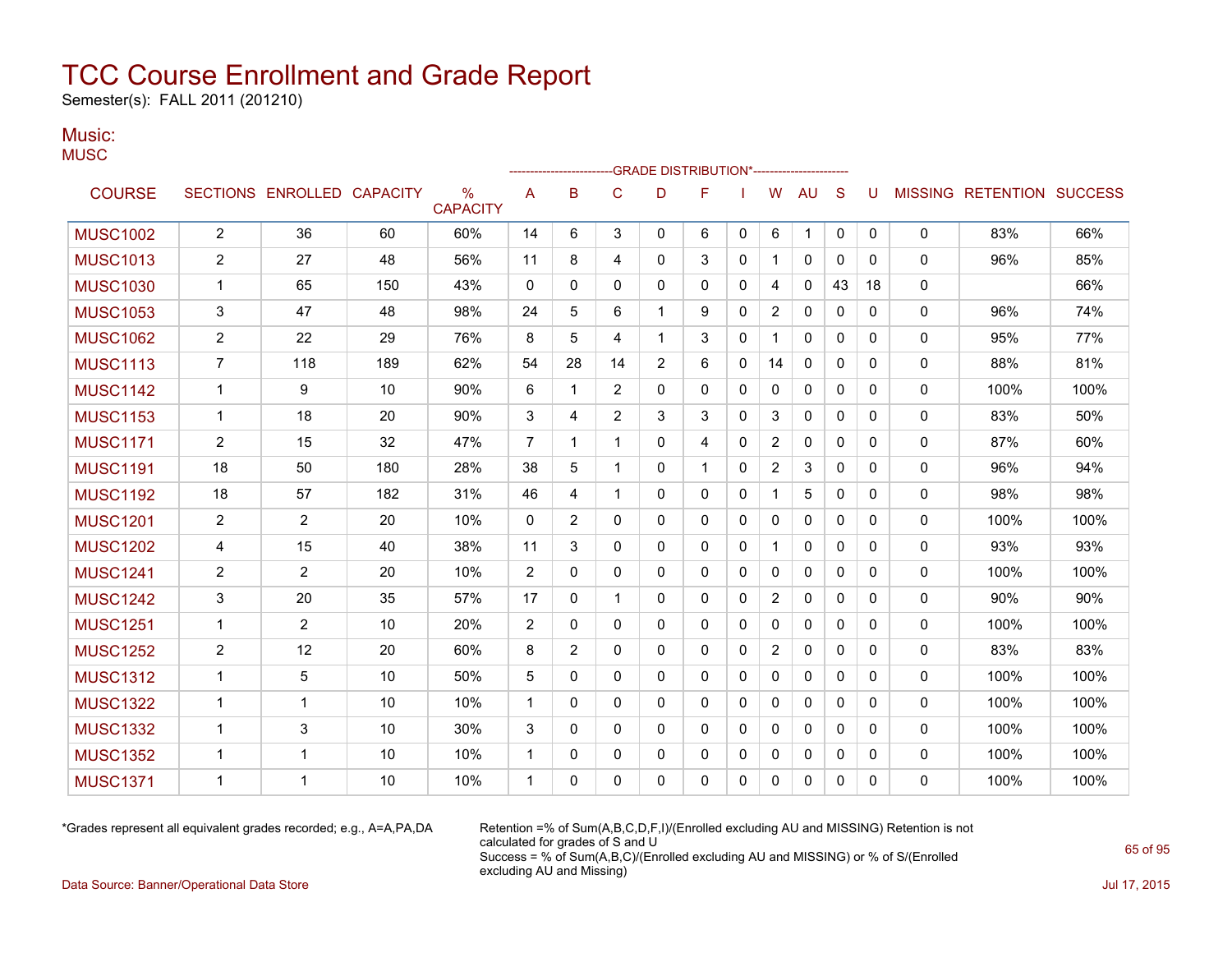# TCC Course Enrollment and Grade Report

Semester(s): FALL 2011 (201210)

## Music:

MUSC

| COURSE | SECTIONS | ENROLLED | CAPACITY | % CAPACITY | A | B | C | D | F | I | W | AU | S | U | MISSING | RETENTION | SUCCESS |
|---|---|---|---|---|---|---|---|---|---|---|---|---|---|---|---|---|---|
| | | | | | GRADE DISTRIBUTION* | | | | | | | | | | | | |
| MUSC1002 | 2 | 36 | 60 | 60% | 14 | 6 | 3 | 0 | 6 | 0 | 6 | 1 | 0 | 0 | 0 | 83% | 66% |
| MUSC1013 | 2 | 27 | 48 | 56% | 11 | 8 | 4 | 0 | 3 | 0 | 1 | 0 | 0 | 0 | 0 | 96% | 85% |
| MUSC1030 | 1 | 65 | 150 | 43% | 0 | 0 | 0 | 0 | 0 | 0 | 4 | 0 | 43 | 18 | 0 | | 66% |
| MUSC1053 | 3 | 47 | 48 | 98% | 24 | 5 | 6 | 1 | 9 | 0 | 2 | 0 | 0 | 0 | 0 | 96% | 74% |
| MUSC1062 | 2 | 22 | 29 | 76% | 8 | 5 | 4 | 1 | 3 | 0 | 1 | 0 | 0 | 0 | 0 | 95% | 77% |
| MUSC1113 | 7 | 118 | 189 | 62% | 54 | 28 | 14 | 2 | 6 | 0 | 14 | 0 | 0 | 0 | 0 | 88% | 81% |
| MUSC1142 | 1 | 9 | 10 | 90% | 6 | 1 | 2 | 0 | 0 | 0 | 0 | 0 | 0 | 0 | 0 | 100% | 100% |
| MUSC1153 | 1 | 18 | 20 | 90% | 3 | 4 | 2 | 3 | 3 | 0 | 3 | 0 | 0 | 0 | 0 | 83% | 50% |
| MUSC1171 | 2 | 15 | 32 | 47% | 7 | 1 | 1 | 0 | 4 | 0 | 2 | 0 | 0 | 0 | 0 | 87% | 60% |
| MUSC1191 | 18 | 50 | 180 | 28% | 38 | 5 | 1 | 0 | 1 | 0 | 2 | 3 | 0 | 0 | 0 | 96% | 94% |
| MUSC1192 | 18 | 57 | 182 | 31% | 46 | 4 | 1 | 0 | 0 | 0 | 1 | 5 | 0 | 0 | 0 | 98% | 98% |
| MUSC1201 | 2 | 2 | 20 | 10% | 0 | 2 | 0 | 0 | 0 | 0 | 0 | 0 | 0 | 0 | 0 | 100% | 100% |
| MUSC1202 | 4 | 15 | 40 | 38% | 11 | 3 | 0 | 0 | 0 | 0 | 1 | 0 | 0 | 0 | 0 | 93% | 93% |
| MUSC1241 | 2 | 2 | 20 | 10% | 2 | 0 | 0 | 0 | 0 | 0 | 0 | 0 | 0 | 0 | 0 | 100% | 100% |
| MUSC1242 | 3 | 20 | 35 | 57% | 17 | 0 | 1 | 0 | 0 | 0 | 2 | 0 | 0 | 0 | 0 | 90% | 90% |
| MUSC1251 | 1 | 2 | 10 | 20% | 2 | 0 | 0 | 0 | 0 | 0 | 0 | 0 | 0 | 0 | 0 | 100% | 100% |
| MUSC1252 | 2 | 12 | 20 | 60% | 8 | 2 | 0 | 0 | 0 | 0 | 2 | 0 | 0 | 0 | 0 | 83% | 83% |
| MUSC1312 | 1 | 5 | 10 | 50% | 5 | 0 | 0 | 0 | 0 | 0 | 0 | 0 | 0 | 0 | 0 | 100% | 100% |
| MUSC1322 | 1 | 1 | 10 | 10% | 1 | 0 | 0 | 0 | 0 | 0 | 0 | 0 | 0 | 0 | 0 | 100% | 100% |
| MUSC1332 | 1 | 3 | 10 | 30% | 3 | 0 | 0 | 0 | 0 | 0 | 0 | 0 | 0 | 0 | 0 | 100% | 100% |
| MUSC1352 | 1 | 1 | 10 | 10% | 1 | 0 | 0 | 0 | 0 | 0 | 0 | 0 | 0 | 0 | 0 | 100% | 100% |
| MUSC1371 | 1 | 1 | 10 | 10% | 1 | 0 | 0 | 0 | 0 | 0 | 0 | 0 | 0 | 0 | 0 | 100% | 100% |

*Grades represent all equivalent grades recorded; e.g., A=A,PA,DA

Retention =% of Sum(A,B,C,D,F,I)/(Enrolled excluding AU and MISSING) Retention is not calculated for grades of S and U
Success = % of Sum(A,B,C)/(Enrolled excluding AU and MISSING) or % of S/(Enrolled excluding AU and Missing)

Data Source: Banner/Operational Data Store

Jul 17, 2015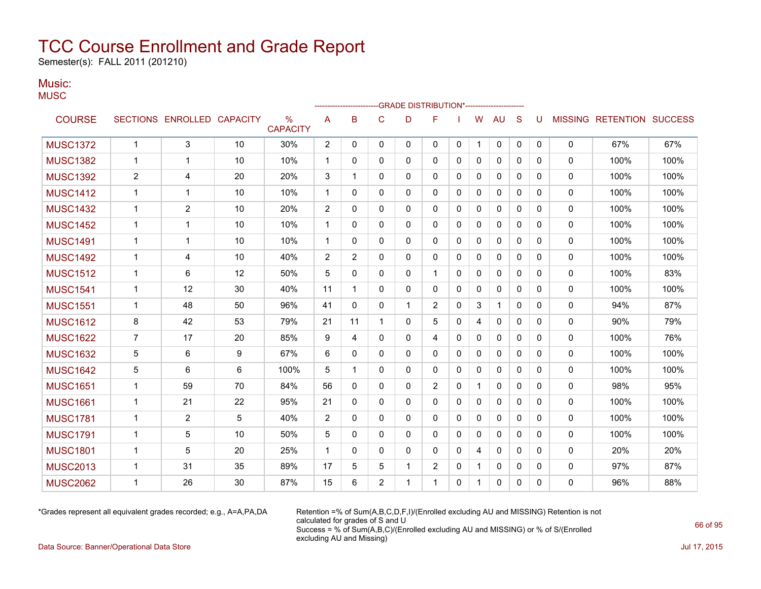# TCC Course Enrollment and Grade Report

Semester(s): FALL 2011 (201210)

## Music:

MUSC

| COURSE | SECTIONS | ENROLLED | CAPACITY | % CAPACITY | A | B | C | D | F | I | W | AU | S | U | MISSING | RETENTION | SUCCESS |
|---|---|---|---|---|---|---|---|---|---|---|---|---|---|---|---|---|---|
| | | | | | GRADE DISTRIBUTION* | | | | | | | | | | | | |
| MUSC1372 | 1 | 3 | 10 | 30% | 2 | 0 | 0 | 0 | 0 | 0 | 1 | 0 | 0 | 0 | 0 | 67% | 67% |
| MUSC1382 | 1 | 1 | 10 | 10% | 1 | 0 | 0 | 0 | 0 | 0 | 0 | 0 | 0 | 0 | 0 | 100% | 100% |
| MUSC1392 | 2 | 4 | 20 | 20% | 3 | 1 | 0 | 0 | 0 | 0 | 0 | 0 | 0 | 0 | 0 | 100% | 100% |
| MUSC1412 | 1 | 1 | 10 | 10% | 1 | 0 | 0 | 0 | 0 | 0 | 0 | 0 | 0 | 0 | 0 | 100% | 100% |
| MUSC1432 | 1 | 2 | 10 | 20% | 2 | 0 | 0 | 0 | 0 | 0 | 0 | 0 | 0 | 0 | 0 | 100% | 100% |
| MUSC1452 | 1 | 1 | 10 | 10% | 1 | 0 | 0 | 0 | 0 | 0 | 0 | 0 | 0 | 0 | 0 | 100% | 100% |
| MUSC1491 | 1 | 1 | 10 | 10% | 1 | 0 | 0 | 0 | 0 | 0 | 0 | 0 | 0 | 0 | 0 | 100% | 100% |
| MUSC1492 | 1 | 4 | 10 | 40% | 2 | 2 | 0 | 0 | 0 | 0 | 0 | 0 | 0 | 0 | 0 | 100% | 100% |
| MUSC1512 | 1 | 6 | 12 | 50% | 5 | 0 | 0 | 0 | 1 | 0 | 0 | 0 | 0 | 0 | 0 | 100% | 83% |
| MUSC1541 | 1 | 12 | 30 | 40% | 11 | 1 | 0 | 0 | 0 | 0 | 0 | 0 | 0 | 0 | 0 | 100% | 100% |
| MUSC1551 | 1 | 48 | 50 | 96% | 41 | 0 | 0 | 1 | 2 | 0 | 3 | 1 | 0 | 0 | 0 | 94% | 87% |
| MUSC1612 | 8 | 42 | 53 | 79% | 21 | 11 | 1 | 0 | 5 | 0 | 4 | 0 | 0 | 0 | 0 | 90% | 79% |
| MUSC1622 | 7 | 17 | 20 | 85% | 9 | 4 | 0 | 0 | 4 | 0 | 0 | 0 | 0 | 0 | 0 | 100% | 76% |
| MUSC1632 | 5 | 6 | 9 | 67% | 6 | 0 | 0 | 0 | 0 | 0 | 0 | 0 | 0 | 0 | 0 | 100% | 100% |
| MUSC1642 | 5 | 6 | 6 | 100% | 5 | 1 | 0 | 0 | 0 | 0 | 0 | 0 | 0 | 0 | 0 | 100% | 100% |
| MUSC1651 | 1 | 59 | 70 | 84% | 56 | 0 | 0 | 0 | 2 | 0 | 1 | 0 | 0 | 0 | 0 | 98% | 95% |
| MUSC1661 | 1 | 21 | 22 | 95% | 21 | 0 | 0 | 0 | 0 | 0 | 0 | 0 | 0 | 0 | 0 | 100% | 100% |
| MUSC1781 | 1 | 2 | 5 | 40% | 2 | 0 | 0 | 0 | 0 | 0 | 0 | 0 | 0 | 0 | 0 | 100% | 100% |
| MUSC1791 | 1 | 5 | 10 | 50% | 5 | 0 | 0 | 0 | 0 | 0 | 0 | 0 | 0 | 0 | 0 | 100% | 100% |
| MUSC1801 | 1 | 5 | 20 | 25% | 1 | 0 | 0 | 0 | 0 | 0 | 4 | 0 | 0 | 0 | 0 | 20% | 20% |
| MUSC2013 | 1 | 31 | 35 | 89% | 17 | 5 | 5 | 1 | 2 | 0 | 1 | 0 | 0 | 0 | 0 | 97% | 87% |
| MUSC2062 | 1 | 26 | 30 | 87% | 15 | 6 | 2 | 1 | 1 | 0 | 1 | 0 | 0 | 0 | 0 | 96% | 88% |

*Grades represent all equivalent grades recorded; e.g., A=A,PA,DA

Retention =% of Sum(A,B,C,D,F,I)/(Enrolled excluding AU and MISSING) Retention is not calculated for grades of S and U
Success = % of Sum(A,B,C)/(Enrolled excluding AU and MISSING) or % of S/(Enrolled excluding AU and Missing)

Data Source: Banner/Operational Data Store

Jul 17, 2015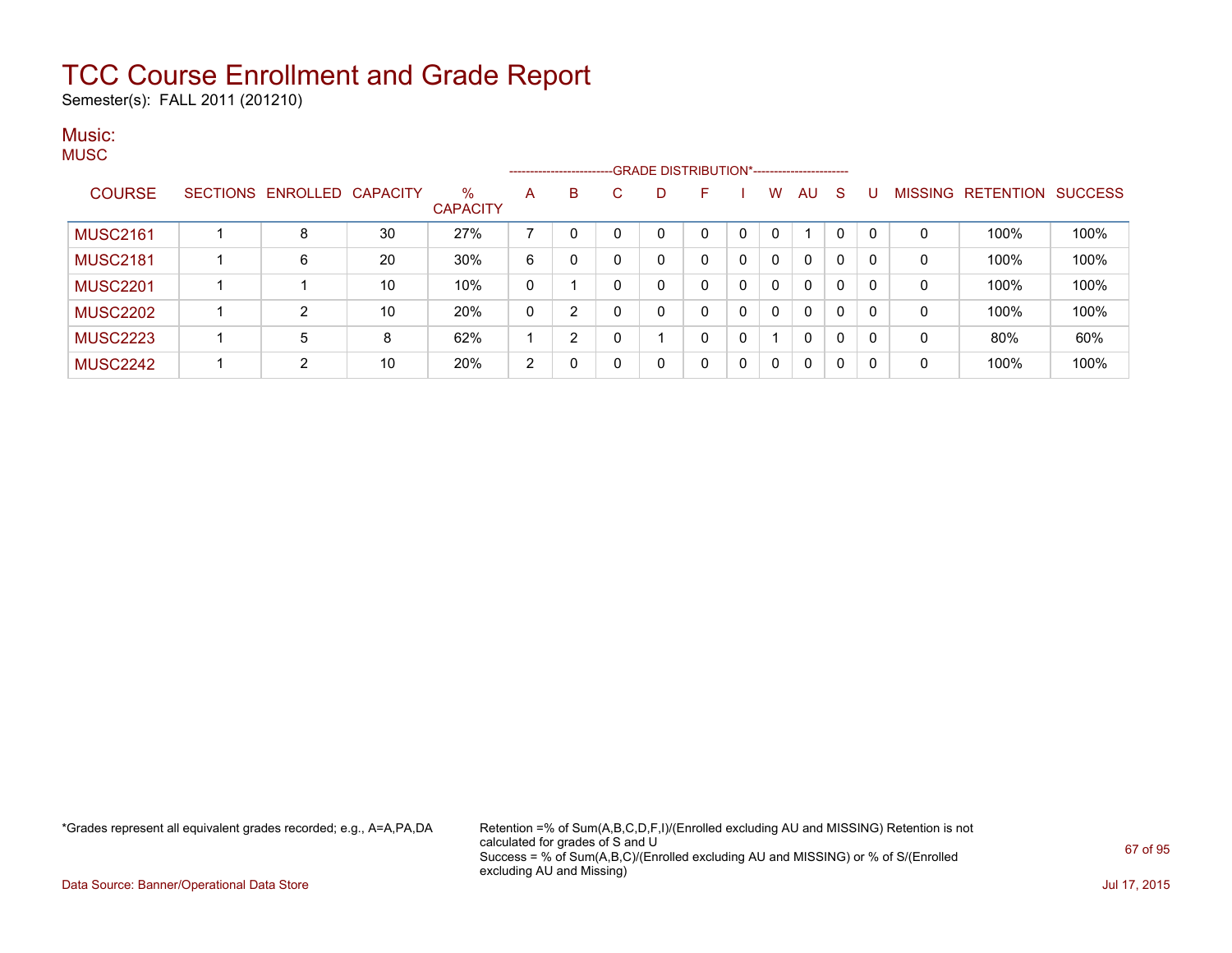# TCC Course Enrollment and Grade Report

Semester(s): FALL 2011 (201210)

## Music:

MUSC

| COURSE | SECTIONS | ENROLLED | CAPACITY | % CAPACITY | A | B | C | D | F | I | W | AU | S | U | MISSING | RETENTION | SUCCESS |
|---|---|---|---|---|---|---|---|---|---|---|---|---|---|---|---|---|---|
| | | | | | GRADE DISTRIBUTION* | | | | | | | | | | | | |
| MUSC2161 | 1 | 8 | 30 | 27% | 7 | 0 | 0 | 0 | 0 | 0 | 0 | 1 | 0 | 0 | 0 | 100% | 100% |
| MUSC2181 | 1 | 6 | 20 | 30% | 6 | 0 | 0 | 0 | 0 | 0 | 0 | 0 | 0 | 0 | 0 | 100% | 100% |
| MUSC2201 | 1 | 1 | 10 | 10% | 0 | 1 | 0 | 0 | 0 | 0 | 0 | 0 | 0 | 0 | 0 | 100% | 100% |
| MUSC2202 | 1 | 2 | 10 | 20% | 0 | 2 | 0 | 0 | 0 | 0 | 0 | 0 | 0 | 0 | 0 | 100% | 100% |
| MUSC2223 | 1 | 5 | 8 | 62% | 1 | 2 | 0 | 1 | 0 | 0 | 1 | 0 | 0 | 0 | 0 | 80% | 60% |
| MUSC2242 | 1 | 2 | 10 | 20% | 2 | 0 | 0 | 0 | 0 | 0 | 0 | 0 | 0 | 0 | 0 | 100% | 100% |

*Grades represent all equivalent grades recorded; e.g., A=A,PA,DA

Retention =% of Sum(A,B,C,D,F,I)/(Enrolled excluding AU and MISSING) Retention is not calculated for grades of S and U

Success = % of Sum(A,B,C)/(Enrolled excluding AU and MISSING) or % of S/(Enrolled excluding AU and Missing)

Data Source: Banner/Operational Data Store

Jul 17, 2015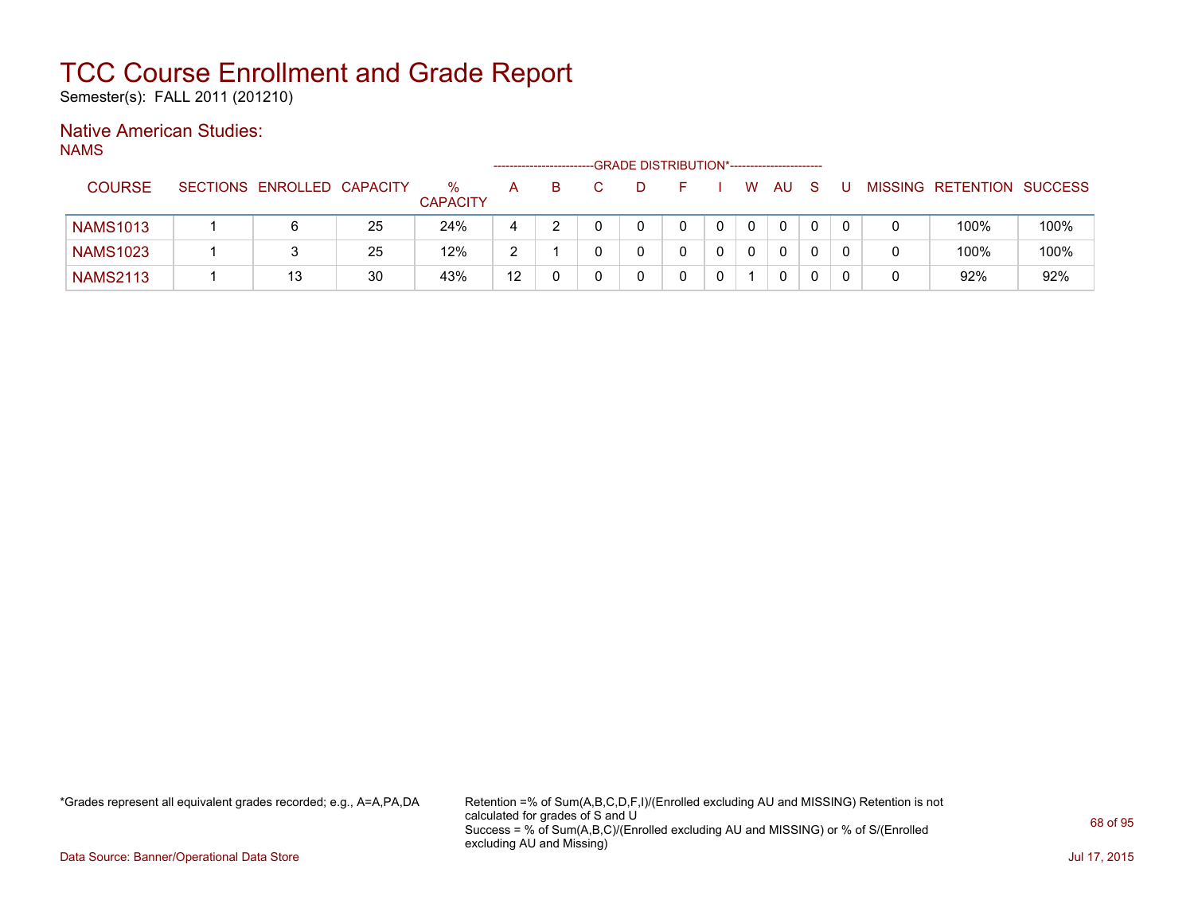# TCC Course Enrollment and Grade Report

Semester(s): FALL 2011 (201210)

## Native American Studies:

NAMS

| COURSE | SECTIONS | ENROLLED | CAPACITY | % CAPACITY | A | B | C | D | F | I | W | AU | S | U | MISSING | RETENTION | SUCCESS |
|---|---|---|---|---|---|---|---|---|---|---|---|---|---|---|---|---|---|
| | | | | | GRADE DISTRIBUTION* | | | | | | | | | | | | |
| NAMS1013 | 1 | 6 | 25 | 24% | 4 | 2 | 0 | 0 | 0 | 0 | 0 | 0 | 0 | 0 | 0 | 100% | 100% |
| NAMS1023 | 1 | 3 | 25 | 12% | 2 | 1 | 0 | 0 | 0 | 0 | 0 | 0 | 0 | 0 | 0 | 100% | 100% |
| NAMS2113 | 1 | 13 | 30 | 43% | 12 | 0 | 0 | 0 | 0 | 0 | 1 | 0 | 0 | 0 | 0 | 92% | 92% |

*Grades represent all equivalent grades recorded; e.g., A=A,PA,DA

Retention =% of Sum(A,B,C,D,F,I)/(Enrolled excluding AU and MISSING) Retention is not calculated for grades of S and U
Success = % of Sum(A,B,C)/(Enrolled excluding AU and MISSING) or % of S/(Enrolled excluding AU and Missing)

Data Source: Banner/Operational Data Store

Jul 17, 2015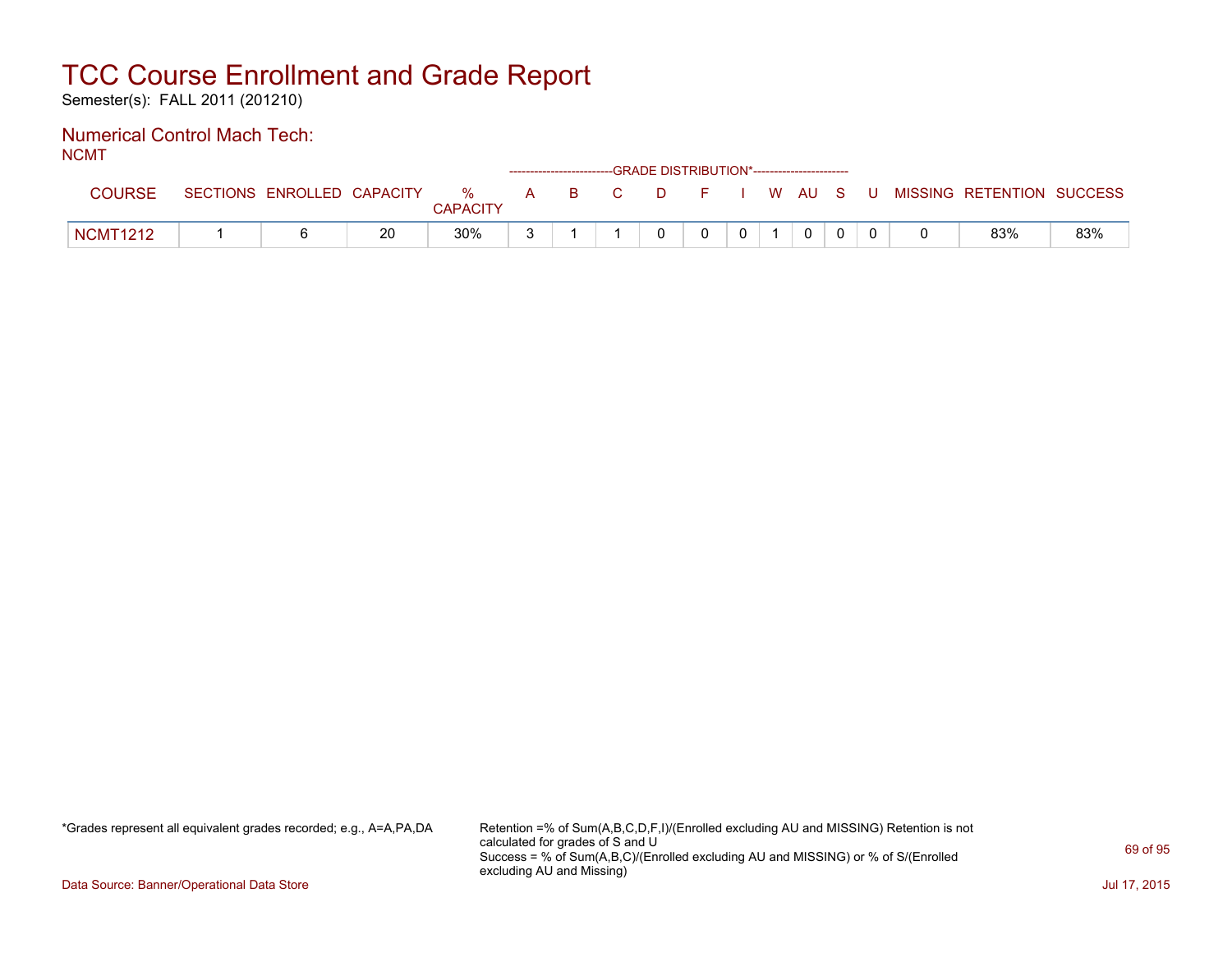# TCC Course Enrollment and Grade Report

Semester(s): FALL 2011 (201210)

## Numerical Control Mach Tech:

NCMT

| COURSE | SECTIONS | ENROLLED | CAPACITY | % CAPACITY | A | B | C | D | F | I | W | AU | S | U | MISSING | RETENTION | SUCCESS |
|---|---|---|---|---|---|---|---|---|---|---|---|---|---|---|---|---|---|
| | | | | | GRADE DISTRIBUTION* | | | | | | | | | | | | |
| NCMT1212 | 1 | 6 | 20 | 30% | 3 | 1 | 1 | 0 | 0 | 0 | 1 | 0 | 0 | 0 | 0 | 83% | 83% |

*Grades represent all equivalent grades recorded; e.g., A=A,PA,DA

Retention =% of Sum(A,B,C,D,F,I)/(Enrolled excluding AU and MISSING) Retention is not calculated for grades of S and U
Success = % of Sum(A,B,C)/(Enrolled excluding AU and MISSING) or % of S/(Enrolled excluding AU and Missing)

Data Source: Banner/Operational Data Store

Jul 17, 2015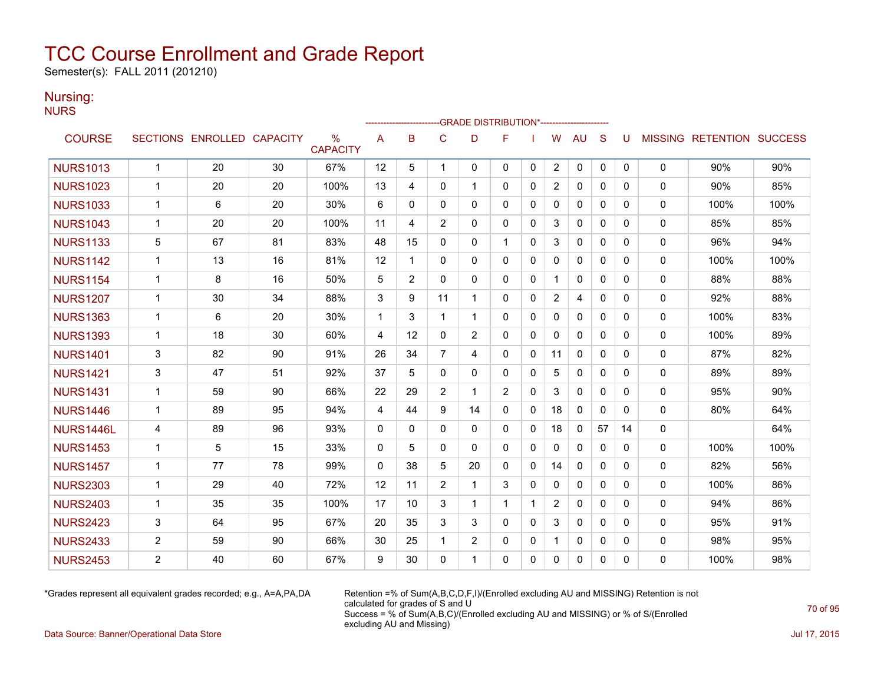# TCC Course Enrollment and Grade Report

Semester(s): FALL 2011 (201210)

## Nursing:

NURS

| COURSE | SECTIONS | ENROLLED | CAPACITY | % CAPACITY | A | B | C | D | F | I | W | AU | S | U | MISSING | RETENTION | SUCCESS |
|---|---|---|---|---|---|---|---|---|---|---|---|---|---|---|---|---|---|
| | | | | | GRADE DISTRIBUTION* | | | | | | | | | | | | |
| NURS1013 | 1 | 20 | 30 | 67% | 12 | 5 | 1 | 0 | 0 | 0 | 2 | 0 | 0 | 0 | 0 | 90% | 90% |
| NURS1023 | 1 | 20 | 20 | 100% | 13 | 4 | 0 | 1 | 0 | 0 | 2 | 0 | 0 | 0 | 0 | 90% | 85% |
| NURS1033 | 1 | 6 | 20 | 30% | 6 | 0 | 0 | 0 | 0 | 0 | 0 | 0 | 0 | 0 | 0 | 100% | 100% |
| NURS1043 | 1 | 20 | 20 | 100% | 11 | 4 | 2 | 0 | 0 | 0 | 3 | 0 | 0 | 0 | 0 | 85% | 85% |
| NURS1133 | 5 | 67 | 81 | 83% | 48 | 15 | 0 | 0 | 1 | 0 | 3 | 0 | 0 | 0 | 0 | 96% | 94% |
| NURS1142 | 1 | 13 | 16 | 81% | 12 | 1 | 0 | 0 | 0 | 0 | 0 | 0 | 0 | 0 | 0 | 100% | 100% |
| NURS1154 | 1 | 8 | 16 | 50% | 5 | 2 | 0 | 0 | 0 | 0 | 1 | 0 | 0 | 0 | 0 | 88% | 88% |
| NURS1207 | 1 | 30 | 34 | 88% | 3 | 9 | 11 | 1 | 0 | 0 | 2 | 4 | 0 | 0 | 0 | 92% | 88% |
| NURS1363 | 1 | 6 | 20 | 30% | 1 | 3 | 1 | 1 | 0 | 0 | 0 | 0 | 0 | 0 | 0 | 100% | 83% |
| NURS1393 | 1 | 18 | 30 | 60% | 4 | 12 | 0 | 2 | 0 | 0 | 0 | 0 | 0 | 0 | 0 | 100% | 89% |
| NURS1401 | 3 | 82 | 90 | 91% | 26 | 34 | 7 | 4 | 0 | 0 | 11 | 0 | 0 | 0 | 0 | 87% | 82% |
| NURS1421 | 3 | 47 | 51 | 92% | 37 | 5 | 0 | 0 | 0 | 0 | 5 | 0 | 0 | 0 | 0 | 89% | 89% |
| NURS1431 | 1 | 59 | 90 | 66% | 22 | 29 | 2 | 1 | 2 | 0 | 3 | 0 | 0 | 0 | 0 | 95% | 90% |
| NURS1446 | 1 | 89 | 95 | 94% | 4 | 44 | 9 | 14 | 0 | 0 | 18 | 0 | 0 | 0 | 0 | 80% | 64% |
| NURS1446L | 4 | 89 | 96 | 93% | 0 | 0 | 0 | 0 | 0 | 0 | 18 | 0 | 57 | 14 | 0 | | 64% |
| NURS1453 | 1 | 5 | 15 | 33% | 0 | 5 | 0 | 0 | 0 | 0 | 0 | 0 | 0 | 0 | 0 | 100% | 100% |
| NURS1457 | 1 | 77 | 78 | 99% | 0 | 38 | 5 | 20 | 0 | 0 | 14 | 0 | 0 | 0 | 0 | 82% | 56% |
| NURS2303 | 1 | 29 | 40 | 72% | 12 | 11 | 2 | 1 | 3 | 0 | 0 | 0 | 0 | 0 | 0 | 100% | 86% |
| NURS2403 | 1 | 35 | 35 | 100% | 17 | 10 | 3 | 1 | 1 | 1 | 2 | 0 | 0 | 0 | 0 | 94% | 86% |
| NURS2423 | 3 | 64 | 95 | 67% | 20 | 35 | 3 | 3 | 0 | 0 | 3 | 0 | 0 | 0 | 0 | 95% | 91% |
| NURS2433 | 2 | 59 | 90 | 66% | 30 | 25 | 1 | 2 | 0 | 0 | 1 | 0 | 0 | 0 | 0 | 98% | 95% |
| NURS2453 | 2 | 40 | 60 | 67% | 9 | 30 | 0 | 1 | 0 | 0 | 0 | 0 | 0 | 0 | 0 | 100% | 98% |

*Grades represent all equivalent grades recorded; e.g., A=A,PA,DA

Retention =% of Sum(A,B,C,D,F,I)/(Enrolled excluding AU and MISSING) Retention is not calculated for grades of S and U
Success = % of Sum(A,B,C)/(Enrolled excluding AU and MISSING) or % of S/(Enrolled excluding AU and Missing)

Data Source: Banner/Operational Data Store

Jul 17, 2015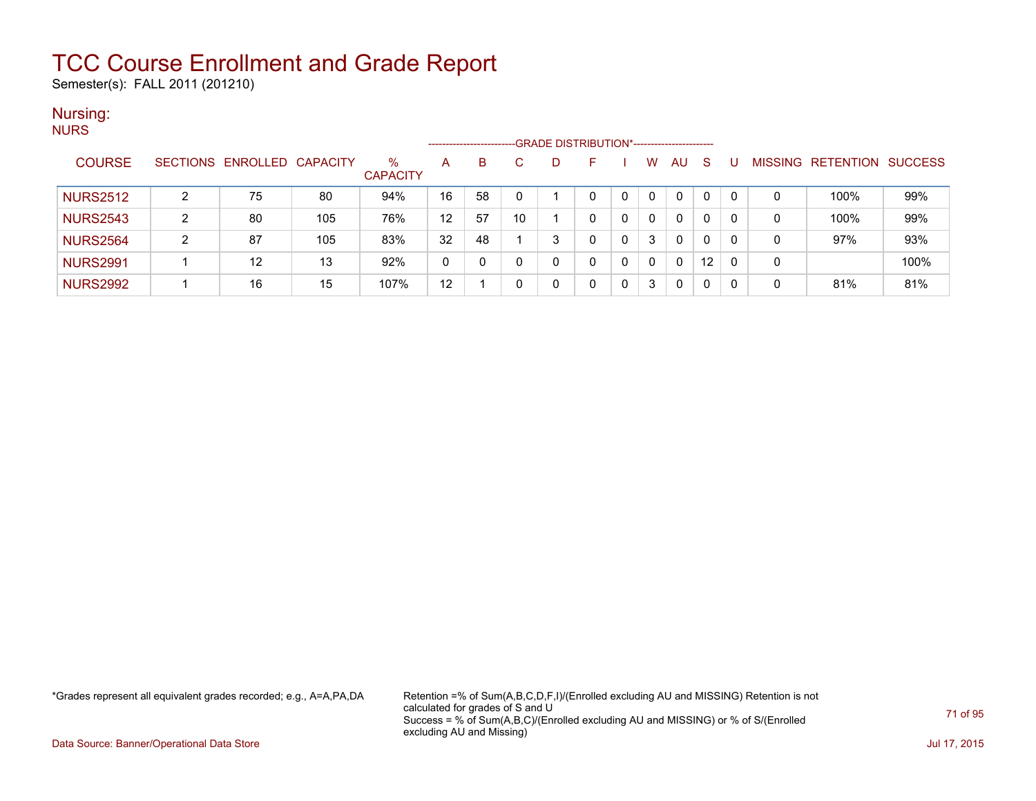# TCC Course Enrollment and Grade Report

Semester(s): FALL 2011 (201210)

## Nursing:

NURS

| COURSE | SECTIONS | ENROLLED | CAPACITY | % CAPACITY | A | B | C | D | F | I | W | AU | S | U | MISSING | RETENTION | SUCCESS |
|---|---|---|---|---|---|---|---|---|---|---|---|---|---|---|---|---|---|
| | | | | | GRADE DISTRIBUTION* | | | | | | | | | | | | |
| NURS2512 | 2 | 75 | 80 | 94% | 16 | 58 | 0 | 1 | 0 | 0 | 0 | 0 | 0 | 0 | 0 | 100% | 99% |
| NURS2543 | 2 | 80 | 105 | 76% | 12 | 57 | 10 | 1 | 0 | 0 | 0 | 0 | 0 | 0 | 0 | 100% | 99% |
| NURS2564 | 2 | 87 | 105 | 83% | 32 | 48 | 1 | 3 | 0 | 0 | 3 | 0 | 0 | 0 | 0 | 97% | 93% |
| NURS2991 | 1 | 12 | 13 | 92% | 0 | 0 | 0 | 0 | 0 | 0 | 0 | 0 | 12 | 0 | 0 | | 100% |
| NURS2992 | 1 | 16 | 15 | 107% | 12 | 1 | 0 | 0 | 0 | 0 | 3 | 0 | 0 | 0 | 0 | 81% | 81% |

*Grades represent all equivalent grades recorded; e.g., A=A,PA,DA

Retention =% of Sum(A,B,C,D,F,I)/(Enrolled excluding AU and MISSING) Retention is not calculated for grades of S and U
Success = % of Sum(A,B,C)/(Enrolled excluding AU and MISSING) or % of S/(Enrolled excluding AU and Missing)

Data Source: Banner/Operational Data Store

Jul 17, 2015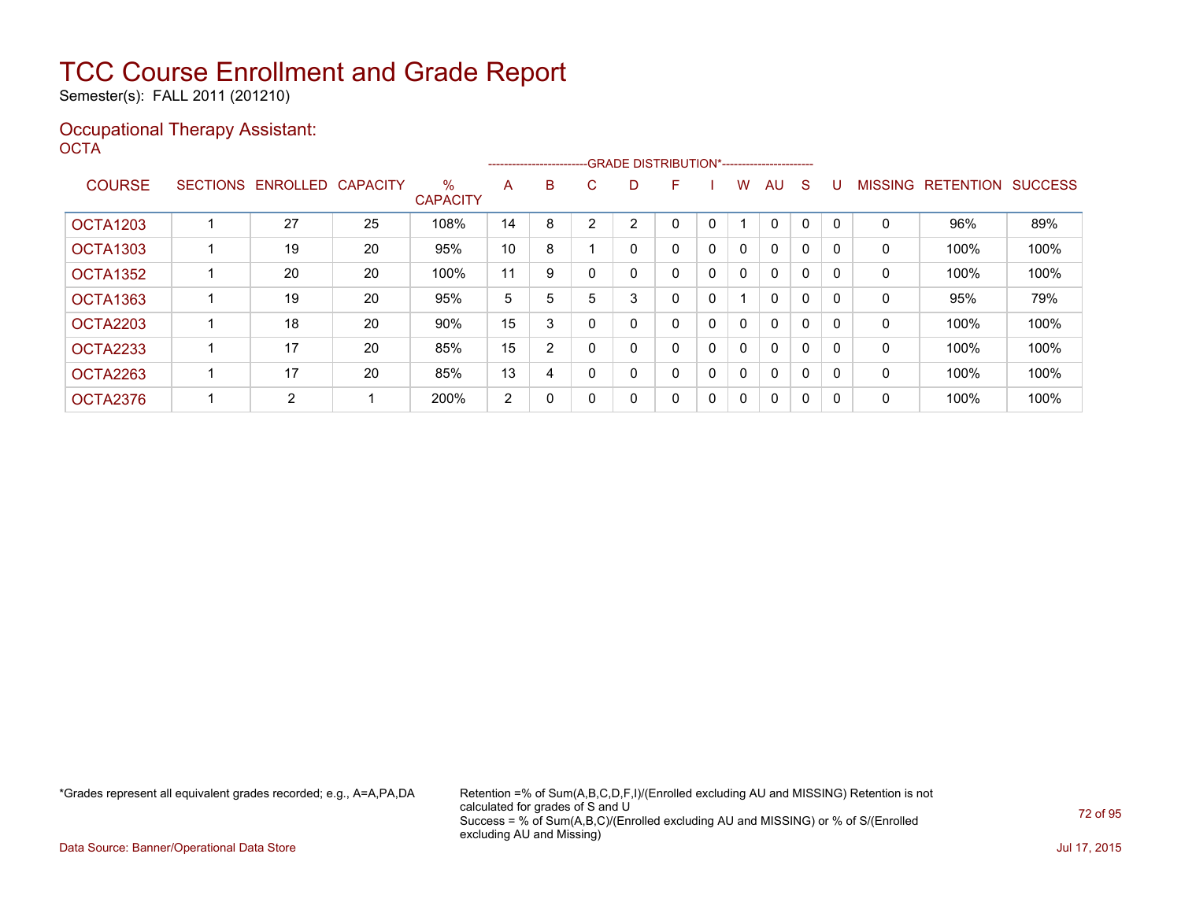# TCC Course Enrollment and Grade Report

Semester(s): FALL 2011 (201210)

## Occupational Therapy Assistant:

OCTA

| COURSE | SECTIONS | ENROLLED | CAPACITY | % CAPACITY | A | B | C | D | F | I | W | AU | S | U | MISSING | RETENTION | SUCCESS |
|---|---|---|---|---|---|---|---|---|---|---|---|---|---|---|---|---|---|
| | | | | | GRADE DISTRIBUTION* | | | | | | | | | | | | |
| OCTA1203 | 1 | 27 | 25 | 108% | 14 | 8 | 2 | 2 | 0 | 0 | 1 | 0 | 0 | 0 | 0 | 96% | 89% |
| OCTA1303 | 1 | 19 | 20 | 95% | 10 | 8 | 1 | 0 | 0 | 0 | 0 | 0 | 0 | 0 | 0 | 100% | 100% |
| OCTA1352 | 1 | 20 | 20 | 100% | 11 | 9 | 0 | 0 | 0 | 0 | 0 | 0 | 0 | 0 | 0 | 100% | 100% |
| OCTA1363 | 1 | 19 | 20 | 95% | 5 | 5 | 5 | 3 | 0 | 0 | 1 | 0 | 0 | 0 | 0 | 95% | 79% |
| OCTA2203 | 1 | 18 | 20 | 90% | 15 | 3 | 0 | 0 | 0 | 0 | 0 | 0 | 0 | 0 | 0 | 100% | 100% |
| OCTA2233 | 1 | 17 | 20 | 85% | 15 | 2 | 0 | 0 | 0 | 0 | 0 | 0 | 0 | 0 | 0 | 100% | 100% |
| OCTA2263 | 1 | 17 | 20 | 85% | 13 | 4 | 0 | 0 | 0 | 0 | 0 | 0 | 0 | 0 | 0 | 100% | 100% |
| OCTA2376 | 1 | 2 | 1 | 200% | 2 | 0 | 0 | 0 | 0 | 0 | 0 | 0 | 0 | 0 | 0 | 100% | 100% |

*Grades represent all equivalent grades recorded; e.g., A=A,PA,DA

Retention =% of Sum(A,B,C,D,F,I)/(Enrolled excluding AU and MISSING) Retention is not calculated for grades of S and U
Success = % of Sum(A,B,C)/(Enrolled excluding AU and MISSING) or % of S/(Enrolled excluding AU and Missing)

Data Source: Banner/Operational Data Store

Jul 17, 2015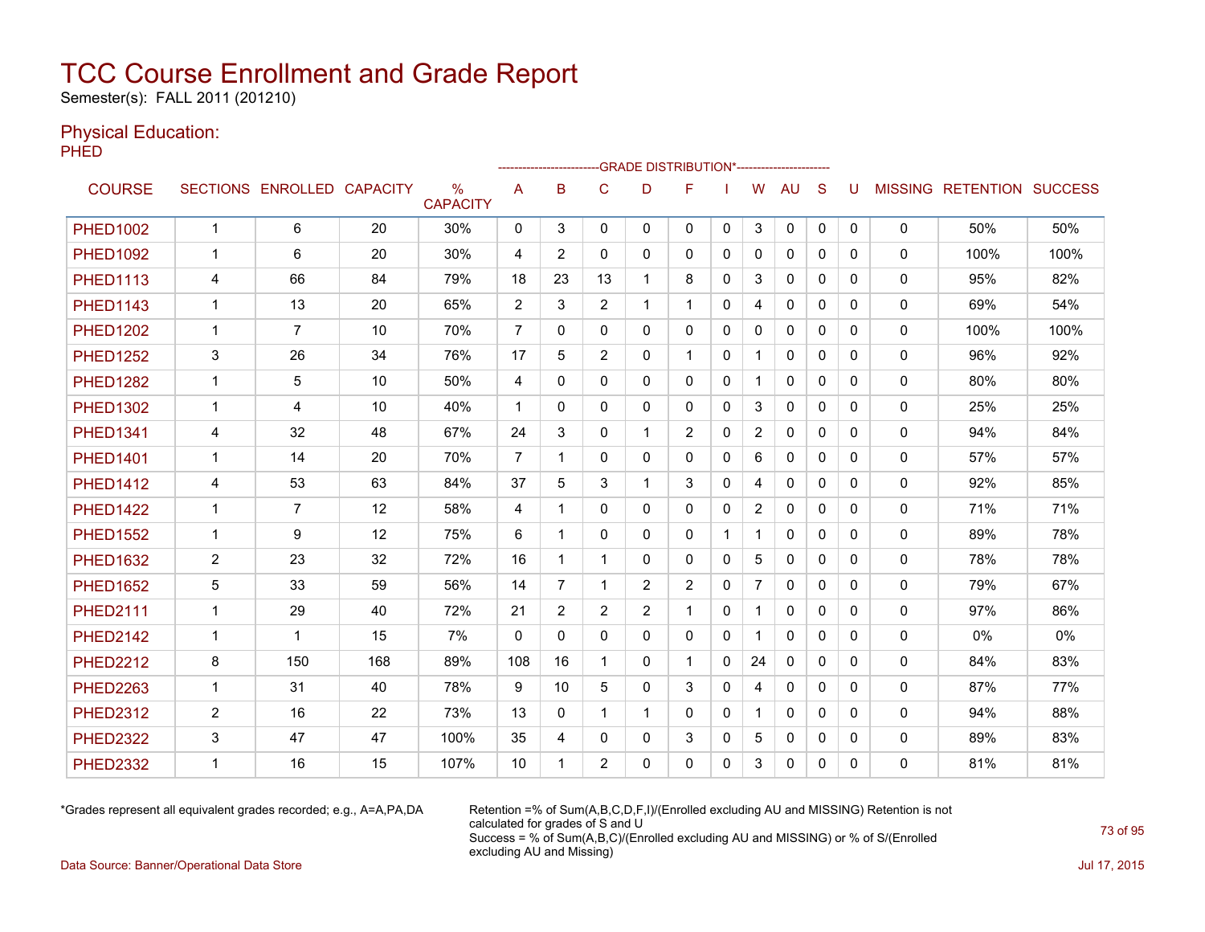# TCC Course Enrollment and Grade Report

Semester(s): FALL 2011 (201210)

## Physical Education:

PHED

| COURSE | SECTIONS | ENROLLED | CAPACITY | % CAPACITY | A | B | C | D | F | I | W | AU | S | U | MISSING | RETENTION | SUCCESS |
|---|---|---|---|---|---|---|---|---|---|---|---|---|---|---|---|---|---|
| | | | | | GRADE DISTRIBUTION* | | | | | | | | | | | | |
| PHED1002 | 1 | 6 | 20 | 30% | 0 | 3 | 0 | 0 | 0 | 0 | 3 | 0 | 0 | 0 | 0 | 50% | 50% |
| PHED1092 | 1 | 6 | 20 | 30% | 4 | 2 | 0 | 0 | 0 | 0 | 0 | 0 | 0 | 0 | 0 | 100% | 100% |
| PHED1113 | 4 | 66 | 84 | 79% | 18 | 23 | 13 | 1 | 8 | 0 | 3 | 0 | 0 | 0 | 0 | 95% | 82% |
| PHED1143 | 1 | 13 | 20 | 65% | 2 | 3 | 2 | 1 | 1 | 0 | 4 | 0 | 0 | 0 | 0 | 69% | 54% |
| PHED1202 | 1 | 7 | 10 | 70% | 7 | 0 | 0 | 0 | 0 | 0 | 0 | 0 | 0 | 0 | 0 | 100% | 100% |
| PHED1252 | 3 | 26 | 34 | 76% | 17 | 5 | 2 | 0 | 1 | 0 | 1 | 0 | 0 | 0 | 0 | 96% | 92% |
| PHED1282 | 1 | 5 | 10 | 50% | 4 | 0 | 0 | 0 | 0 | 0 | 1 | 0 | 0 | 0 | 0 | 80% | 80% |
| PHED1302 | 1 | 4 | 10 | 40% | 1 | 0 | 0 | 0 | 0 | 0 | 3 | 0 | 0 | 0 | 0 | 25% | 25% |
| PHED1341 | 4 | 32 | 48 | 67% | 24 | 3 | 0 | 1 | 2 | 0 | 2 | 0 | 0 | 0 | 0 | 94% | 84% |
| PHED1401 | 1 | 14 | 20 | 70% | 7 | 1 | 0 | 0 | 0 | 0 | 6 | 0 | 0 | 0 | 0 | 57% | 57% |
| PHED1412 | 4 | 53 | 63 | 84% | 37 | 5 | 3 | 1 | 3 | 0 | 4 | 0 | 0 | 0 | 0 | 92% | 85% |
| PHED1422 | 1 | 7 | 12 | 58% | 4 | 1 | 0 | 0 | 0 | 0 | 2 | 0 | 0 | 0 | 0 | 71% | 71% |
| PHED1552 | 1 | 9 | 12 | 75% | 6 | 1 | 0 | 0 | 0 | 1 | 1 | 0 | 0 | 0 | 0 | 89% | 78% |
| PHED1632 | 2 | 23 | 32 | 72% | 16 | 1 | 1 | 0 | 0 | 0 | 5 | 0 | 0 | 0 | 0 | 78% | 78% |
| PHED1652 | 5 | 33 | 59 | 56% | 14 | 7 | 1 | 2 | 2 | 0 | 7 | 0 | 0 | 0 | 0 | 79% | 67% |
| PHED2111 | 1 | 29 | 40 | 72% | 21 | 2 | 2 | 2 | 1 | 0 | 1 | 0 | 0 | 0 | 0 | 97% | 86% |
| PHED2142 | 1 | 1 | 15 | 7% | 0 | 0 | 0 | 0 | 0 | 0 | 1 | 0 | 0 | 0 | 0 | 0% | 0% |
| PHED2212 | 8 | 150 | 168 | 89% | 108 | 16 | 1 | 0 | 1 | 0 | 24 | 0 | 0 | 0 | 0 | 84% | 83% |
| PHED2263 | 1 | 31 | 40 | 78% | 9 | 10 | 5 | 0 | 3 | 0 | 4 | 0 | 0 | 0 | 0 | 87% | 77% |
| PHED2312 | 2 | 16 | 22 | 73% | 13 | 0 | 1 | 1 | 0 | 0 | 1 | 0 | 0 | 0 | 0 | 94% | 88% |
| PHED2322 | 3 | 47 | 47 | 100% | 35 | 4 | 0 | 0 | 3 | 0 | 5 | 0 | 0 | 0 | 0 | 89% | 83% |
| PHED2332 | 1 | 16 | 15 | 107% | 10 | 1 | 2 | 0 | 0 | 0 | 3 | 0 | 0 | 0 | 0 | 81% | 81% |

*Grades represent all equivalent grades recorded; e.g., A=A,PA,DA

Retention =% of Sum(A,B,C,D,F,I)/(Enrolled excluding AU and MISSING) Retention is not calculated for grades of S and U
Success = % of Sum(A,B,C)/(Enrolled excluding AU and MISSING) or % of S/(Enrolled excluding AU and Missing)

Data Source: Banner/Operational Data Store

Jul 17, 2015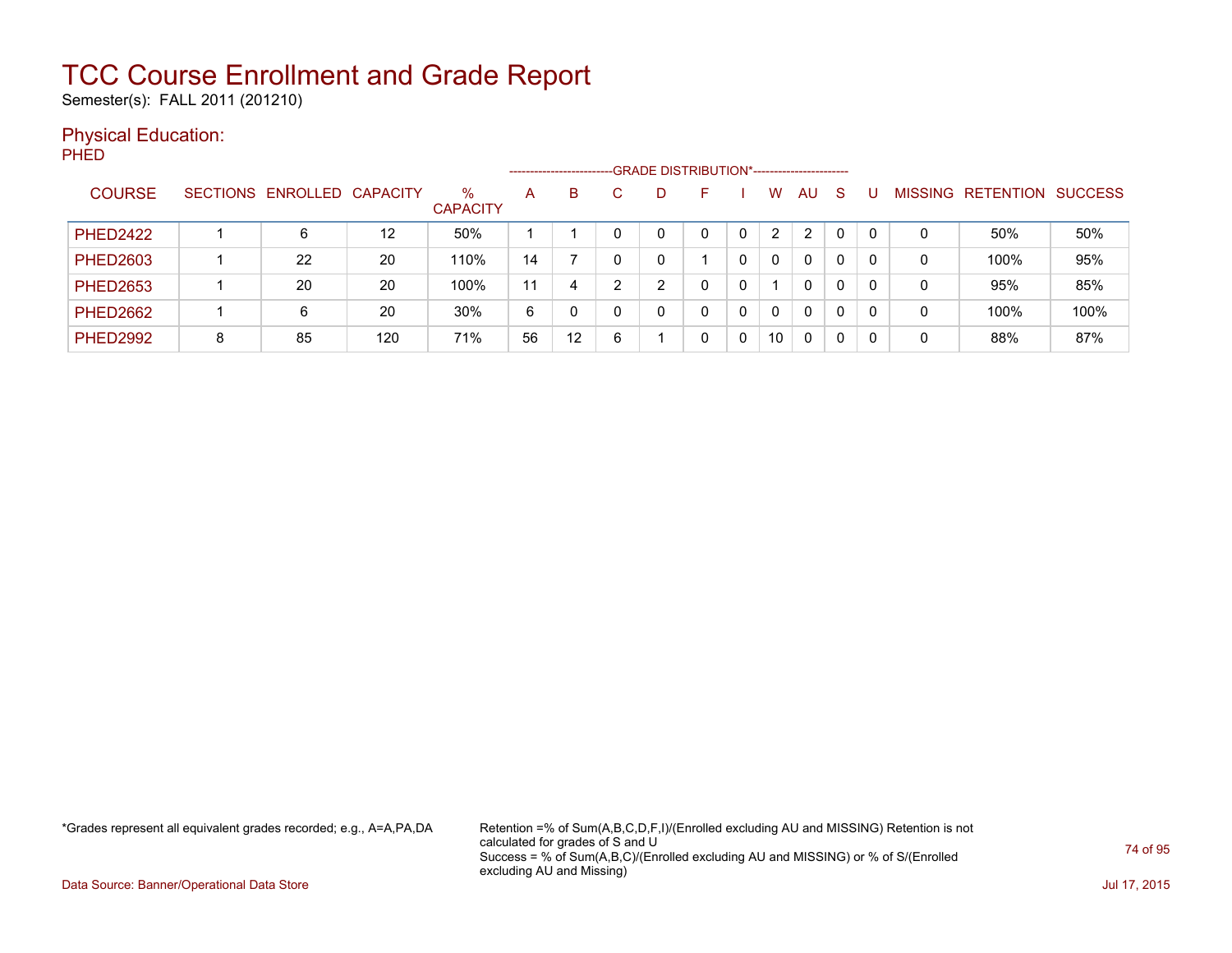# TCC Course Enrollment and Grade Report

Semester(s): FALL 2011 (201210)

## Physical Education:

### PHED

| COURSE | SECTIONS | ENROLLED | CAPACITY | % CAPACITY | A | B | C | D | F | I | W | AU | S | U | MISSING | RETENTION | SUCCESS |
|---|---|---|---|---|---|---|---|---|---|---|---|---|---|---|---|---|---|
| | | | | | GRADE DISTRIBUTION* | | | | | | | | | | | | |
| PHED2422 | 1 | 6 | 12 | 50% | 1 | 1 | 0 | 0 | 0 | 0 | 2 | 2 | 0 | 0 | 0 | 50% | 50% |
| PHED2603 | 1 | 22 | 20 | 110% | 14 | 7 | 0 | 0 | 1 | 0 | 0 | 0 | 0 | 0 | 0 | 100% | 95% |
| PHED2653 | 1 | 20 | 20 | 100% | 11 | 4 | 2 | 2 | 0 | 0 | 1 | 0 | 0 | 0 | 0 | 95% | 85% |
| PHED2662 | 1 | 6 | 20 | 30% | 6 | 0 | 0 | 0 | 0 | 0 | 0 | 0 | 0 | 0 | 0 | 100% | 100% |
| PHED2992 | 8 | 85 | 120 | 71% | 56 | 12 | 6 | 1 | 0 | 0 | 10 | 0 | 0 | 0 | 0 | 88% | 87% |

*Grades represent all equivalent grades recorded; e.g., A=A,PA,DA

Retention =% of Sum(A,B,C,D,F,I)/(Enrolled excluding AU and MISSING) Retention is not calculated for grades of S and U

Success = % of Sum(A,B,C)/(Enrolled excluding AU and MISSING) or % of S/(Enrolled excluding AU and Missing)

Data Source: Banner/Operational Data Store

Jul 17, 2015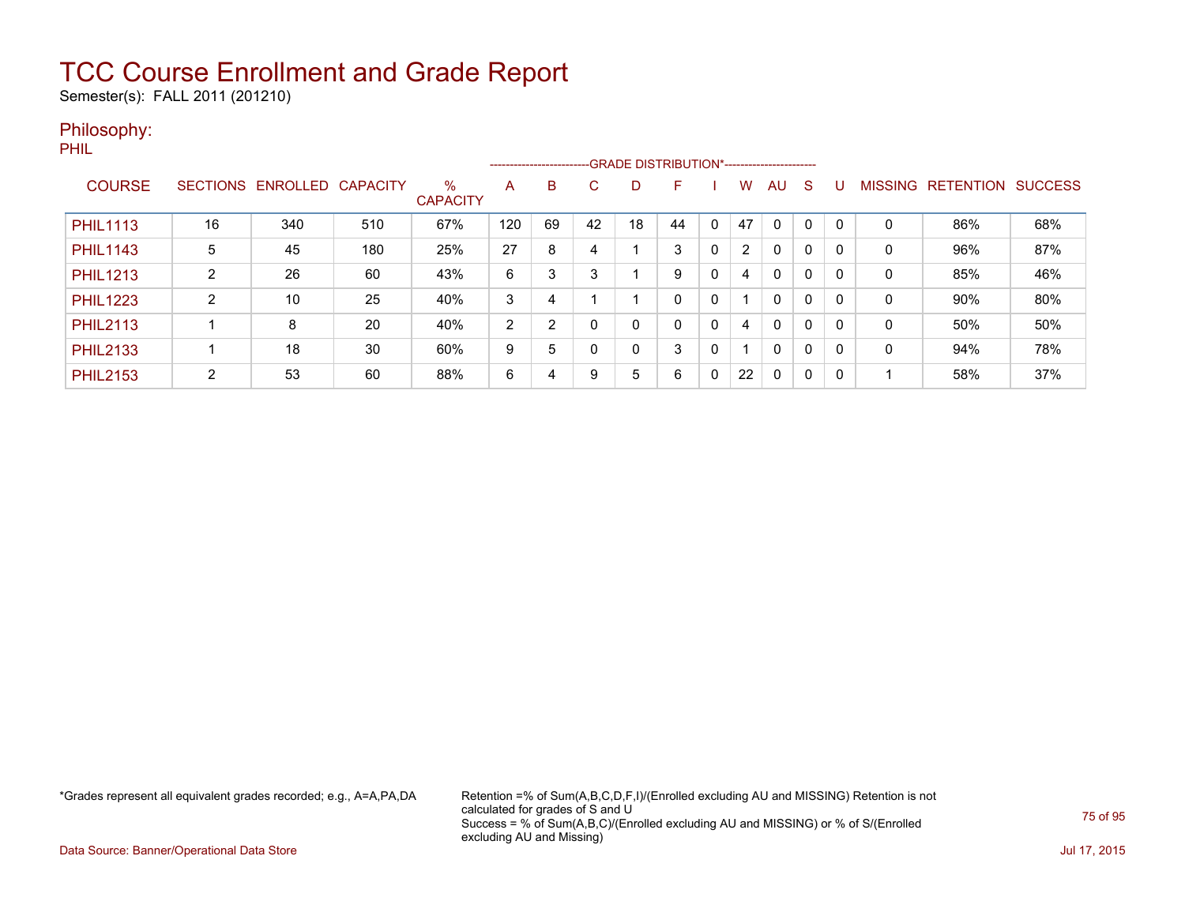# TCC Course Enrollment and Grade Report

Semester(s): FALL 2011 (201210)

## Philosophy:

PHIL

| COURSE | SECTIONS | ENROLLED | CAPACITY | % CAPACITY | A | B | C | D | F | I | W | AU | S | U | MISSING | RETENTION | SUCCESS |
|---|---|---|---|---|---|---|---|---|---|---|---|---|---|---|---|---|---|
| | | | | | GRADE DISTRIBUTION* | | | | | | | | | | | | |
| PHIL1113 | 16 | 340 | 510 | 67% | 120 | 69 | 42 | 18 | 44 | 0 | 47 | 0 | 0 | 0 | 0 | 86% | 68% |
| PHIL1143 | 5 | 45 | 180 | 25% | 27 | 8 | 4 | 1 | 3 | 0 | 2 | 0 | 0 | 0 | 0 | 96% | 87% |
| PHIL1213 | 2 | 26 | 60 | 43% | 6 | 3 | 3 | 1 | 9 | 0 | 4 | 0 | 0 | 0 | 0 | 85% | 46% |
| PHIL1223 | 2 | 10 | 25 | 40% | 3 | 4 | 1 | 1 | 0 | 0 | 1 | 0 | 0 | 0 | 0 | 90% | 80% |
| PHIL2113 | 1 | 8 | 20 | 40% | 2 | 2 | 0 | 0 | 0 | 0 | 4 | 0 | 0 | 0 | 0 | 50% | 50% |
| PHIL2133 | 1 | 18 | 30 | 60% | 9 | 5 | 0 | 0 | 3 | 0 | 1 | 0 | 0 | 0 | 0 | 94% | 78% |
| PHIL2153 | 2 | 53 | 60 | 88% | 6 | 4 | 9 | 5 | 6 | 0 | 22 | 0 | 0 | 0 | 1 | 58% | 37% |

*Grades represent all equivalent grades recorded; e.g., A=A,PA,DA

Retention =% of Sum(A,B,C,D,F,I)/(Enrolled excluding AU and MISSING) Retention is not calculated for grades of S and U
Success = % of Sum(A,B,C)/(Enrolled excluding AU and MISSING) or % of S/(Enrolled excluding AU and Missing)

Data Source: Banner/Operational Data Store

Jul 17, 2015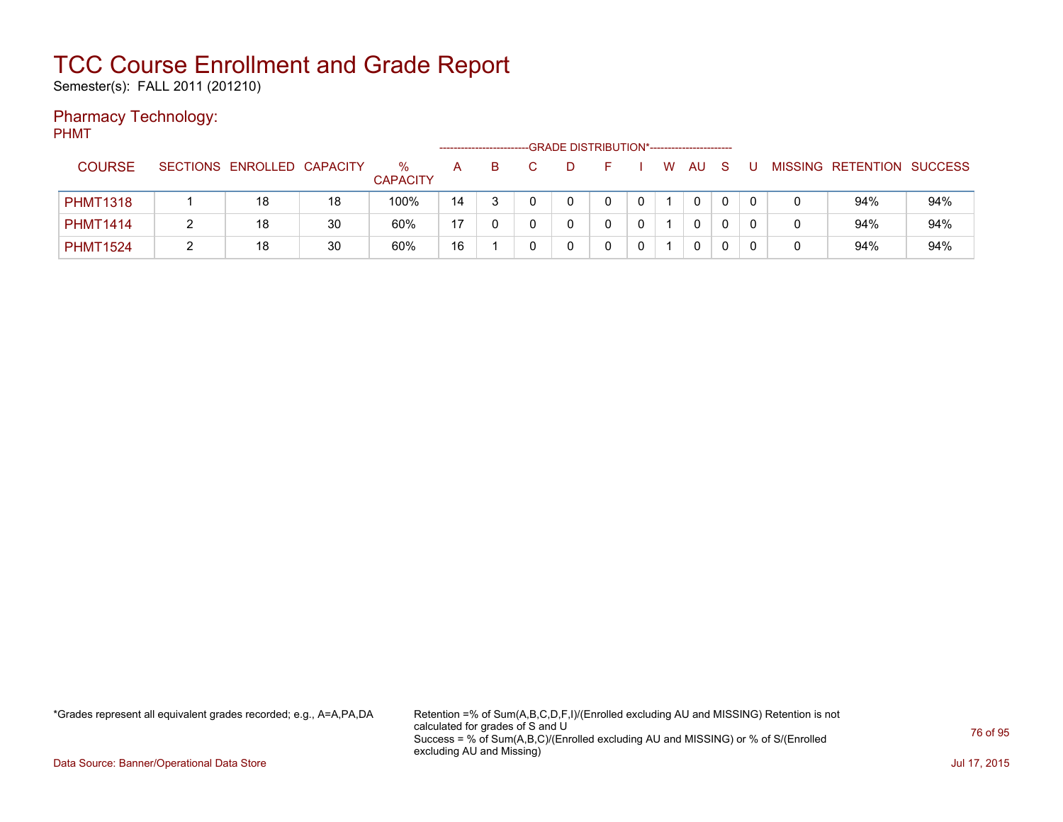# TCC Course Enrollment and Grade Report

Semester(s): FALL 2011 (201210)

## Pharmacy Technology:

PHMT

| COURSE | SECTIONS | ENROLLED | CAPACITY | % CAPACITY | GRADE DISTRIBUTION* | | | | | | | | | | MISSING | RETENTION | SUCCESS |
|---|---|---|---|---|---|---|---|---|---|---|---|---|---|---|---|---|---|
| | | | | | A | B | C | D | F | I | W | AU | S | U | | | |
| PHMT1318 | 1 | 18 | 18 | 100% | 14 | 3 | 0 | 0 | 0 | 0 | 1 | 0 | 0 | 0 | 0 | 94% | 94% |
| PHMT1414 | 2 | 18 | 30 | 60% | 17 | 0 | 0 | 0 | 0 | 0 | 1 | 0 | 0 | 0 | 0 | 94% | 94% |
| PHMT1524 | 2 | 18 | 30 | 60% | 16 | 1 | 0 | 0 | 0 | 0 | 1 | 0 | 0 | 0 | 0 | 94% | 94% |

*Grades represent all equivalent grades recorded; e.g., A=A,PA,DA

Retention =% of Sum(A,B,C,D,F,I)/(Enrolled excluding AU and MISSING) Retention is not calculated for grades of S and U
Success = % of Sum(A,B,C)/(Enrolled excluding AU and MISSING) or % of S/(Enrolled excluding AU and Missing)

Data Source: Banner/Operational Data Store

Jul 17, 2015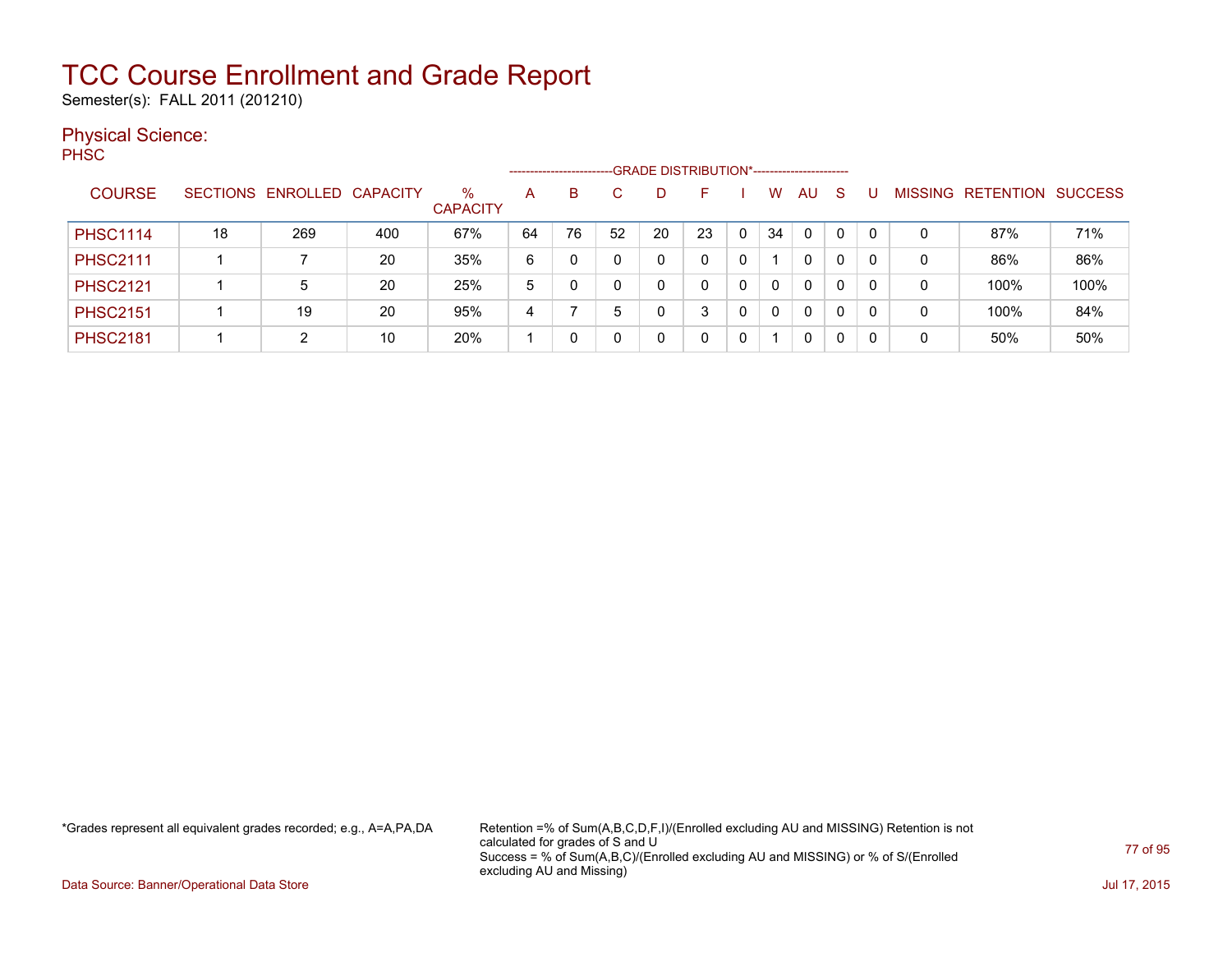# TCC Course Enrollment and Grade Report

Semester(s): FALL 2011 (201210)

## Physical Science:

PHSC

| COURSE | SECTIONS | ENROLLED | CAPACITY | % CAPACITY | A | B | C | D | F | I | W | AU | S | U | MISSING | RETENTION | SUCCESS |
|---|---|---|---|---|---|---|---|---|---|---|---|---|---|---|---|---|---|
| | | | | | GRADE DISTRIBUTION* | | | | | | | | | | | | |
| PHSC1114 | 18 | 269 | 400 | 67% | 64 | 76 | 52 | 20 | 23 | 0 | 34 | 0 | 0 | 0 | 0 | 87% | 71% |
| PHSC2111 | 1 | 7 | 20 | 35% | 6 | 0 | 0 | 0 | 0 | 0 | 1 | 0 | 0 | 0 | 0 | 86% | 86% |
| PHSC2121 | 1 | 5 | 20 | 25% | 5 | 0 | 0 | 0 | 0 | 0 | 0 | 0 | 0 | 0 | 0 | 100% | 100% |
| PHSC2151 | 1 | 19 | 20 | 95% | 4 | 7 | 5 | 0 | 3 | 0 | 0 | 0 | 0 | 0 | 0 | 100% | 84% |
| PHSC2181 | 1 | 2 | 10 | 20% | 1 | 0 | 0 | 0 | 0 | 0 | 1 | 0 | 0 | 0 | 0 | 50% | 50% |

*Grades represent all equivalent grades recorded; e.g., A=A,PA,DA

Retention =% of Sum(A,B,C,D,F,I)/(Enrolled excluding AU and MISSING) Retention is not calculated for grades of S and U
Success = % of Sum(A,B,C)/(Enrolled excluding AU and MISSING) or % of S/(Enrolled excluding AU and Missing)

Data Source: Banner/Operational Data Store

Jul 17, 2015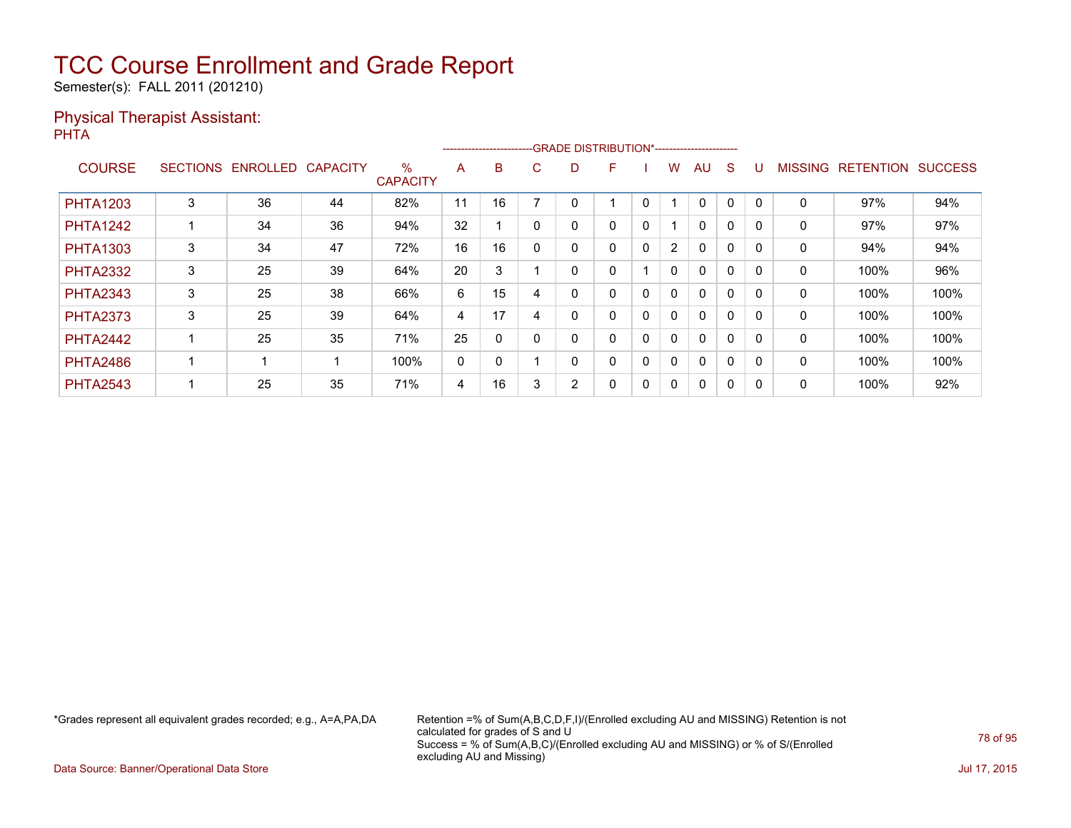# TCC Course Enrollment and Grade Report

Semester(s): FALL 2011 (201210)

## Physical Therapist Assistant:

PHTA

| COURSE | SECTIONS | ENROLLED | CAPACITY | % CAPACITY | GRADE DISTRIBUTION* A | B | C | D | F | I | W | AU | S | U | MISSING | RETENTION | SUCCESS |
|---|---|---|---|---|---|---|---|---|---|---|---|---|---|---|---|---|---|
| PHTA1203 | 3 | 36 | 44 | 82% | 11 | 16 | 7 | 0 | 1 | 0 | 1 | 0 | 0 | 0 | 0 | 97% | 94% |
| PHTA1242 | 1 | 34 | 36 | 94% | 32 | 1 | 0 | 0 | 0 | 0 | 1 | 0 | 0 | 0 | 0 | 97% | 97% |
| PHTA1303 | 3 | 34 | 47 | 72% | 16 | 16 | 0 | 0 | 0 | 0 | 2 | 0 | 0 | 0 | 0 | 94% | 94% |
| PHTA2332 | 3 | 25 | 39 | 64% | 20 | 3 | 1 | 0 | 0 | 1 | 0 | 0 | 0 | 0 | 0 | 100% | 96% |
| PHTA2343 | 3 | 25 | 38 | 66% | 6 | 15 | 4 | 0 | 0 | 0 | 0 | 0 | 0 | 0 | 0 | 100% | 100% |
| PHTA2373 | 3 | 25 | 39 | 64% | 4 | 17 | 4 | 0 | 0 | 0 | 0 | 0 | 0 | 0 | 0 | 100% | 100% |
| PHTA2442 | 1 | 25 | 35 | 71% | 25 | 0 | 0 | 0 | 0 | 0 | 0 | 0 | 0 | 0 | 0 | 100% | 100% |
| PHTA2486 | 1 | 1 | 1 | 100% | 0 | 0 | 1 | 0 | 0 | 0 | 0 | 0 | 0 | 0 | 0 | 100% | 100% |
| PHTA2543 | 1 | 25 | 35 | 71% | 4 | 16 | 3 | 2 | 0 | 0 | 0 | 0 | 0 | 0 | 0 | 100% | 92% |

*Grades represent all equivalent grades recorded; e.g., A=A,PA,DA

Retention =% of Sum(A,B,C,D,F,I)/(Enrolled excluding AU and MISSING) Retention is not calculated for grades of S and U
Success = % of Sum(A,B,C)/(Enrolled excluding AU and MISSING) or % of S/(Enrolled excluding AU and Missing)

Data Source: Banner/Operational Data Store

Jul 17, 2015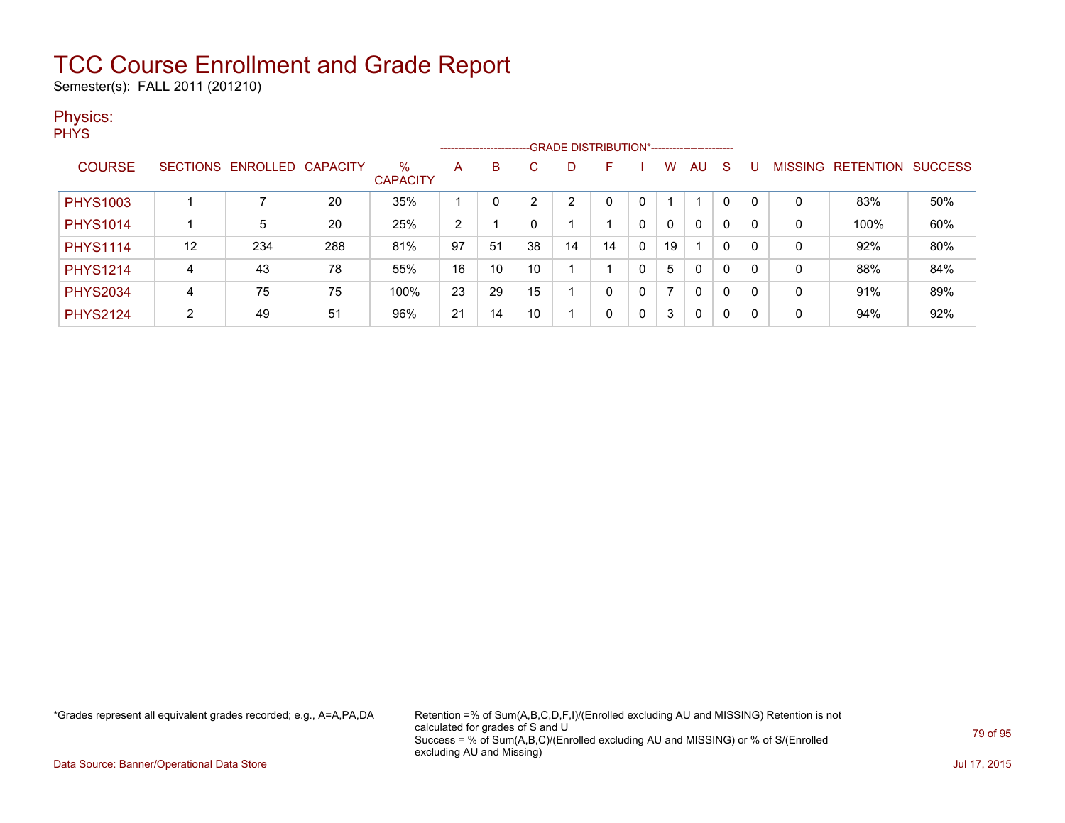# TCC Course Enrollment and Grade Report

Semester(s): FALL 2011 (201210)

## Physics:

PHYS

| COURSE | SECTIONS | ENROLLED | CAPACITY | % CAPACITY | A | B | C | D | F | I | W | AU | S | U | MISSING | RETENTION | SUCCESS |
|---|---|---|---|---|---|---|---|---|---|---|---|---|---|---|---|---|---|
| | | | | | GRADE DISTRIBUTION* | | | | | | | | | | | | |
| PHYS1003 | 1 | 7 | 20 | 35% | 1 | 0 | 2 | 2 | 0 | 0 | 1 | 1 | 0 | 0 | 0 | 83% | 50% |
| PHYS1014 | 1 | 5 | 20 | 25% | 2 | 1 | 0 | 1 | 1 | 0 | 0 | 0 | 0 | 0 | 0 | 100% | 60% |
| PHYS1114 | 12 | 234 | 288 | 81% | 97 | 51 | 38 | 14 | 14 | 0 | 19 | 1 | 0 | 0 | 0 | 92% | 80% |
| PHYS1214 | 4 | 43 | 78 | 55% | 16 | 10 | 10 | 1 | 1 | 0 | 5 | 0 | 0 | 0 | 0 | 88% | 84% |
| PHYS2034 | 4 | 75 | 75 | 100% | 23 | 29 | 15 | 1 | 0 | 0 | 7 | 0 | 0 | 0 | 0 | 91% | 89% |
| PHYS2124 | 2 | 49 | 51 | 96% | 21 | 14 | 10 | 1 | 0 | 0 | 3 | 0 | 0 | 0 | 0 | 94% | 92% |

*Grades represent all equivalent grades recorded; e.g., A=A,PA,DA

Retention =% of Sum(A,B,C,D,F,I)/(Enrolled excluding AU and MISSING) Retention is not calculated for grades of S and U
Success = % of Sum(A,B,C)/(Enrolled excluding AU and MISSING) or % of S/(Enrolled excluding AU and Missing)

Data Source: Banner/Operational Data Store

Jul 17, 2015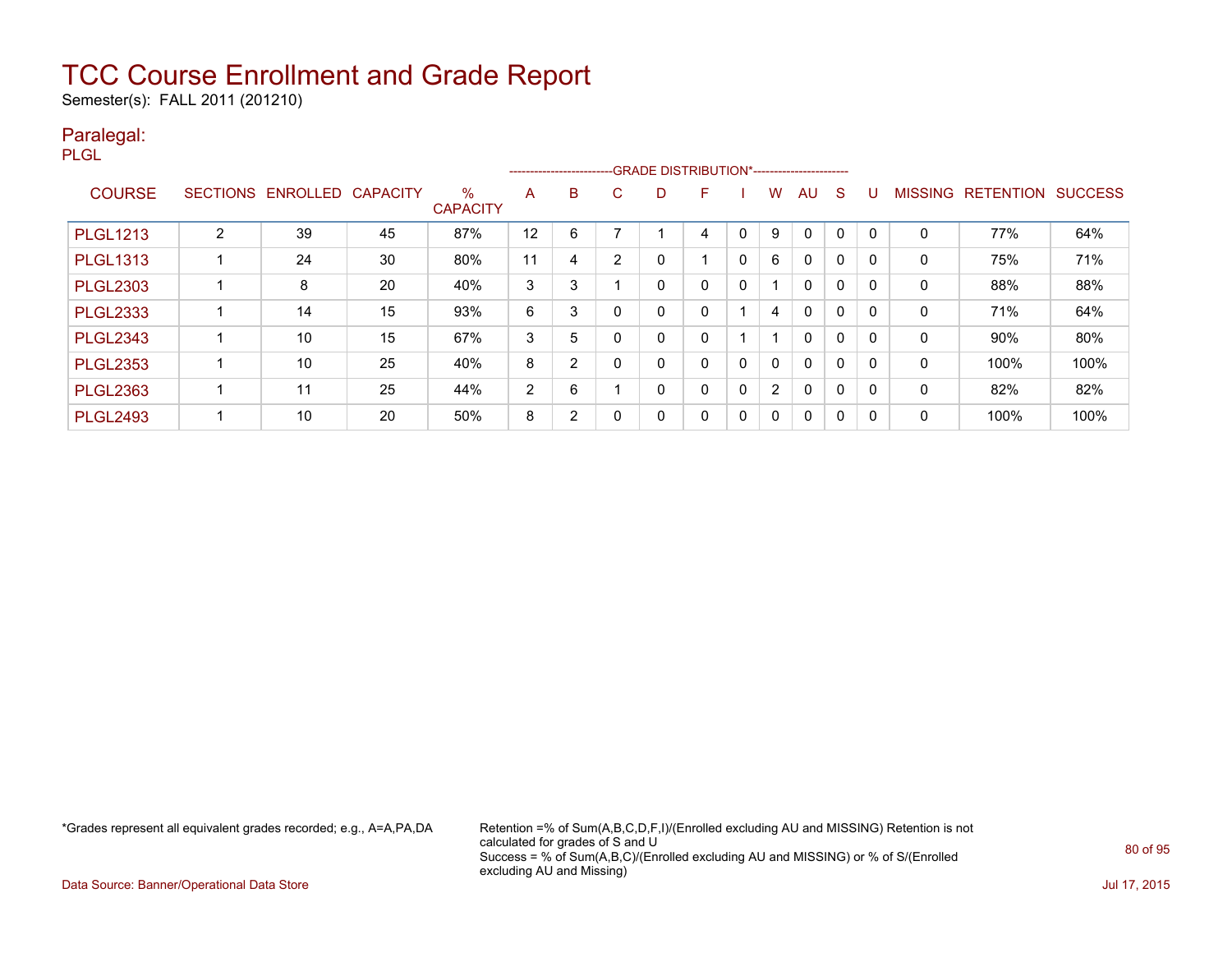# TCC Course Enrollment and Grade Report

Semester(s): FALL 2011 (201210)

## Paralegal:

PLGL

| COURSE | SECTIONS | ENROLLED | CAPACITY | % CAPACITY | A | B | C | D | F | I | W | AU | S | U | MISSING | RETENTION | SUCCESS |
|---|---|---|---|---|---|---|---|---|---|---|---|---|---|---|---|---|---|
| | | | | | GRADE DISTRIBUTION* | | | | | | | | | | | | |
| PLGL1213 | 2 | 39 | 45 | 87% | 12 | 6 | 7 | 1 | 4 | 0 | 9 | 0 | 0 | 0 | 0 | 77% | 64% |
| PLGL1313 | 1 | 24 | 30 | 80% | 11 | 4 | 2 | 0 | 1 | 0 | 6 | 0 | 0 | 0 | 0 | 75% | 71% |
| PLGL2303 | 1 | 8 | 20 | 40% | 3 | 3 | 1 | 0 | 0 | 0 | 1 | 0 | 0 | 0 | 0 | 88% | 88% |
| PLGL2333 | 1 | 14 | 15 | 93% | 6 | 3 | 0 | 0 | 0 | 1 | 4 | 0 | 0 | 0 | 0 | 71% | 64% |
| PLGL2343 | 1 | 10 | 15 | 67% | 3 | 5 | 0 | 0 | 0 | 1 | 1 | 0 | 0 | 0 | 0 | 90% | 80% |
| PLGL2353 | 1 | 10 | 25 | 40% | 8 | 2 | 0 | 0 | 0 | 0 | 0 | 0 | 0 | 0 | 0 | 100% | 100% |
| PLGL2363 | 1 | 11 | 25 | 44% | 2 | 6 | 1 | 0 | 0 | 0 | 2 | 0 | 0 | 0 | 0 | 82% | 82% |
| PLGL2493 | 1 | 10 | 20 | 50% | 8 | 2 | 0 | 0 | 0 | 0 | 0 | 0 | 0 | 0 | 0 | 100% | 100% |

*Grades represent all equivalent grades recorded; e.g., A=A,PA,DA

Retention =% of Sum(A,B,C,D,F,I)/(Enrolled excluding AU and MISSING) Retention is not calculated for grades of S and U
Success = % of Sum(A,B,C)/(Enrolled excluding AU and MISSING) or % of S/(Enrolled excluding AU and Missing)

Data Source: Banner/Operational Data Store

Jul 17, 2015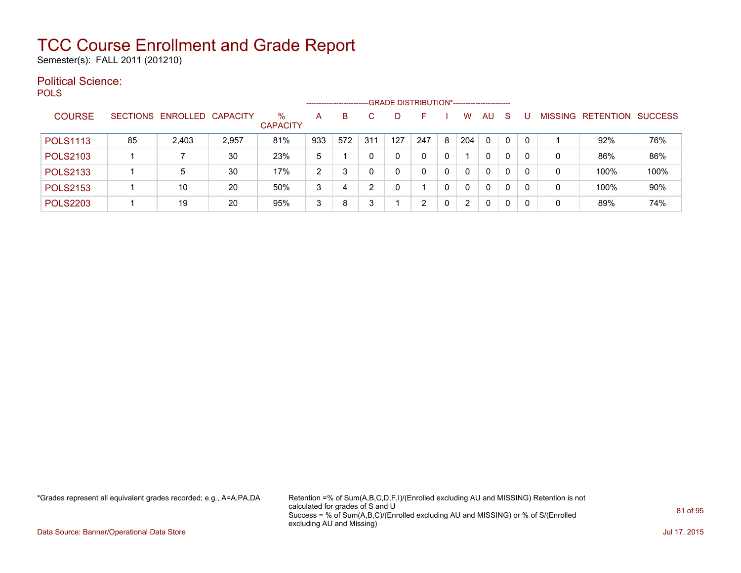# TCC Course Enrollment and Grade Report

Semester(s): FALL 2011 (201210)

## Political Science:

POLS

| COURSE | SECTIONS | ENROLLED | CAPACITY | % CAPACITY | A | B | C | D | F | I | W | AU | S | U | MISSING | RETENTION | SUCCESS |
|---|---|---|---|---|---|---|---|---|---|---|---|---|---|---|---|---|---|
| | | | | | GRADE DISTRIBUTION* | | | | | | | | | | | | |
| POLS1113 | 85 | 2,403 | 2,957 | 81% | 933 | 572 | 311 | 127 | 247 | 8 | 204 | 0 | 0 | 0 | 1 | 92% | 76% |
| POLS2103 | 1 | 7 | 30 | 23% | 5 | 1 | 0 | 0 | 0 | 0 | 1 | 0 | 0 | 0 | 0 | 86% | 86% |
| POLS2133 | 1 | 5 | 30 | 17% | 2 | 3 | 0 | 0 | 0 | 0 | 0 | 0 | 0 | 0 | 0 | 100% | 100% |
| POLS2153 | 1 | 10 | 20 | 50% | 3 | 4 | 2 | 0 | 1 | 0 | 0 | 0 | 0 | 0 | 0 | 100% | 90% |
| POLS2203 | 1 | 19 | 20 | 95% | 3 | 8 | 3 | 1 | 2 | 0 | 2 | 0 | 0 | 0 | 0 | 89% | 74% |

*Grades represent all equivalent grades recorded; e.g., A=A,PA,DA

Retention =% of Sum(A,B,C,D,F,I)/(Enrolled excluding AU and MISSING) Retention is not calculated for grades of S and U
Success = % of Sum(A,B,C)/(Enrolled excluding AU and MISSING) or % of S/(Enrolled excluding AU and Missing)

Data Source: Banner/Operational Data Store

Jul 17, 2015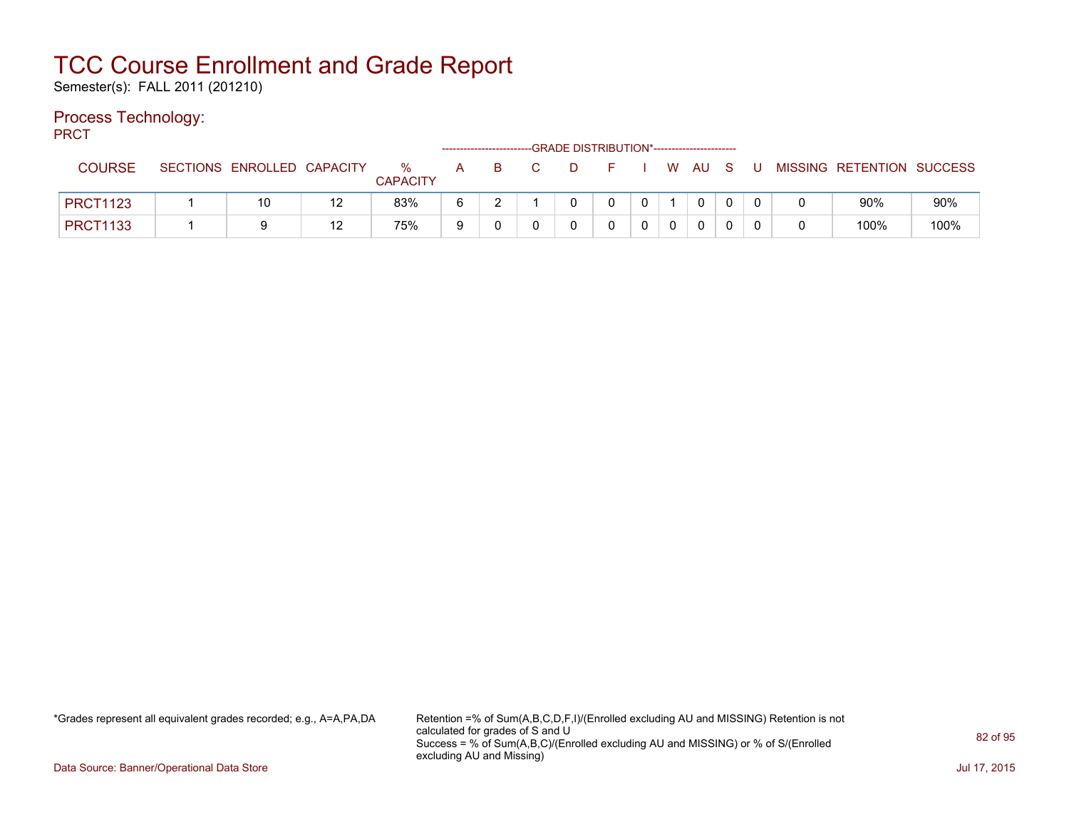# TCC Course Enrollment and Grade Report

Semester(s): FALL 2011 (201210)

## Process Technology:

PRCT

| COURSE | SECTIONS | ENROLLED | CAPACITY | % CAPACITY | A | B | C | D | F | I | W | AU | S | U | MISSING | RETENTION | SUCCESS |
|---|---|---|---|---|---|---|---|---|---|---|---|---|---|---|---|---|---|
| | | | | | GRADE DISTRIBUTION* | | | | | | | | | | | | |
| PRCT1123 | 1 | 10 | 12 | 83% | 6 | 2 | 1 | 0 | 0 | 0 | 1 | 0 | 0 | 0 | 0 | 90% | 90% |
| PRCT1133 | 1 | 9 | 12 | 75% | 9 | 0 | 0 | 0 | 0 | 0 | 0 | 0 | 0 | 0 | 0 | 100% | 100% |

*Grades represent all equivalent grades recorded; e.g., A=A,PA,DA

Retention =% of Sum(A,B,C,D,F,I)/(Enrolled excluding AU and MISSING) Retention is not calculated for grades of S and U
Success = % of Sum(A,B,C)/(Enrolled excluding AU and MISSING) or % of S/(Enrolled excluding AU and Missing)

Data Source: Banner/Operational Data Store

Jul 17, 2015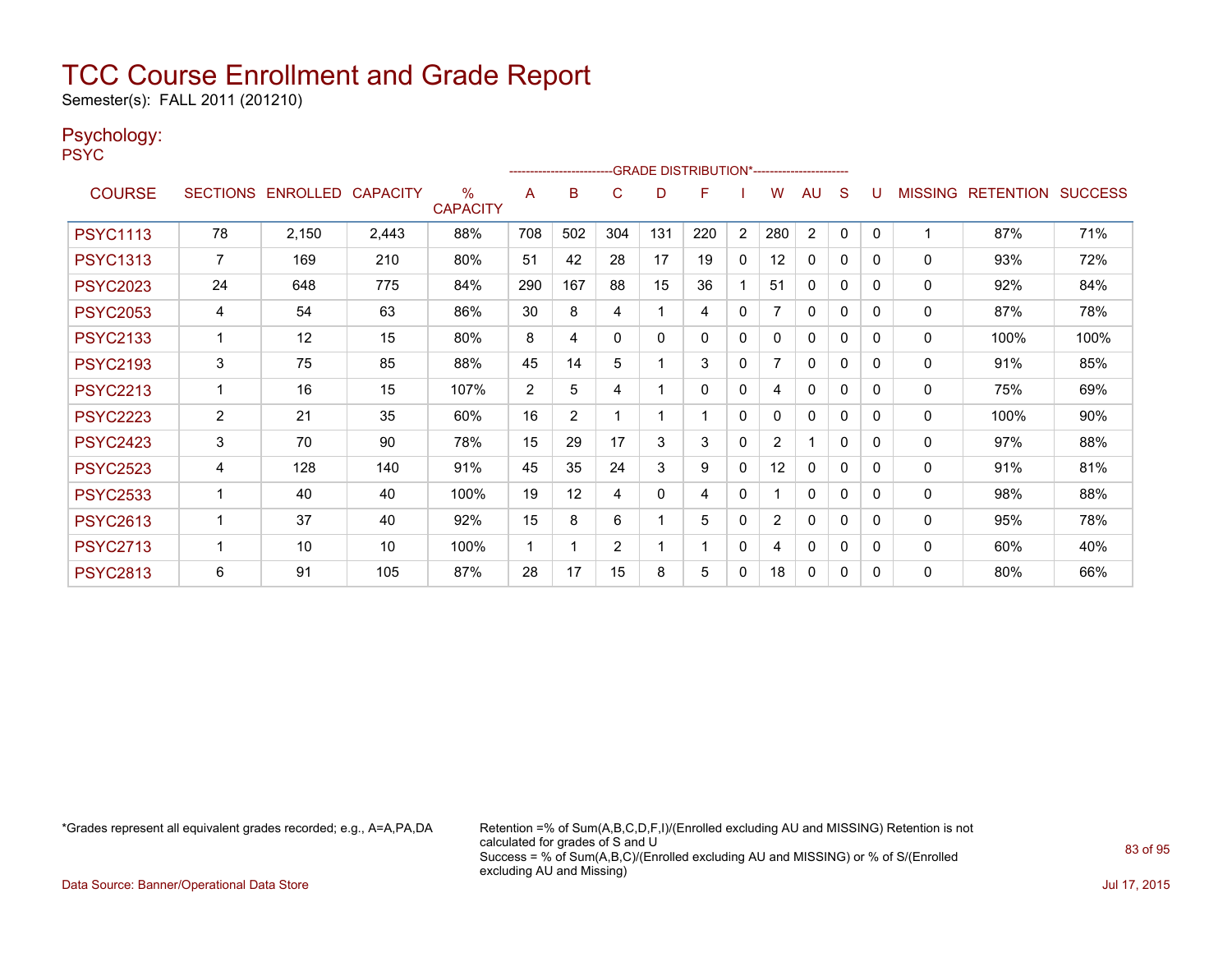# TCC Course Enrollment and Grade Report

Semester(s): FALL 2011 (201210)

## Psychology:

PSYC

| COURSE | SECTIONS | ENROLLED | CAPACITY | % CAPACITY | A | B | C | D | F | I | W | AU | S | U | MISSING | RETENTION | SUCCESS |
|---|---|---|---|---|---|---|---|---|---|---|---|---|---|---|---|---|---|
| | | | | | GRADE DISTRIBUTION* | | | | | | | | | | | | |
| PSYC1113 | 78 | 2,150 | 2,443 | 88% | 708 | 502 | 304 | 131 | 220 | 2 | 280 | 2 | 0 | 0 | 1 | 87% | 71% |
| PSYC1313 | 7 | 169 | 210 | 80% | 51 | 42 | 28 | 17 | 19 | 0 | 12 | 0 | 0 | 0 | 0 | 93% | 72% |
| PSYC2023 | 24 | 648 | 775 | 84% | 290 | 167 | 88 | 15 | 36 | 1 | 51 | 0 | 0 | 0 | 0 | 92% | 84% |
| PSYC2053 | 4 | 54 | 63 | 86% | 30 | 8 | 4 | 1 | 4 | 0 | 7 | 0 | 0 | 0 | 0 | 87% | 78% |
| PSYC2133 | 1 | 12 | 15 | 80% | 8 | 4 | 0 | 0 | 0 | 0 | 0 | 0 | 0 | 0 | 0 | 100% | 100% |
| PSYC2193 | 3 | 75 | 85 | 88% | 45 | 14 | 5 | 1 | 3 | 0 | 7 | 0 | 0 | 0 | 0 | 91% | 85% |
| PSYC2213 | 1 | 16 | 15 | 107% | 2 | 5 | 4 | 1 | 0 | 0 | 4 | 0 | 0 | 0 | 0 | 75% | 69% |
| PSYC2223 | 2 | 21 | 35 | 60% | 16 | 2 | 1 | 1 | 1 | 0 | 0 | 0 | 0 | 0 | 0 | 100% | 90% |
| PSYC2423 | 3 | 70 | 90 | 78% | 15 | 29 | 17 | 3 | 3 | 0 | 2 | 1 | 0 | 0 | 0 | 97% | 88% |
| PSYC2523 | 4 | 128 | 140 | 91% | 45 | 35 | 24 | 3 | 9 | 0 | 12 | 0 | 0 | 0 | 0 | 91% | 81% |
| PSYC2533 | 1 | 40 | 40 | 100% | 19 | 12 | 4 | 0 | 4 | 0 | 1 | 0 | 0 | 0 | 0 | 98% | 88% |
| PSYC2613 | 1 | 37 | 40 | 92% | 15 | 8 | 6 | 1 | 5 | 0 | 2 | 0 | 0 | 0 | 0 | 95% | 78% |
| PSYC2713 | 1 | 10 | 10 | 100% | 1 | 1 | 2 | 1 | 1 | 0 | 4 | 0 | 0 | 0 | 0 | 60% | 40% |
| PSYC2813 | 6 | 91 | 105 | 87% | 28 | 17 | 15 | 8 | 5 | 0 | 18 | 0 | 0 | 0 | 0 | 80% | 66% |

*Grades represent all equivalent grades recorded; e.g., A=A,PA,DA

Retention =% of Sum(A,B,C,D,F,I)/(Enrolled excluding AU and MISSING) Retention is not calculated for grades of S and U
Success = % of Sum(A,B,C)/(Enrolled excluding AU and MISSING) or % of S/(Enrolled excluding AU and Missing)

Data Source: Banner/Operational Data Store

Jul 17, 2015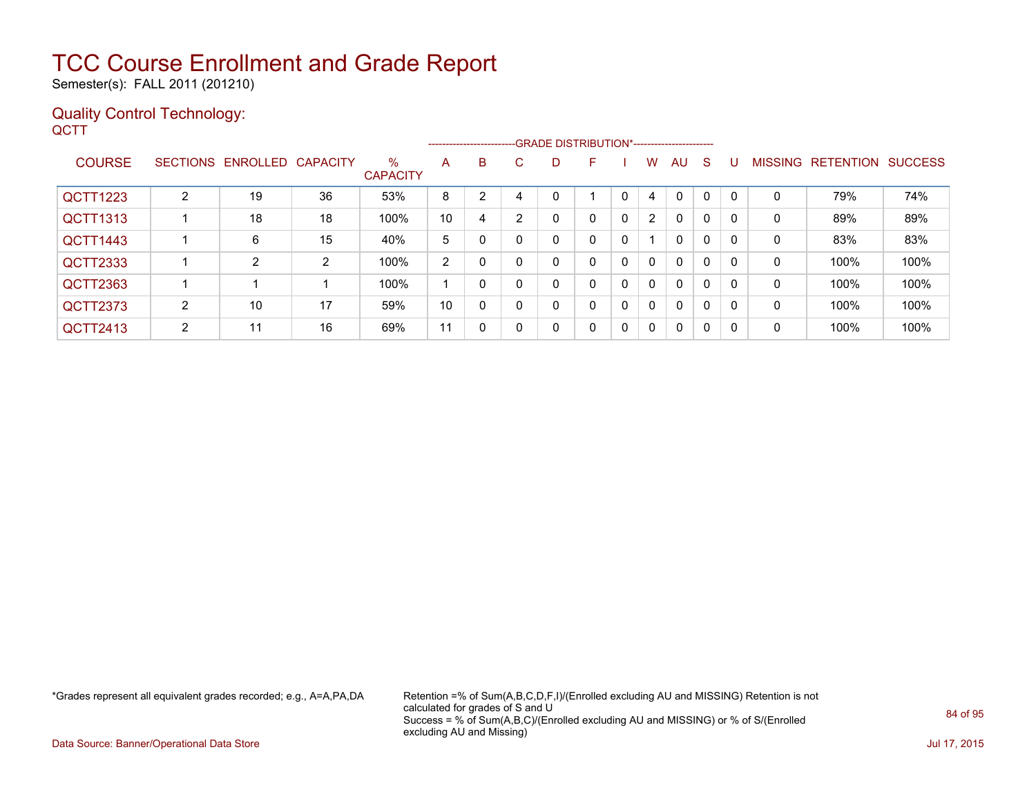# TCC Course Enrollment and Grade Report

Semester(s): FALL 2011 (201210)

## Quality Control Technology:

QCTT

| COURSE | SECTIONS | ENROLLED | CAPACITY | % CAPACITY | GRADE DISTRIBUTION* A | B | C | D | F | I | W | AU | S | U | MISSING | RETENTION | SUCCESS |
|---|---|---|---|---|---|---|---|---|---|---|---|---|---|---|---|---|---|
| QCTT1223 | 2 | 19 | 36 | 53% | 8 | 2 | 4 | 0 | 1 | 0 | 4 | 0 | 0 | 0 | 0 | 79% | 74% |
| QCTT1313 | 1 | 18 | 18 | 100% | 10 | 4 | 2 | 0 | 0 | 0 | 2 | 0 | 0 | 0 | 0 | 89% | 89% |
| QCTT1443 | 1 | 6 | 15 | 40% | 5 | 0 | 0 | 0 | 0 | 0 | 1 | 0 | 0 | 0 | 0 | 83% | 83% |
| QCTT2333 | 1 | 2 | 2 | 100% | 2 | 0 | 0 | 0 | 0 | 0 | 0 | 0 | 0 | 0 | 0 | 100% | 100% |
| QCTT2363 | 1 | 1 | 1 | 100% | 1 | 0 | 0 | 0 | 0 | 0 | 0 | 0 | 0 | 0 | 0 | 100% | 100% |
| QCTT2373 | 2 | 10 | 17 | 59% | 10 | 0 | 0 | 0 | 0 | 0 | 0 | 0 | 0 | 0 | 0 | 100% | 100% |
| QCTT2413 | 2 | 11 | 16 | 69% | 11 | 0 | 0 | 0 | 0 | 0 | 0 | 0 | 0 | 0 | 0 | 100% | 100% |

*Grades represent all equivalent grades recorded; e.g., A=A,PA,DA

Retention =% of Sum(A,B,C,D,F,I)/(Enrolled excluding AU and MISSING) Retention is not calculated for grades of S and U
Success = % of Sum(A,B,C)/(Enrolled excluding AU and MISSING) or % of S/(Enrolled excluding AU and Missing)

Data Source: Banner/Operational Data Store

Jul 17, 2015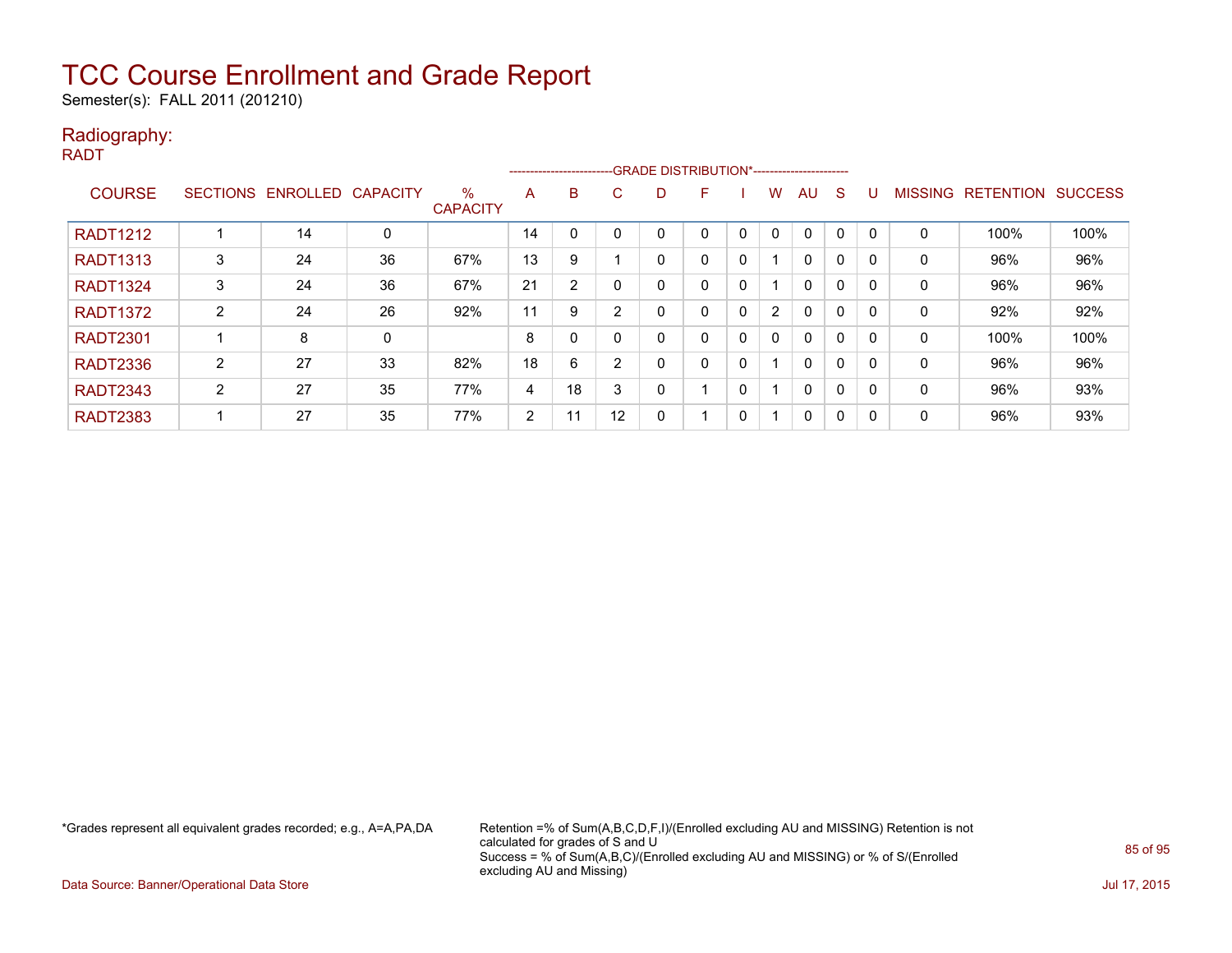# TCC Course Enrollment and Grade Report

Semester(s): FALL 2011 (201210)

## Radiography:

RADT

| COURSE | SECTIONS | ENROLLED | CAPACITY | % CAPACITY | A | B | C | D | F | I | W | AU | S | U | MISSING | RETENTION | SUCCESS |
|---|---|---|---|---|---|---|---|---|---|---|---|---|---|---|---|---|---|
| | | | | | GRADE DISTRIBUTION* | | | | | | | | | | | | |
| RADT1212 | 1 | 14 | 0 | | 14 | 0 | 0 | 0 | 0 | 0 | 0 | 0 | 0 | 0 | 0 | 100% | 100% |
| RADT1313 | 3 | 24 | 36 | 67% | 13 | 9 | 1 | 0 | 0 | 0 | 1 | 0 | 0 | 0 | 0 | 96% | 96% |
| RADT1324 | 3 | 24 | 36 | 67% | 21 | 2 | 0 | 0 | 0 | 0 | 1 | 0 | 0 | 0 | 0 | 96% | 96% |
| RADT1372 | 2 | 24 | 26 | 92% | 11 | 9 | 2 | 0 | 0 | 0 | 2 | 0 | 0 | 0 | 0 | 92% | 92% |
| RADT2301 | 1 | 8 | 0 | | 8 | 0 | 0 | 0 | 0 | 0 | 0 | 0 | 0 | 0 | 0 | 100% | 100% |
| RADT2336 | 2 | 27 | 33 | 82% | 18 | 6 | 2 | 0 | 0 | 0 | 1 | 0 | 0 | 0 | 0 | 96% | 96% |
| RADT2343 | 2 | 27 | 35 | 77% | 4 | 18 | 3 | 0 | 1 | 0 | 1 | 0 | 0 | 0 | 0 | 96% | 93% |
| RADT2383 | 1 | 27 | 35 | 77% | 2 | 11 | 12 | 0 | 1 | 0 | 1 | 0 | 0 | 0 | 0 | 96% | 93% |

*Grades represent all equivalent grades recorded; e.g., A=A,PA,DA

Retention =% of Sum(A,B,C,D,F,I)/(Enrolled excluding AU and MISSING) Retention is not calculated for grades of S and U
Success = % of Sum(A,B,C)/(Enrolled excluding AU and MISSING) or % of S/(Enrolled excluding AU and Missing)

Data Source: Banner/Operational Data Store

Jul 17, 2015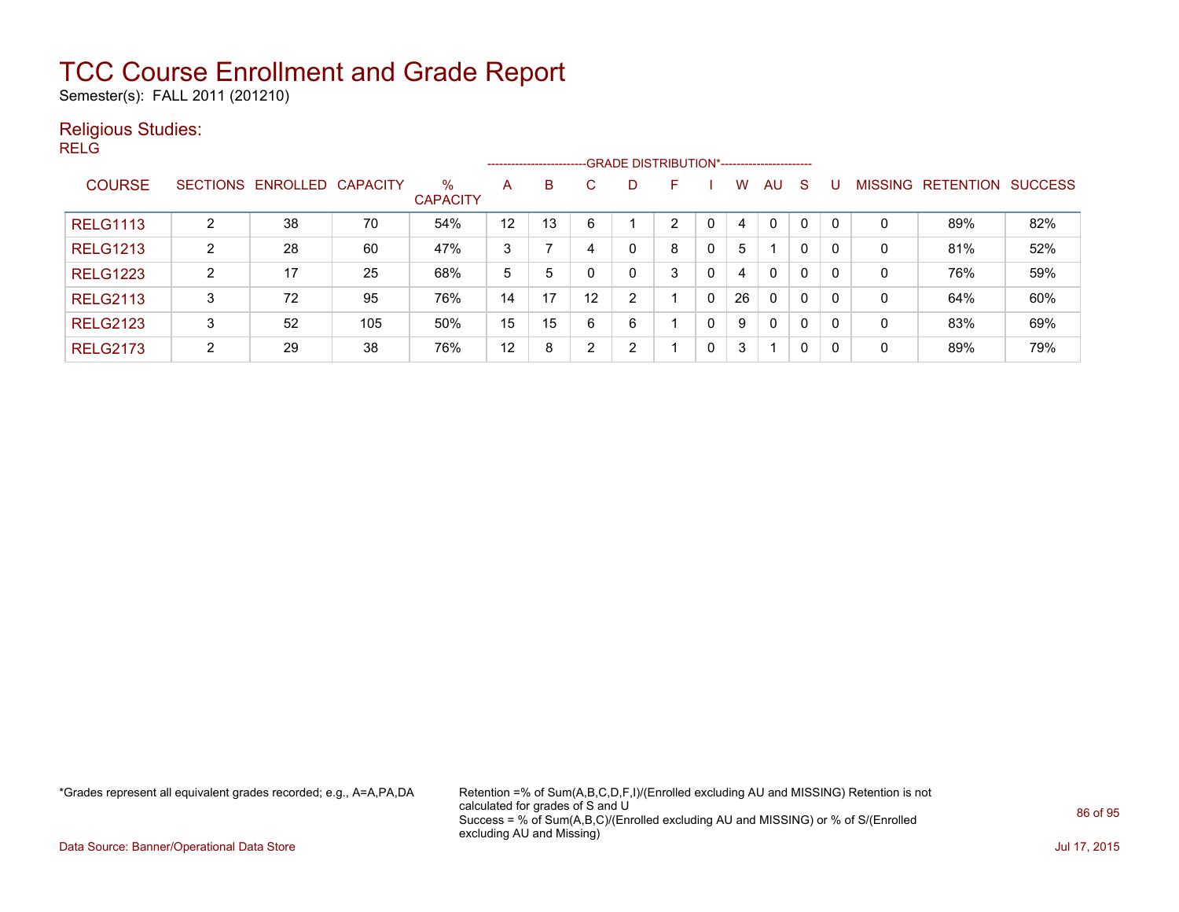# TCC Course Enrollment and Grade Report

Semester(s): FALL 2011 (201210)

## Religious Studies:

RELG

| COURSE | SECTIONS | ENROLLED | CAPACITY | % CAPACITY | A | B | C | D | F | I | W | AU | S | U | MISSING | RETENTION | SUCCESS |
|---|---|---|---|---|---|---|---|---|---|---|---|---|---|---|---|---|---|
| | | | | | GRADE DISTRIBUTION* | | | | | | | | | | | | |
| RELG1113 | 2 | 38 | 70 | 54% | 12 | 13 | 6 | 1 | 2 | 0 | 4 | 0 | 0 | 0 | 0 | 89% | 82% |
| RELG1213 | 2 | 28 | 60 | 47% | 3 | 7 | 4 | 0 | 8 | 0 | 5 | 1 | 0 | 0 | 0 | 81% | 52% |
| RELG1223 | 2 | 17 | 25 | 68% | 5 | 5 | 0 | 0 | 3 | 0 | 4 | 0 | 0 | 0 | 0 | 76% | 59% |
| RELG2113 | 3 | 72 | 95 | 76% | 14 | 17 | 12 | 2 | 1 | 0 | 26 | 0 | 0 | 0 | 0 | 64% | 60% |
| RELG2123 | 3 | 52 | 105 | 50% | 15 | 15 | 6 | 6 | 1 | 0 | 9 | 0 | 0 | 0 | 0 | 83% | 69% |
| RELG2173 | 2 | 29 | 38 | 76% | 12 | 8 | 2 | 2 | 1 | 0 | 3 | 1 | 0 | 0 | 0 | 89% | 79% |

*Grades represent all equivalent grades recorded; e.g., A=A,PA,DA

Retention =% of Sum(A,B,C,D,F,I)/(Enrolled excluding AU and MISSING) Retention is not calculated for grades of S and U
Success = % of Sum(A,B,C)/(Enrolled excluding AU and MISSING) or % of S/(Enrolled excluding AU and Missing)

Data Source: Banner/Operational Data Store

Jul 17, 2015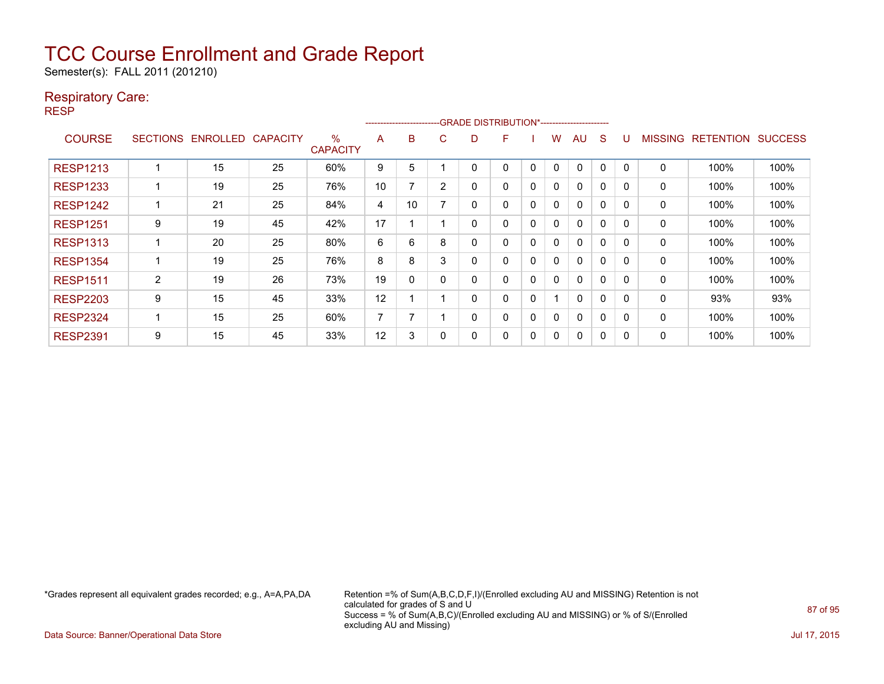# TCC Course Enrollment and Grade Report

Semester(s): FALL 2011 (201210)

## Respiratory Care:

### RESP

| COURSE | SECTIONS | ENROLLED | CAPACITY | % CAPACITY | A | B | C | D | F | I | W | AU | S | U | MISSING | RETENTION | SUCCESS |
|---|---|---|---|---|---|---|---|---|---|---|---|---|---|---|---|---|---|
| | | | | | GRADE DISTRIBUTION* | | | | | | | | | | | | |
| RESP1213 | 1 | 15 | 25 | 60% | 9 | 5 | 1 | 0 | 0 | 0 | 0 | 0 | 0 | 0 | 0 | 100% | 100% |
| RESP1233 | 1 | 19 | 25 | 76% | 10 | 7 | 2 | 0 | 0 | 0 | 0 | 0 | 0 | 0 | 0 | 100% | 100% |
| RESP1242 | 1 | 21 | 25 | 84% | 4 | 10 | 7 | 0 | 0 | 0 | 0 | 0 | 0 | 0 | 0 | 100% | 100% |
| RESP1251 | 9 | 19 | 45 | 42% | 17 | 1 | 1 | 0 | 0 | 0 | 0 | 0 | 0 | 0 | 0 | 100% | 100% |
| RESP1313 | 1 | 20 | 25 | 80% | 6 | 6 | 8 | 0 | 0 | 0 | 0 | 0 | 0 | 0 | 0 | 100% | 100% |
| RESP1354 | 1 | 19 | 25 | 76% | 8 | 8 | 3 | 0 | 0 | 0 | 0 | 0 | 0 | 0 | 0 | 100% | 100% |
| RESP1511 | 2 | 19 | 26 | 73% | 19 | 0 | 0 | 0 | 0 | 0 | 0 | 0 | 0 | 0 | 0 | 100% | 100% |
| RESP2203 | 9 | 15 | 45 | 33% | 12 | 1 | 1 | 0 | 0 | 0 | 1 | 0 | 0 | 0 | 0 | 93% | 93% |
| RESP2324 | 1 | 15 | 25 | 60% | 7 | 7 | 1 | 0 | 0 | 0 | 0 | 0 | 0 | 0 | 0 | 100% | 100% |
| RESP2391 | 9 | 15 | 45 | 33% | 12 | 3 | 0 | 0 | 0 | 0 | 0 | 0 | 0 | 0 | 0 | 100% | 100% |

*Grades represent all equivalent grades recorded; e.g., A=A,PA,DA

Retention =% of Sum(A,B,C,D,F,I)/(Enrolled excluding AU and MISSING) Retention is not calculated for grades of S and U
Success = % of Sum(A,B,C)/(Enrolled excluding AU and MISSING) or % of S/(Enrolled excluding AU and Missing)

Data Source: Banner/Operational Data Store

Jul 17, 2015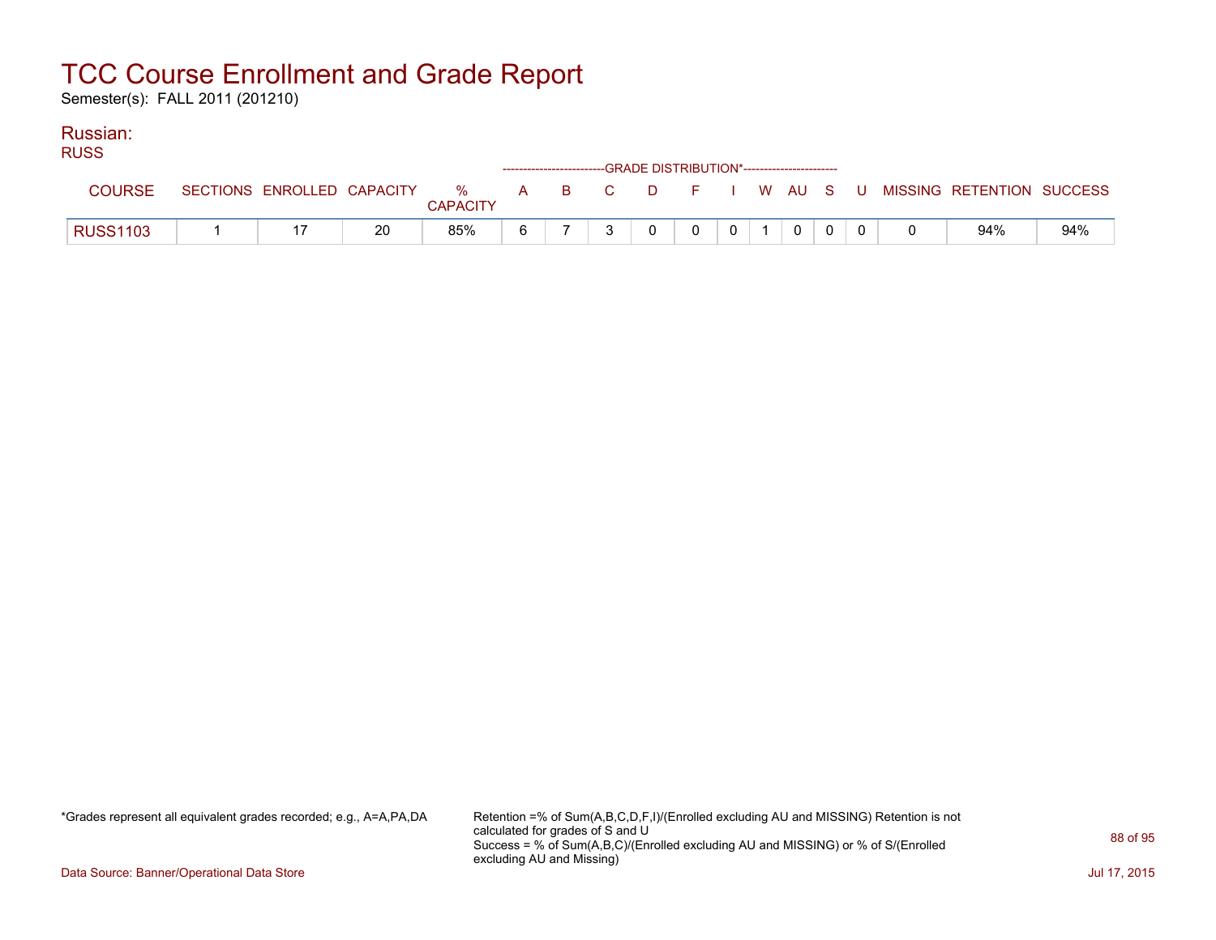# TCC Course Enrollment and Grade Report

Semester(s): FALL 2011 (201210)

## Russian:

RUSS

| COURSE | SECTIONS | ENROLLED | CAPACITY | % CAPACITY | A | B | C | D | F | I | W | AU | S | U | MISSING | RETENTION | SUCCESS |
|---|---|---|---|---|---|---|---|---|---|---|---|---|---|---|---|---|---|
| | | | | | GRADE DISTRIBUTION* | | | | | | | | | | | | |
| RUSS1103 | 1 | 17 | 20 | 85% | 6 | 7 | 3 | 0 | 0 | 0 | 1 | 0 | 0 | 0 | 0 | 94% | 94% |

*Grades represent all equivalent grades recorded; e.g., A=A,PA,DA

Retention =% of Sum(A,B,C,D,F,I)/(Enrolled excluding AU and MISSING) Retention is not calculated for grades of S and U
Success = % of Sum(A,B,C)/(Enrolled excluding AU and MISSING) or % of S/(Enrolled excluding AU and Missing)

Data Source: Banner/Operational Data Store

Jul 17, 2015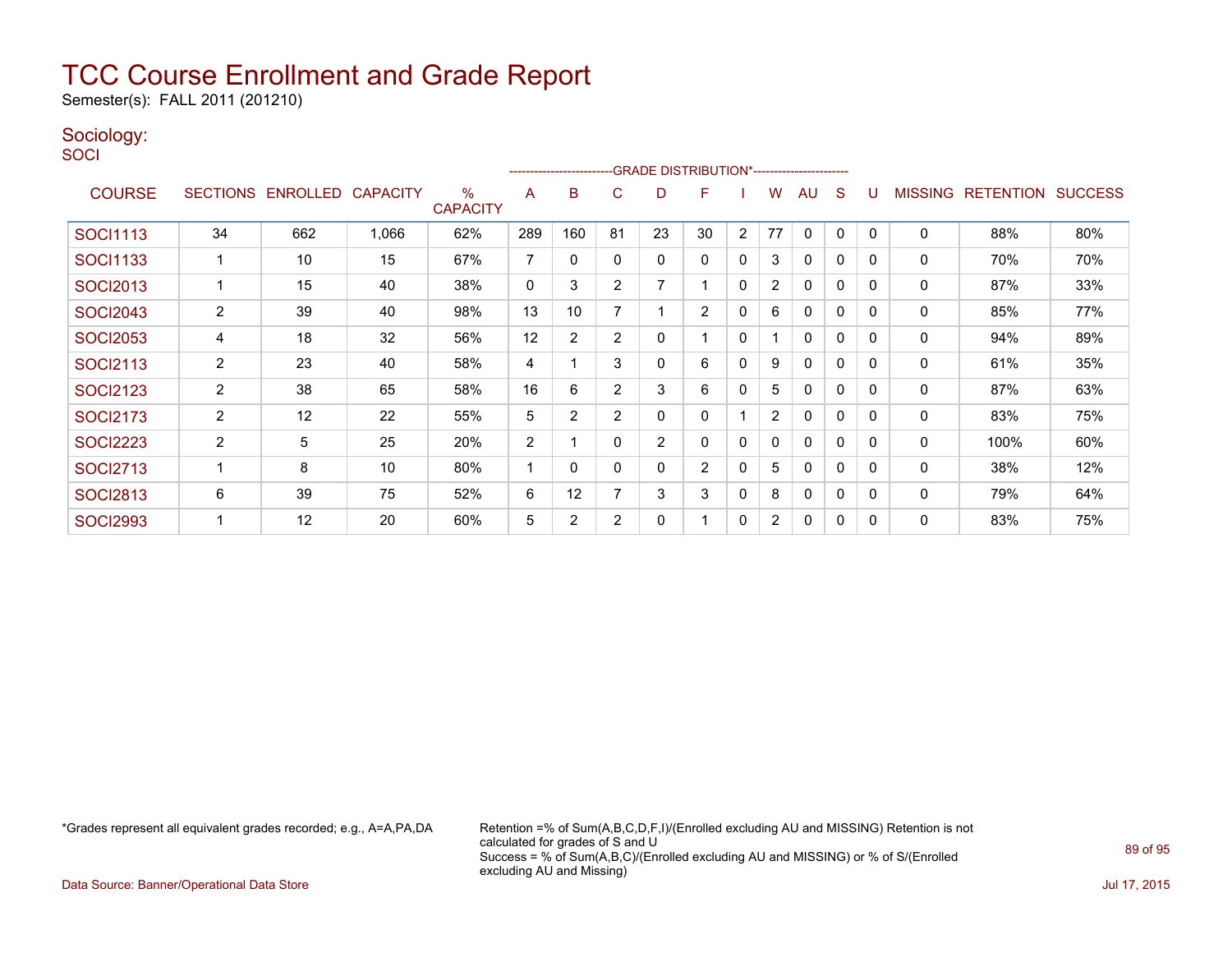# TCC Course Enrollment and Grade Report

Semester(s): FALL 2011 (201210)

## Sociology:

SOCI

| COURSE | SECTIONS | ENROLLED | CAPACITY | % CAPACITY | A | B | C | D | F | I | W | AU | S | U | MISSING | RETENTION | SUCCESS |
|---|---|---|---|---|---|---|---|---|---|---|---|---|---|---|---|---|---|
| | | | | | GRADE DISTRIBUTION* | | | | | | | | | | | | |
| SOCI1113 | 34 | 662 | 1,066 | 62% | 289 | 160 | 81 | 23 | 30 | 2 | 77 | 0 | 0 | 0 | 0 | 88% | 80% |
| SOCI1133 | 1 | 10 | 15 | 67% | 7 | 0 | 0 | 0 | 0 | 0 | 3 | 0 | 0 | 0 | 0 | 70% | 70% |
| SOCI2013 | 1 | 15 | 40 | 38% | 0 | 3 | 2 | 7 | 1 | 0 | 2 | 0 | 0 | 0 | 0 | 87% | 33% |
| SOCI2043 | 2 | 39 | 40 | 98% | 13 | 10 | 7 | 1 | 2 | 0 | 6 | 0 | 0 | 0 | 0 | 85% | 77% |
| SOCI2053 | 4 | 18 | 32 | 56% | 12 | 2 | 2 | 0 | 1 | 0 | 1 | 0 | 0 | 0 | 0 | 94% | 89% |
| SOCI2113 | 2 | 23 | 40 | 58% | 4 | 1 | 3 | 0 | 6 | 0 | 9 | 0 | 0 | 0 | 0 | 61% | 35% |
| SOCI2123 | 2 | 38 | 65 | 58% | 16 | 6 | 2 | 3 | 6 | 0 | 5 | 0 | 0 | 0 | 0 | 87% | 63% |
| SOCI2173 | 2 | 12 | 22 | 55% | 5 | 2 | 2 | 0 | 0 | 1 | 2 | 0 | 0 | 0 | 0 | 83% | 75% |
| SOCI2223 | 2 | 5 | 25 | 20% | 2 | 1 | 0 | 2 | 0 | 0 | 0 | 0 | 0 | 0 | 0 | 100% | 60% |
| SOCI2713 | 1 | 8 | 10 | 80% | 1 | 0 | 0 | 0 | 2 | 0 | 5 | 0 | 0 | 0 | 0 | 38% | 12% |
| SOCI2813 | 6 | 39 | 75 | 52% | 6 | 12 | 7 | 3 | 3 | 0 | 8 | 0 | 0 | 0 | 0 | 79% | 64% |
| SOCI2993 | 1 | 12 | 20 | 60% | 5 | 2 | 2 | 0 | 1 | 0 | 2 | 0 | 0 | 0 | 0 | 83% | 75% |

*Grades represent all equivalent grades recorded; e.g., A=A,PA,DA

Retention =% of Sum(A,B,C,D,F,I)/(Enrolled excluding AU and MISSING) Retention is not calculated for grades of S and U
Success = % of Sum(A,B,C)/(Enrolled excluding AU and MISSING) or % of S/(Enrolled excluding AU and Missing)

Data Source: Banner/Operational Data Store

Jul 17, 2015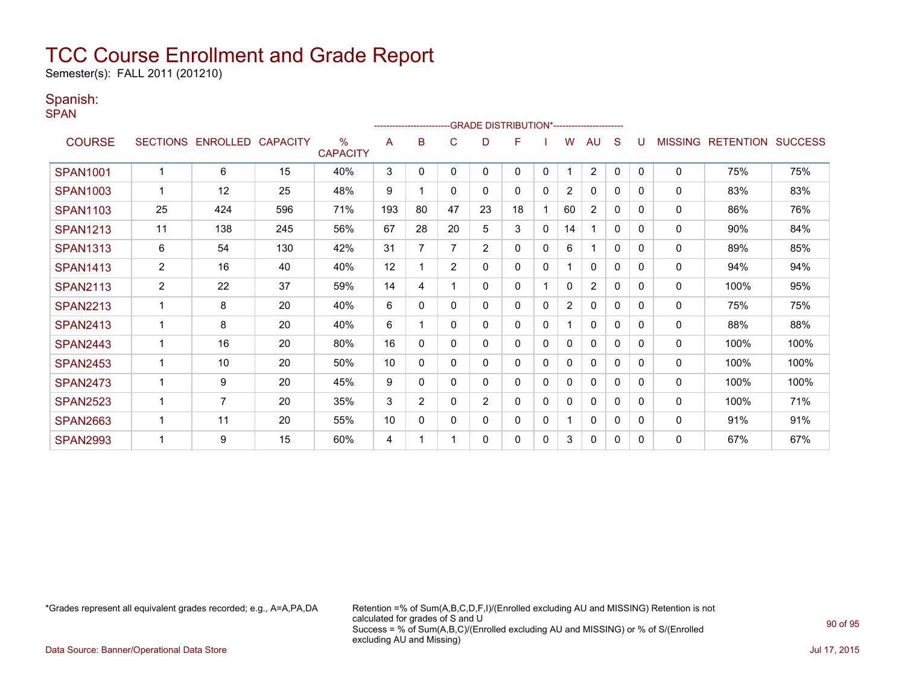# TCC Course Enrollment and Grade Report

Semester(s): FALL 2011 (201210)

## Spanish:

SPAN

| COURSE | SECTIONS | ENROLLED | CAPACITY | % CAPACITY | A | B | C | D | F | I | W | AU | S | U | MISSING | RETENTION | SUCCESS |
|---|---|---|---|---|---|---|---|---|---|---|---|---|---|---|---|---|---|
| | | | | | GRADE DISTRIBUTION* | | | | | | | | | | | | |
| SPAN1001 | 1 | 6 | 15 | 40% | 3 | 0 | 0 | 0 | 0 | 0 | 1 | 2 | 0 | 0 | 0 | 75% | 75% |
| SPAN1003 | 1 | 12 | 25 | 48% | 9 | 1 | 0 | 0 | 0 | 0 | 2 | 0 | 0 | 0 | 0 | 83% | 83% |
| SPAN1103 | 25 | 424 | 596 | 71% | 193 | 80 | 47 | 23 | 18 | 1 | 60 | 2 | 0 | 0 | 0 | 86% | 76% |
| SPAN1213 | 11 | 138 | 245 | 56% | 67 | 28 | 20 | 5 | 3 | 0 | 14 | 1 | 0 | 0 | 0 | 90% | 84% |
| SPAN1313 | 6 | 54 | 130 | 42% | 31 | 7 | 7 | 2 | 0 | 0 | 6 | 1 | 0 | 0 | 0 | 89% | 85% |
| SPAN1413 | 2 | 16 | 40 | 40% | 12 | 1 | 2 | 0 | 0 | 0 | 1 | 0 | 0 | 0 | 0 | 94% | 94% |
| SPAN2113 | 2 | 22 | 37 | 59% | 14 | 4 | 1 | 0 | 0 | 1 | 0 | 2 | 0 | 0 | 0 | 100% | 95% |
| SPAN2213 | 1 | 8 | 20 | 40% | 6 | 0 | 0 | 0 | 0 | 0 | 2 | 0 | 0 | 0 | 0 | 75% | 75% |
| SPAN2413 | 1 | 8 | 20 | 40% | 6 | 1 | 0 | 0 | 0 | 0 | 1 | 0 | 0 | 0 | 0 | 88% | 88% |
| SPAN2443 | 1 | 16 | 20 | 80% | 16 | 0 | 0 | 0 | 0 | 0 | 0 | 0 | 0 | 0 | 0 | 100% | 100% |
| SPAN2453 | 1 | 10 | 20 | 50% | 10 | 0 | 0 | 0 | 0 | 0 | 0 | 0 | 0 | 0 | 0 | 100% | 100% |
| SPAN2473 | 1 | 9 | 20 | 45% | 9 | 0 | 0 | 0 | 0 | 0 | 0 | 0 | 0 | 0 | 0 | 100% | 100% |
| SPAN2523 | 1 | 7 | 20 | 35% | 3 | 2 | 0 | 2 | 0 | 0 | 0 | 0 | 0 | 0 | 0 | 100% | 71% |
| SPAN2663 | 1 | 11 | 20 | 55% | 10 | 0 | 0 | 0 | 0 | 0 | 1 | 0 | 0 | 0 | 0 | 91% | 91% |
| SPAN2993 | 1 | 9 | 15 | 60% | 4 | 1 | 1 | 0 | 0 | 0 | 3 | 0 | 0 | 0 | 0 | 67% | 67% |

*Grades represent all equivalent grades recorded; e.g., A=A,PA,DA

Retention =% of Sum(A,B,C,D,F,I)/(Enrolled excluding AU and MISSING) Retention is not calculated for grades of S and U
Success = % of Sum(A,B,C)/(Enrolled excluding AU and MISSING) or % of S/(Enrolled excluding AU and Missing)

Data Source: Banner/Operational Data Store

Jul 17, 2015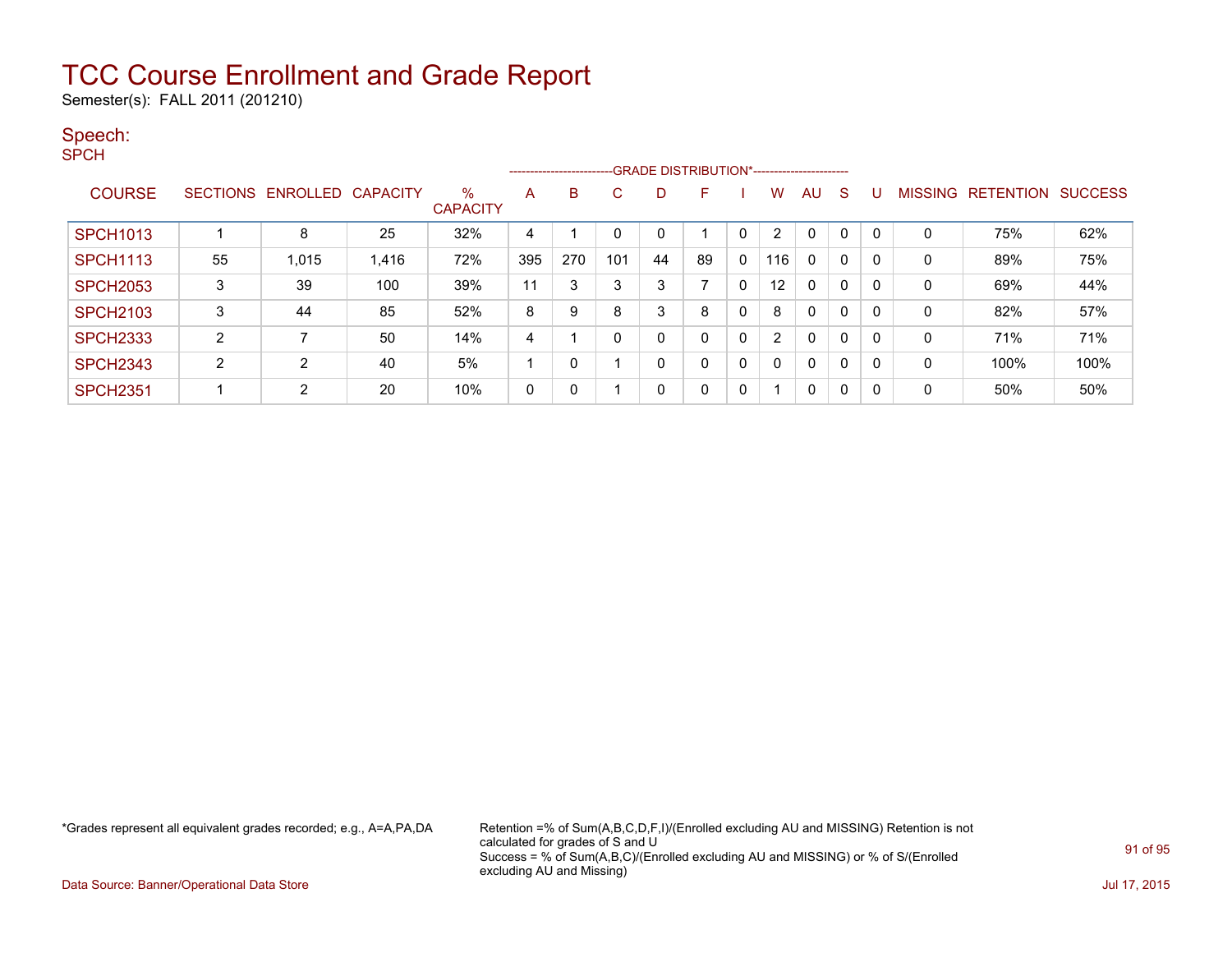# TCC Course Enrollment and Grade Report

Semester(s): FALL 2011 (201210)

## Speech:

SPCH

| COURSE | SECTIONS | ENROLLED | CAPACITY | % CAPACITY | A | B | C | D | F | I | W | AU | S | U | MISSING | RETENTION | SUCCESS |
|---|---|---|---|---|---|---|---|---|---|---|---|---|---|---|---|---|---|
| | | | | | GRADE DISTRIBUTION* | | | | | | | | | | | | |
| SPCH1013 | 1 | 8 | 25 | 32% | 4 | 1 | 0 | 0 | 1 | 0 | 2 | 0 | 0 | 0 | 0 | 75% | 62% |
| SPCH1113 | 55 | 1,015 | 1,416 | 72% | 395 | 270 | 101 | 44 | 89 | 0 | 116 | 0 | 0 | 0 | 0 | 89% | 75% |
| SPCH2053 | 3 | 39 | 100 | 39% | 11 | 3 | 3 | 3 | 7 | 0 | 12 | 0 | 0 | 0 | 0 | 69% | 44% |
| SPCH2103 | 3 | 44 | 85 | 52% | 8 | 9 | 8 | 3 | 8 | 0 | 8 | 0 | 0 | 0 | 0 | 82% | 57% |
| SPCH2333 | 2 | 7 | 50 | 14% | 4 | 1 | 0 | 0 | 0 | 0 | 2 | 0 | 0 | 0 | 0 | 71% | 71% |
| SPCH2343 | 2 | 2 | 40 | 5% | 1 | 0 | 1 | 0 | 0 | 0 | 0 | 0 | 0 | 0 | 0 | 100% | 100% |
| SPCH2351 | 1 | 2 | 20 | 10% | 0 | 0 | 1 | 0 | 0 | 0 | 1 | 0 | 0 | 0 | 0 | 50% | 50% |

*Grades represent all equivalent grades recorded; e.g., A=A,PA,DA

Retention =% of Sum(A,B,C,D,F,I)/(Enrolled excluding AU and MISSING) Retention is not calculated for grades of S and U
Success = % of Sum(A,B,C)/(Enrolled excluding AU and MISSING) or % of S/(Enrolled excluding AU and Missing)

Data Source: Banner/Operational Data Store

Jul 17, 2015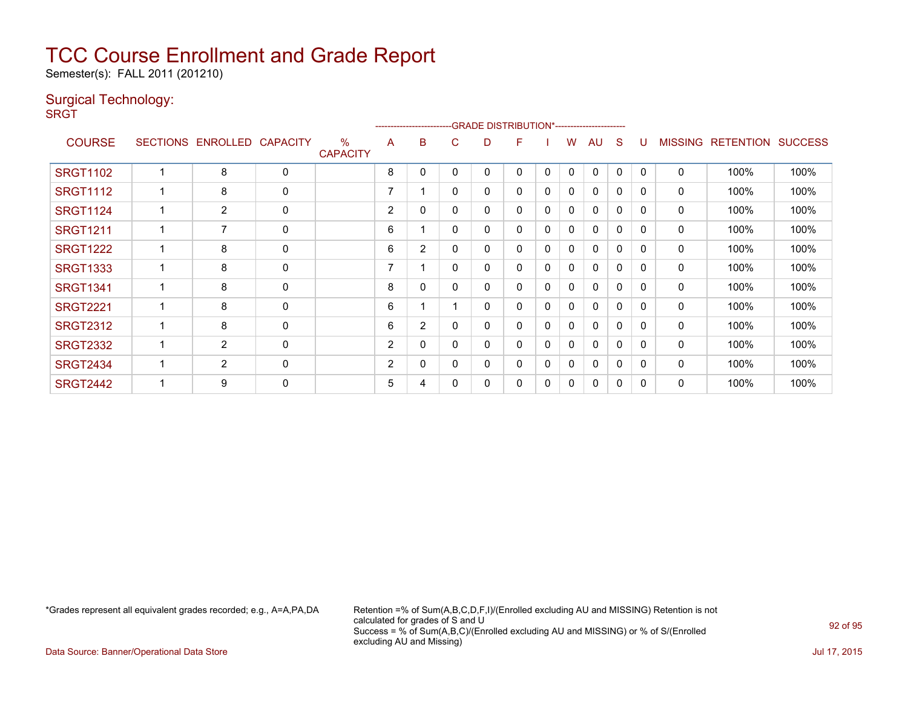# TCC Course Enrollment and Grade Report

Semester(s): FALL 2011 (201210)

## Surgical Technology:

SRGT

| COURSE | SECTIONS | ENROLLED | CAPACITY | % CAPACITY | A | B | C | D | F | I | W | AU | S | U | MISSING | RETENTION | SUCCESS |
|---|---|---|---|---|---|---|---|---|---|---|---|---|---|---|---|---|---|
| | | | | | GRADE DISTRIBUTION* | | | | | | | | | | | | |
| SRGT1102 | 1 | 8 | 0 | | 8 | 0 | 0 | 0 | 0 | 0 | 0 | 0 | 0 | 0 | 0 | 100% | 100% |
| SRGT1112 | 1 | 8 | 0 | | 7 | 1 | 0 | 0 | 0 | 0 | 0 | 0 | 0 | 0 | 0 | 100% | 100% |
| SRGT1124 | 1 | 2 | 0 | | 2 | 0 | 0 | 0 | 0 | 0 | 0 | 0 | 0 | 0 | 0 | 100% | 100% |
| SRGT1211 | 1 | 7 | 0 | | 6 | 1 | 0 | 0 | 0 | 0 | 0 | 0 | 0 | 0 | 0 | 100% | 100% |
| SRGT1222 | 1 | 8 | 0 | | 6 | 2 | 0 | 0 | 0 | 0 | 0 | 0 | 0 | 0 | 0 | 100% | 100% |
| SRGT1333 | 1 | 8 | 0 | | 7 | 1 | 0 | 0 | 0 | 0 | 0 | 0 | 0 | 0 | 0 | 100% | 100% |
| SRGT1341 | 1 | 8 | 0 | | 8 | 0 | 0 | 0 | 0 | 0 | 0 | 0 | 0 | 0 | 0 | 100% | 100% |
| SRGT2221 | 1 | 8 | 0 | | 6 | 1 | 1 | 0 | 0 | 0 | 0 | 0 | 0 | 0 | 0 | 100% | 100% |
| SRGT2312 | 1 | 8 | 0 | | 6 | 2 | 0 | 0 | 0 | 0 | 0 | 0 | 0 | 0 | 0 | 100% | 100% |
| SRGT2332 | 1 | 2 | 0 | | 2 | 0 | 0 | 0 | 0 | 0 | 0 | 0 | 0 | 0 | 0 | 100% | 100% |
| SRGT2434 | 1 | 2 | 0 | | 2 | 0 | 0 | 0 | 0 | 0 | 0 | 0 | 0 | 0 | 0 | 100% | 100% |
| SRGT2442 | 1 | 9 | 0 | | 5 | 4 | 0 | 0 | 0 | 0 | 0 | 0 | 0 | 0 | 0 | 100% | 100% |

*Grades represent all equivalent grades recorded; e.g., A=A,PA,DA

Retention =% of Sum(A,B,C,D,F,I)/(Enrolled excluding AU and MISSING) Retention is not calculated for grades of S and U
Success = % of Sum(A,B,C)/(Enrolled excluding AU and MISSING) or % of S/(Enrolled excluding AU and Missing)

Data Source: Banner/Operational Data Store

Jul 17, 2015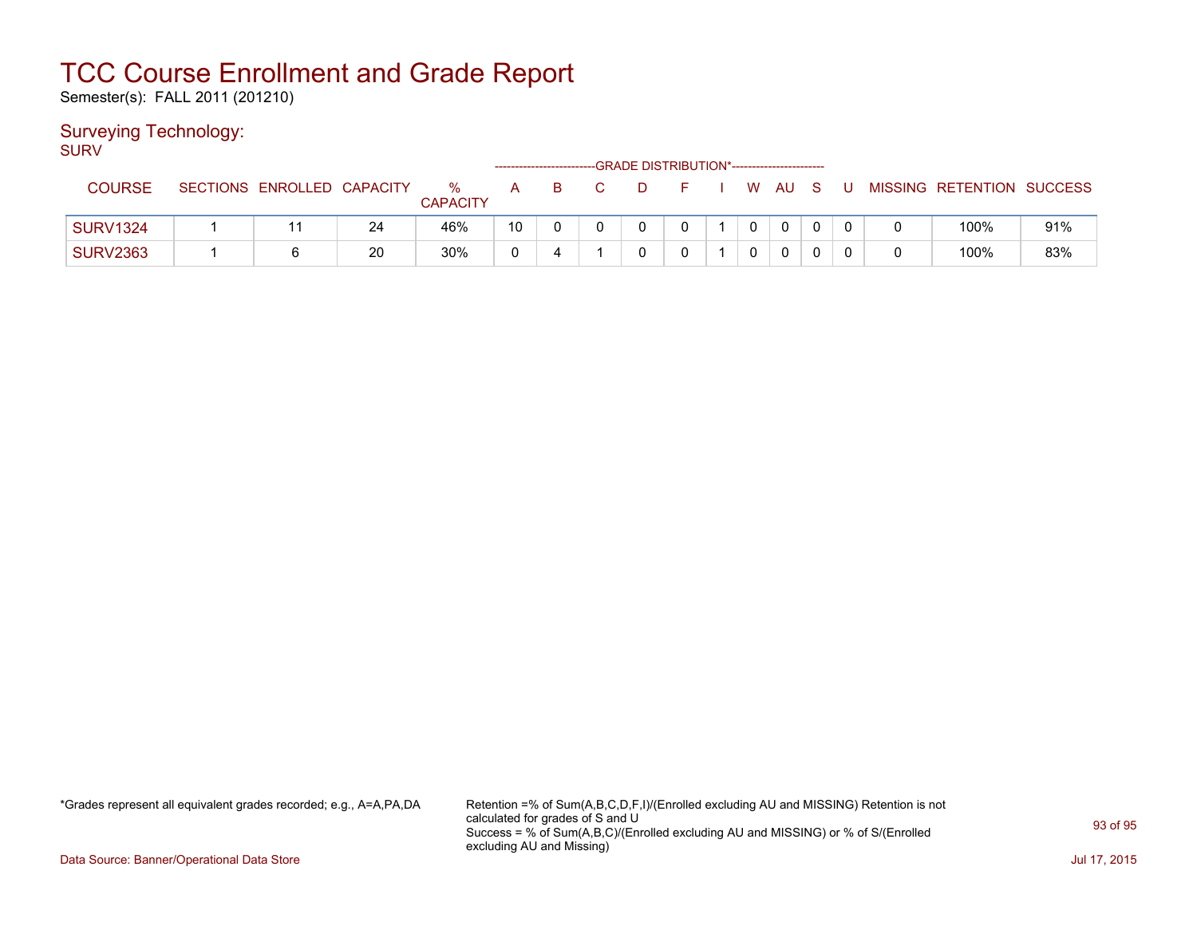# TCC Course Enrollment and Grade Report

Semester(s): FALL 2011 (201210)

## Surveying Technology:

SURV

| COURSE | SECTIONS | ENROLLED | CAPACITY | % CAPACITY | A | B | C | D | F | I | W | AU | S | U | MISSING | RETENTION | SUCCESS |
|---|---|---|---|---|---|---|---|---|---|---|---|---|---|---|---|---|---|
| | | | | | GRADE DISTRIBUTION* | | | | | | | | | | | | |
| SURV1324 | 1 | 11 | 24 | 46% | 10 | 0 | 0 | 0 | 0 | 1 | 0 | 0 | 0 | 0 | 0 | 100% | 91% |
| SURV2363 | 1 | 6 | 20 | 30% | 0 | 4 | 1 | 0 | 0 | 1 | 0 | 0 | 0 | 0 | 0 | 100% | 83% |

*Grades represent all equivalent grades recorded; e.g., A=A,PA,DA

Retention =% of Sum(A,B,C,D,F,I)/(Enrolled excluding AU and MISSING) Retention is not calculated for grades of S and U
Success = % of Sum(A,B,C)/(Enrolled excluding AU and MISSING) or % of S/(Enrolled excluding AU and Missing)

Data Source: Banner/Operational Data Store

Jul 17, 2015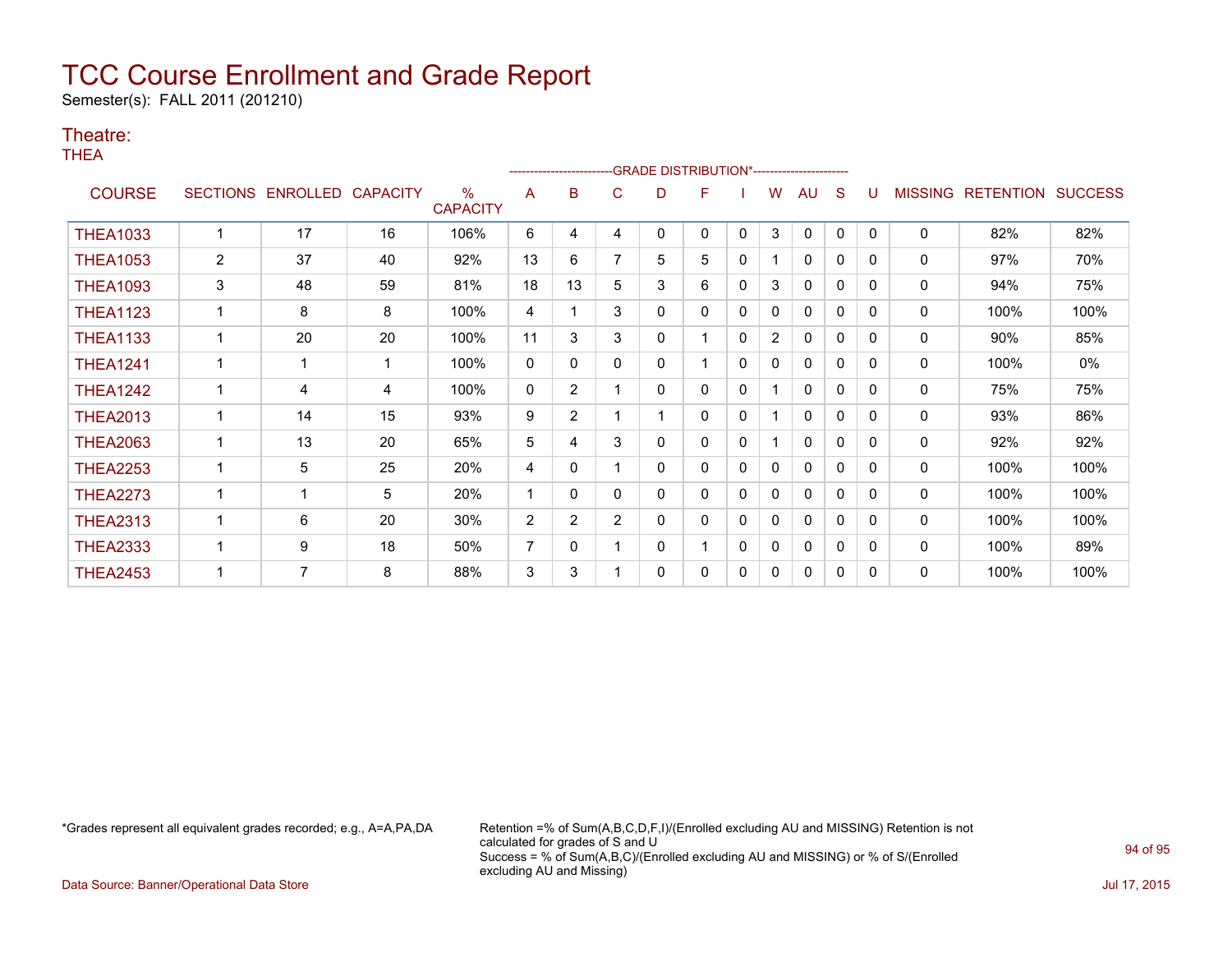# TCC Course Enrollment and Grade Report

Semester(s): FALL 2011 (201210)

## Theatre:

THEA

| COURSE | SECTIONS | ENROLLED | CAPACITY | % CAPACITY | A | B | C | D | F | I | W | AU | S | U | MISSING | RETENTION | SUCCESS |
|---|---|---|---|---|---|---|---|---|---|---|---|---|---|---|---|---|---|
| | | | | | GRADE DISTRIBUTION* | | | | | | | | | | | | |
| THEA1033 | 1 | 17 | 16 | 106% | 6 | 4 | 4 | 0 | 0 | 0 | 3 | 0 | 0 | 0 | 0 | 82% | 82% |
| THEA1053 | 2 | 37 | 40 | 92% | 13 | 6 | 7 | 5 | 5 | 0 | 1 | 0 | 0 | 0 | 0 | 97% | 70% |
| THEA1093 | 3 | 48 | 59 | 81% | 18 | 13 | 5 | 3 | 6 | 0 | 3 | 0 | 0 | 0 | 0 | 94% | 75% |
| THEA1123 | 1 | 8 | 8 | 100% | 4 | 1 | 3 | 0 | 0 | 0 | 0 | 0 | 0 | 0 | 0 | 100% | 100% |
| THEA1133 | 1 | 20 | 20 | 100% | 11 | 3 | 3 | 0 | 1 | 0 | 2 | 0 | 0 | 0 | 0 | 90% | 85% |
| THEA1241 | 1 | 1 | 1 | 100% | 0 | 0 | 0 | 0 | 1 | 0 | 0 | 0 | 0 | 0 | 0 | 100% | 0% |
| THEA1242 | 1 | 4 | 4 | 100% | 0 | 2 | 1 | 0 | 0 | 0 | 1 | 0 | 0 | 0 | 0 | 75% | 75% |
| THEA2013 | 1 | 14 | 15 | 93% | 9 | 2 | 1 | 1 | 0 | 0 | 1 | 0 | 0 | 0 | 0 | 93% | 86% |
| THEA2063 | 1 | 13 | 20 | 65% | 5 | 4 | 3 | 0 | 0 | 0 | 1 | 0 | 0 | 0 | 0 | 92% | 92% |
| THEA2253 | 1 | 5 | 25 | 20% | 4 | 0 | 1 | 0 | 0 | 0 | 0 | 0 | 0 | 0 | 0 | 100% | 100% |
| THEA2273 | 1 | 1 | 5 | 20% | 1 | 0 | 0 | 0 | 0 | 0 | 0 | 0 | 0 | 0 | 0 | 100% | 100% |
| THEA2313 | 1 | 6 | 20 | 30% | 2 | 2 | 2 | 0 | 0 | 0 | 0 | 0 | 0 | 0 | 0 | 100% | 100% |
| THEA2333 | 1 | 9 | 18 | 50% | 7 | 0 | 1 | 0 | 1 | 0 | 0 | 0 | 0 | 0 | 0 | 100% | 89% |
| THEA2453 | 1 | 7 | 8 | 88% | 3 | 3 | 1 | 0 | 0 | 0 | 0 | 0 | 0 | 0 | 0 | 100% | 100% |

*Grades represent all equivalent grades recorded; e.g., A=A,PA,DA

Retention =% of Sum(A,B,C,D,F,I)/(Enrolled excluding AU and MISSING) Retention is not calculated for grades of S and U
Success = % of Sum(A,B,C)/(Enrolled excluding AU and MISSING) or % of S/(Enrolled excluding AU and Missing)

Data Source: Banner/Operational Data Store

Jul 17, 2015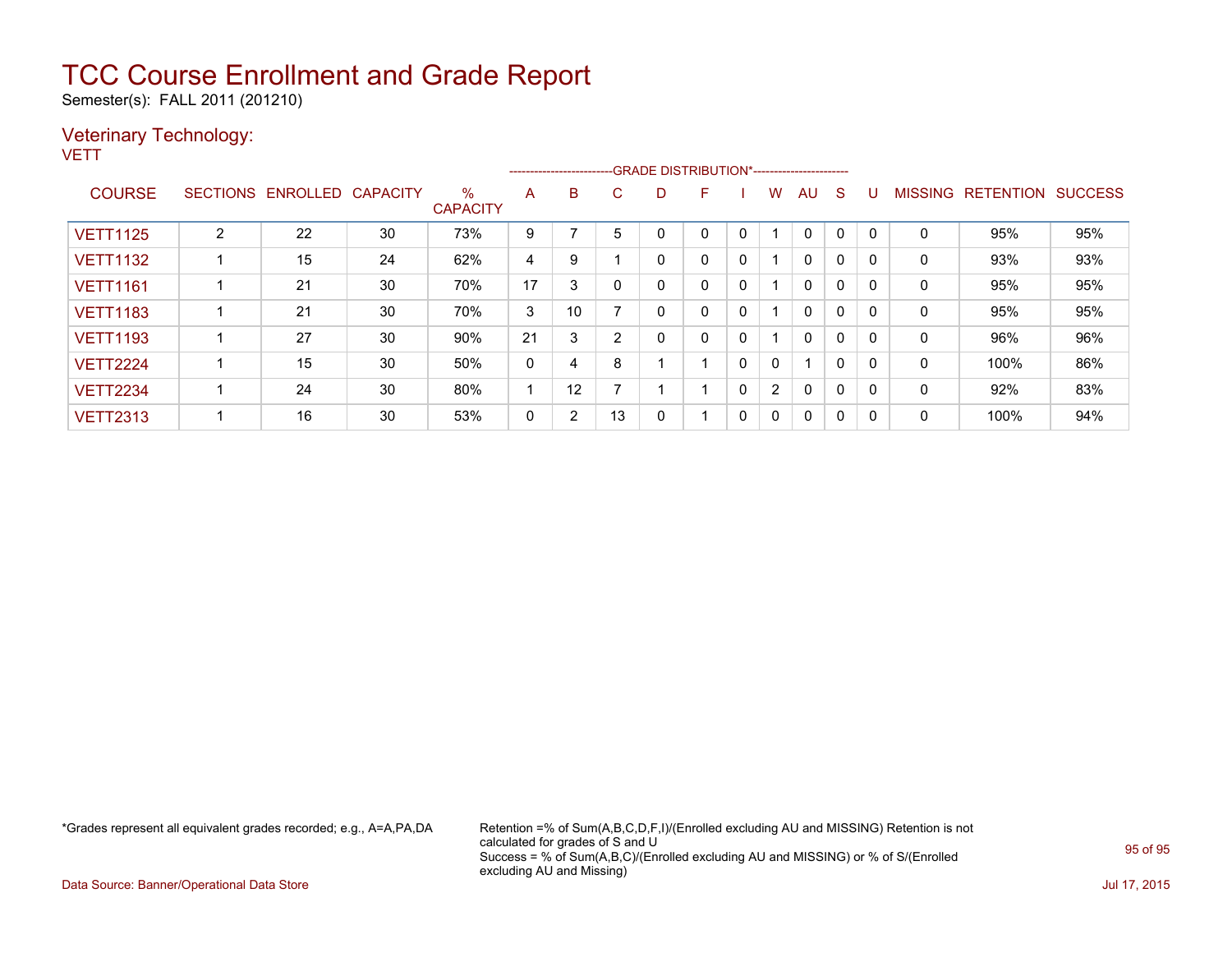# TCC Course Enrollment and Grade Report

Semester(s): FALL 2011 (201210)

## Veterinary Technology:

VETT

| COURSE | SECTIONS | ENROLLED | CAPACITY | % CAPACITY | A | B | C | D | F | I | W | AU | S | U | MISSING | RETENTION | SUCCESS |
|---|---|---|---|---|---|---|---|---|---|---|---|---|---|---|---|---|---|
| | | | | | GRADE DISTRIBUTION* | | | | | | | | | | | | |
| VETT1125 | 2 | 22 | 30 | 73% | 9 | 7 | 5 | 0 | 0 | 0 | 1 | 0 | 0 | 0 | 0 | 95% | 95% |
| VETT1132 | 1 | 15 | 24 | 62% | 4 | 9 | 1 | 0 | 0 | 0 | 1 | 0 | 0 | 0 | 0 | 93% | 93% |
| VETT1161 | 1 | 21 | 30 | 70% | 17 | 3 | 0 | 0 | 0 | 0 | 1 | 0 | 0 | 0 | 0 | 95% | 95% |
| VETT1183 | 1 | 21 | 30 | 70% | 3 | 10 | 7 | 0 | 0 | 0 | 1 | 0 | 0 | 0 | 0 | 95% | 95% |
| VETT1193 | 1 | 27 | 30 | 90% | 21 | 3 | 2 | 0 | 0 | 0 | 1 | 0 | 0 | 0 | 0 | 96% | 96% |
| VETT2224 | 1 | 15 | 30 | 50% | 0 | 4 | 8 | 1 | 1 | 0 | 0 | 1 | 0 | 0 | 0 | 100% | 86% |
| VETT2234 | 1 | 24 | 30 | 80% | 1 | 12 | 7 | 1 | 1 | 0 | 2 | 0 | 0 | 0 | 0 | 92% | 83% |
| VETT2313 | 1 | 16 | 30 | 53% | 0 | 2 | 13 | 0 | 1 | 0 | 0 | 0 | 0 | 0 | 0 | 100% | 94% |

*Grades represent all equivalent grades recorded; e.g., A=A,PA,DA

Retention =% of Sum(A,B,C,D,F,I)/(Enrolled excluding AU and MISSING) Retention is not calculated for grades of S and U
Success = % of Sum(A,B,C)/(Enrolled excluding AU and MISSING) or % of S/(Enrolled excluding AU and Missing)

Data Source: Banner/Operational Data Store

Jul 17, 2015